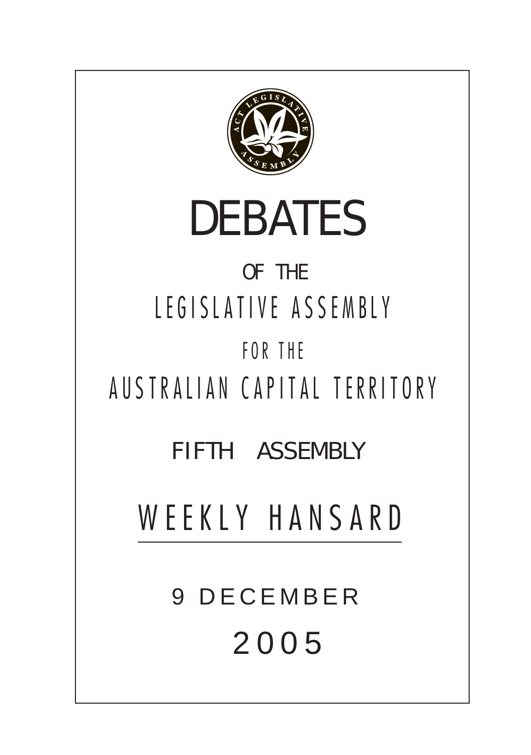# DEBATES

OF THE

LEGISLATIVE ASSEMBLY

FOR THE

AUSTRALIAN CAPITAL TERRITORY

FIFTH ASSEMBLY

## WEEKLY HANSARD

9 DECEMBER

2005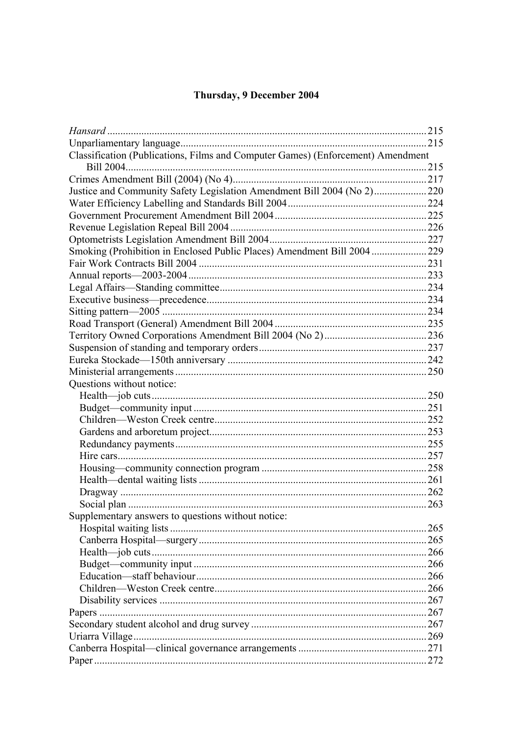# Thursday, 9 December 2004

| | |
|---|---|
| *Hansard* | 215 |
| Unparliamentary language | 215 |
| Classification (Publications, Films and Computer Games) (Enforcement) Amendment Bill 2004 | 215 |
| Crimes Amendment Bill (2004) (No 4) | 217 |
| Justice and Community Safety Legislation Amendment Bill 2004 (No 2) | 220 |
| Water Efficiency Labelling and Standards Bill 2004 | 224 |
| Government Procurement Amendment Bill 2004 | 225 |
| Revenue Legislation Repeal Bill 2004 | 226 |
| Optometrists Legislation Amendment Bill 2004 | 227 |
| Smoking (Prohibition in Enclosed Public Places) Amendment Bill 2004 | 229 |
| Fair Work Contracts Bill 2004 | 231 |
| Annual reports—2003-2004 | 233 |
| Legal Affairs—Standing committee | 234 |
| Executive business—precedence | 234 |
| Sitting pattern—2005 | 234 |
| Road Transport (General) Amendment Bill 2004 | 235 |
| Territory Owned Corporations Amendment Bill 2004 (No 2) | 236 |
| Suspension of standing and temporary orders | 237 |
| Eureka Stockade—150th anniversary | 242 |
| Ministerial arrangements | 250 |
| Questions without notice: | |
| Health—job cuts | 250 |
| Budget—community input | 251 |
| Children—Weston Creek centre | 252 |
| Gardens and arboretum project | 253 |
| Redundancy payments | 255 |
| Hire cars | 257 |
| Housing—community connection program | 258 |
| Health—dental waiting lists | 261 |
| Dragway | 262 |
| Social plan | 263 |
| Supplementary answers to questions without notice: | |
| Hospital waiting lists | 265 |
| Canberra Hospital—surgery | 265 |
| Health—job cuts | 266 |
| Budget—community input | 266 |
| Education—staff behaviour | 266 |
| Children—Weston Creek centre | 266 |
| Disability services | 267 |
| Papers | 267 |
| Secondary student alcohol and drug survey | 267 |
| Uriarra Village | 269 |
| Canberra Hospital—clinical governance arrangements | 271 |
| Paper | 272 |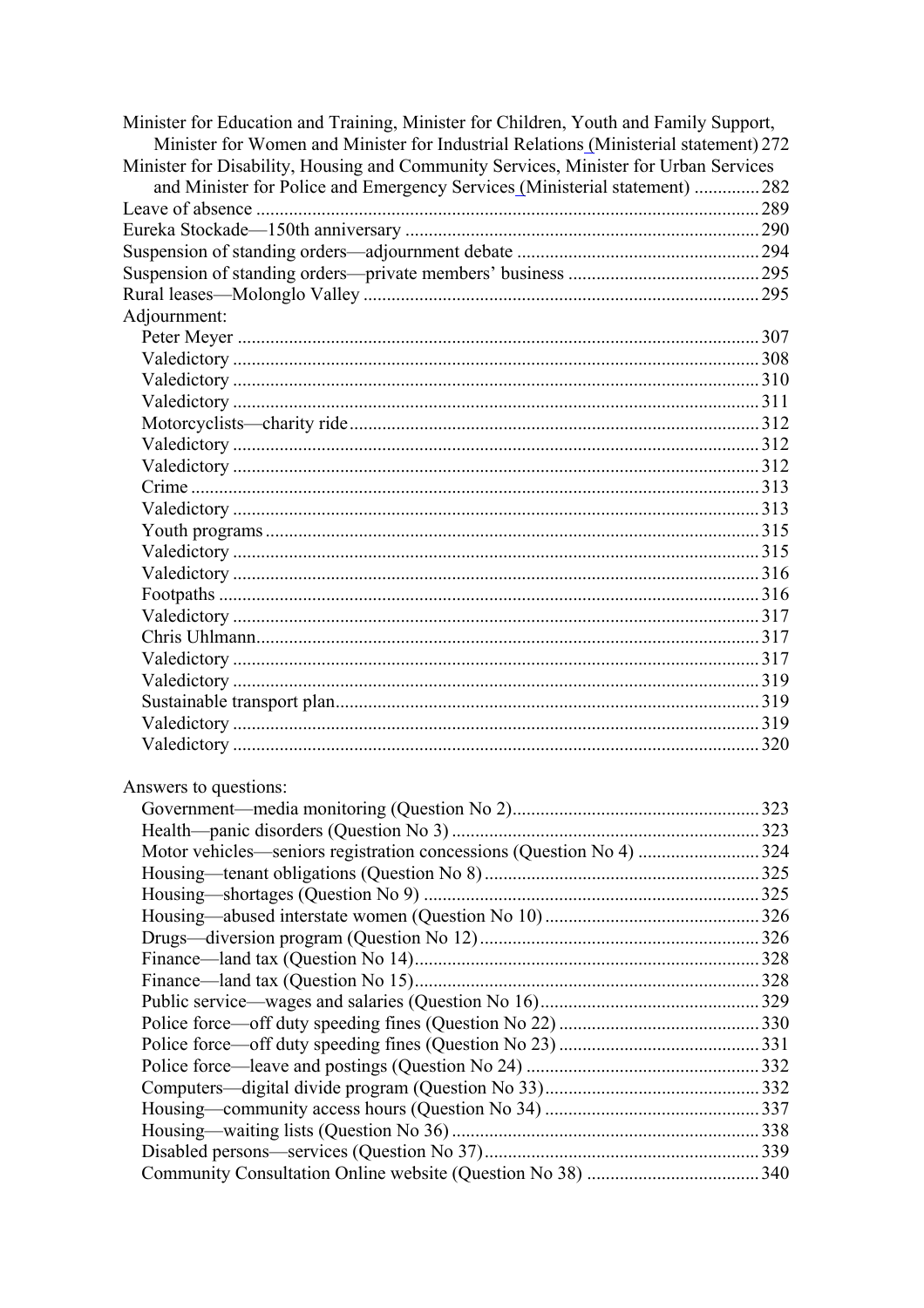Minister for Education and Training, Minister for Children, Youth and Family Support, Minister for Women and Minister for Industrial Relations (Ministerial statement) 272
Minister for Disability, Housing and Community Services, Minister for Urban Services and Minister for Police and Emergency Services (Ministerial statement) .............. 282
Leave of absence ........................................................................................................ 289
Eureka Stockade—150th anniversary ........................................................................ 290
Suspension of standing orders—adjournment debate ................................................ 294
Suspension of standing orders—private members' business ..................................... 295
Rural leases—Molonglo Valley .................................................................................. 295
Adjournment:
- Peter Meyer ........................................................................................................... 307
- Valedictory ............................................................................................................ 308
- Valedictory ............................................................................................................ 310
- Valedictory ............................................................................................................ 311
- Motorcyclists—charity ride .................................................................................... 312
- Valedictory ............................................................................................................ 312
- Valedictory ............................................................................................................ 312
- Crime ..................................................................................................................... 313
- Valedictory ............................................................................................................ 313
- Youth programs ...................................................................................................... 315
- Valedictory ............................................................................................................ 315
- Valedictory ............................................................................................................ 316
- Footpaths ............................................................................................................... 316
- Valedictory ............................................................................................................ 317
- Chris Uhlmann ....................................................................................................... 317
- Valedictory ............................................................................................................ 317
- Valedictory ............................................................................................................ 319
- Sustainable transport plan ...................................................................................... 319
- Valedictory ............................................................................................................ 319
- Valedictory ............................................................................................................ 320

Answers to questions:
- Government—media monitoring (Question No 2) .................................................. 323
- Health—panic disorders (Question No 3) .............................................................. 323
- Motor vehicles—seniors registration concessions (Question No 4) ........................ 324
- Housing—tenant obligations (Question No 8) ........................................................ 325
- Housing—shortages (Question No 9) ..................................................................... 325
- Housing—abused interstate women (Question No 10) ........................................... 326
- Drugs—diversion program (Question No 12) ......................................................... 326
- Finance—land tax (Question No 14) ....................................................................... 328
- Finance—land tax (Question No 15) ....................................................................... 328
- Public service—wages and salaries (Question No 16) ............................................ 329
- Police force—off duty speeding fines (Question No 22) ........................................ 330
- Police force—off duty speeding fines (Question No 23) ........................................ 331
- Police force—leave and postings (Question No 24) ............................................... 332
- Computers—digital divide program (Question No 33) ........................................... 332
- Housing—community access hours (Question No 34) ........................................... 337
- Housing—waiting lists (Question No 36) ............................................................... 338
- Disabled persons—services (Question No 37) ........................................................ 339
- Community Consultation Online website (Question No 38) .................................. 340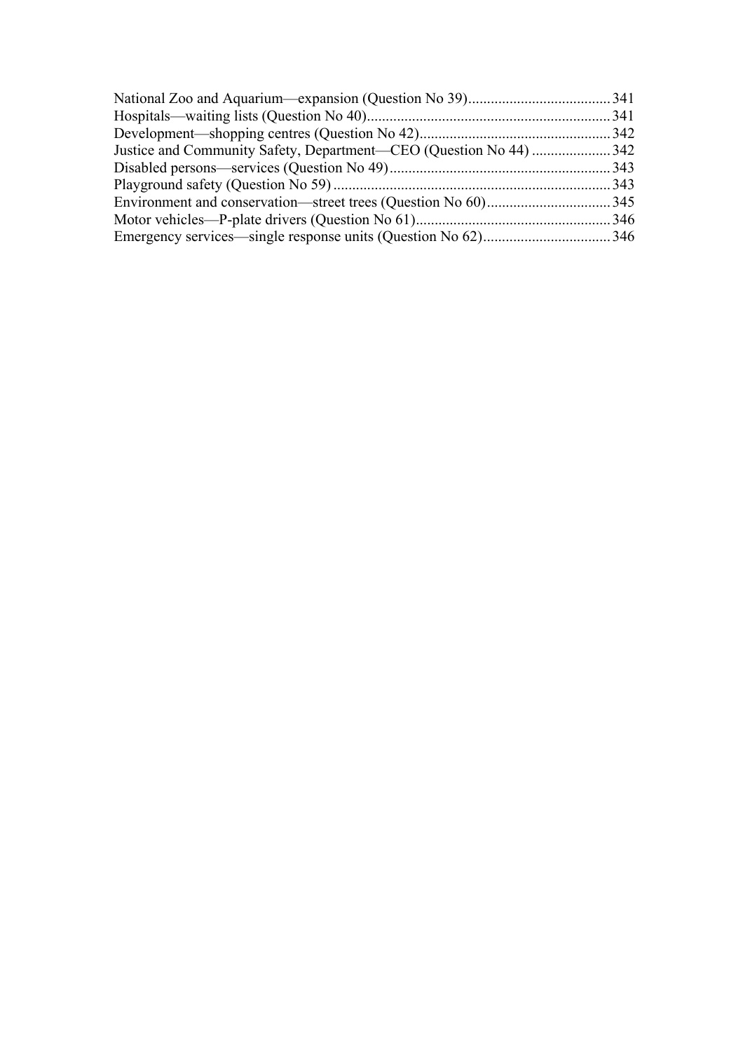National Zoo and Aquarium—expansion (Question No 39)...................................... 341
Hospitals—waiting lists (Question No 40)................................................................ 341
Development—shopping centres (Question No 42)................................................... 342
Justice and Community Safety, Department—CEO (Question No 44) ..................... 342
Disabled persons—services (Question No 49)........................................................... 343
Playground safety (Question No 59).......................................................................... 343
Environment and conservation—street trees (Question No 60)................................. 345
Motor vehicles—P-plate drivers (Question No 61).................................................... 346
Emergency services—single response units (Question No 62).................................. 346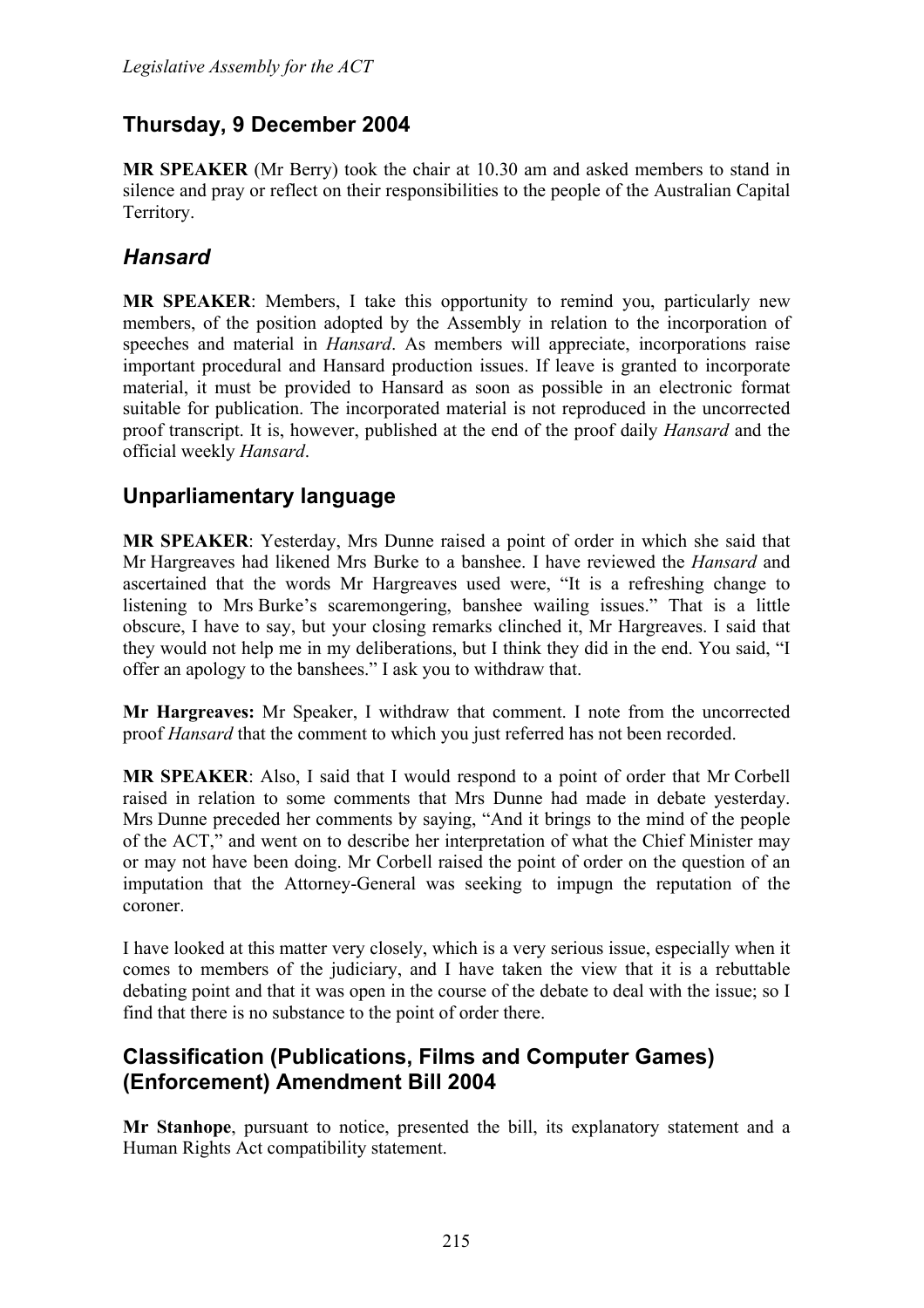## Thursday, 9 December 2004

**MR SPEAKER** (Mr Berry) took the chair at 10.30 am and asked members to stand in silence and pray or reflect on their responsibilities to the people of the Australian Capital Territory.

## *Hansard*

**MR SPEAKER**: Members, I take this opportunity to remind you, particularly new members, of the position adopted by the Assembly in relation to the incorporation of speeches and material in *Hansard*. As members will appreciate, incorporations raise important procedural and Hansard production issues. If leave is granted to incorporate material, it must be provided to Hansard as soon as possible in an electronic format suitable for publication. The incorporated material is not reproduced in the uncorrected proof transcript. It is, however, published at the end of the proof daily *Hansard* and the official weekly *Hansard*.

## Unparliamentary language

**MR SPEAKER**: Yesterday, Mrs Dunne raised a point of order in which she said that Mr Hargreaves had likened Mrs Burke to a banshee. I have reviewed the *Hansard* and ascertained that the words Mr Hargreaves used were, "It is a refreshing change to listening to Mrs Burke's scaremongering, banshee wailing issues." That is a little obscure, I have to say, but your closing remarks clinched it, Mr Hargreaves. I said that they would not help me in my deliberations, but I think they did in the end. You said, "I offer an apology to the banshees." I ask you to withdraw that.

**Mr Hargreaves:** Mr Speaker, I withdraw that comment. I note from the uncorrected proof *Hansard* that the comment to which you just referred has not been recorded.

**MR SPEAKER**: Also, I said that I would respond to a point of order that Mr Corbell raised in relation to some comments that Mrs Dunne had made in debate yesterday. Mrs Dunne preceded her comments by saying, "And it brings to the mind of the people of the ACT," and went on to describe her interpretation of what the Chief Minister may or may not have been doing. Mr Corbell raised the point of order on the question of an imputation that the Attorney-General was seeking to impugn the reputation of the coroner.

I have looked at this matter very closely, which is a very serious issue, especially when it comes to members of the judiciary, and I have taken the view that it is a rebuttable debating point and that it was open in the course of the debate to deal with the issue; so I find that there is no substance to the point of order there.

## Classification (Publications, Films and Computer Games) (Enforcement) Amendment Bill 2004

**Mr Stanhope**, pursuant to notice, presented the bill, its explanatory statement and a Human Rights Act compatibility statement.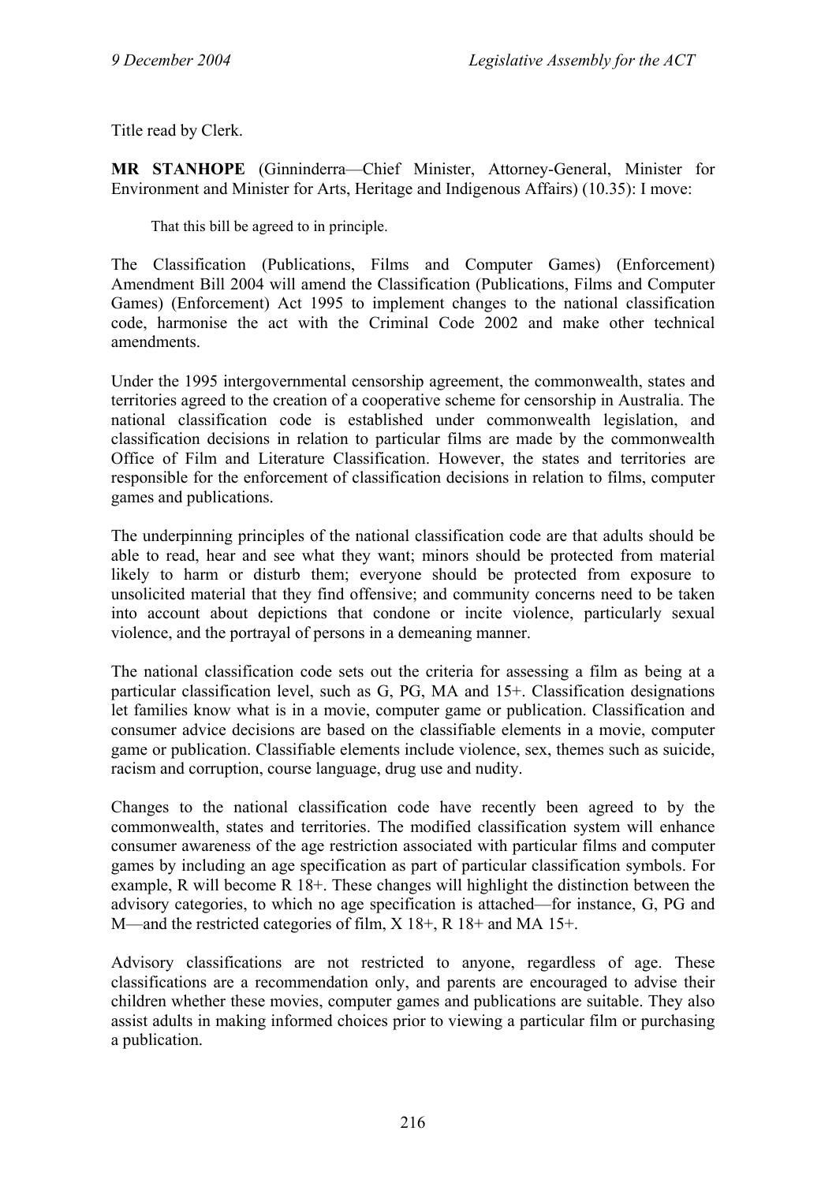Title read by Clerk.

**MR STANHOPE** (Ginninderra—Chief Minister, Attorney-General, Minister for Environment and Minister for Arts, Heritage and Indigenous Affairs) (10.35): I move:

> That this bill be agreed to in principle.

The Classification (Publications, Films and Computer Games) (Enforcement) Amendment Bill 2004 will amend the Classification (Publications, Films and Computer Games) (Enforcement) Act 1995 to implement changes to the national classification code, harmonise the act with the Criminal Code 2002 and make other technical amendments.

Under the 1995 intergovernmental censorship agreement, the commonwealth, states and territories agreed to the creation of a cooperative scheme for censorship in Australia. The national classification code is established under commonwealth legislation, and classification decisions in relation to particular films are made by the commonwealth Office of Film and Literature Classification. However, the states and territories are responsible for the enforcement of classification decisions in relation to films, computer games and publications.

The underpinning principles of the national classification code are that adults should be able to read, hear and see what they want; minors should be protected from material likely to harm or disturb them; everyone should be protected from exposure to unsolicited material that they find offensive; and community concerns need to be taken into account about depictions that condone or incite violence, particularly sexual violence, and the portrayal of persons in a demeaning manner.

The national classification code sets out the criteria for assessing a film as being at a particular classification level, such as G, PG, MA and 15+. Classification designations let families know what is in a movie, computer game or publication. Classification and consumer advice decisions are based on the classifiable elements in a movie, computer game or publication. Classifiable elements include violence, sex, themes such as suicide, racism and corruption, course language, drug use and nudity.

Changes to the national classification code have recently been agreed to by the commonwealth, states and territories. The modified classification system will enhance consumer awareness of the age restriction associated with particular films and computer games by including an age specification as part of particular classification symbols. For example, R will become R 18+. These changes will highlight the distinction between the advisory categories, to which no age specification is attached—for instance, G, PG and M—and the restricted categories of film, X 18+, R 18+ and MA 15+.

Advisory classifications are not restricted to anyone, regardless of age. These classifications are a recommendation only, and parents are encouraged to advise their children whether these movies, computer games and publications are suitable. They also assist adults in making informed choices prior to viewing a particular film or purchasing a publication.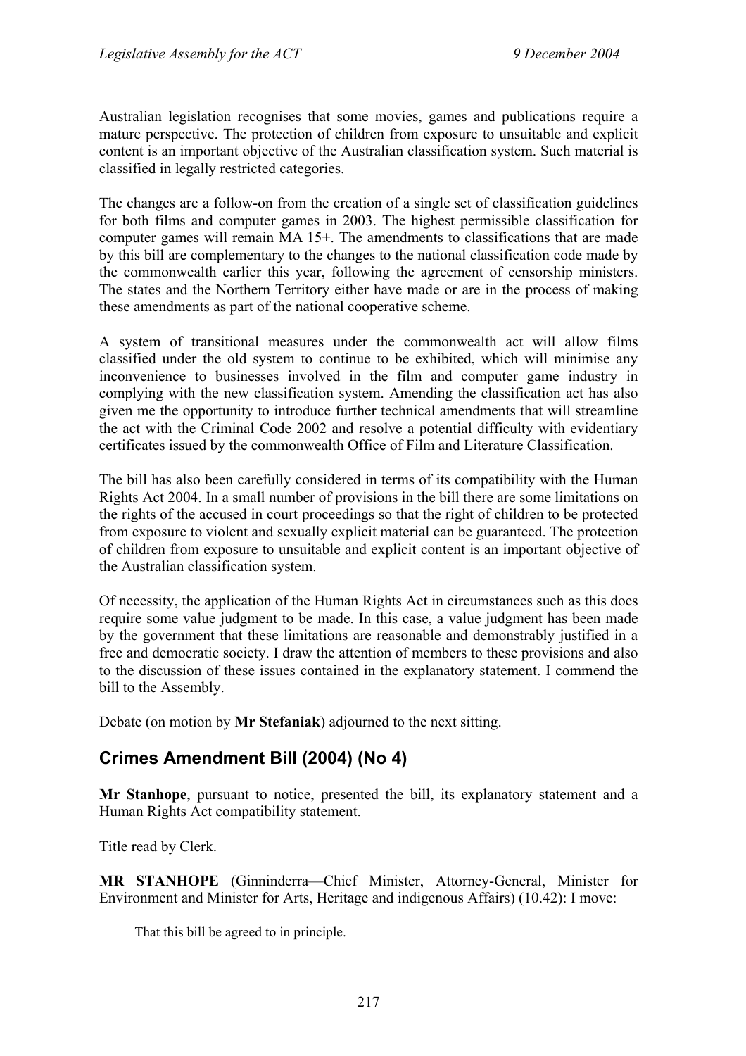Australian legislation recognises that some movies, games and publications require a mature perspective. The protection of children from exposure to unsuitable and explicit content is an important objective of the Australian classification system. Such material is classified in legally restricted categories.

The changes are a follow-on from the creation of a single set of classification guidelines for both films and computer games in 2003. The highest permissible classification for computer games will remain MA 15+. The amendments to classifications that are made by this bill are complementary to the changes to the national classification code made by the commonwealth earlier this year, following the agreement of censorship ministers. The states and the Northern Territory either have made or are in the process of making these amendments as part of the national cooperative scheme.

A system of transitional measures under the commonwealth act will allow films classified under the old system to continue to be exhibited, which will minimise any inconvenience to businesses involved in the film and computer game industry in complying with the new classification system. Amending the classification act has also given me the opportunity to introduce further technical amendments that will streamline the act with the Criminal Code 2002 and resolve a potential difficulty with evidentiary certificates issued by the commonwealth Office of Film and Literature Classification.

The bill has also been carefully considered in terms of its compatibility with the Human Rights Act 2004. In a small number of provisions in the bill there are some limitations on the rights of the accused in court proceedings so that the right of children to be protected from exposure to violent and sexually explicit material can be guaranteed. The protection of children from exposure to unsuitable and explicit content is an important objective of the Australian classification system.

Of necessity, the application of the Human Rights Act in circumstances such as this does require some value judgment to be made. In this case, a value judgment has been made by the government that these limitations are reasonable and demonstrably justified in a free and democratic society. I draw the attention of members to these provisions and also to the discussion of these issues contained in the explanatory statement. I commend the bill to the Assembly.

Debate (on motion by **Mr Stefaniak**) adjourned to the next sitting.

## Crimes Amendment Bill (2004) (No 4)

**Mr Stanhope**, pursuant to notice, presented the bill, its explanatory statement and a Human Rights Act compatibility statement.

Title read by Clerk.

**MR STANHOPE** (Ginninderra—Chief Minister, Attorney-General, Minister for Environment and Minister for Arts, Heritage and indigenous Affairs) (10.42): I move:

> That this bill be agreed to in principle.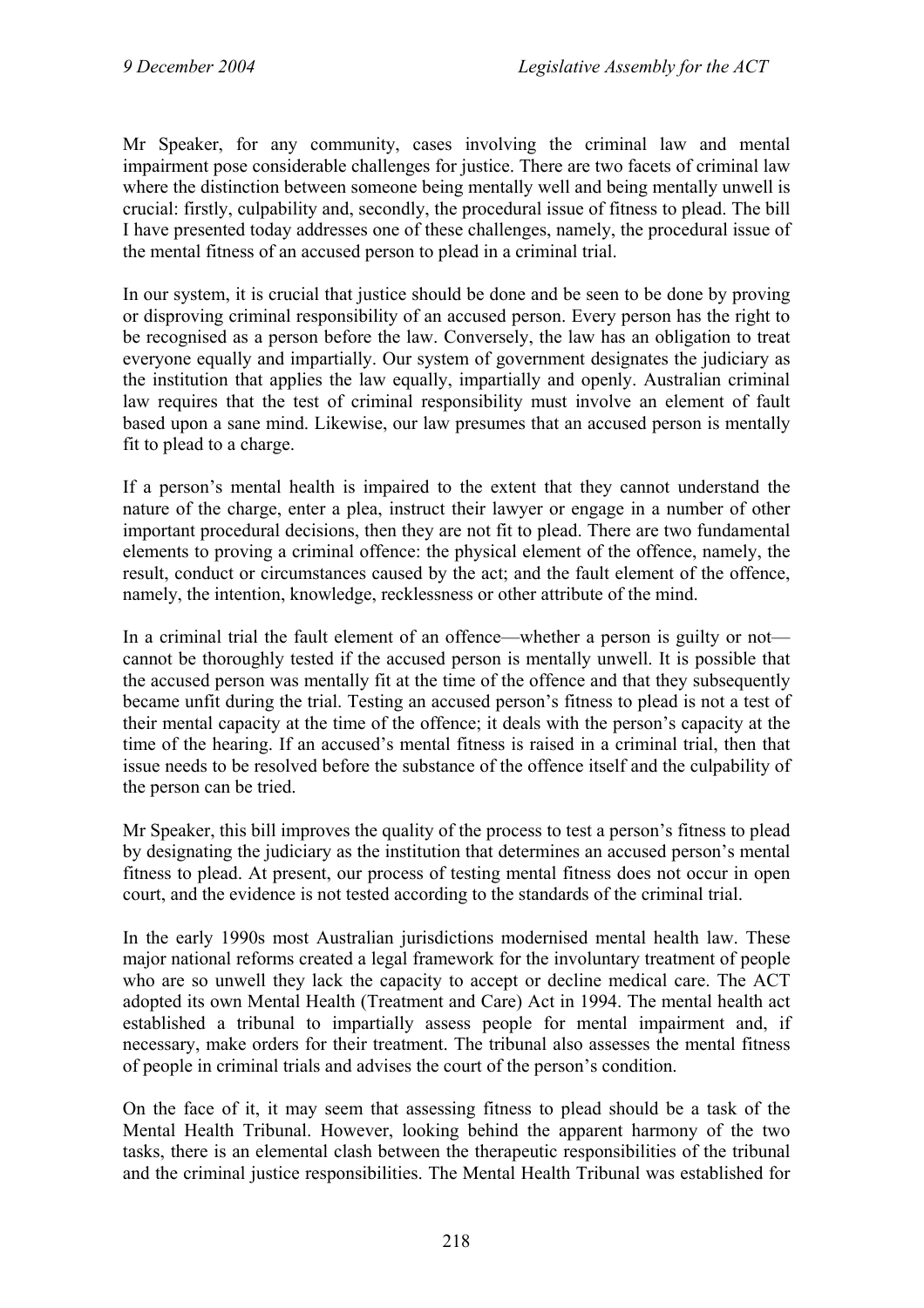Mr Speaker, for any community, cases involving the criminal law and mental impairment pose considerable challenges for justice. There are two facets of criminal law where the distinction between someone being mentally well and being mentally unwell is crucial: firstly, culpability and, secondly, the procedural issue of fitness to plead. The bill I have presented today addresses one of these challenges, namely, the procedural issue of the mental fitness of an accused person to plead in a criminal trial.

In our system, it is crucial that justice should be done and be seen to be done by proving or disproving criminal responsibility of an accused person. Every person has the right to be recognised as a person before the law. Conversely, the law has an obligation to treat everyone equally and impartially. Our system of government designates the judiciary as the institution that applies the law equally, impartially and openly. Australian criminal law requires that the test of criminal responsibility must involve an element of fault based upon a sane mind. Likewise, our law presumes that an accused person is mentally fit to plead to a charge.

If a person's mental health is impaired to the extent that they cannot understand the nature of the charge, enter a plea, instruct their lawyer or engage in a number of other important procedural decisions, then they are not fit to plead. There are two fundamental elements to proving a criminal offence: the physical element of the offence, namely, the result, conduct or circumstances caused by the act; and the fault element of the offence, namely, the intention, knowledge, recklessness or other attribute of the mind.

In a criminal trial the fault element of an offence—whether a person is guilty or not—cannot be thoroughly tested if the accused person is mentally unwell. It is possible that the accused person was mentally fit at the time of the offence and that they subsequently became unfit during the trial. Testing an accused person's fitness to plead is not a test of their mental capacity at the time of the offence; it deals with the person's capacity at the time of the hearing. If an accused's mental fitness is raised in a criminal trial, then that issue needs to be resolved before the substance of the offence itself and the culpability of the person can be tried.

Mr Speaker, this bill improves the quality of the process to test a person's fitness to plead by designating the judiciary as the institution that determines an accused person's mental fitness to plead. At present, our process of testing mental fitness does not occur in open court, and the evidence is not tested according to the standards of the criminal trial.

In the early 1990s most Australian jurisdictions modernised mental health law. These major national reforms created a legal framework for the involuntary treatment of people who are so unwell they lack the capacity to accept or decline medical care. The ACT adopted its own Mental Health (Treatment and Care) Act in 1994. The mental health act established a tribunal to impartially assess people for mental impairment and, if necessary, make orders for their treatment. The tribunal also assesses the mental fitness of people in criminal trials and advises the court of the person's condition.

On the face of it, it may seem that assessing fitness to plead should be a task of the Mental Health Tribunal. However, looking behind the apparent harmony of the two tasks, there is an elemental clash between the therapeutic responsibilities of the tribunal and the criminal justice responsibilities. The Mental Health Tribunal was established for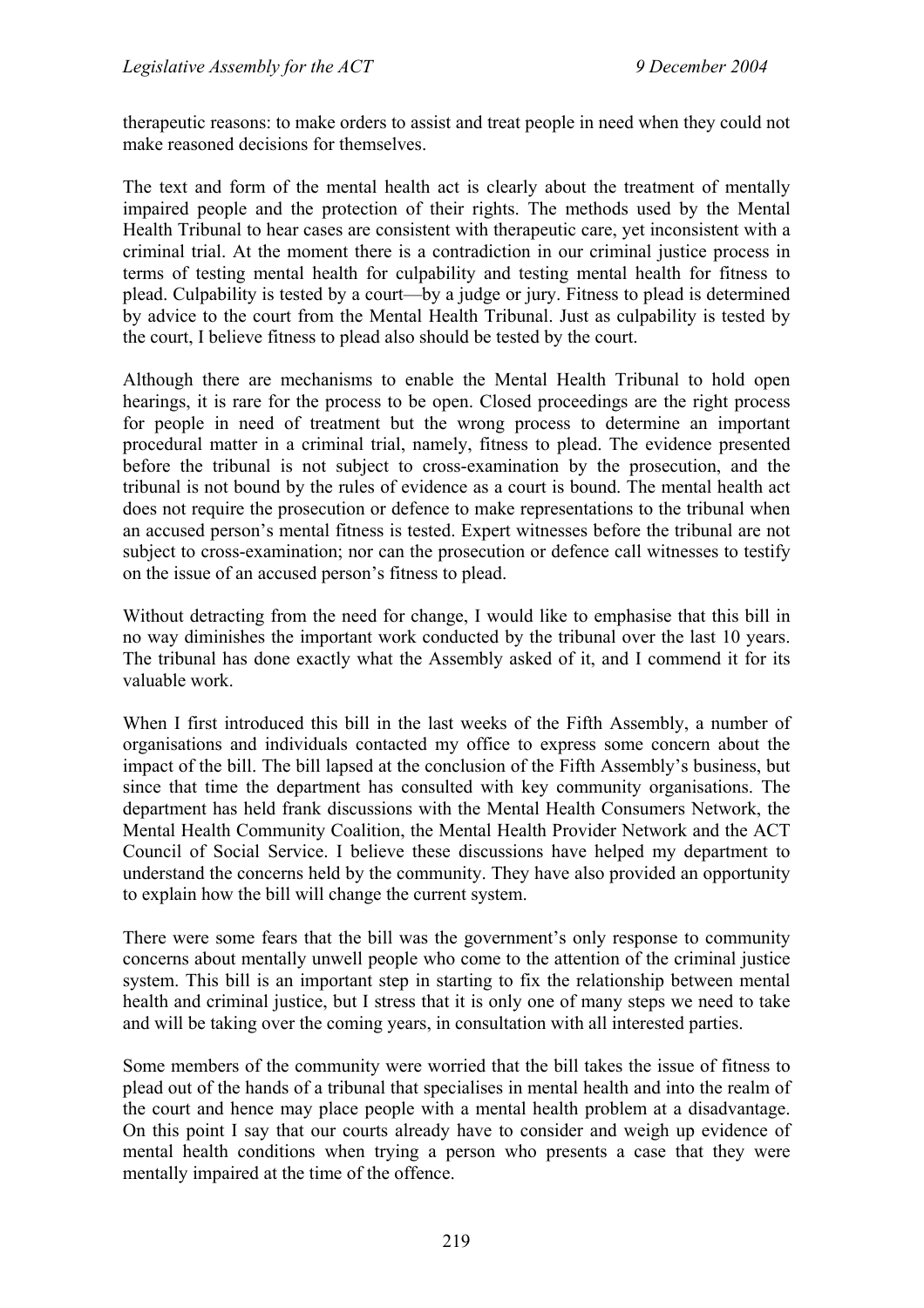therapeutic reasons: to make orders to assist and treat people in need when they could not make reasoned decisions for themselves.

The text and form of the mental health act is clearly about the treatment of mentally impaired people and the protection of their rights. The methods used by the Mental Health Tribunal to hear cases are consistent with therapeutic care, yet inconsistent with a criminal trial. At the moment there is a contradiction in our criminal justice process in terms of testing mental health for culpability and testing mental health for fitness to plead. Culpability is tested by a court—by a judge or jury. Fitness to plead is determined by advice to the court from the Mental Health Tribunal. Just as culpability is tested by the court, I believe fitness to plead also should be tested by the court.

Although there are mechanisms to enable the Mental Health Tribunal to hold open hearings, it is rare for the process to be open. Closed proceedings are the right process for people in need of treatment but the wrong process to determine an important procedural matter in a criminal trial, namely, fitness to plead. The evidence presented before the tribunal is not subject to cross-examination by the prosecution, and the tribunal is not bound by the rules of evidence as a court is bound. The mental health act does not require the prosecution or defence to make representations to the tribunal when an accused person's mental fitness is tested. Expert witnesses before the tribunal are not subject to cross-examination; nor can the prosecution or defence call witnesses to testify on the issue of an accused person's fitness to plead.

Without detracting from the need for change, I would like to emphasise that this bill in no way diminishes the important work conducted by the tribunal over the last 10 years. The tribunal has done exactly what the Assembly asked of it, and I commend it for its valuable work.

When I first introduced this bill in the last weeks of the Fifth Assembly, a number of organisations and individuals contacted my office to express some concern about the impact of the bill. The bill lapsed at the conclusion of the Fifth Assembly's business, but since that time the department has consulted with key community organisations. The department has held frank discussions with the Mental Health Consumers Network, the Mental Health Community Coalition, the Mental Health Provider Network and the ACT Council of Social Service. I believe these discussions have helped my department to understand the concerns held by the community. They have also provided an opportunity to explain how the bill will change the current system.

There were some fears that the bill was the government's only response to community concerns about mentally unwell people who come to the attention of the criminal justice system. This bill is an important step in starting to fix the relationship between mental health and criminal justice, but I stress that it is only one of many steps we need to take and will be taking over the coming years, in consultation with all interested parties.

Some members of the community were worried that the bill takes the issue of fitness to plead out of the hands of a tribunal that specialises in mental health and into the realm of the court and hence may place people with a mental health problem at a disadvantage. On this point I say that our courts already have to consider and weigh up evidence of mental health conditions when trying a person who presents a case that they were mentally impaired at the time of the offence.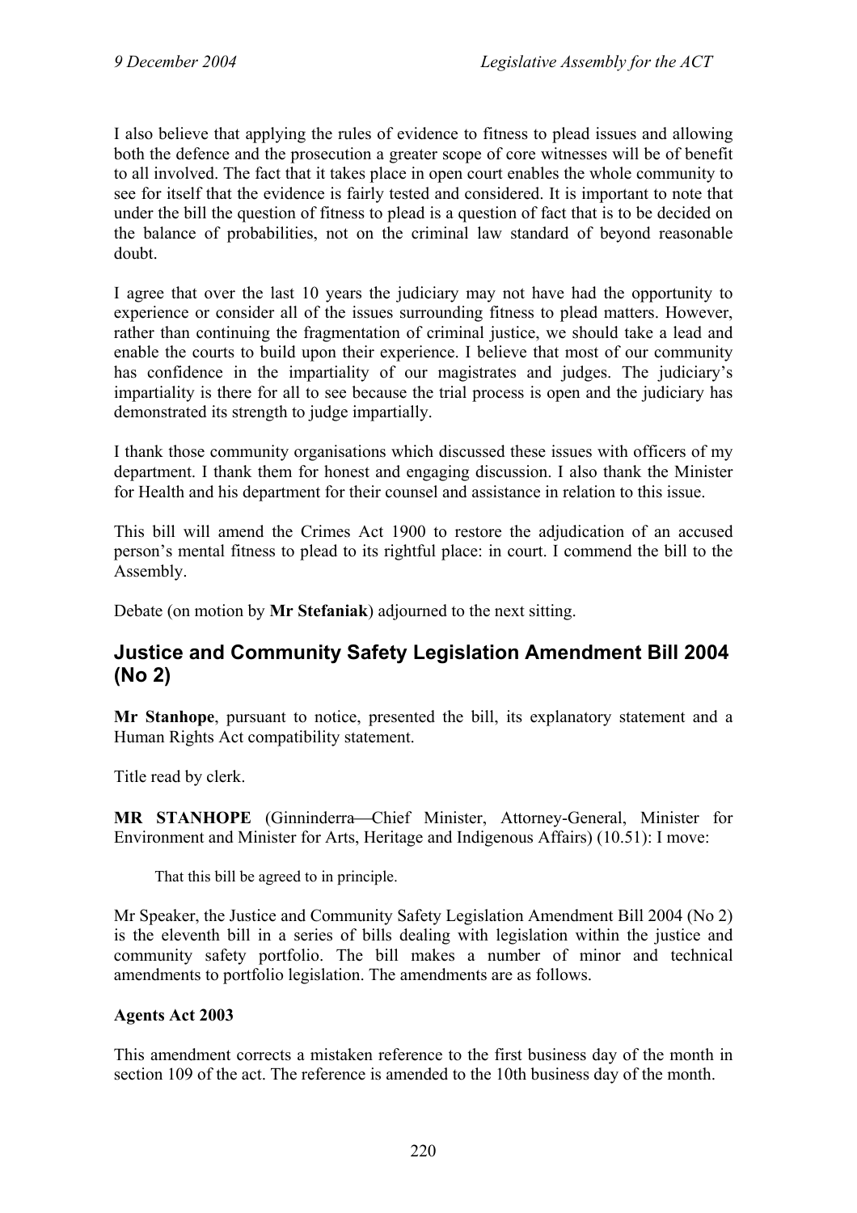I also believe that applying the rules of evidence to fitness to plead issues and allowing both the defence and the prosecution a greater scope of core witnesses will be of benefit to all involved. The fact that it takes place in open court enables the whole community to see for itself that the evidence is fairly tested and considered. It is important to note that under the bill the question of fitness to plead is a question of fact that is to be decided on the balance of probabilities, not on the criminal law standard of beyond reasonable doubt.

I agree that over the last 10 years the judiciary may not have had the opportunity to experience or consider all of the issues surrounding fitness to plead matters. However, rather than continuing the fragmentation of criminal justice, we should take a lead and enable the courts to build upon their experience. I believe that most of our community has confidence in the impartiality of our magistrates and judges. The judiciary's impartiality is there for all to see because the trial process is open and the judiciary has demonstrated its strength to judge impartially.

I thank those community organisations which discussed these issues with officers of my department. I thank them for honest and engaging discussion. I also thank the Minister for Health and his department for their counsel and assistance in relation to this issue.

This bill will amend the Crimes Act 1900 to restore the adjudication of an accused person's mental fitness to plead to its rightful place: in court. I commend the bill to the Assembly.

Debate (on motion by **Mr Stefaniak**) adjourned to the next sitting.

## Justice and Community Safety Legislation Amendment Bill 2004 (No 2)

**Mr Stanhope**, pursuant to notice, presented the bill, its explanatory statement and a Human Rights Act compatibility statement.

Title read by clerk.

**MR STANHOPE** (Ginninderra—Chief Minister, Attorney-General, Minister for Environment and Minister for Arts, Heritage and Indigenous Affairs) (10.51): I move:

> That this bill be agreed to in principle.

Mr Speaker, the Justice and Community Safety Legislation Amendment Bill 2004 (No 2) is the eleventh bill in a series of bills dealing with legislation within the justice and community safety portfolio. The bill makes a number of minor and technical amendments to portfolio legislation. The amendments are as follows.

**Agents Act 2003**

This amendment corrects a mistaken reference to the first business day of the month in section 109 of the act. The reference is amended to the 10th business day of the month.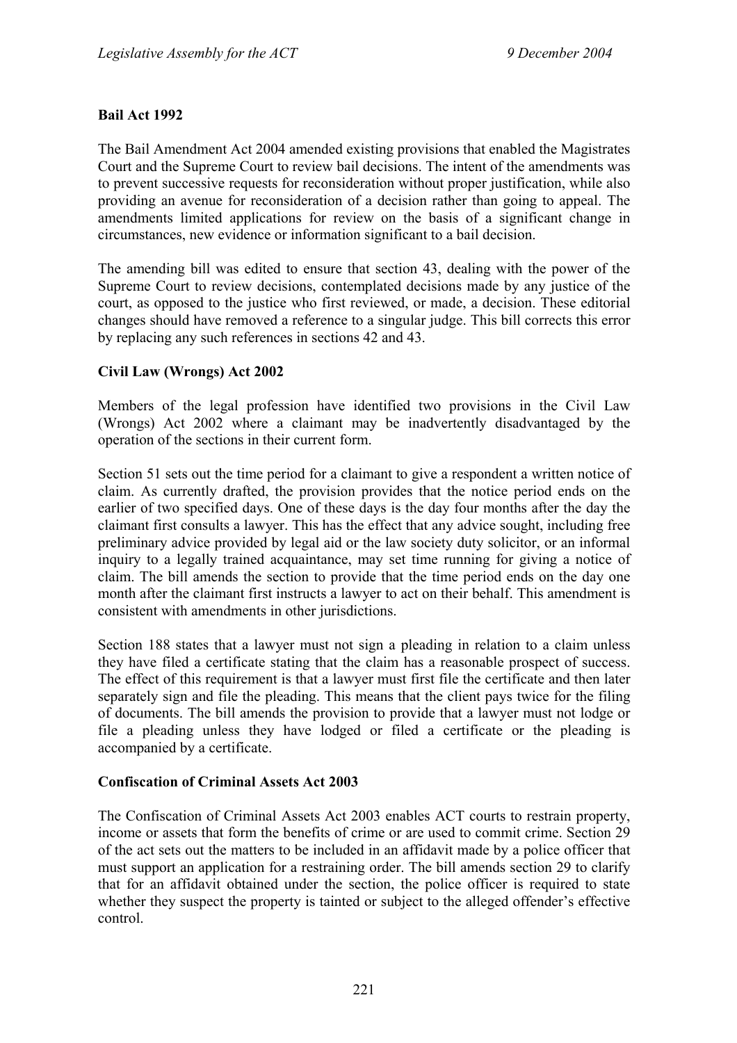**Bail Act 1992**

The Bail Amendment Act 2004 amended existing provisions that enabled the Magistrates Court and the Supreme Court to review bail decisions. The intent of the amendments was to prevent successive requests for reconsideration without proper justification, while also providing an avenue for reconsideration of a decision rather than going to appeal. The amendments limited applications for review on the basis of a significant change in circumstances, new evidence or information significant to a bail decision.

The amending bill was edited to ensure that section 43, dealing with the power of the Supreme Court to review decisions, contemplated decisions made by any justice of the court, as opposed to the justice who first reviewed, or made, a decision. These editorial changes should have removed a reference to a singular judge. This bill corrects this error by replacing any such references in sections 42 and 43.

**Civil Law (Wrongs) Act 2002**

Members of the legal profession have identified two provisions in the Civil Law (Wrongs) Act 2002 where a claimant may be inadvertently disadvantaged by the operation of the sections in their current form.

Section 51 sets out the time period for a claimant to give a respondent a written notice of claim. As currently drafted, the provision provides that the notice period ends on the earlier of two specified days. One of these days is the day four months after the day the claimant first consults a lawyer. This has the effect that any advice sought, including free preliminary advice provided by legal aid or the law society duty solicitor, or an informal inquiry to a legally trained acquaintance, may set time running for giving a notice of claim. The bill amends the section to provide that the time period ends on the day one month after the claimant first instructs a lawyer to act on their behalf. This amendment is consistent with amendments in other jurisdictions.

Section 188 states that a lawyer must not sign a pleading in relation to a claim unless they have filed a certificate stating that the claim has a reasonable prospect of success. The effect of this requirement is that a lawyer must first file the certificate and then later separately sign and file the pleading. This means that the client pays twice for the filing of documents. The bill amends the provision to provide that a lawyer must not lodge or file a pleading unless they have lodged or filed a certificate or the pleading is accompanied by a certificate.

**Confiscation of Criminal Assets Act 2003**

The Confiscation of Criminal Assets Act 2003 enables ACT courts to restrain property, income or assets that form the benefits of crime or are used to commit crime. Section 29 of the act sets out the matters to be included in an affidavit made by a police officer that must support an application for a restraining order. The bill amends section 29 to clarify that for an affidavit obtained under the section, the police officer is required to state whether they suspect the property is tainted or subject to the alleged offender's effective control.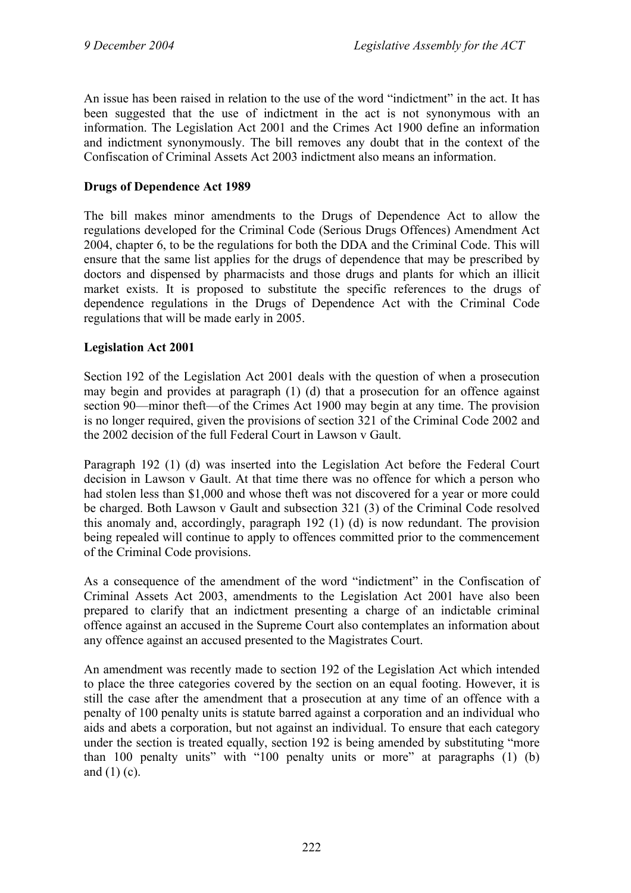An issue has been raised in relation to the use of the word "indictment" in the act. It has been suggested that the use of indictment in the act is not synonymous with an information. The Legislation Act 2001 and the Crimes Act 1900 define an information and indictment synonymously. The bill removes any doubt that in the context of the Confiscation of Criminal Assets Act 2003 indictment also means an information.

**Drugs of Dependence Act 1989**

The bill makes minor amendments to the Drugs of Dependence Act to allow the regulations developed for the Criminal Code (Serious Drugs Offences) Amendment Act 2004, chapter 6, to be the regulations for both the DDA and the Criminal Code. This will ensure that the same list applies for the drugs of dependence that may be prescribed by doctors and dispensed by pharmacists and those drugs and plants for which an illicit market exists. It is proposed to substitute the specific references to the drugs of dependence regulations in the Drugs of Dependence Act with the Criminal Code regulations that will be made early in 2005.

**Legislation Act 2001**

Section 192 of the Legislation Act 2001 deals with the question of when a prosecution may begin and provides at paragraph (1) (d) that a prosecution for an offence against section 90—minor theft—of the Crimes Act 1900 may begin at any time. The provision is no longer required, given the provisions of section 321 of the Criminal Code 2002 and the 2002 decision of the full Federal Court in Lawson v Gault.

Paragraph 192 (1) (d) was inserted into the Legislation Act before the Federal Court decision in Lawson v Gault. At that time there was no offence for which a person who had stolen less than $1,000 and whose theft was not discovered for a year or more could be charged. Both Lawson v Gault and subsection 321 (3) of the Criminal Code resolved this anomaly and, accordingly, paragraph 192 (1) (d) is now redundant. The provision being repealed will continue to apply to offences committed prior to the commencement of the Criminal Code provisions.

As a consequence of the amendment of the word "indictment" in the Confiscation of Criminal Assets Act 2003, amendments to the Legislation Act 2001 have also been prepared to clarify that an indictment presenting a charge of an indictable criminal offence against an accused in the Supreme Court also contemplates an information about any offence against an accused presented to the Magistrates Court.

An amendment was recently made to section 192 of the Legislation Act which intended to place the three categories covered by the section on an equal footing. However, it is still the case after the amendment that a prosecution at any time of an offence with a penalty of 100 penalty units is statute barred against a corporation and an individual who aids and abets a corporation, but not against an individual. To ensure that each category under the section is treated equally, section 192 is being amended by substituting "more than 100 penalty units" with "100 penalty units or more" at paragraphs (1) (b) and (1) (c).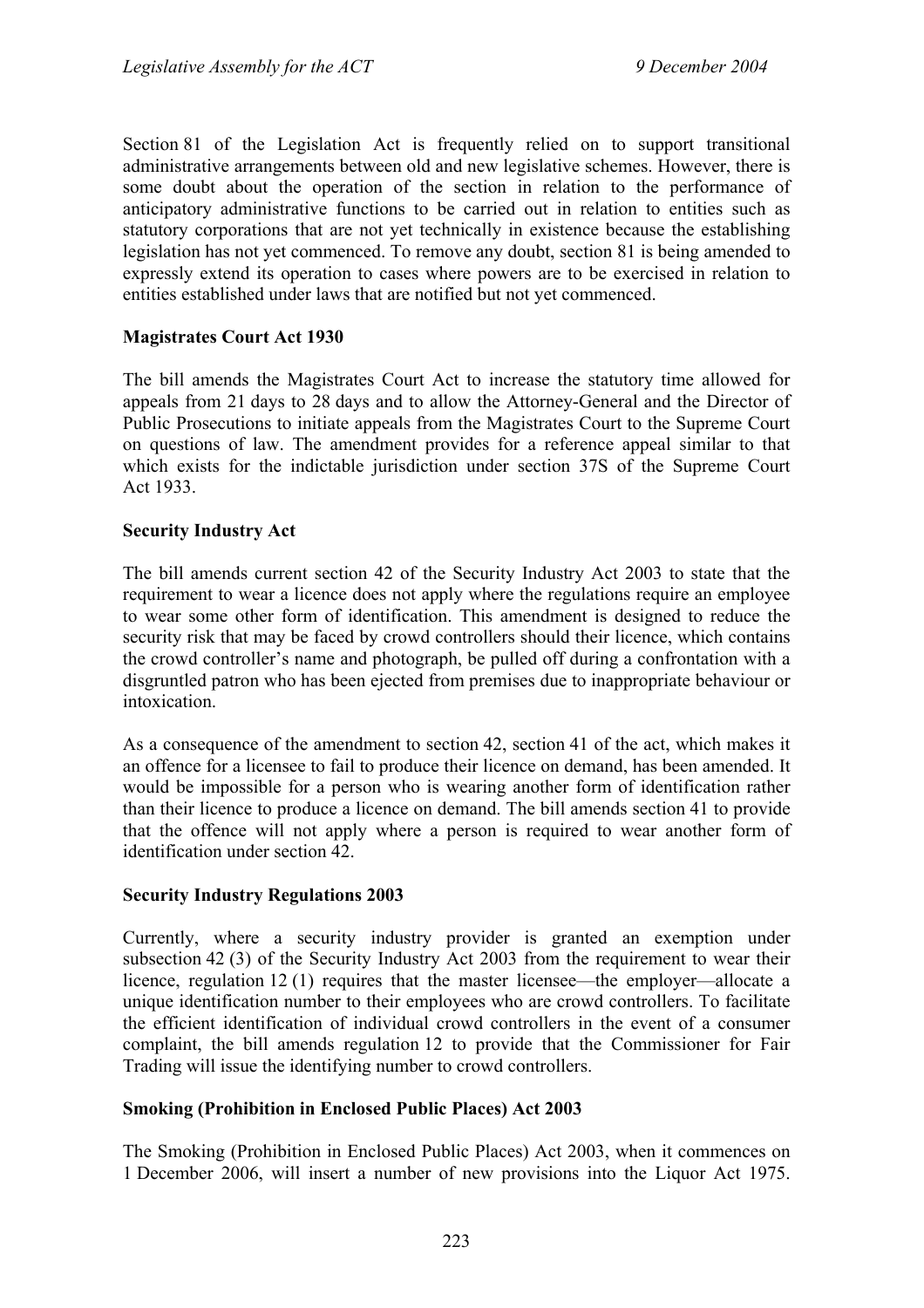Section 81 of the Legislation Act is frequently relied on to support transitional administrative arrangements between old and new legislative schemes. However, there is some doubt about the operation of the section in relation to the performance of anticipatory administrative functions to be carried out in relation to entities such as statutory corporations that are not yet technically in existence because the establishing legislation has not yet commenced. To remove any doubt, section 81 is being amended to expressly extend its operation to cases where powers are to be exercised in relation to entities established under laws that are notified but not yet commenced.

**Magistrates Court Act 1930**

The bill amends the Magistrates Court Act to increase the statutory time allowed for appeals from 21 days to 28 days and to allow the Attorney-General and the Director of Public Prosecutions to initiate appeals from the Magistrates Court to the Supreme Court on questions of law. The amendment provides for a reference appeal similar to that which exists for the indictable jurisdiction under section 37S of the Supreme Court Act 1933.

**Security Industry Act**

The bill amends current section 42 of the Security Industry Act 2003 to state that the requirement to wear a licence does not apply where the regulations require an employee to wear some other form of identification. This amendment is designed to reduce the security risk that may be faced by crowd controllers should their licence, which contains the crowd controller's name and photograph, be pulled off during a confrontation with a disgruntled patron who has been ejected from premises due to inappropriate behaviour or intoxication.

As a consequence of the amendment to section 42, section 41 of the act, which makes it an offence for a licensee to fail to produce their licence on demand, has been amended. It would be impossible for a person who is wearing another form of identification rather than their licence to produce a licence on demand. The bill amends section 41 to provide that the offence will not apply where a person is required to wear another form of identification under section 42.

**Security Industry Regulations 2003**

Currently, where a security industry provider is granted an exemption under subsection 42 (3) of the Security Industry Act 2003 from the requirement to wear their licence, regulation 12 (1) requires that the master licensee—the employer—allocate a unique identification number to their employees who are crowd controllers. To facilitate the efficient identification of individual crowd controllers in the event of a consumer complaint, the bill amends regulation 12 to provide that the Commissioner for Fair Trading will issue the identifying number to crowd controllers.

**Smoking (Prohibition in Enclosed Public Places) Act 2003**

The Smoking (Prohibition in Enclosed Public Places) Act 2003, when it commences on 1 December 2006, will insert a number of new provisions into the Liquor Act 1975.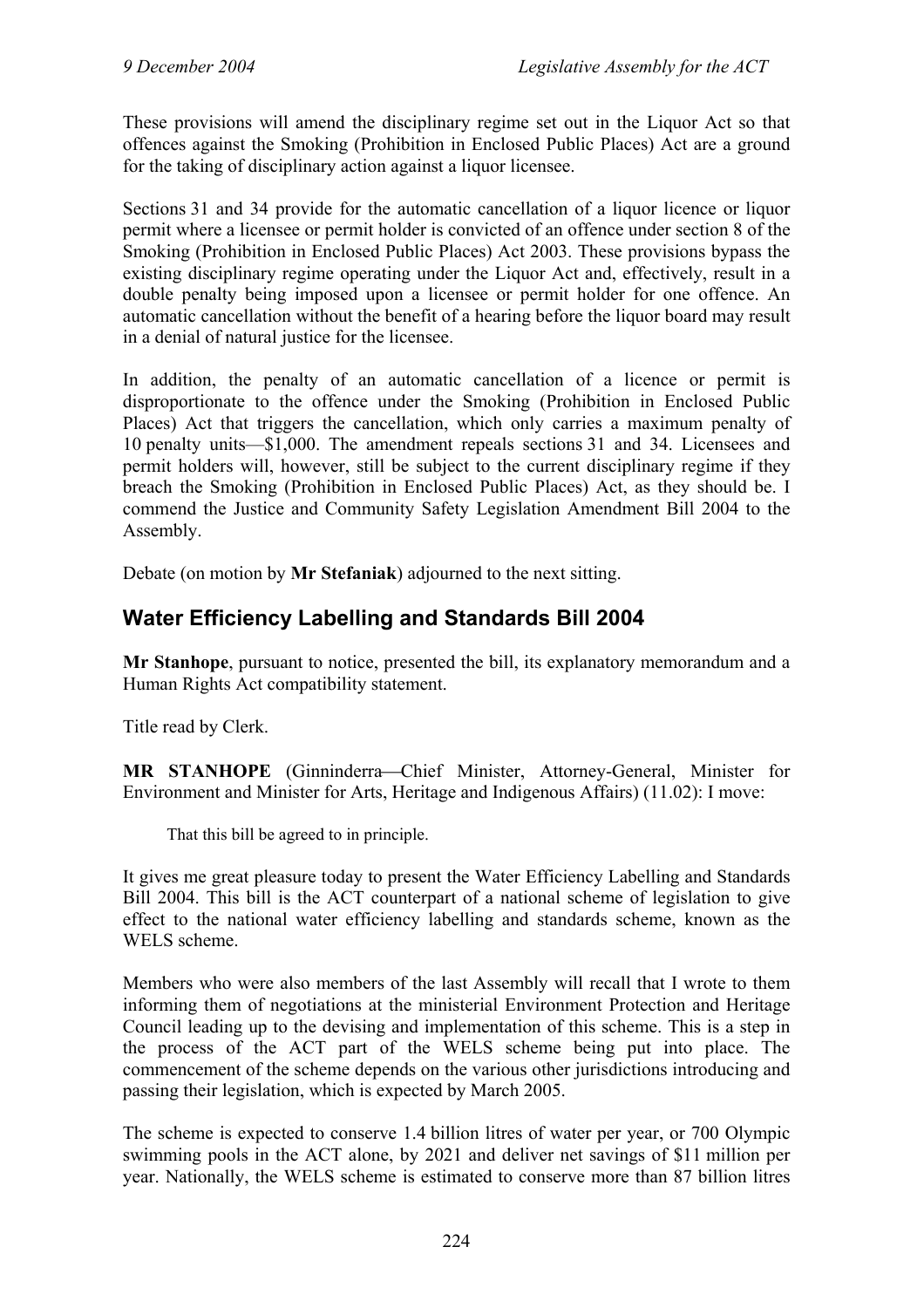These provisions will amend the disciplinary regime set out in the Liquor Act so that offences against the Smoking (Prohibition in Enclosed Public Places) Act are a ground for the taking of disciplinary action against a liquor licensee.

Sections 31 and 34 provide for the automatic cancellation of a liquor licence or liquor permit where a licensee or permit holder is convicted of an offence under section 8 of the Smoking (Prohibition in Enclosed Public Places) Act 2003. These provisions bypass the existing disciplinary regime operating under the Liquor Act and, effectively, result in a double penalty being imposed upon a licensee or permit holder for one offence. An automatic cancellation without the benefit of a hearing before the liquor board may result in a denial of natural justice for the licensee.

In addition, the penalty of an automatic cancellation of a licence or permit is disproportionate to the offence under the Smoking (Prohibition in Enclosed Public Places) Act that triggers the cancellation, which only carries a maximum penalty of 10 penalty units—$1,000. The amendment repeals sections 31 and 34. Licensees and permit holders will, however, still be subject to the current disciplinary regime if they breach the Smoking (Prohibition in Enclosed Public Places) Act, as they should be. I commend the Justice and Community Safety Legislation Amendment Bill 2004 to the Assembly.

Debate (on motion by **Mr Stefaniak**) adjourned to the next sitting.

## Water Efficiency Labelling and Standards Bill 2004

**Mr Stanhope**, pursuant to notice, presented the bill, its explanatory memorandum and a Human Rights Act compatibility statement.

Title read by Clerk.

**MR STANHOPE** (Ginninderra—Chief Minister, Attorney-General, Minister for Environment and Minister for Arts, Heritage and Indigenous Affairs) (11.02): I move:

> That this bill be agreed to in principle.

It gives me great pleasure today to present the Water Efficiency Labelling and Standards Bill 2004. This bill is the ACT counterpart of a national scheme of legislation to give effect to the national water efficiency labelling and standards scheme, known as the WELS scheme.

Members who were also members of the last Assembly will recall that I wrote to them informing them of negotiations at the ministerial Environment Protection and Heritage Council leading up to the devising and implementation of this scheme. This is a step in the process of the ACT part of the WELS scheme being put into place. The commencement of the scheme depends on the various other jurisdictions introducing and passing their legislation, which is expected by March 2005.

The scheme is expected to conserve 1.4 billion litres of water per year, or 700 Olympic swimming pools in the ACT alone, by 2021 and deliver net savings of $11 million per year. Nationally, the WELS scheme is estimated to conserve more than 87 billion litres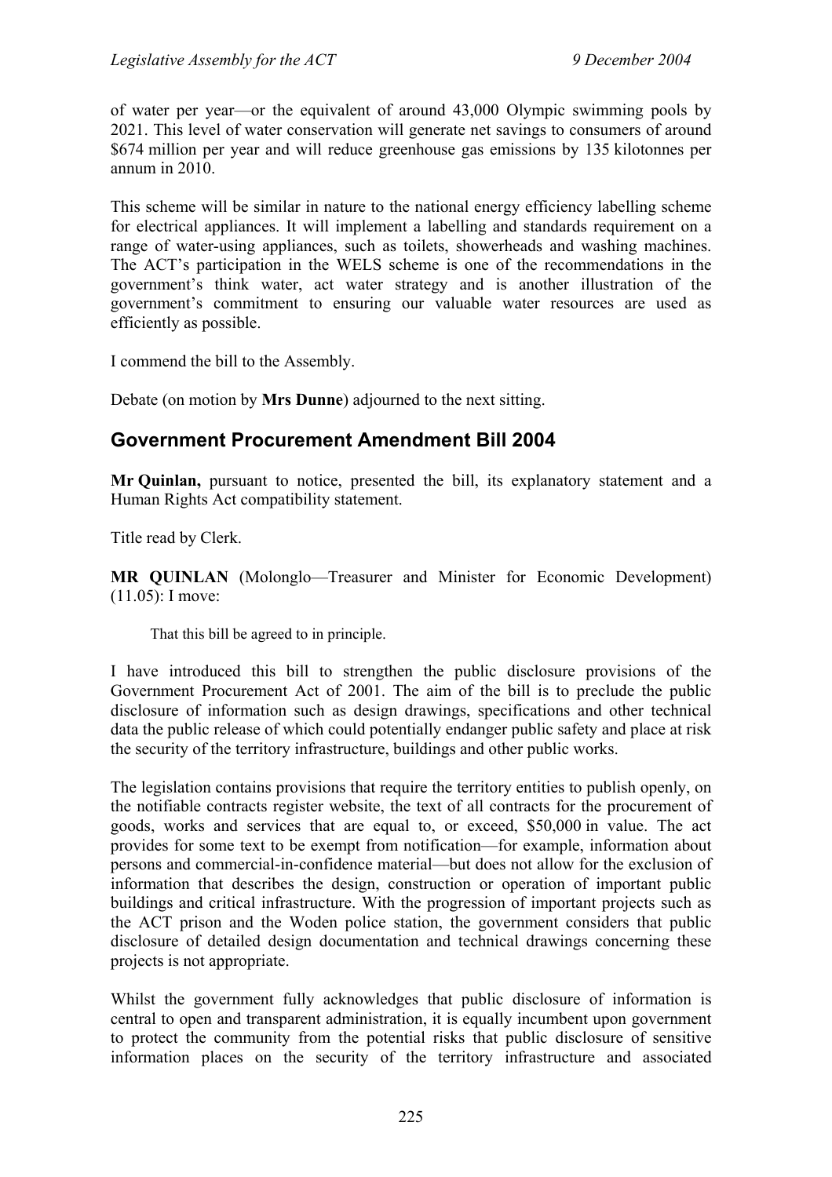of water per year—or the equivalent of around 43,000 Olympic swimming pools by 2021. This level of water conservation will generate net savings to consumers of around $674 million per year and will reduce greenhouse gas emissions by 135 kilotonnes per annum in 2010.

This scheme will be similar in nature to the national energy efficiency labelling scheme for electrical appliances. It will implement a labelling and standards requirement on a range of water-using appliances, such as toilets, showerheads and washing machines. The ACT's participation in the WELS scheme is one of the recommendations in the government's think water, act water strategy and is another illustration of the government's commitment to ensuring our valuable water resources are used as efficiently as possible.

I commend the bill to the Assembly.

Debate (on motion by **Mrs Dunne**) adjourned to the next sitting.

## Government Procurement Amendment Bill 2004

**Mr Quinlan,** pursuant to notice, presented the bill, its explanatory statement and a Human Rights Act compatibility statement.

Title read by Clerk.

**MR QUINLAN** (Molonglo—Treasurer and Minister for Economic Development) (11.05): I move:

> That this bill be agreed to in principle.

I have introduced this bill to strengthen the public disclosure provisions of the Government Procurement Act of 2001. The aim of the bill is to preclude the public disclosure of information such as design drawings, specifications and other technical data the public release of which could potentially endanger public safety and place at risk the security of the territory infrastructure, buildings and other public works.

The legislation contains provisions that require the territory entities to publish openly, on the notifiable contracts register website, the text of all contracts for the procurement of goods, works and services that are equal to, or exceed, $50,000 in value. The act provides for some text to be exempt from notification—for example, information about persons and commercial-in-confidence material—but does not allow for the exclusion of information that describes the design, construction or operation of important public buildings and critical infrastructure. With the progression of important projects such as the ACT prison and the Woden police station, the government considers that public disclosure of detailed design documentation and technical drawings concerning these projects is not appropriate.

Whilst the government fully acknowledges that public disclosure of information is central to open and transparent administration, it is equally incumbent upon government to protect the community from the potential risks that public disclosure of sensitive information places on the security of the territory infrastructure and associated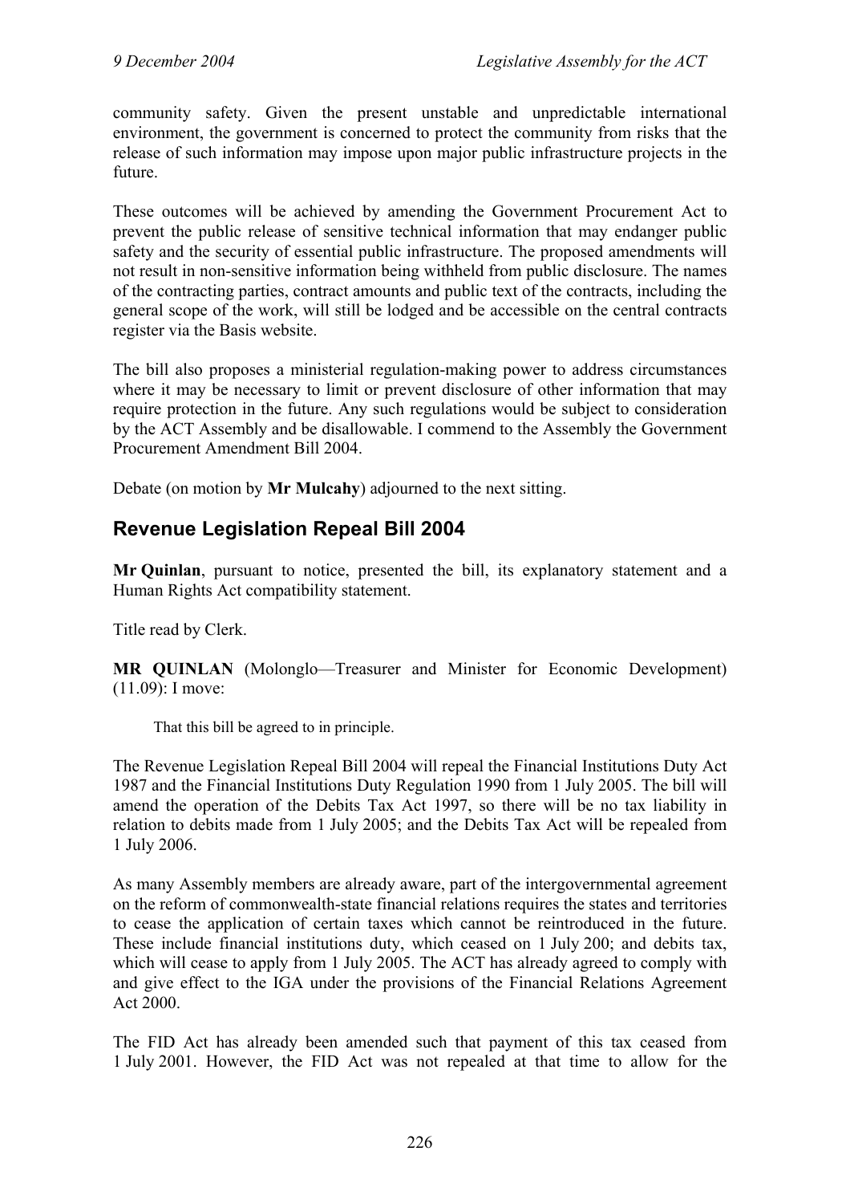community safety. Given the present unstable and unpredictable international environment, the government is concerned to protect the community from risks that the release of such information may impose upon major public infrastructure projects in the future.

These outcomes will be achieved by amending the Government Procurement Act to prevent the public release of sensitive technical information that may endanger public safety and the security of essential public infrastructure. The proposed amendments will not result in non-sensitive information being withheld from public disclosure. The names of the contracting parties, contract amounts and public text of the contracts, including the general scope of the work, will still be lodged and be accessible on the central contracts register via the Basis website.

The bill also proposes a ministerial regulation-making power to address circumstances where it may be necessary to limit or prevent disclosure of other information that may require protection in the future. Any such regulations would be subject to consideration by the ACT Assembly and be disallowable. I commend to the Assembly the Government Procurement Amendment Bill 2004.

Debate (on motion by **Mr Mulcahy**) adjourned to the next sitting.

## Revenue Legislation Repeal Bill 2004

**Mr Quinlan**, pursuant to notice, presented the bill, its explanatory statement and a Human Rights Act compatibility statement.

Title read by Clerk.

**MR QUINLAN** (Molonglo—Treasurer and Minister for Economic Development) (11.09): I move:

> That this bill be agreed to in principle.

The Revenue Legislation Repeal Bill 2004 will repeal the Financial Institutions Duty Act 1987 and the Financial Institutions Duty Regulation 1990 from 1 July 2005. The bill will amend the operation of the Debits Tax Act 1997, so there will be no tax liability in relation to debits made from 1 July 2005; and the Debits Tax Act will be repealed from 1 July 2006.

As many Assembly members are already aware, part of the intergovernmental agreement on the reform of commonwealth-state financial relations requires the states and territories to cease the application of certain taxes which cannot be reintroduced in the future. These include financial institutions duty, which ceased on 1 July 200; and debits tax, which will cease to apply from 1 July 2005. The ACT has already agreed to comply with and give effect to the IGA under the provisions of the Financial Relations Agreement Act 2000.

The FID Act has already been amended such that payment of this tax ceased from 1 July 2001. However, the FID Act was not repealed at that time to allow for the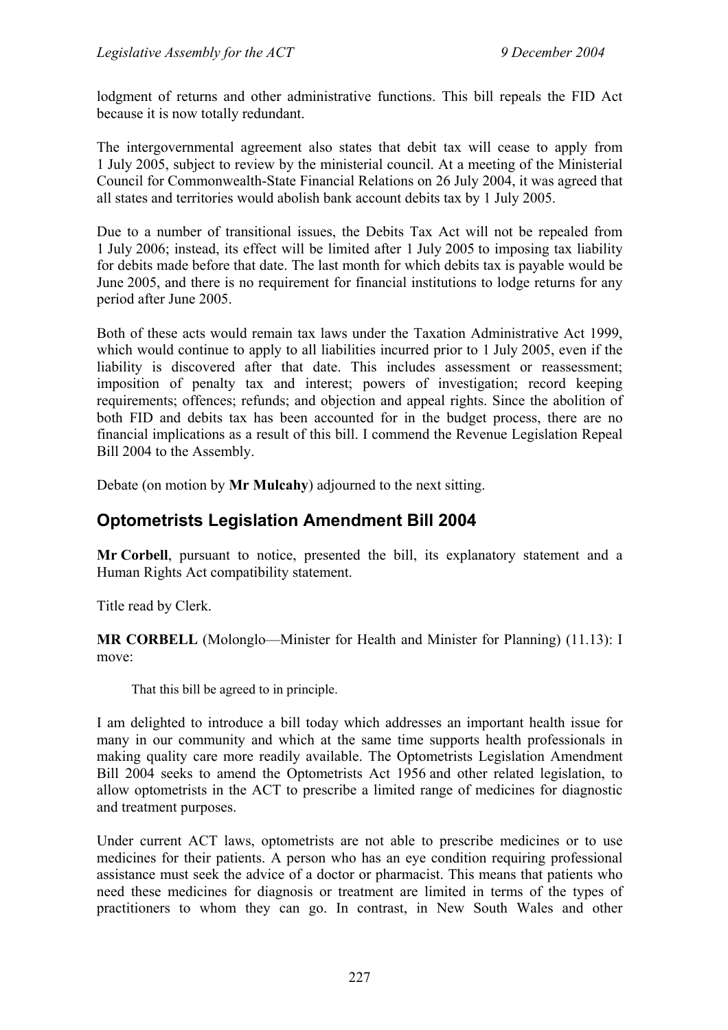lodgment of returns and other administrative functions. This bill repeals the FID Act because it is now totally redundant.

The intergovernmental agreement also states that debit tax will cease to apply from 1 July 2005, subject to review by the ministerial council. At a meeting of the Ministerial Council for Commonwealth-State Financial Relations on 26 July 2004, it was agreed that all states and territories would abolish bank account debits tax by 1 July 2005.

Due to a number of transitional issues, the Debits Tax Act will not be repealed from 1 July 2006; instead, its effect will be limited after 1 July 2005 to imposing tax liability for debits made before that date. The last month for which debits tax is payable would be June 2005, and there is no requirement for financial institutions to lodge returns for any period after June 2005.

Both of these acts would remain tax laws under the Taxation Administrative Act 1999, which would continue to apply to all liabilities incurred prior to 1 July 2005, even if the liability is discovered after that date. This includes assessment or reassessment; imposition of penalty tax and interest; powers of investigation; record keeping requirements; offences; refunds; and objection and appeal rights. Since the abolition of both FID and debits tax has been accounted for in the budget process, there are no financial implications as a result of this bill. I commend the Revenue Legislation Repeal Bill 2004 to the Assembly.

Debate (on motion by **Mr Mulcahy**) adjourned to the next sitting.

## Optometrists Legislation Amendment Bill 2004

**Mr Corbell**, pursuant to notice, presented the bill, its explanatory statement and a Human Rights Act compatibility statement.

Title read by Clerk.

**MR CORBELL** (Molonglo—Minister for Health and Minister for Planning) (11.13): I move:

> That this bill be agreed to in principle.

I am delighted to introduce a bill today which addresses an important health issue for many in our community and which at the same time supports health professionals in making quality care more readily available. The Optometrists Legislation Amendment Bill 2004 seeks to amend the Optometrists Act 1956 and other related legislation, to allow optometrists in the ACT to prescribe a limited range of medicines for diagnostic and treatment purposes.

Under current ACT laws, optometrists are not able to prescribe medicines or to use medicines for their patients. A person who has an eye condition requiring professional assistance must seek the advice of a doctor or pharmacist. This means that patients who need these medicines for diagnosis or treatment are limited in terms of the types of practitioners to whom they can go. In contrast, in New South Wales and other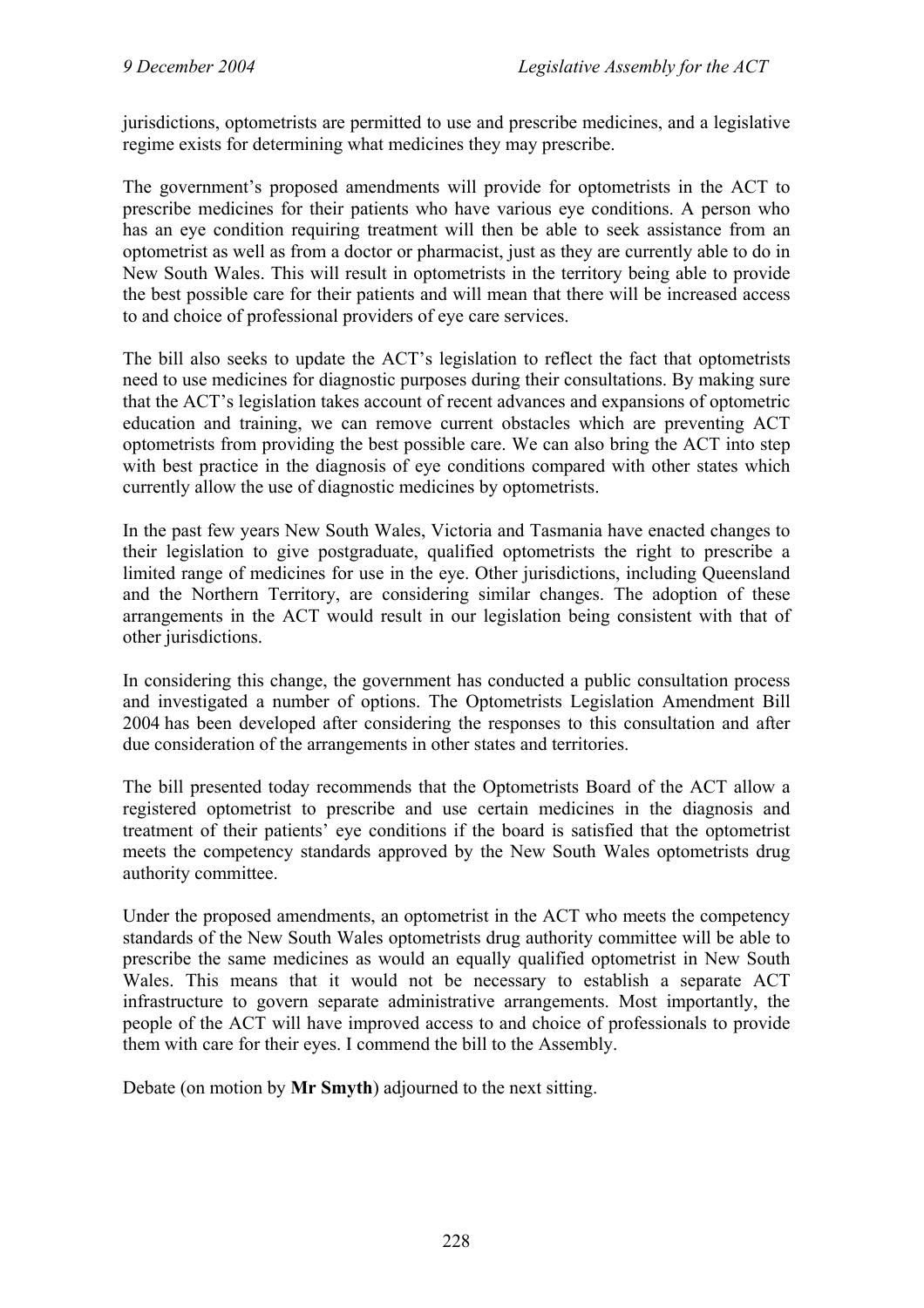jurisdictions, optometrists are permitted to use and prescribe medicines, and a legislative regime exists for determining what medicines they may prescribe.

The government's proposed amendments will provide for optometrists in the ACT to prescribe medicines for their patients who have various eye conditions. A person who has an eye condition requiring treatment will then be able to seek assistance from an optometrist as well as from a doctor or pharmacist, just as they are currently able to do in New South Wales. This will result in optometrists in the territory being able to provide the best possible care for their patients and will mean that there will be increased access to and choice of professional providers of eye care services.

The bill also seeks to update the ACT's legislation to reflect the fact that optometrists need to use medicines for diagnostic purposes during their consultations. By making sure that the ACT's legislation takes account of recent advances and expansions of optometric education and training, we can remove current obstacles which are preventing ACT optometrists from providing the best possible care. We can also bring the ACT into step with best practice in the diagnosis of eye conditions compared with other states which currently allow the use of diagnostic medicines by optometrists.

In the past few years New South Wales, Victoria and Tasmania have enacted changes to their legislation to give postgraduate, qualified optometrists the right to prescribe a limited range of medicines for use in the eye. Other jurisdictions, including Queensland and the Northern Territory, are considering similar changes. The adoption of these arrangements in the ACT would result in our legislation being consistent with that of other jurisdictions.

In considering this change, the government has conducted a public consultation process and investigated a number of options. The Optometrists Legislation Amendment Bill 2004 has been developed after considering the responses to this consultation and after due consideration of the arrangements in other states and territories.

The bill presented today recommends that the Optometrists Board of the ACT allow a registered optometrist to prescribe and use certain medicines in the diagnosis and treatment of their patients' eye conditions if the board is satisfied that the optometrist meets the competency standards approved by the New South Wales optometrists drug authority committee.

Under the proposed amendments, an optometrist in the ACT who meets the competency standards of the New South Wales optometrists drug authority committee will be able to prescribe the same medicines as would an equally qualified optometrist in New South Wales. This means that it would not be necessary to establish a separate ACT infrastructure to govern separate administrative arrangements. Most importantly, the people of the ACT will have improved access to and choice of professionals to provide them with care for their eyes. I commend the bill to the Assembly.

Debate (on motion by **Mr Smyth**) adjourned to the next sitting.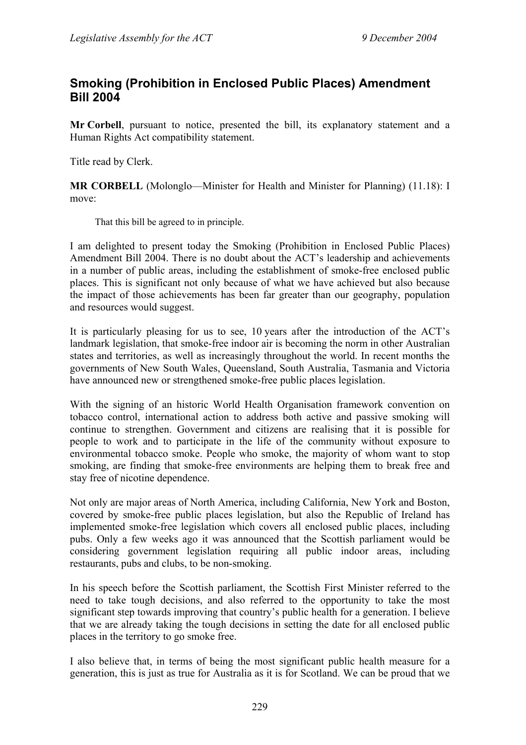## Smoking (Prohibition in Enclosed Public Places) Amendment Bill 2004

**Mr Corbell**, pursuant to notice, presented the bill, its explanatory statement and a Human Rights Act compatibility statement.

Title read by Clerk.

**MR CORBELL** (Molonglo—Minister for Health and Minister for Planning) (11.18): I move:

> That this bill be agreed to in principle.

I am delighted to present today the Smoking (Prohibition in Enclosed Public Places) Amendment Bill 2004. There is no doubt about the ACT's leadership and achievements in a number of public areas, including the establishment of smoke-free enclosed public places. This is significant not only because of what we have achieved but also because the impact of those achievements has been far greater than our geography, population and resources would suggest.

It is particularly pleasing for us to see, 10 years after the introduction of the ACT's landmark legislation, that smoke-free indoor air is becoming the norm in other Australian states and territories, as well as increasingly throughout the world. In recent months the governments of New South Wales, Queensland, South Australia, Tasmania and Victoria have announced new or strengthened smoke-free public places legislation.

With the signing of an historic World Health Organisation framework convention on tobacco control, international action to address both active and passive smoking will continue to strengthen. Government and citizens are realising that it is possible for people to work and to participate in the life of the community without exposure to environmental tobacco smoke. People who smoke, the majority of whom want to stop smoking, are finding that smoke-free environments are helping them to break free and stay free of nicotine dependence.

Not only are major areas of North America, including California, New York and Boston, covered by smoke-free public places legislation, but also the Republic of Ireland has implemented smoke-free legislation which covers all enclosed public places, including pubs. Only a few weeks ago it was announced that the Scottish parliament would be considering government legislation requiring all public indoor areas, including restaurants, pubs and clubs, to be non-smoking.

In his speech before the Scottish parliament, the Scottish First Minister referred to the need to take tough decisions, and also referred to the opportunity to take the most significant step towards improving that country's public health for a generation. I believe that we are already taking the tough decisions in setting the date for all enclosed public places in the territory to go smoke free.

I also believe that, in terms of being the most significant public health measure for a generation, this is just as true for Australia as it is for Scotland. We can be proud that we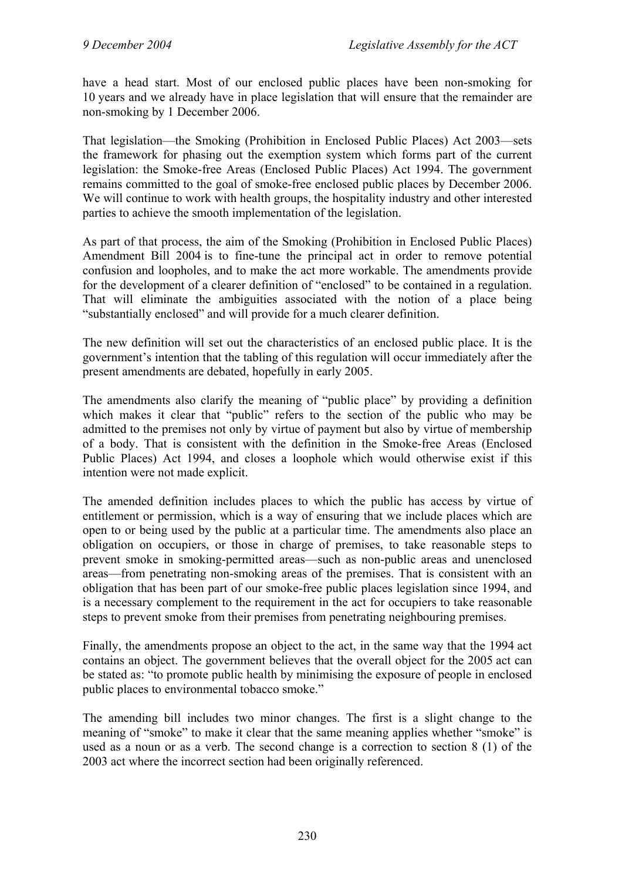have a head start. Most of our enclosed public places have been non-smoking for 10 years and we already have in place legislation that will ensure that the remainder are non-smoking by 1 December 2006.

That legislation—the Smoking (Prohibition in Enclosed Public Places) Act 2003—sets the framework for phasing out the exemption system which forms part of the current legislation: the Smoke-free Areas (Enclosed Public Places) Act 1994. The government remains committed to the goal of smoke-free enclosed public places by December 2006. We will continue to work with health groups, the hospitality industry and other interested parties to achieve the smooth implementation of the legislation.

As part of that process, the aim of the Smoking (Prohibition in Enclosed Public Places) Amendment Bill 2004 is to fine-tune the principal act in order to remove potential confusion and loopholes, and to make the act more workable. The amendments provide for the development of a clearer definition of "enclosed" to be contained in a regulation. That will eliminate the ambiguities associated with the notion of a place being "substantially enclosed" and will provide for a much clearer definition.

The new definition will set out the characteristics of an enclosed public place. It is the government's intention that the tabling of this regulation will occur immediately after the present amendments are debated, hopefully in early 2005.

The amendments also clarify the meaning of "public place" by providing a definition which makes it clear that "public" refers to the section of the public who may be admitted to the premises not only by virtue of payment but also by virtue of membership of a body. That is consistent with the definition in the Smoke-free Areas (Enclosed Public Places) Act 1994, and closes a loophole which would otherwise exist if this intention were not made explicit.

The amended definition includes places to which the public has access by virtue of entitlement or permission, which is a way of ensuring that we include places which are open to or being used by the public at a particular time. The amendments also place an obligation on occupiers, or those in charge of premises, to take reasonable steps to prevent smoke in smoking-permitted areas—such as non-public areas and unenclosed areas—from penetrating non-smoking areas of the premises. That is consistent with an obligation that has been part of our smoke-free public places legislation since 1994, and is a necessary complement to the requirement in the act for occupiers to take reasonable steps to prevent smoke from their premises from penetrating neighbouring premises.

Finally, the amendments propose an object to the act, in the same way that the 1994 act contains an object. The government believes that the overall object for the 2005 act can be stated as: "to promote public health by minimising the exposure of people in enclosed public places to environmental tobacco smoke."

The amending bill includes two minor changes. The first is a slight change to the meaning of "smoke" to make it clear that the same meaning applies whether "smoke" is used as a noun or as a verb. The second change is a correction to section 8 (1) of the 2003 act where the incorrect section had been originally referenced.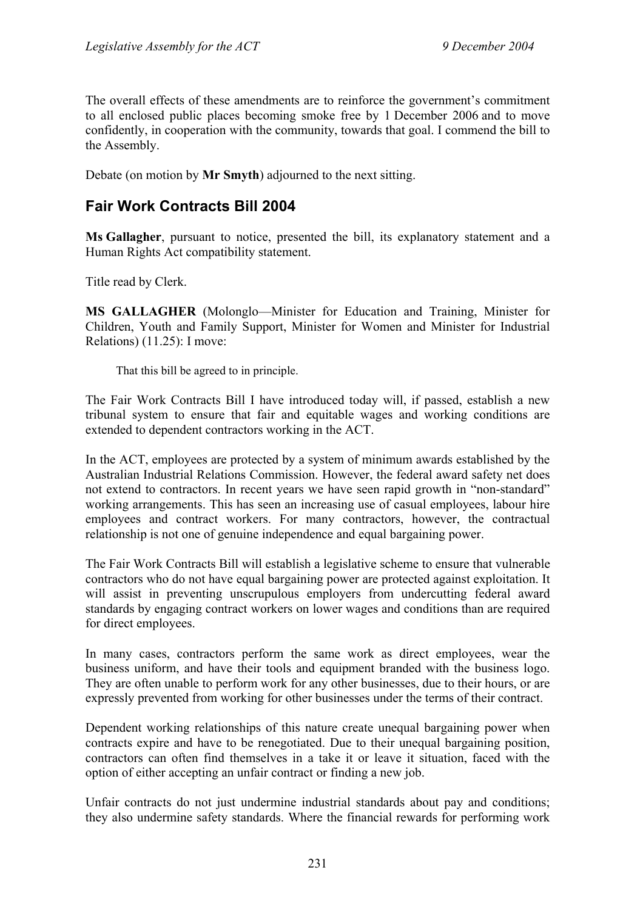The overall effects of these amendments are to reinforce the government's commitment to all enclosed public places becoming smoke free by 1 December 2006 and to move confidently, in cooperation with the community, towards that goal. I commend the bill to the Assembly.

Debate (on motion by **Mr Smyth**) adjourned to the next sitting.

## Fair Work Contracts Bill 2004

**Ms Gallagher**, pursuant to notice, presented the bill, its explanatory statement and a Human Rights Act compatibility statement.

Title read by Clerk.

**MS GALLAGHER** (Molonglo—Minister for Education and Training, Minister for Children, Youth and Family Support, Minister for Women and Minister for Industrial Relations) (11.25): I move:

> That this bill be agreed to in principle.

The Fair Work Contracts Bill I have introduced today will, if passed, establish a new tribunal system to ensure that fair and equitable wages and working conditions are extended to dependent contractors working in the ACT.

In the ACT, employees are protected by a system of minimum awards established by the Australian Industrial Relations Commission. However, the federal award safety net does not extend to contractors. In recent years we have seen rapid growth in "non-standard" working arrangements. This has seen an increasing use of casual employees, labour hire employees and contract workers. For many contractors, however, the contractual relationship is not one of genuine independence and equal bargaining power.

The Fair Work Contracts Bill will establish a legislative scheme to ensure that vulnerable contractors who do not have equal bargaining power are protected against exploitation. It will assist in preventing unscrupulous employers from undercutting federal award standards by engaging contract workers on lower wages and conditions than are required for direct employees.

In many cases, contractors perform the same work as direct employees, wear the business uniform, and have their tools and equipment branded with the business logo. They are often unable to perform work for any other businesses, due to their hours, or are expressly prevented from working for other businesses under the terms of their contract.

Dependent working relationships of this nature create unequal bargaining power when contracts expire and have to be renegotiated. Due to their unequal bargaining position, contractors can often find themselves in a take it or leave it situation, faced with the option of either accepting an unfair contract or finding a new job.

Unfair contracts do not just undermine industrial standards about pay and conditions; they also undermine safety standards. Where the financial rewards for performing work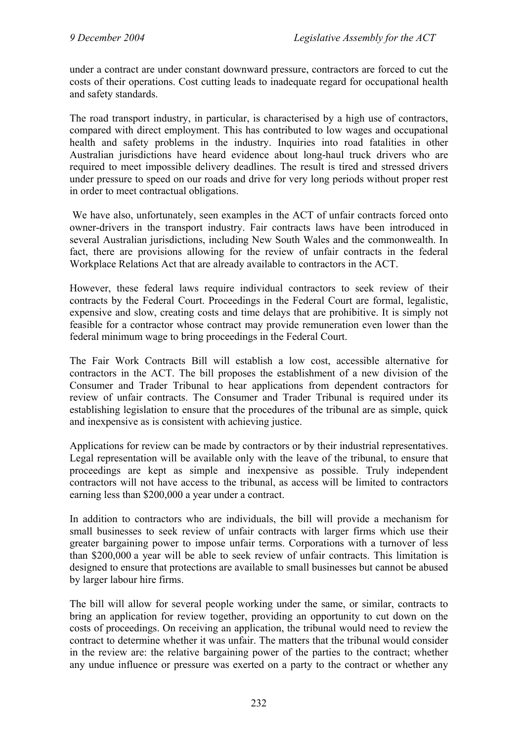under a contract are under constant downward pressure, contractors are forced to cut the costs of their operations. Cost cutting leads to inadequate regard for occupational health and safety standards.

The road transport industry, in particular, is characterised by a high use of contractors, compared with direct employment. This has contributed to low wages and occupational health and safety problems in the industry. Inquiries into road fatalities in other Australian jurisdictions have heard evidence about long-haul truck drivers who are required to meet impossible delivery deadlines. The result is tired and stressed drivers under pressure to speed on our roads and drive for very long periods without proper rest in order to meet contractual obligations.

We have also, unfortunately, seen examples in the ACT of unfair contracts forced onto owner-drivers in the transport industry. Fair contracts laws have been introduced in several Australian jurisdictions, including New South Wales and the commonwealth. In fact, there are provisions allowing for the review of unfair contracts in the federal Workplace Relations Act that are already available to contractors in the ACT.

However, these federal laws require individual contractors to seek review of their contracts by the Federal Court. Proceedings in the Federal Court are formal, legalistic, expensive and slow, creating costs and time delays that are prohibitive. It is simply not feasible for a contractor whose contract may provide remuneration even lower than the federal minimum wage to bring proceedings in the Federal Court.

The Fair Work Contracts Bill will establish a low cost, accessible alternative for contractors in the ACT. The bill proposes the establishment of a new division of the Consumer and Trader Tribunal to hear applications from dependent contractors for review of unfair contracts. The Consumer and Trader Tribunal is required under its establishing legislation to ensure that the procedures of the tribunal are as simple, quick and inexpensive as is consistent with achieving justice.

Applications for review can be made by contractors or by their industrial representatives. Legal representation will be available only with the leave of the tribunal, to ensure that proceedings are kept as simple and inexpensive as possible. Truly independent contractors will not have access to the tribunal, as access will be limited to contractors earning less than $200,000 a year under a contract.

In addition to contractors who are individuals, the bill will provide a mechanism for small businesses to seek review of unfair contracts with larger firms which use their greater bargaining power to impose unfair terms. Corporations with a turnover of less than $200,000 a year will be able to seek review of unfair contracts. This limitation is designed to ensure that protections are available to small businesses but cannot be abused by larger labour hire firms.

The bill will allow for several people working under the same, or similar, contracts to bring an application for review together, providing an opportunity to cut down on the costs of proceedings. On receiving an application, the tribunal would need to review the contract to determine whether it was unfair. The matters that the tribunal would consider in the review are: the relative bargaining power of the parties to the contract; whether any undue influence or pressure was exerted on a party to the contract or whether any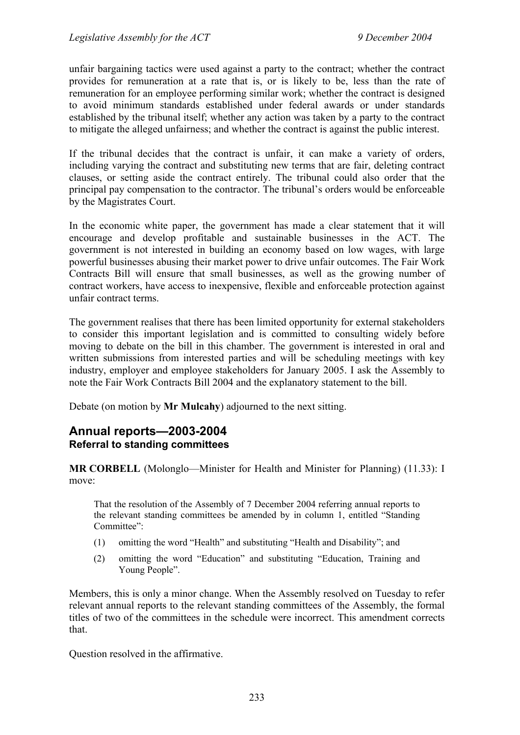unfair bargaining tactics were used against a party to the contract; whether the contract provides for remuneration at a rate that is, or is likely to be, less than the rate of remuneration for an employee performing similar work; whether the contract is designed to avoid minimum standards established under federal awards or under standards established by the tribunal itself; whether any action was taken by a party to the contract to mitigate the alleged unfairness; and whether the contract is against the public interest.

If the tribunal decides that the contract is unfair, it can make a variety of orders, including varying the contract and substituting new terms that are fair, deleting contract clauses, or setting aside the contract entirely. The tribunal could also order that the principal pay compensation to the contractor. The tribunal's orders would be enforceable by the Magistrates Court.

In the economic white paper, the government has made a clear statement that it will encourage and develop profitable and sustainable businesses in the ACT. The government is not interested in building an economy based on low wages, with large powerful businesses abusing their market power to drive unfair outcomes. The Fair Work Contracts Bill will ensure that small businesses, as well as the growing number of contract workers, have access to inexpensive, flexible and enforceable protection against unfair contract terms.

The government realises that there has been limited opportunity for external stakeholders to consider this important legislation and is committed to consulting widely before moving to debate on the bill in this chamber. The government is interested in oral and written submissions from interested parties and will be scheduling meetings with key industry, employer and employee stakeholders for January 2005. I ask the Assembly to note the Fair Work Contracts Bill 2004 and the explanatory statement to the bill.

Debate (on motion by **Mr Mulcahy**) adjourned to the next sitting.

## Annual reports—2003-2004
### Referral to standing committees

**MR CORBELL** (Molonglo—Minister for Health and Minister for Planning) (11.33): I move:

> That the resolution of the Assembly of 7 December 2004 referring annual reports to the relevant standing committees be amended by in column 1, entitled "Standing Committee":
>
> (1) omitting the word "Health" and substituting "Health and Disability"; and
>
> (2) omitting the word "Education" and substituting "Education, Training and Young People".

Members, this is only a minor change. When the Assembly resolved on Tuesday to refer relevant annual reports to the relevant standing committees of the Assembly, the formal titles of two of the committees in the schedule were incorrect. This amendment corrects that.

Question resolved in the affirmative.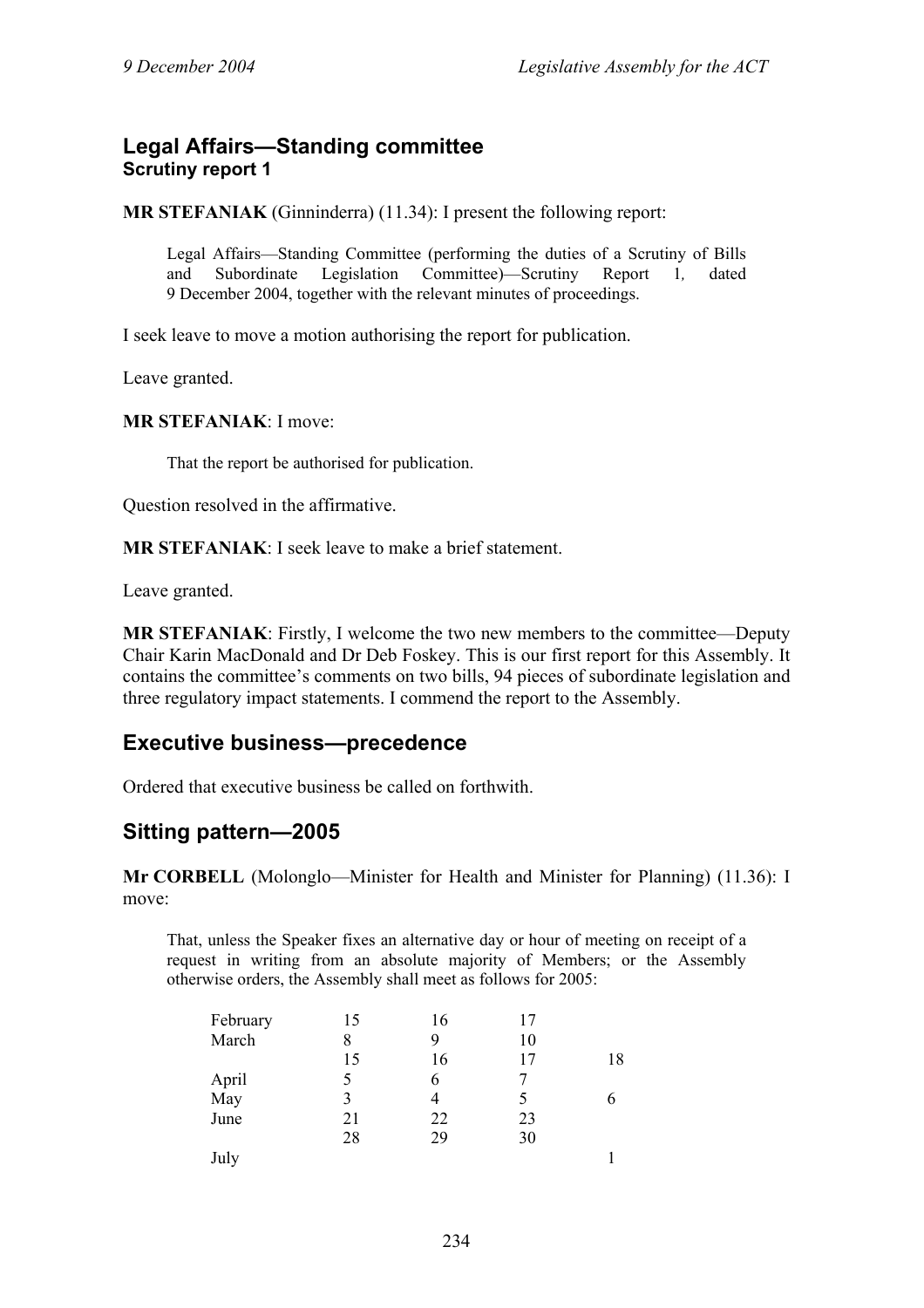## Legal Affairs—Standing committee

### Scrutiny report 1

**MR STEFANIAK** (Ginninderra) (11.34): I present the following report:

> Legal Affairs—Standing Committee (performing the duties of a Scrutiny of Bills and Subordinate Legislation Committee)—Scrutiny Report 1, dated 9 December 2004, together with the relevant minutes of proceedings.

I seek leave to move a motion authorising the report for publication.

Leave granted.

**MR STEFANIAK**: I move:

> That the report be authorised for publication.

Question resolved in the affirmative.

**MR STEFANIAK**: I seek leave to make a brief statement.

Leave granted.

**MR STEFANIAK**: Firstly, I welcome the two new members to the committee—Deputy Chair Karin MacDonald and Dr Deb Foskey. This is our first report for this Assembly. It contains the committee's comments on two bills, 94 pieces of subordinate legislation and three regulatory impact statements. I commend the report to the Assembly.

## Executive business—precedence

Ordered that executive business be called on forthwith.

## Sitting pattern—2005

**Mr CORBELL** (Molonglo—Minister for Health and Minister for Planning) (11.36): I move:

> That, unless the Speaker fixes an alternative day or hour of meeting on receipt of a request in writing from an absolute majority of Members; or the Assembly otherwise orders, the Assembly shall meet as follows for 2005:

| | | | | |
|---|---|---|---|---|
| February | 15 | 16 | 17 | |
| March | 8 | 9 | 10 | |
| | 15 | 16 | 17 | 18 |
| April | 5 | 6 | 7 | |
| May | 3 | 4 | 5 | 6 |
| June | 21 | 22 | 23 | |
| | 28 | 29 | 30 | |
| July | | | | 1 |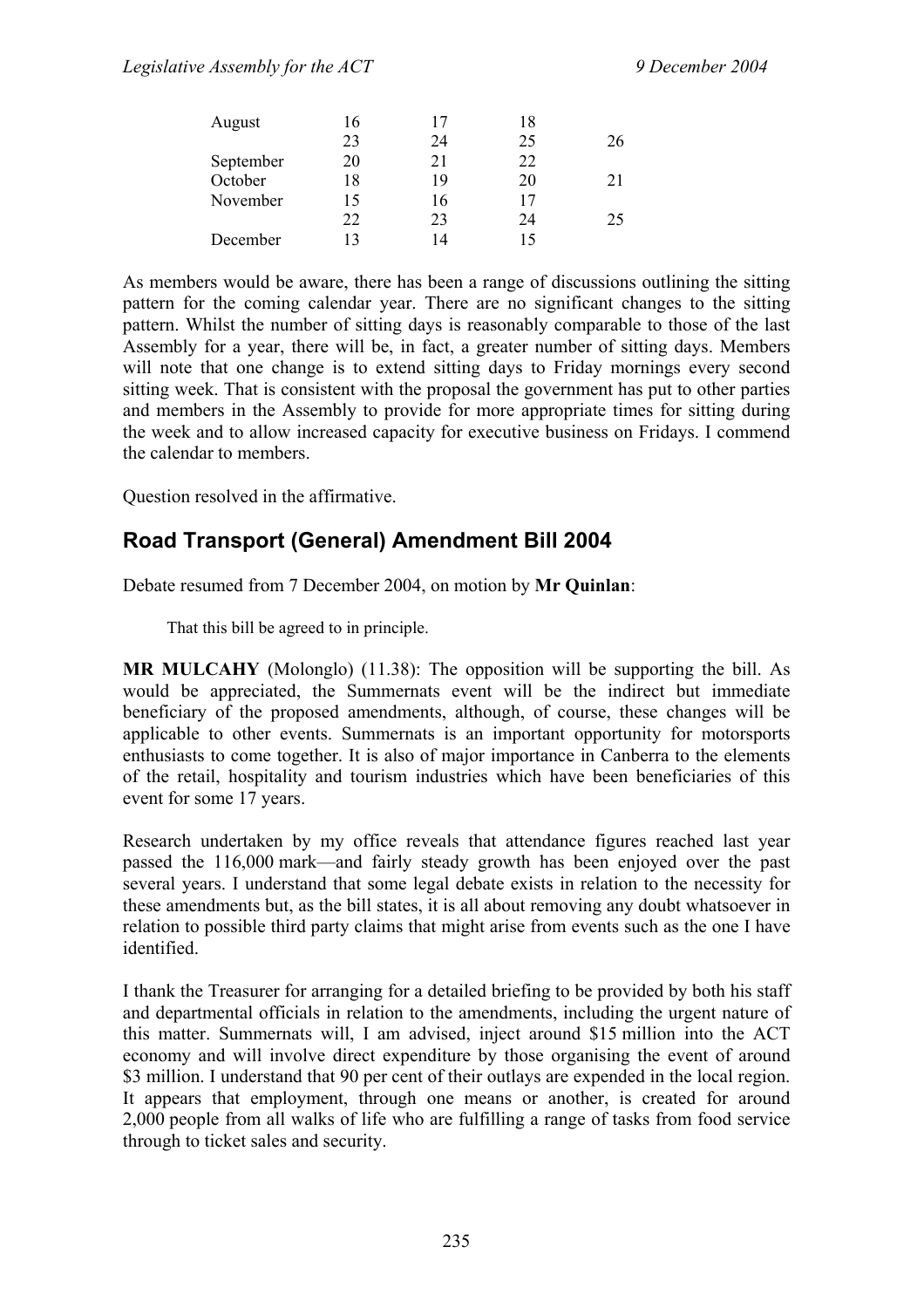| | | | | |
|---|---|---|---|---|
| August | 16 | 17 | 18 | |
| | 23 | 24 | 25 | 26 |
| September | 20 | 21 | 22 | |
| October | 18 | 19 | 20 | 21 |
| November | 15 | 16 | 17 | |
| | 22 | 23 | 24 | 25 |
| December | 13 | 14 | 15 | |

As members would be aware, there has been a range of discussions outlining the sitting pattern for the coming calendar year. There are no significant changes to the sitting pattern. Whilst the number of sitting days is reasonably comparable to those of the last Assembly for a year, there will be, in fact, a greater number of sitting days. Members will note that one change is to extend sitting days to Friday mornings every second sitting week. That is consistent with the proposal the government has put to other parties and members in the Assembly to provide for more appropriate times for sitting during the week and to allow increased capacity for executive business on Fridays. I commend the calendar to members.

Question resolved in the affirmative.

## Road Transport (General) Amendment Bill 2004

Debate resumed from 7 December 2004, on motion by **Mr Quinlan**:

> That this bill be agreed to in principle.

**MR MULCAHY** (Molonglo) (11.38): The opposition will be supporting the bill. As would be appreciated, the Summernats event will be the indirect but immediate beneficiary of the proposed amendments, although, of course, these changes will be applicable to other events. Summernats is an important opportunity for motorsports enthusiasts to come together. It is also of major importance in Canberra to the elements of the retail, hospitality and tourism industries which have been beneficiaries of this event for some 17 years.

Research undertaken by my office reveals that attendance figures reached last year passed the 116,000 mark—and fairly steady growth has been enjoyed over the past several years. I understand that some legal debate exists in relation to the necessity for these amendments but, as the bill states, it is all about removing any doubt whatsoever in relation to possible third party claims that might arise from events such as the one I have identified.

I thank the Treasurer for arranging for a detailed briefing to be provided by both his staff and departmental officials in relation to the amendments, including the urgent nature of this matter. Summernats will, I am advised, inject around $15 million into the ACT economy and will involve direct expenditure by those organising the event of around $3 million. I understand that 90 per cent of their outlays are expended in the local region. It appears that employment, through one means or another, is created for around 2,000 people from all walks of life who are fulfilling a range of tasks from food service through to ticket sales and security.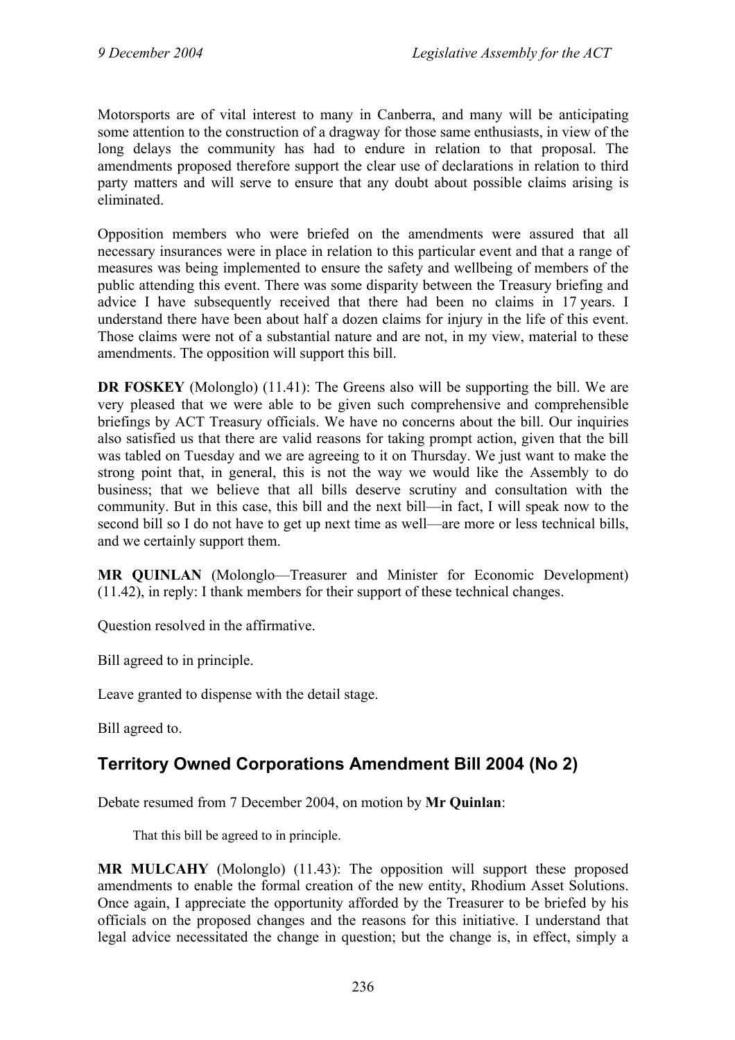Motorsports are of vital interest to many in Canberra, and many will be anticipating some attention to the construction of a dragway for those same enthusiasts, in view of the long delays the community has had to endure in relation to that proposal. The amendments proposed therefore support the clear use of declarations in relation to third party matters and will serve to ensure that any doubt about possible claims arising is eliminated.

Opposition members who were briefed on the amendments were assured that all necessary insurances were in place in relation to this particular event and that a range of measures was being implemented to ensure the safety and wellbeing of members of the public attending this event. There was some disparity between the Treasury briefing and advice I have subsequently received that there had been no claims in 17 years. I understand there have been about half a dozen claims for injury in the life of this event. Those claims were not of a substantial nature and are not, in my view, material to these amendments. The opposition will support this bill.

**DR FOSKEY** (Molonglo) (11.41): The Greens also will be supporting the bill. We are very pleased that we were able to be given such comprehensive and comprehensible briefings by ACT Treasury officials. We have no concerns about the bill. Our inquiries also satisfied us that there are valid reasons for taking prompt action, given that the bill was tabled on Tuesday and we are agreeing to it on Thursday. We just want to make the strong point that, in general, this is not the way we would like the Assembly to do business; that we believe that all bills deserve scrutiny and consultation with the community. But in this case, this bill and the next bill—in fact, I will speak now to the second bill so I do not have to get up next time as well—are more or less technical bills, and we certainly support them.

**MR QUINLAN** (Molonglo—Treasurer and Minister for Economic Development) (11.42), in reply: I thank members for their support of these technical changes.

Question resolved in the affirmative.

Bill agreed to in principle.

Leave granted to dispense with the detail stage.

Bill agreed to.

## Territory Owned Corporations Amendment Bill 2004 (No 2)

Debate resumed from 7 December 2004, on motion by **Mr Quinlan**:

> That this bill be agreed to in principle.

**MR MULCAHY** (Molonglo) (11.43): The opposition will support these proposed amendments to enable the formal creation of the new entity, Rhodium Asset Solutions. Once again, I appreciate the opportunity afforded by the Treasurer to be briefed by his officials on the proposed changes and the reasons for this initiative. I understand that legal advice necessitated the change in question; but the change is, in effect, simply a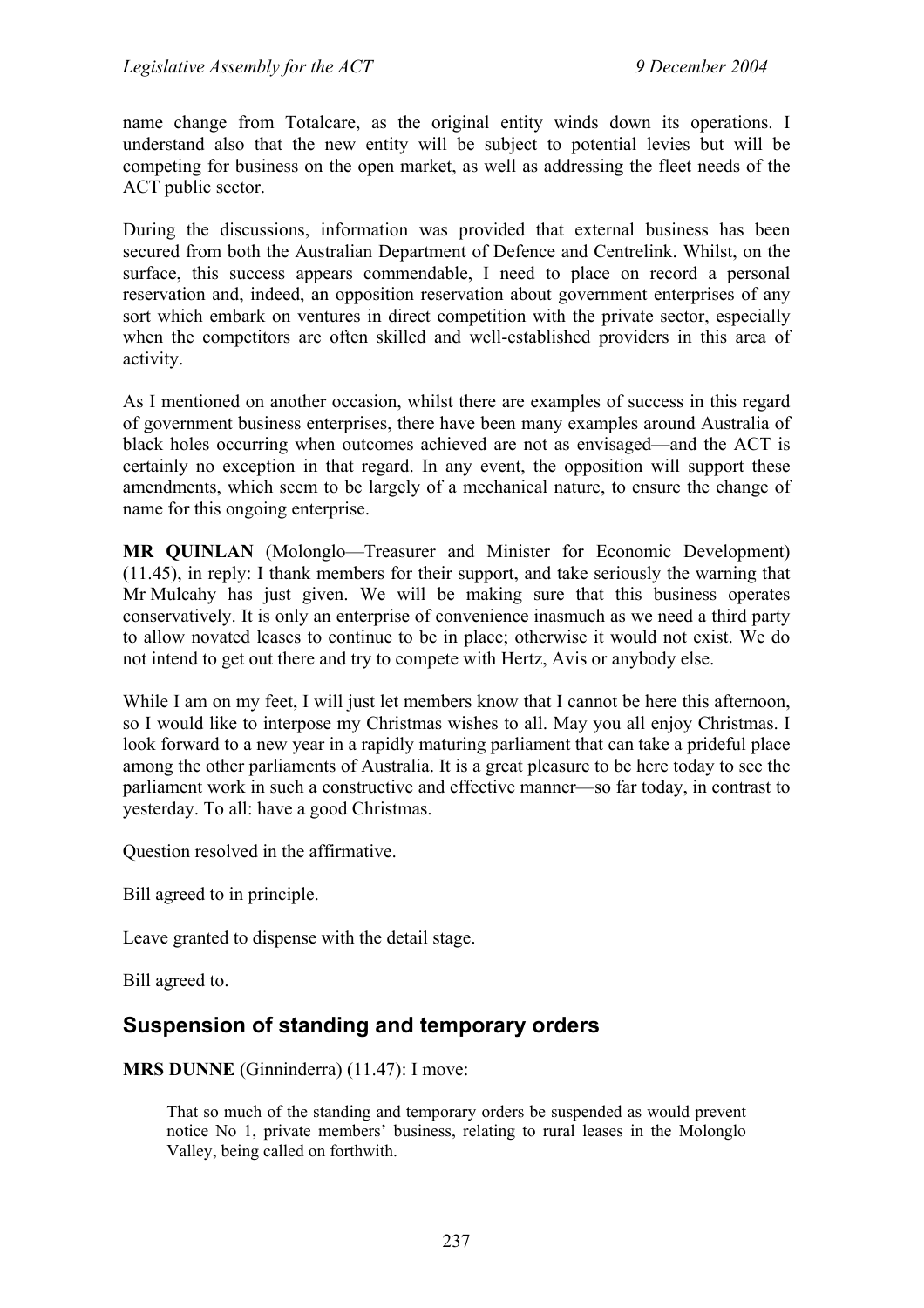name change from Totalcare, as the original entity winds down its operations. I understand also that the new entity will be subject to potential levies but will be competing for business on the open market, as well as addressing the fleet needs of the ACT public sector.

During the discussions, information was provided that external business has been secured from both the Australian Department of Defence and Centrelink. Whilst, on the surface, this success appears commendable, I need to place on record a personal reservation and, indeed, an opposition reservation about government enterprises of any sort which embark on ventures in direct competition with the private sector, especially when the competitors are often skilled and well-established providers in this area of activity.

As I mentioned on another occasion, whilst there are examples of success in this regard of government business enterprises, there have been many examples around Australia of black holes occurring when outcomes achieved are not as envisaged—and the ACT is certainly no exception in that regard. In any event, the opposition will support these amendments, which seem to be largely of a mechanical nature, to ensure the change of name for this ongoing enterprise.

**MR QUINLAN** (Molonglo—Treasurer and Minister for Economic Development) (11.45), in reply: I thank members for their support, and take seriously the warning that Mr Mulcahy has just given. We will be making sure that this business operates conservatively. It is only an enterprise of convenience inasmuch as we need a third party to allow novated leases to continue to be in place; otherwise it would not exist. We do not intend to get out there and try to compete with Hertz, Avis or anybody else.

While I am on my feet, I will just let members know that I cannot be here this afternoon, so I would like to interpose my Christmas wishes to all. May you all enjoy Christmas. I look forward to a new year in a rapidly maturing parliament that can take a prideful place among the other parliaments of Australia. It is a great pleasure to be here today to see the parliament work in such a constructive and effective manner—so far today, in contrast to yesterday. To all: have a good Christmas.

Question resolved in the affirmative.

Bill agreed to in principle.

Leave granted to dispense with the detail stage.

Bill agreed to.

## Suspension of standing and temporary orders

**MRS DUNNE** (Ginninderra) (11.47): I move:

> That so much of the standing and temporary orders be suspended as would prevent notice No 1, private members' business, relating to rural leases in the Molonglo Valley, being called on forthwith.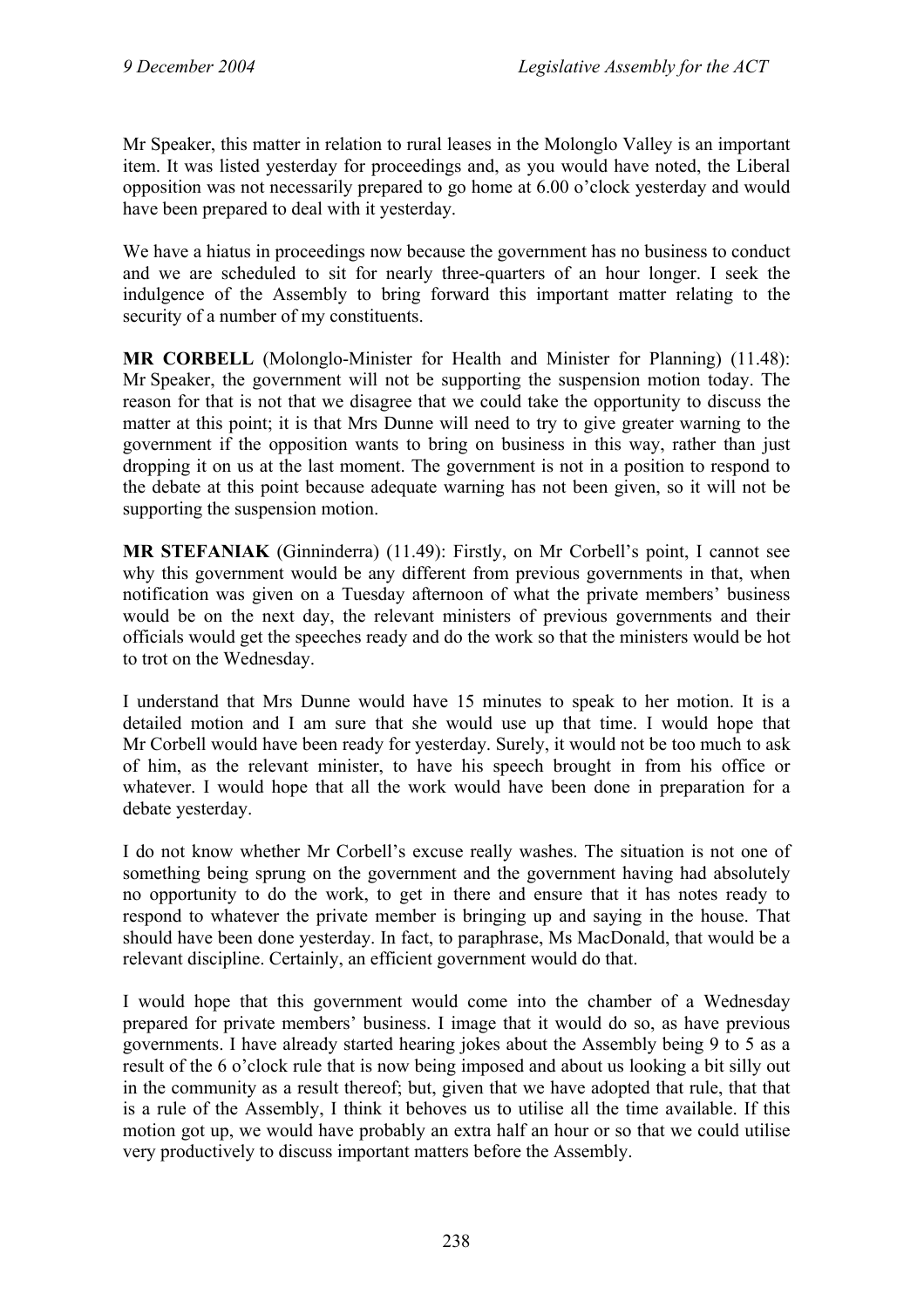Mr Speaker, this matter in relation to rural leases in the Molonglo Valley is an important item. It was listed yesterday for proceedings and, as you would have noted, the Liberal opposition was not necessarily prepared to go home at 6.00 o'clock yesterday and would have been prepared to deal with it yesterday.

We have a hiatus in proceedings now because the government has no business to conduct and we are scheduled to sit for nearly three-quarters of an hour longer. I seek the indulgence of the Assembly to bring forward this important matter relating to the security of a number of my constituents.

**MR CORBELL** (Molonglo-Minister for Health and Minister for Planning) (11.48): Mr Speaker, the government will not be supporting the suspension motion today. The reason for that is not that we disagree that we could take the opportunity to discuss the matter at this point; it is that Mrs Dunne will need to try to give greater warning to the government if the opposition wants to bring on business in this way, rather than just dropping it on us at the last moment. The government is not in a position to respond to the debate at this point because adequate warning has not been given, so it will not be supporting the suspension motion.

**MR STEFANIAK** (Ginninderra) (11.49): Firstly, on Mr Corbell's point, I cannot see why this government would be any different from previous governments in that, when notification was given on a Tuesday afternoon of what the private members' business would be on the next day, the relevant ministers of previous governments and their officials would get the speeches ready and do the work so that the ministers would be hot to trot on the Wednesday.

I understand that Mrs Dunne would have 15 minutes to speak to her motion. It is a detailed motion and I am sure that she would use up that time. I would hope that Mr Corbell would have been ready for yesterday. Surely, it would not be too much to ask of him, as the relevant minister, to have his speech brought in from his office or whatever. I would hope that all the work would have been done in preparation for a debate yesterday.

I do not know whether Mr Corbell's excuse really washes. The situation is not one of something being sprung on the government and the government having had absolutely no opportunity to do the work, to get in there and ensure that it has notes ready to respond to whatever the private member is bringing up and saying in the house. That should have been done yesterday. In fact, to paraphrase, Ms MacDonald, that would be a relevant discipline. Certainly, an efficient government would do that.

I would hope that this government would come into the chamber of a Wednesday prepared for private members' business. I image that it would do so, as have previous governments. I have already started hearing jokes about the Assembly being 9 to 5 as a result of the 6 o'clock rule that is now being imposed and about us looking a bit silly out in the community as a result thereof; but, given that we have adopted that rule, that that is a rule of the Assembly, I think it behoves us to utilise all the time available. If this motion got up, we would have probably an extra half an hour or so that we could utilise very productively to discuss important matters before the Assembly.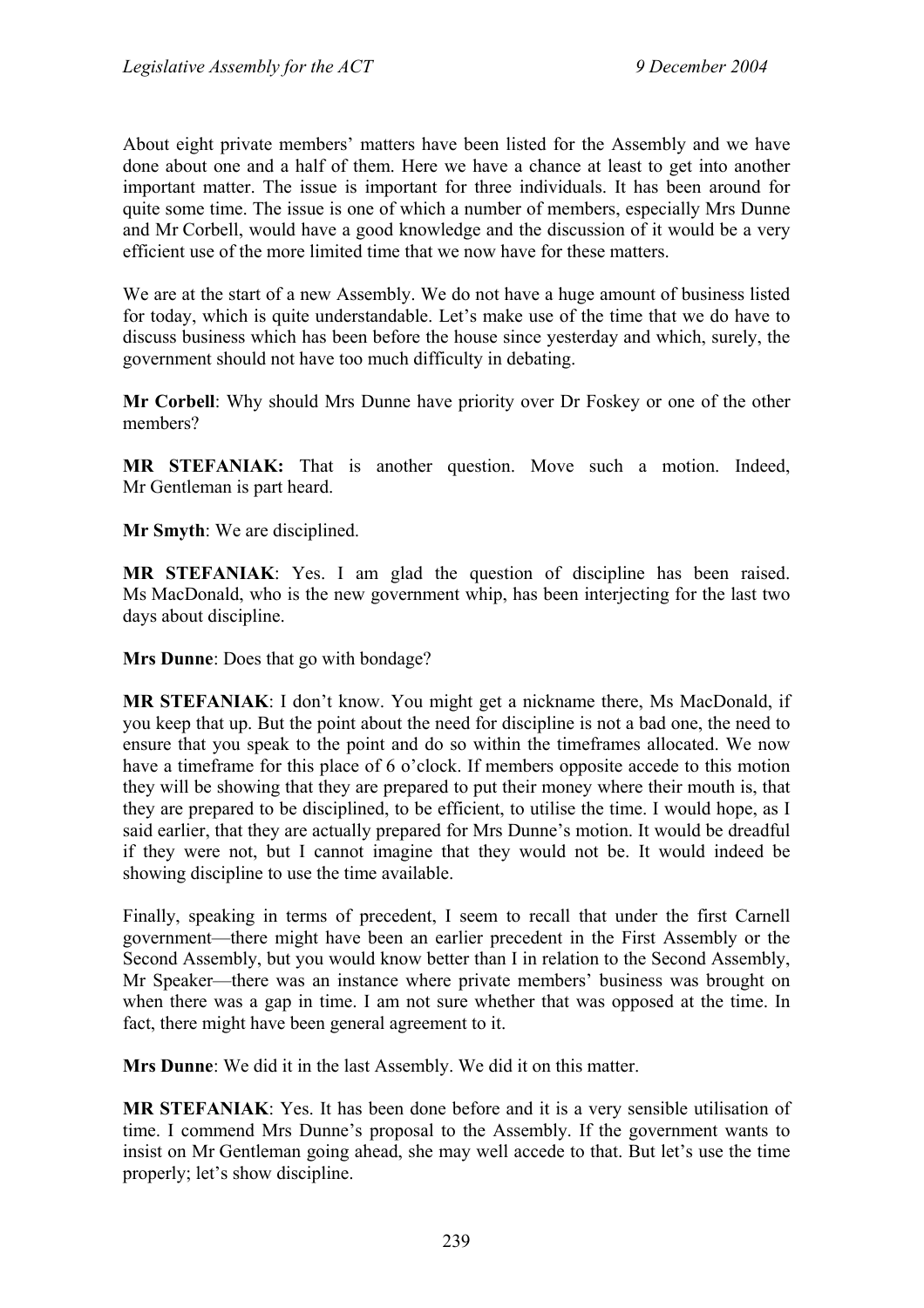About eight private members' matters have been listed for the Assembly and we have done about one and a half of them. Here we have a chance at least to get into another important matter. The issue is important for three individuals. It has been around for quite some time. The issue is one of which a number of members, especially Mrs Dunne and Mr Corbell, would have a good knowledge and the discussion of it would be a very efficient use of the more limited time that we now have for these matters.

We are at the start of a new Assembly. We do not have a huge amount of business listed for today, which is quite understandable. Let's make use of the time that we do have to discuss business which has been before the house since yesterday and which, surely, the government should not have too much difficulty in debating.

**Mr Corbell**: Why should Mrs Dunne have priority over Dr Foskey or one of the other members?

**MR STEFANIAK:** That is another question. Move such a motion. Indeed, Mr Gentleman is part heard.

**Mr Smyth**: We are disciplined.

**MR STEFANIAK**: Yes. I am glad the question of discipline has been raised. Ms MacDonald, who is the new government whip, has been interjecting for the last two days about discipline.

**Mrs Dunne**: Does that go with bondage?

**MR STEFANIAK**: I don't know. You might get a nickname there, Ms MacDonald, if you keep that up. But the point about the need for discipline is not a bad one, the need to ensure that you speak to the point and do so within the timeframes allocated. We now have a timeframe for this place of 6 o'clock. If members opposite accede to this motion they will be showing that they are prepared to put their money where their mouth is, that they are prepared to be disciplined, to be efficient, to utilise the time. I would hope, as I said earlier, that they are actually prepared for Mrs Dunne's motion. It would be dreadful if they were not, but I cannot imagine that they would not be. It would indeed be showing discipline to use the time available.

Finally, speaking in terms of precedent, I seem to recall that under the first Carnell government—there might have been an earlier precedent in the First Assembly or the Second Assembly, but you would know better than I in relation to the Second Assembly, Mr Speaker—there was an instance where private members' business was brought on when there was a gap in time. I am not sure whether that was opposed at the time. In fact, there might have been general agreement to it.

**Mrs Dunne**: We did it in the last Assembly. We did it on this matter.

**MR STEFANIAK**: Yes. It has been done before and it is a very sensible utilisation of time. I commend Mrs Dunne's proposal to the Assembly. If the government wants to insist on Mr Gentleman going ahead, she may well accede to that. But let's use the time properly; let's show discipline.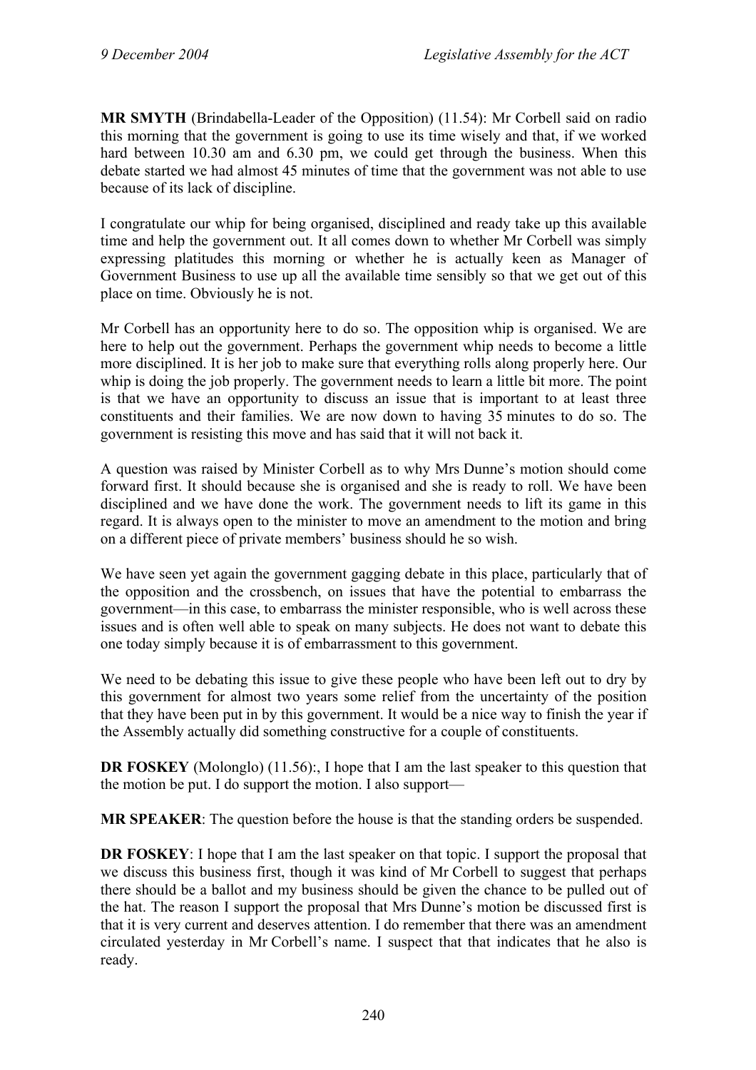**MR SMYTH** (Brindabella-Leader of the Opposition) (11.54): Mr Corbell said on radio this morning that the government is going to use its time wisely and that, if we worked hard between 10.30 am and 6.30 pm, we could get through the business. When this debate started we had almost 45 minutes of time that the government was not able to use because of its lack of discipline.

I congratulate our whip for being organised, disciplined and ready take up this available time and help the government out. It all comes down to whether Mr Corbell was simply expressing platitudes this morning or whether he is actually keen as Manager of Government Business to use up all the available time sensibly so that we get out of this place on time. Obviously he is not.

Mr Corbell has an opportunity here to do so. The opposition whip is organised. We are here to help out the government. Perhaps the government whip needs to become a little more disciplined. It is her job to make sure that everything rolls along properly here. Our whip is doing the job properly. The government needs to learn a little bit more. The point is that we have an opportunity to discuss an issue that is important to at least three constituents and their families. We are now down to having 35 minutes to do so. The government is resisting this move and has said that it will not back it.

A question was raised by Minister Corbell as to why Mrs Dunne's motion should come forward first. It should because she is organised and she is ready to roll. We have been disciplined and we have done the work. The government needs to lift its game in this regard. It is always open to the minister to move an amendment to the motion and bring on a different piece of private members' business should he so wish.

We have seen yet again the government gagging debate in this place, particularly that of the opposition and the crossbench, on issues that have the potential to embarrass the government—in this case, to embarrass the minister responsible, who is well across these issues and is often well able to speak on many subjects. He does not want to debate this one today simply because it is of embarrassment to this government.

We need to be debating this issue to give these people who have been left out to dry by this government for almost two years some relief from the uncertainty of the position that they have been put in by this government. It would be a nice way to finish the year if the Assembly actually did something constructive for a couple of constituents.

**DR FOSKEY** (Molonglo) (11.56):, I hope that I am the last speaker to this question that the motion be put. I do support the motion. I also support—

**MR SPEAKER**: The question before the house is that the standing orders be suspended.

**DR FOSKEY**: I hope that I am the last speaker on that topic. I support the proposal that we discuss this business first, though it was kind of Mr Corbell to suggest that perhaps there should be a ballot and my business should be given the chance to be pulled out of the hat. The reason I support the proposal that Mrs Dunne's motion be discussed first is that it is very current and deserves attention. I do remember that there was an amendment circulated yesterday in Mr Corbell's name. I suspect that that indicates that he also is ready.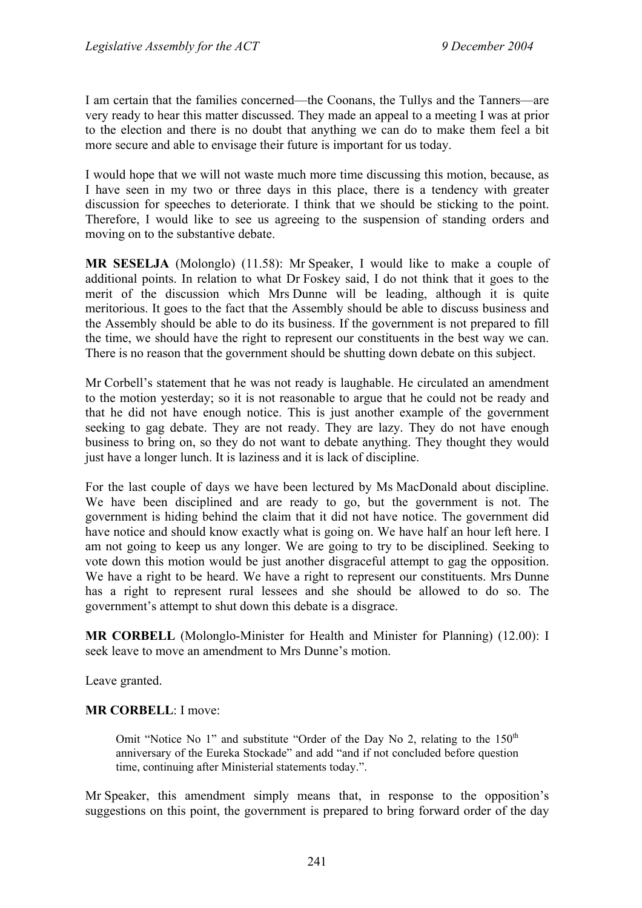I am certain that the families concerned—the Coonans, the Tullys and the Tanners—are very ready to hear this matter discussed. They made an appeal to a meeting I was at prior to the election and there is no doubt that anything we can do to make them feel a bit more secure and able to envisage their future is important for us today.

I would hope that we will not waste much more time discussing this motion, because, as I have seen in my two or three days in this place, there is a tendency with greater discussion for speeches to deteriorate. I think that we should be sticking to the point. Therefore, I would like to see us agreeing to the suspension of standing orders and moving on to the substantive debate.

**MR SESELJA** (Molonglo) (11.58): Mr Speaker, I would like to make a couple of additional points. In relation to what Dr Foskey said, I do not think that it goes to the merit of the discussion which Mrs Dunne will be leading, although it is quite meritorious. It goes to the fact that the Assembly should be able to discuss business and the Assembly should be able to do its business. If the government is not prepared to fill the time, we should have the right to represent our constituents in the best way we can. There is no reason that the government should be shutting down debate on this subject.

Mr Corbell's statement that he was not ready is laughable. He circulated an amendment to the motion yesterday; so it is not reasonable to argue that he could not be ready and that he did not have enough notice. This is just another example of the government seeking to gag debate. They are not ready. They are lazy. They do not have enough business to bring on, so they do not want to debate anything. They thought they would just have a longer lunch. It is laziness and it is lack of discipline.

For the last couple of days we have been lectured by Ms MacDonald about discipline. We have been disciplined and are ready to go, but the government is not. The government is hiding behind the claim that it did not have notice. The government did have notice and should know exactly what is going on. We have half an hour left here. I am not going to keep us any longer. We are going to try to be disciplined. Seeking to vote down this motion would be just another disgraceful attempt to gag the opposition. We have a right to be heard. We have a right to represent our constituents. Mrs Dunne has a right to represent rural lessees and she should be allowed to do so. The government's attempt to shut down this debate is a disgrace.

**MR CORBELL** (Molonglo-Minister for Health and Minister for Planning) (12.00): I seek leave to move an amendment to Mrs Dunne's motion.

Leave granted.

**MR CORBELL**: I move:

> Omit "Notice No 1" and substitute "Order of the Day No 2, relating to the 150th anniversary of the Eureka Stockade" and add "and if not concluded before question time, continuing after Ministerial statements today.".

Mr Speaker, this amendment simply means that, in response to the opposition's suggestions on this point, the government is prepared to bring forward order of the day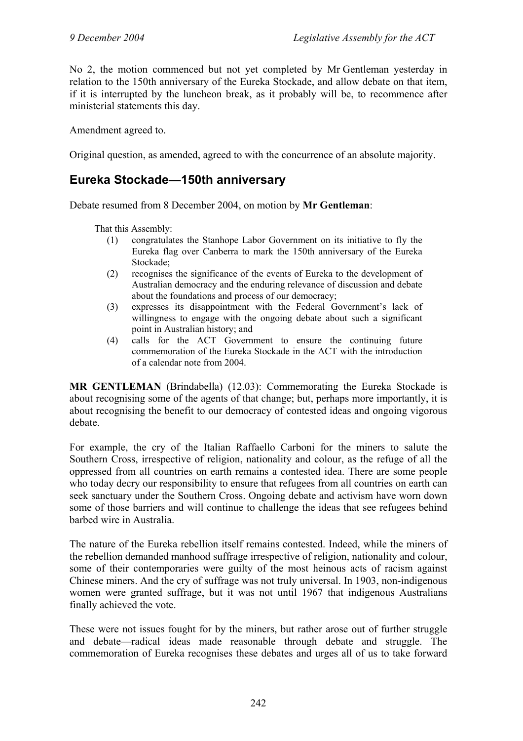No 2, the motion commenced but not yet completed by Mr Gentleman yesterday in relation to the 150th anniversary of the Eureka Stockade, and allow debate on that item, if it is interrupted by the luncheon break, as it probably will be, to recommence after ministerial statements this day.

Amendment agreed to.

Original question, as amended, agreed to with the concurrence of an absolute majority.

## Eureka Stockade—150th anniversary

Debate resumed from 8 December 2004, on motion by **Mr Gentleman**:

> That this Assembly:
>
> (1) congratulates the Stanhope Labor Government on its initiative to fly the Eureka flag over Canberra to mark the 150th anniversary of the Eureka Stockade;
>
> (2) recognises the significance of the events of Eureka to the development of Australian democracy and the enduring relevance of discussion and debate about the foundations and process of our democracy;
>
> (3) expresses its disappointment with the Federal Government's lack of willingness to engage with the ongoing debate about such a significant point in Australian history; and
>
> (4) calls for the ACT Government to ensure the continuing future commemoration of the Eureka Stockade in the ACT with the introduction of a calendar note from 2004.

**MR GENTLEMAN** (Brindabella) (12.03): Commemorating the Eureka Stockade is about recognising some of the agents of that change; but, perhaps more importantly, it is about recognising the benefit to our democracy of contested ideas and ongoing vigorous debate.

For example, the cry of the Italian Raffaello Carboni for the miners to salute the Southern Cross, irrespective of religion, nationality and colour, as the refuge of all the oppressed from all countries on earth remains a contested idea. There are some people who today decry our responsibility to ensure that refugees from all countries on earth can seek sanctuary under the Southern Cross. Ongoing debate and activism have worn down some of those barriers and will continue to challenge the ideas that see refugees behind barbed wire in Australia.

The nature of the Eureka rebellion itself remains contested. Indeed, while the miners of the rebellion demanded manhood suffrage irrespective of religion, nationality and colour, some of their contemporaries were guilty of the most heinous acts of racism against Chinese miners. And the cry of suffrage was not truly universal. In 1903, non-indigenous women were granted suffrage, but it was not until 1967 that indigenous Australians finally achieved the vote.

These were not issues fought for by the miners, but rather arose out of further struggle and debate—radical ideas made reasonable through debate and struggle. The commemoration of Eureka recognises these debates and urges all of us to take forward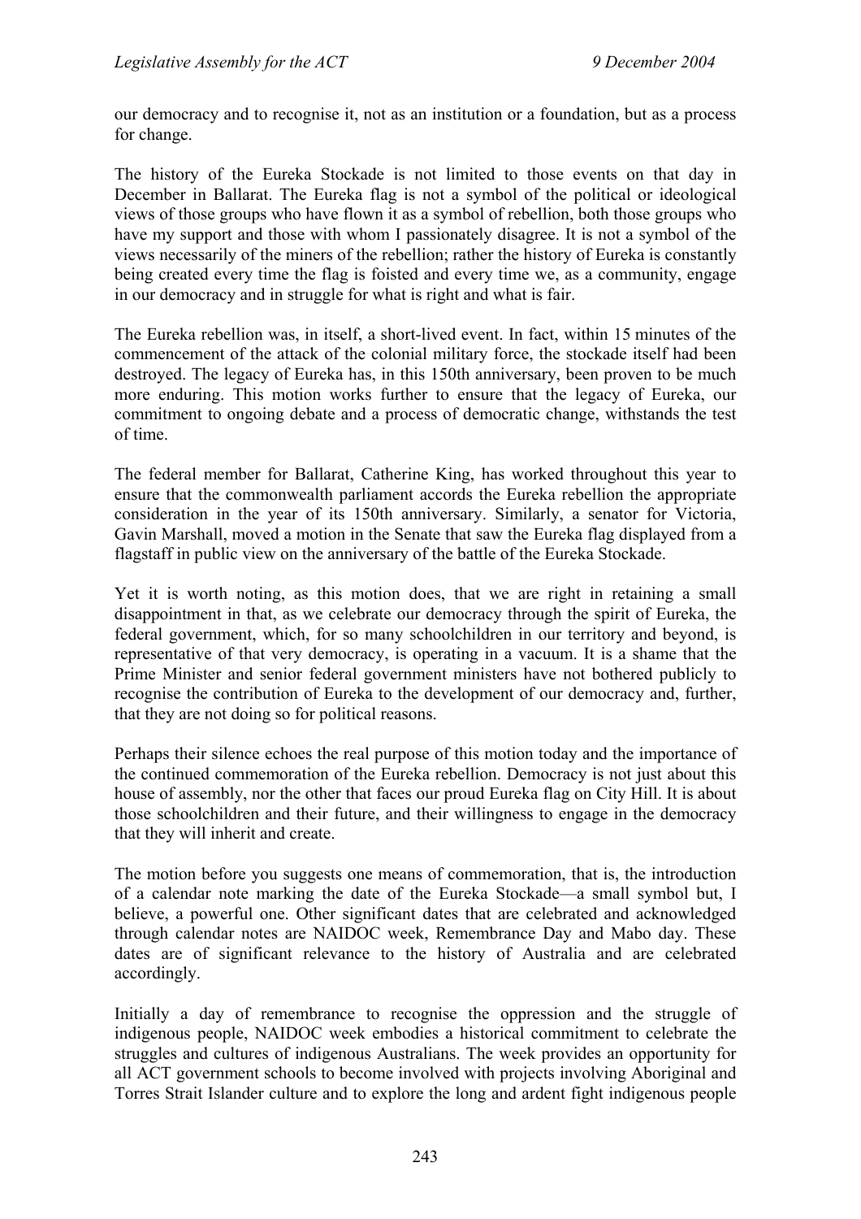our democracy and to recognise it, not as an institution or a foundation, but as a process for change.

The history of the Eureka Stockade is not limited to those events on that day in December in Ballarat. The Eureka flag is not a symbol of the political or ideological views of those groups who have flown it as a symbol of rebellion, both those groups who have my support and those with whom I passionately disagree. It is not a symbol of the views necessarily of the miners of the rebellion; rather the history of Eureka is constantly being created every time the flag is foisted and every time we, as a community, engage in our democracy and in struggle for what is right and what is fair.

The Eureka rebellion was, in itself, a short-lived event. In fact, within 15 minutes of the commencement of the attack of the colonial military force, the stockade itself had been destroyed. The legacy of Eureka has, in this 150th anniversary, been proven to be much more enduring. This motion works further to ensure that the legacy of Eureka, our commitment to ongoing debate and a process of democratic change, withstands the test of time.

The federal member for Ballarat, Catherine King, has worked throughout this year to ensure that the commonwealth parliament accords the Eureka rebellion the appropriate consideration in the year of its 150th anniversary. Similarly, a senator for Victoria, Gavin Marshall, moved a motion in the Senate that saw the Eureka flag displayed from a flagstaff in public view on the anniversary of the battle of the Eureka Stockade.

Yet it is worth noting, as this motion does, that we are right in retaining a small disappointment in that, as we celebrate our democracy through the spirit of Eureka, the federal government, which, for so many schoolchildren in our territory and beyond, is representative of that very democracy, is operating in a vacuum. It is a shame that the Prime Minister and senior federal government ministers have not bothered publicly to recognise the contribution of Eureka to the development of our democracy and, further, that they are not doing so for political reasons.

Perhaps their silence echoes the real purpose of this motion today and the importance of the continued commemoration of the Eureka rebellion. Democracy is not just about this house of assembly, nor the other that faces our proud Eureka flag on City Hill. It is about those schoolchildren and their future, and their willingness to engage in the democracy that they will inherit and create.

The motion before you suggests one means of commemoration, that is, the introduction of a calendar note marking the date of the Eureka Stockade—a small symbol but, I believe, a powerful one. Other significant dates that are celebrated and acknowledged through calendar notes are NAIDOC week, Remembrance Day and Mabo day. These dates are of significant relevance to the history of Australia and are celebrated accordingly.

Initially a day of remembrance to recognise the oppression and the struggle of indigenous people, NAIDOC week embodies a historical commitment to celebrate the struggles and cultures of indigenous Australians. The week provides an opportunity for all ACT government schools to become involved with projects involving Aboriginal and Torres Strait Islander culture and to explore the long and ardent fight indigenous people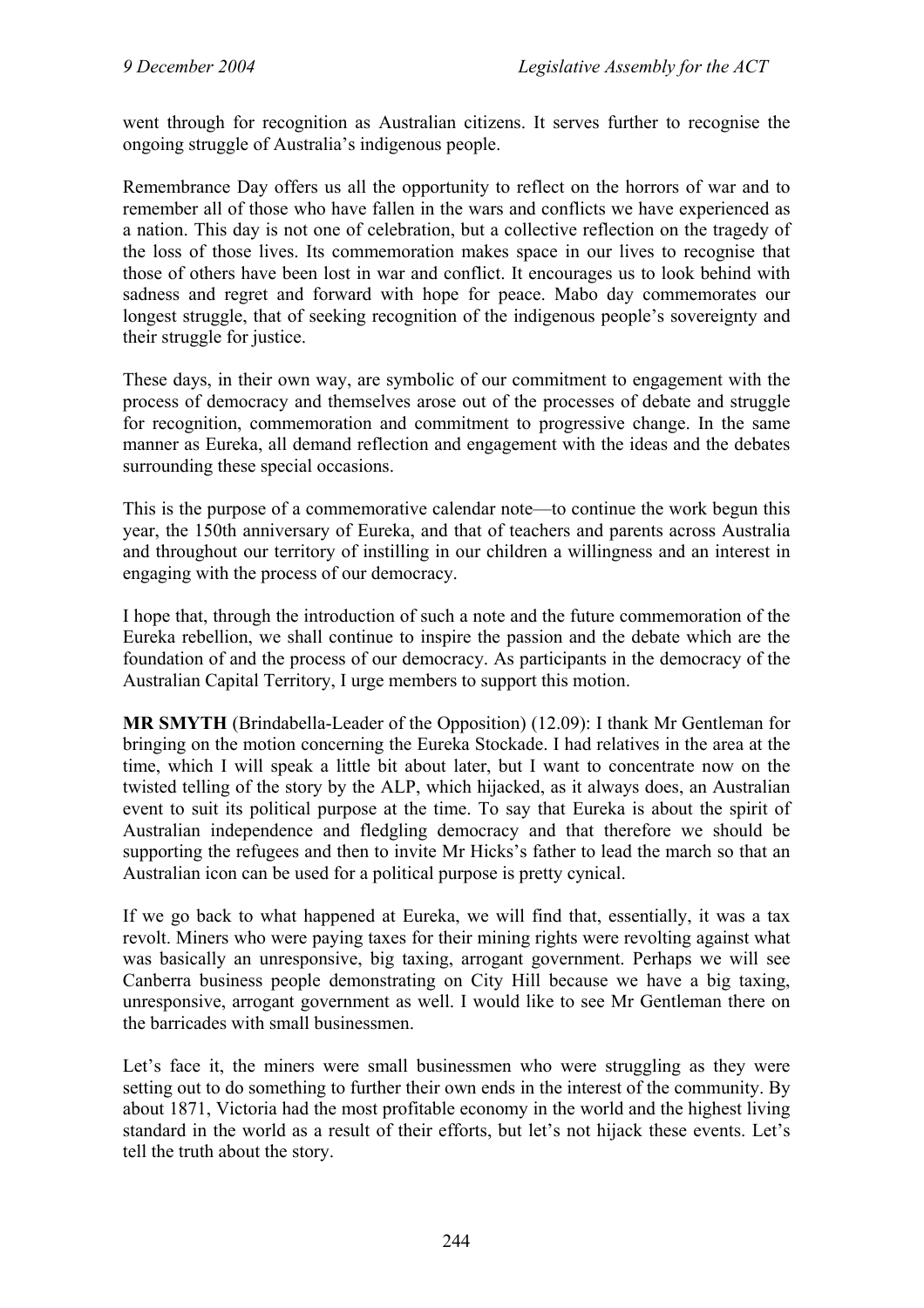went through for recognition as Australian citizens. It serves further to recognise the ongoing struggle of Australia's indigenous people.

Remembrance Day offers us all the opportunity to reflect on the horrors of war and to remember all of those who have fallen in the wars and conflicts we have experienced as a nation. This day is not one of celebration, but a collective reflection on the tragedy of the loss of those lives. Its commemoration makes space in our lives to recognise that those of others have been lost in war and conflict. It encourages us to look behind with sadness and regret and forward with hope for peace. Mabo day commemorates our longest struggle, that of seeking recognition of the indigenous people's sovereignty and their struggle for justice.

These days, in their own way, are symbolic of our commitment to engagement with the process of democracy and themselves arose out of the processes of debate and struggle for recognition, commemoration and commitment to progressive change. In the same manner as Eureka, all demand reflection and engagement with the ideas and the debates surrounding these special occasions.

This is the purpose of a commemorative calendar note—to continue the work begun this year, the 150th anniversary of Eureka, and that of teachers and parents across Australia and throughout our territory of instilling in our children a willingness and an interest in engaging with the process of our democracy.

I hope that, through the introduction of such a note and the future commemoration of the Eureka rebellion, we shall continue to inspire the passion and the debate which are the foundation of and the process of our democracy. As participants in the democracy of the Australian Capital Territory, I urge members to support this motion.

**MR SMYTH** (Brindabella-Leader of the Opposition) (12.09): I thank Mr Gentleman for bringing on the motion concerning the Eureka Stockade. I had relatives in the area at the time, which I will speak a little bit about later, but I want to concentrate now on the twisted telling of the story by the ALP, which hijacked, as it always does, an Australian event to suit its political purpose at the time. To say that Eureka is about the spirit of Australian independence and fledgling democracy and that therefore we should be supporting the refugees and then to invite Mr Hicks's father to lead the march so that an Australian icon can be used for a political purpose is pretty cynical.

If we go back to what happened at Eureka, we will find that, essentially, it was a tax revolt. Miners who were paying taxes for their mining rights were revolting against what was basically an unresponsive, big taxing, arrogant government. Perhaps we will see Canberra business people demonstrating on City Hill because we have a big taxing, unresponsive, arrogant government as well. I would like to see Mr Gentleman there on the barricades with small businessmen.

Let's face it, the miners were small businessmen who were struggling as they were setting out to do something to further their own ends in the interest of the community. By about 1871, Victoria had the most profitable economy in the world and the highest living standard in the world as a result of their efforts, but let's not hijack these events. Let's tell the truth about the story.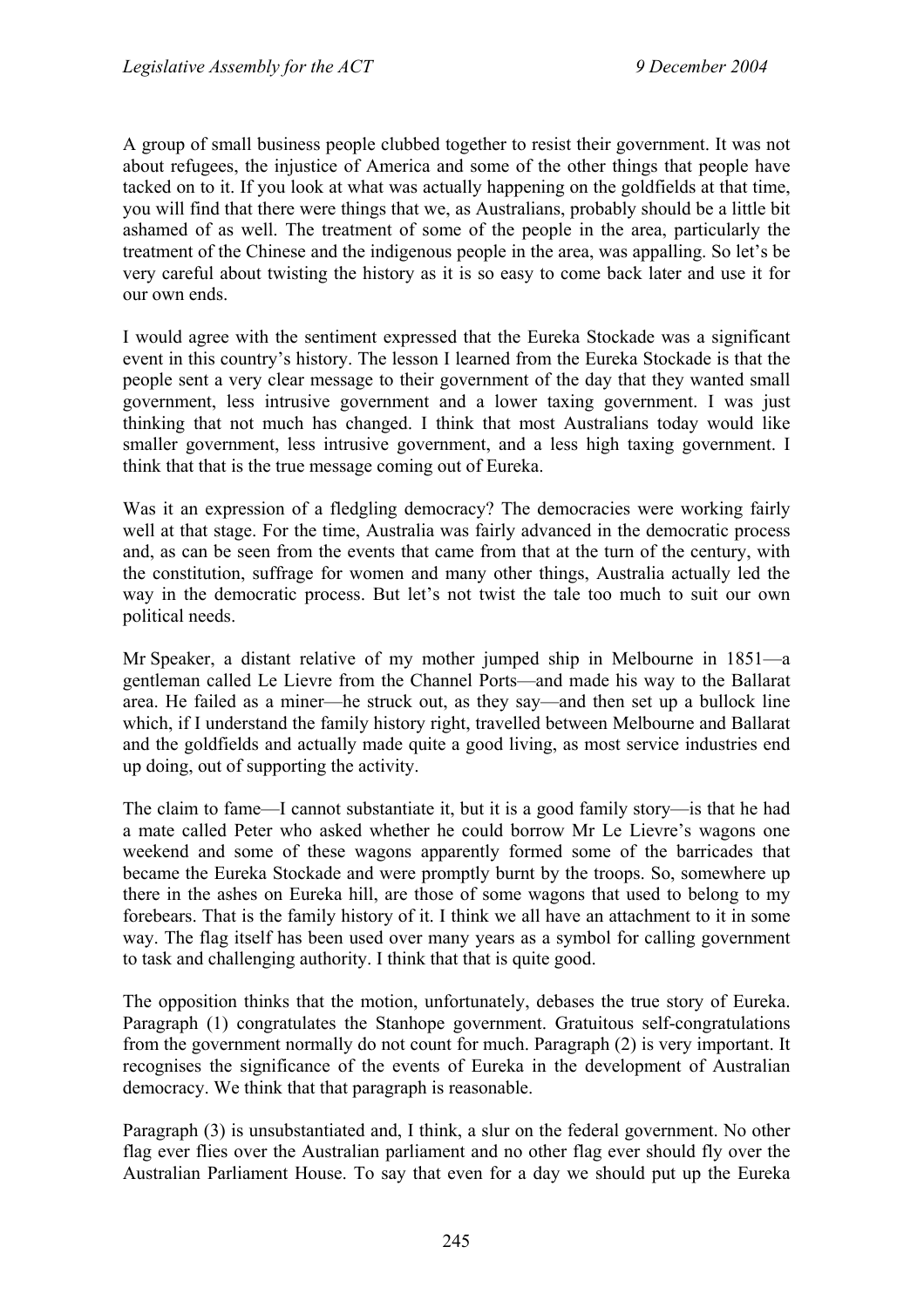A group of small business people clubbed together to resist their government. It was not about refugees, the injustice of America and some of the other things that people have tacked on to it. If you look at what was actually happening on the goldfields at that time, you will find that there were things that we, as Australians, probably should be a little bit ashamed of as well. The treatment of some of the people in the area, particularly the treatment of the Chinese and the indigenous people in the area, was appalling. So let's be very careful about twisting the history as it is so easy to come back later and use it for our own ends.

I would agree with the sentiment expressed that the Eureka Stockade was a significant event in this country's history. The lesson I learned from the Eureka Stockade is that the people sent a very clear message to their government of the day that they wanted small government, less intrusive government and a lower taxing government. I was just thinking that not much has changed. I think that most Australians today would like smaller government, less intrusive government, and a less high taxing government. I think that that is the true message coming out of Eureka.

Was it an expression of a fledgling democracy? The democracies were working fairly well at that stage. For the time, Australia was fairly advanced in the democratic process and, as can be seen from the events that came from that at the turn of the century, with the constitution, suffrage for women and many other things, Australia actually led the way in the democratic process. But let's not twist the tale too much to suit our own political needs.

Mr Speaker, a distant relative of my mother jumped ship in Melbourne in 1851—a gentleman called Le Lievre from the Channel Ports—and made his way to the Ballarat area. He failed as a miner—he struck out, as they say—and then set up a bullock line which, if I understand the family history right, travelled between Melbourne and Ballarat and the goldfields and actually made quite a good living, as most service industries end up doing, out of supporting the activity.

The claim to fame—I cannot substantiate it, but it is a good family story—is that he had a mate called Peter who asked whether he could borrow Mr Le Lievre's wagons one weekend and some of these wagons apparently formed some of the barricades that became the Eureka Stockade and were promptly burnt by the troops. So, somewhere up there in the ashes on Eureka hill, are those of some wagons that used to belong to my forebears. That is the family history of it. I think we all have an attachment to it in some way. The flag itself has been used over many years as a symbol for calling government to task and challenging authority. I think that that is quite good.

The opposition thinks that the motion, unfortunately, debases the true story of Eureka. Paragraph (1) congratulates the Stanhope government. Gratuitous self-congratulations from the government normally do not count for much. Paragraph (2) is very important. It recognises the significance of the events of Eureka in the development of Australian democracy. We think that that paragraph is reasonable.

Paragraph (3) is unsubstantiated and, I think, a slur on the federal government. No other flag ever flies over the Australian parliament and no other flag ever should fly over the Australian Parliament House. To say that even for a day we should put up the Eureka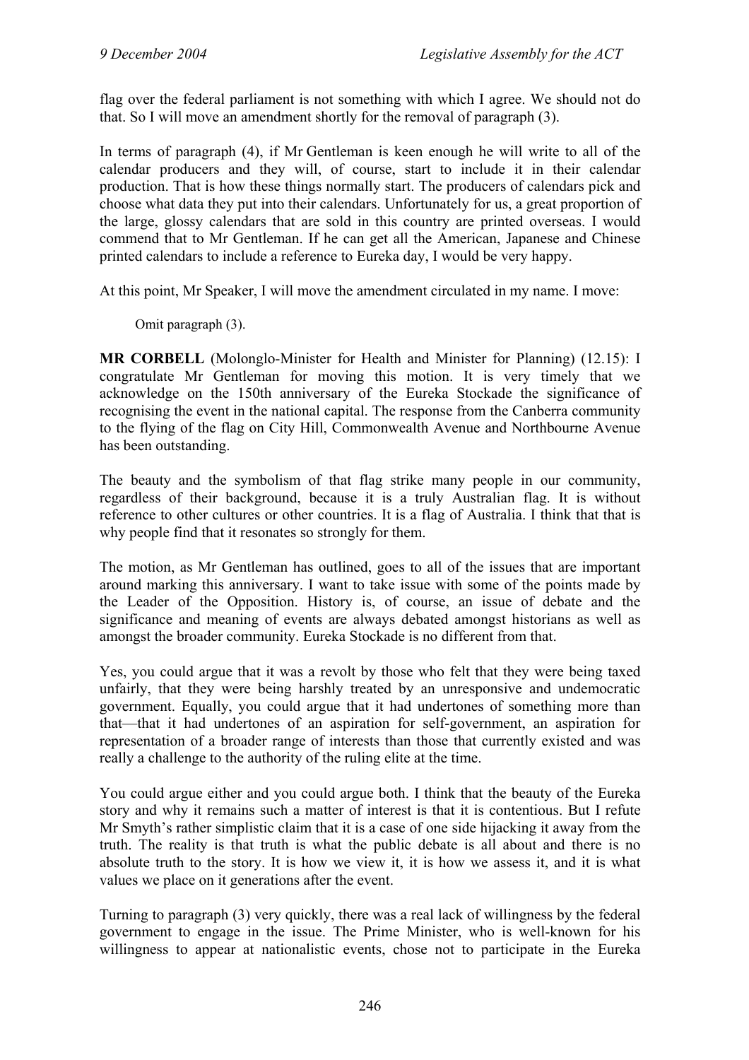flag over the federal parliament is not something with which I agree. We should not do that. So I will move an amendment shortly for the removal of paragraph (3).

In terms of paragraph (4), if Mr Gentleman is keen enough he will write to all of the calendar producers and they will, of course, start to include it in their calendar production. That is how these things normally start. The producers of calendars pick and choose what data they put into their calendars. Unfortunately for us, a great proportion of the large, glossy calendars that are sold in this country are printed overseas. I would commend that to Mr Gentleman. If he can get all the American, Japanese and Chinese printed calendars to include a reference to Eureka day, I would be very happy.

At this point, Mr Speaker, I will move the amendment circulated in my name. I move:

> Omit paragraph (3).

**MR CORBELL** (Molonglo-Minister for Health and Minister for Planning) (12.15): I congratulate Mr Gentleman for moving this motion. It is very timely that we acknowledge on the 150th anniversary of the Eureka Stockade the significance of recognising the event in the national capital. The response from the Canberra community to the flying of the flag on City Hill, Commonwealth Avenue and Northbourne Avenue has been outstanding.

The beauty and the symbolism of that flag strike many people in our community, regardless of their background, because it is a truly Australian flag. It is without reference to other cultures or other countries. It is a flag of Australia. I think that that is why people find that it resonates so strongly for them.

The motion, as Mr Gentleman has outlined, goes to all of the issues that are important around marking this anniversary. I want to take issue with some of the points made by the Leader of the Opposition. History is, of course, an issue of debate and the significance and meaning of events are always debated amongst historians as well as amongst the broader community. Eureka Stockade is no different from that.

Yes, you could argue that it was a revolt by those who felt that they were being taxed unfairly, that they were being harshly treated by an unresponsive and undemocratic government. Equally, you could argue that it had undertones of something more than that—that it had undertones of an aspiration for self-government, an aspiration for representation of a broader range of interests than those that currently existed and was really a challenge to the authority of the ruling elite at the time.

You could argue either and you could argue both. I think that the beauty of the Eureka story and why it remains such a matter of interest is that it is contentious. But I refute Mr Smyth's rather simplistic claim that it is a case of one side hijacking it away from the truth. The reality is that truth is what the public debate is all about and there is no absolute truth to the story. It is how we view it, it is how we assess it, and it is what values we place on it generations after the event.

Turning to paragraph (3) very quickly, there was a real lack of willingness by the federal government to engage in the issue. The Prime Minister, who is well-known for his willingness to appear at nationalistic events, chose not to participate in the Eureka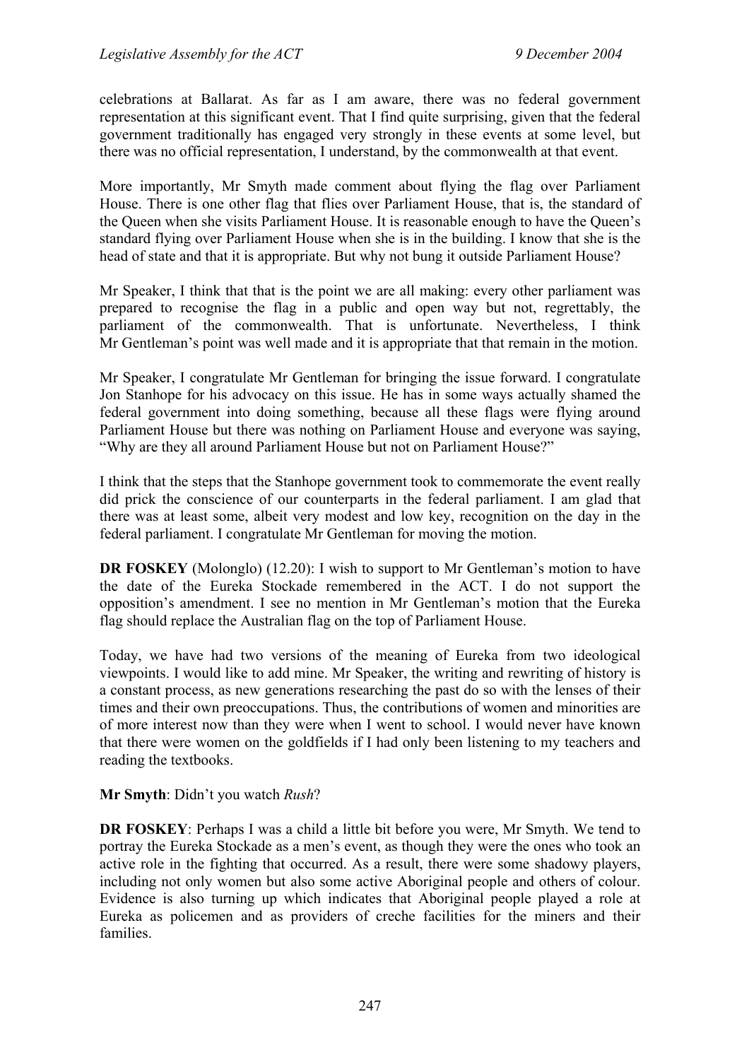celebrations at Ballarat. As far as I am aware, there was no federal government representation at this significant event. That I find quite surprising, given that the federal government traditionally has engaged very strongly in these events at some level, but there was no official representation, I understand, by the commonwealth at that event.

More importantly, Mr Smyth made comment about flying the flag over Parliament House. There is one other flag that flies over Parliament House, that is, the standard of the Queen when she visits Parliament House. It is reasonable enough to have the Queen's standard flying over Parliament House when she is in the building. I know that she is the head of state and that it is appropriate. But why not bung it outside Parliament House?

Mr Speaker, I think that that is the point we are all making: every other parliament was prepared to recognise the flag in a public and open way but not, regrettably, the parliament of the commonwealth. That is unfortunate. Nevertheless, I think Mr Gentleman's point was well made and it is appropriate that that remain in the motion.

Mr Speaker, I congratulate Mr Gentleman for bringing the issue forward. I congratulate Jon Stanhope for his advocacy on this issue. He has in some ways actually shamed the federal government into doing something, because all these flags were flying around Parliament House but there was nothing on Parliament House and everyone was saying, "Why are they all around Parliament House but not on Parliament House?"

I think that the steps that the Stanhope government took to commemorate the event really did prick the conscience of our counterparts in the federal parliament. I am glad that there was at least some, albeit very modest and low key, recognition on the day in the federal parliament. I congratulate Mr Gentleman for moving the motion.

**DR FOSKEY** (Molonglo) (12.20): I wish to support to Mr Gentleman's motion to have the date of the Eureka Stockade remembered in the ACT. I do not support the opposition's amendment. I see no mention in Mr Gentleman's motion that the Eureka flag should replace the Australian flag on the top of Parliament House.

Today, we have had two versions of the meaning of Eureka from two ideological viewpoints. I would like to add mine. Mr Speaker, the writing and rewriting of history is a constant process, as new generations researching the past do so with the lenses of their times and their own preoccupations. Thus, the contributions of women and minorities are of more interest now than they were when I went to school. I would never have known that there were women on the goldfields if I had only been listening to my teachers and reading the textbooks.

**Mr Smyth**: Didn't you watch *Rush*?

**DR FOSKEY**: Perhaps I was a child a little bit before you were, Mr Smyth. We tend to portray the Eureka Stockade as a men's event, as though they were the ones who took an active role in the fighting that occurred. As a result, there were some shadowy players, including not only women but also some active Aboriginal people and others of colour. Evidence is also turning up which indicates that Aboriginal people played a role at Eureka as policemen and as providers of creche facilities for the miners and their families.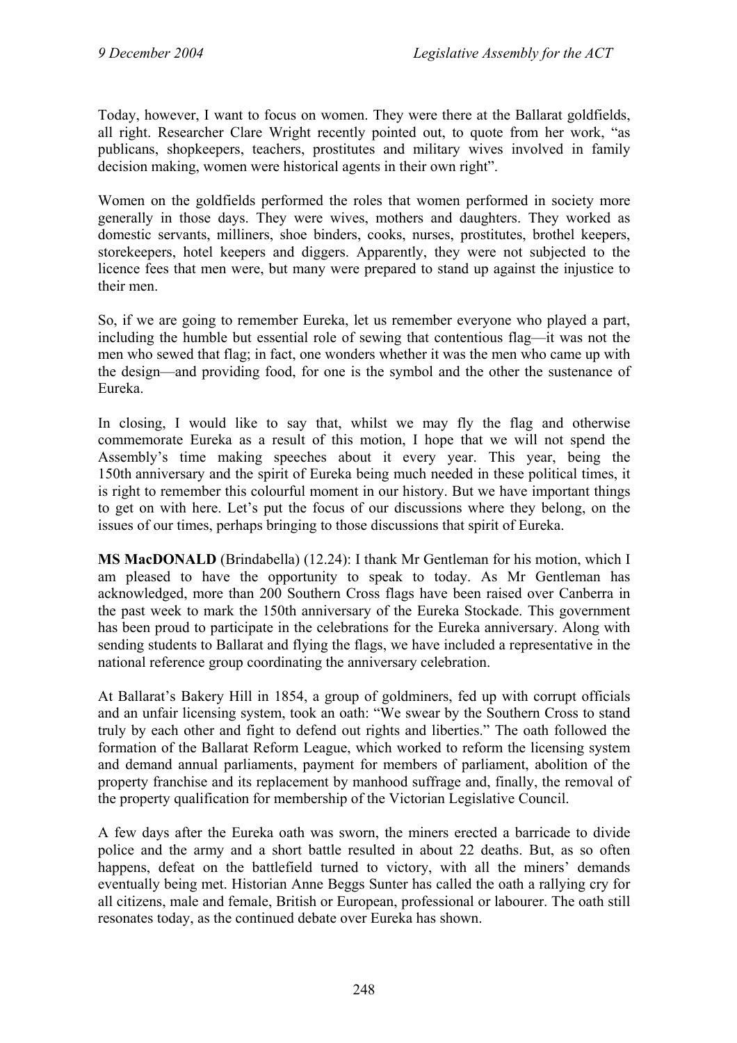Today, however, I want to focus on women. They were there at the Ballarat goldfields, all right. Researcher Clare Wright recently pointed out, to quote from her work, "as publicans, shopkeepers, teachers, prostitutes and military wives involved in family decision making, women were historical agents in their own right".

Women on the goldfields performed the roles that women performed in society more generally in those days. They were wives, mothers and daughters. They worked as domestic servants, milliners, shoe binders, cooks, nurses, prostitutes, brothel keepers, storekeepers, hotel keepers and diggers. Apparently, they were not subjected to the licence fees that men were, but many were prepared to stand up against the injustice to their men.

So, if we are going to remember Eureka, let us remember everyone who played a part, including the humble but essential role of sewing that contentious flag—it was not the men who sewed that flag; in fact, one wonders whether it was the men who came up with the design—and providing food, for one is the symbol and the other the sustenance of Eureka.

In closing, I would like to say that, whilst we may fly the flag and otherwise commemorate Eureka as a result of this motion, I hope that we will not spend the Assembly's time making speeches about it every year. This year, being the 150th anniversary and the spirit of Eureka being much needed in these political times, it is right to remember this colourful moment in our history. But we have important things to get on with here. Let's put the focus of our discussions where they belong, on the issues of our times, perhaps bringing to those discussions that spirit of Eureka.

**MS MacDONALD** (Brindabella) (12.24): I thank Mr Gentleman for his motion, which I am pleased to have the opportunity to speak to today. As Mr Gentleman has acknowledged, more than 200 Southern Cross flags have been raised over Canberra in the past week to mark the 150th anniversary of the Eureka Stockade. This government has been proud to participate in the celebrations for the Eureka anniversary. Along with sending students to Ballarat and flying the flags, we have included a representative in the national reference group coordinating the anniversary celebration.

At Ballarat's Bakery Hill in 1854, a group of goldminers, fed up with corrupt officials and an unfair licensing system, took an oath: "We swear by the Southern Cross to stand truly by each other and fight to defend out rights and liberties." The oath followed the formation of the Ballarat Reform League, which worked to reform the licensing system and demand annual parliaments, payment for members of parliament, abolition of the property franchise and its replacement by manhood suffrage and, finally, the removal of the property qualification for membership of the Victorian Legislative Council.

A few days after the Eureka oath was sworn, the miners erected a barricade to divide police and the army and a short battle resulted in about 22 deaths. But, as so often happens, defeat on the battlefield turned to victory, with all the miners' demands eventually being met. Historian Anne Beggs Sunter has called the oath a rallying cry for all citizens, male and female, British or European, professional or labourer. The oath still resonates today, as the continued debate over Eureka has shown.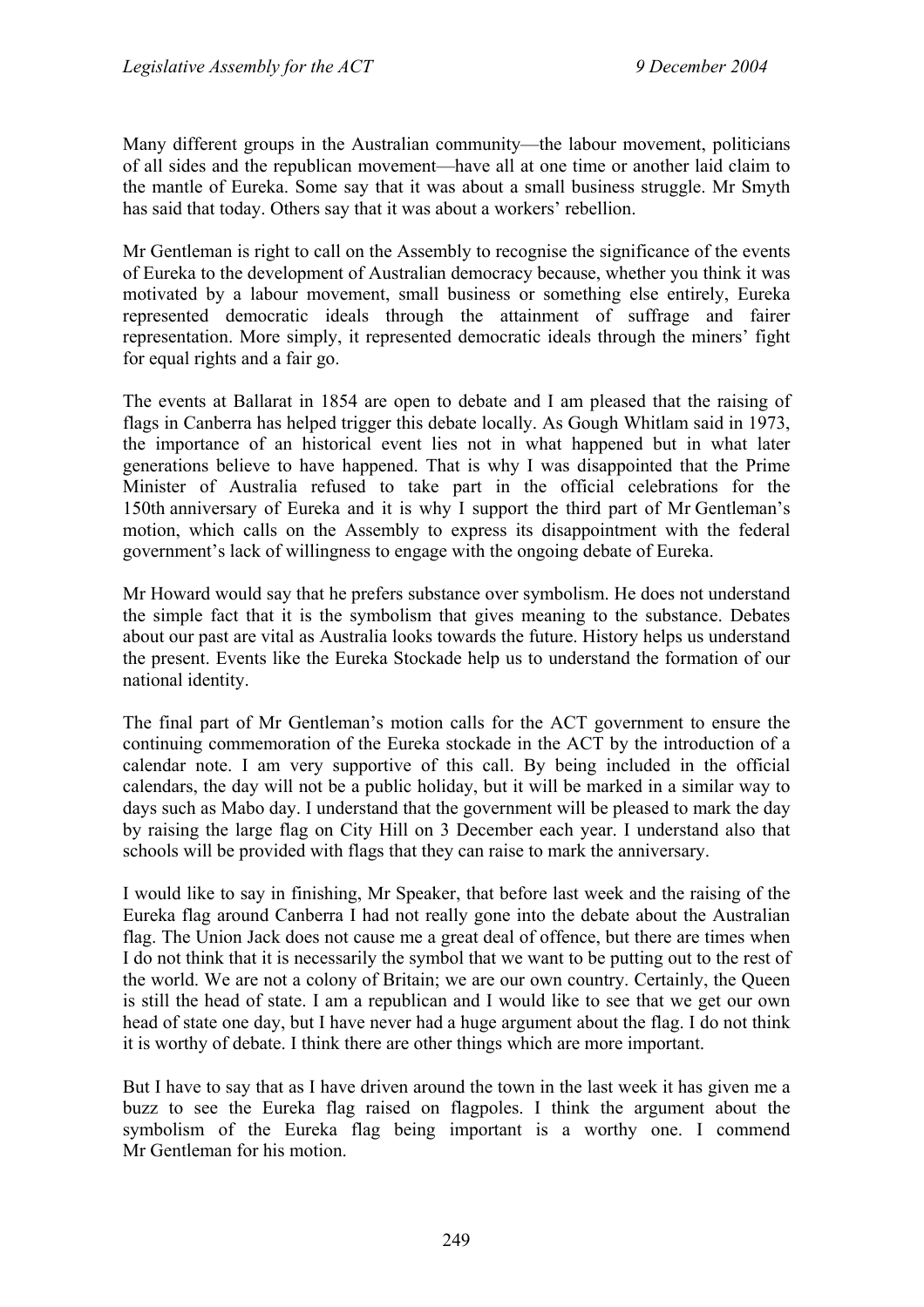Many different groups in the Australian community—the labour movement, politicians of all sides and the republican movement—have all at one time or another laid claim to the mantle of Eureka. Some say that it was about a small business struggle. Mr Smyth has said that today. Others say that it was about a workers' rebellion.

Mr Gentleman is right to call on the Assembly to recognise the significance of the events of Eureka to the development of Australian democracy because, whether you think it was motivated by a labour movement, small business or something else entirely, Eureka represented democratic ideals through the attainment of suffrage and fairer representation. More simply, it represented democratic ideals through the miners' fight for equal rights and a fair go.

The events at Ballarat in 1854 are open to debate and I am pleased that the raising of flags in Canberra has helped trigger this debate locally. As Gough Whitlam said in 1973, the importance of an historical event lies not in what happened but in what later generations believe to have happened. That is why I was disappointed that the Prime Minister of Australia refused to take part in the official celebrations for the 150th anniversary of Eureka and it is why I support the third part of Mr Gentleman's motion, which calls on the Assembly to express its disappointment with the federal government's lack of willingness to engage with the ongoing debate of Eureka.

Mr Howard would say that he prefers substance over symbolism. He does not understand the simple fact that it is the symbolism that gives meaning to the substance. Debates about our past are vital as Australia looks towards the future. History helps us understand the present. Events like the Eureka Stockade help us to understand the formation of our national identity.

The final part of Mr Gentleman's motion calls for the ACT government to ensure the continuing commemoration of the Eureka stockade in the ACT by the introduction of a calendar note. I am very supportive of this call. By being included in the official calendars, the day will not be a public holiday, but it will be marked in a similar way to days such as Mabo day. I understand that the government will be pleased to mark the day by raising the large flag on City Hill on 3 December each year. I understand also that schools will be provided with flags that they can raise to mark the anniversary.

I would like to say in finishing, Mr Speaker, that before last week and the raising of the Eureka flag around Canberra I had not really gone into the debate about the Australian flag. The Union Jack does not cause me a great deal of offence, but there are times when I do not think that it is necessarily the symbol that we want to be putting out to the rest of the world. We are not a colony of Britain; we are our own country. Certainly, the Queen is still the head of state. I am a republican and I would like to see that we get our own head of state one day, but I have never had a huge argument about the flag. I do not think it is worthy of debate. I think there are other things which are more important.

But I have to say that as I have driven around the town in the last week it has given me a buzz to see the Eureka flag raised on flagpoles. I think the argument about the symbolism of the Eureka flag being important is a worthy one. I commend Mr Gentleman for his motion.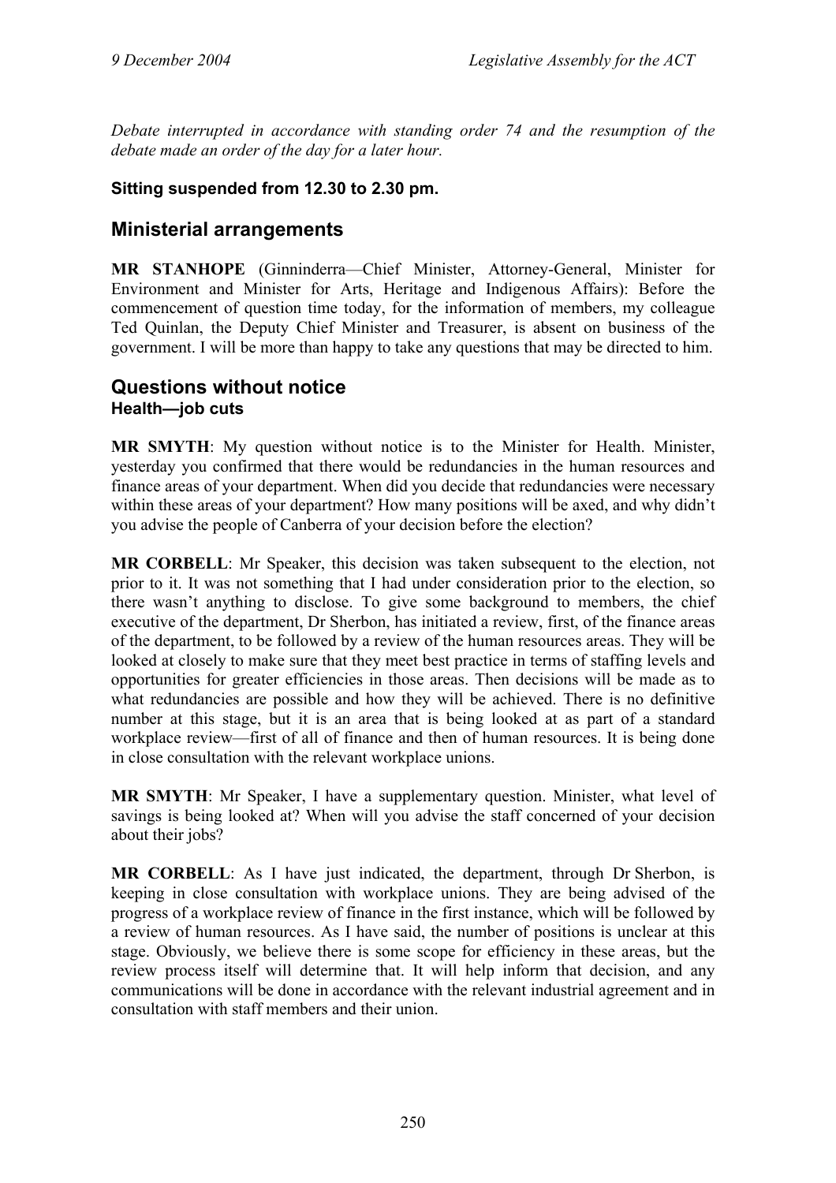*Debate interrupted in accordance with standing order 74 and the resumption of the debate made an order of the day for a later hour.*

**Sitting suspended from 12.30 to 2.30 pm.**

## Ministerial arrangements

**MR STANHOPE** (Ginninderra—Chief Minister, Attorney-General, Minister for Environment and Minister for Arts, Heritage and Indigenous Affairs): Before the commencement of question time today, for the information of members, my colleague Ted Quinlan, the Deputy Chief Minister and Treasurer, is absent on business of the government. I will be more than happy to take any questions that may be directed to him.

## Questions without notice

### Health—job cuts

**MR SMYTH**: My question without notice is to the Minister for Health. Minister, yesterday you confirmed that there would be redundancies in the human resources and finance areas of your department. When did you decide that redundancies were necessary within these areas of your department? How many positions will be axed, and why didn't you advise the people of Canberra of your decision before the election?

**MR CORBELL**: Mr Speaker, this decision was taken subsequent to the election, not prior to it. It was not something that I had under consideration prior to the election, so there wasn't anything to disclose. To give some background to members, the chief executive of the department, Dr Sherbon, has initiated a review, first, of the finance areas of the department, to be followed by a review of the human resources areas. They will be looked at closely to make sure that they meet best practice in terms of staffing levels and opportunities for greater efficiencies in those areas. Then decisions will be made as to what redundancies are possible and how they will be achieved. There is no definitive number at this stage, but it is an area that is being looked at as part of a standard workplace review—first of all of finance and then of human resources. It is being done in close consultation with the relevant workplace unions.

**MR SMYTH**: Mr Speaker, I have a supplementary question. Minister, what level of savings is being looked at? When will you advise the staff concerned of your decision about their jobs?

**MR CORBELL**: As I have just indicated, the department, through Dr Sherbon, is keeping in close consultation with workplace unions. They are being advised of the progress of a workplace review of finance in the first instance, which will be followed by a review of human resources. As I have said, the number of positions is unclear at this stage. Obviously, we believe there is some scope for efficiency in these areas, but the review process itself will determine that. It will help inform that decision, and any communications will be done in accordance with the relevant industrial agreement and in consultation with staff members and their union.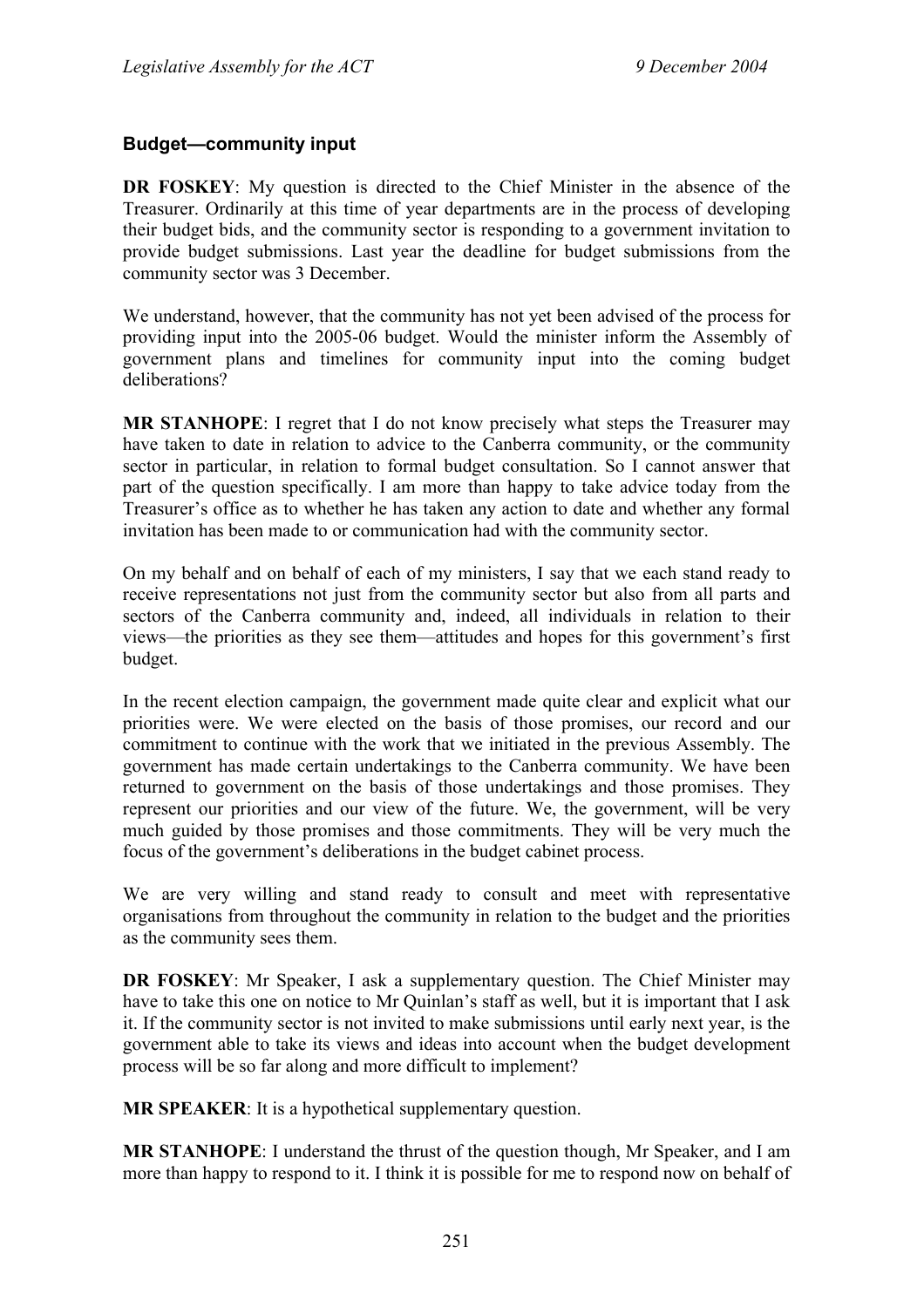### Budget—community input

**DR FOSKEY**: My question is directed to the Chief Minister in the absence of the Treasurer. Ordinarily at this time of year departments are in the process of developing their budget bids, and the community sector is responding to a government invitation to provide budget submissions. Last year the deadline for budget submissions from the community sector was 3 December.

We understand, however, that the community has not yet been advised of the process for providing input into the 2005-06 budget. Would the minister inform the Assembly of government plans and timelines for community input into the coming budget deliberations?

**MR STANHOPE**: I regret that I do not know precisely what steps the Treasurer may have taken to date in relation to advice to the Canberra community, or the community sector in particular, in relation to formal budget consultation. So I cannot answer that part of the question specifically. I am more than happy to take advice today from the Treasurer's office as to whether he has taken any action to date and whether any formal invitation has been made to or communication had with the community sector.

On my behalf and on behalf of each of my ministers, I say that we each stand ready to receive representations not just from the community sector but also from all parts and sectors of the Canberra community and, indeed, all individuals in relation to their views—the priorities as they see them—attitudes and hopes for this government's first budget.

In the recent election campaign, the government made quite clear and explicit what our priorities were. We were elected on the basis of those promises, our record and our commitment to continue with the work that we initiated in the previous Assembly. The government has made certain undertakings to the Canberra community. We have been returned to government on the basis of those undertakings and those promises. They represent our priorities and our view of the future. We, the government, will be very much guided by those promises and those commitments. They will be very much the focus of the government's deliberations in the budget cabinet process.

We are very willing and stand ready to consult and meet with representative organisations from throughout the community in relation to the budget and the priorities as the community sees them.

**DR FOSKEY**: Mr Speaker, I ask a supplementary question. The Chief Minister may have to take this one on notice to Mr Quinlan's staff as well, but it is important that I ask it. If the community sector is not invited to make submissions until early next year, is the government able to take its views and ideas into account when the budget development process will be so far along and more difficult to implement?

**MR SPEAKER**: It is a hypothetical supplementary question.

**MR STANHOPE**: I understand the thrust of the question though, Mr Speaker, and I am more than happy to respond to it. I think it is possible for me to respond now on behalf of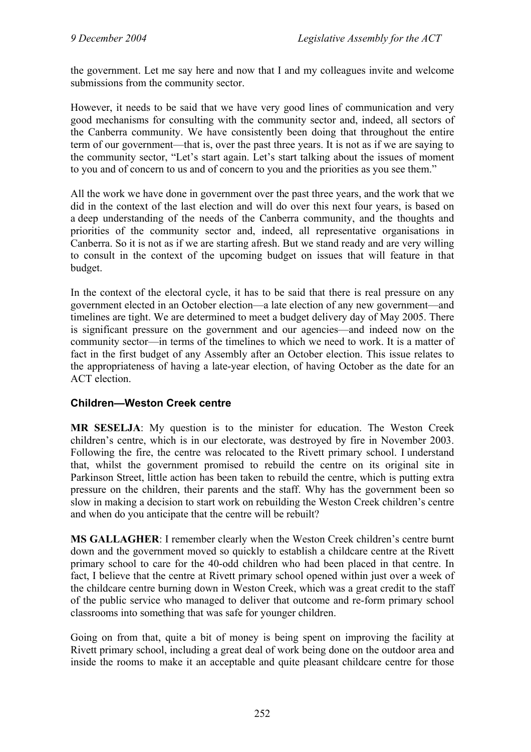the government. Let me say here and now that I and my colleagues invite and welcome submissions from the community sector.

However, it needs to be said that we have very good lines of communication and very good mechanisms for consulting with the community sector and, indeed, all sectors of the Canberra community. We have consistently been doing that throughout the entire term of our government—that is, over the past three years. It is not as if we are saying to the community sector, "Let's start again. Let's start talking about the issues of moment to you and of concern to us and of concern to you and the priorities as you see them."

All the work we have done in government over the past three years, and the work that we did in the context of the last election and will do over this next four years, is based on a deep understanding of the needs of the Canberra community, and the thoughts and priorities of the community sector and, indeed, all representative organisations in Canberra. So it is not as if we are starting afresh. But we stand ready and are very willing to consult in the context of the upcoming budget on issues that will feature in that budget.

In the context of the electoral cycle, it has to be said that there is real pressure on any government elected in an October election—a late election of any new government—and timelines are tight. We are determined to meet a budget delivery day of May 2005. There is significant pressure on the government and our agencies—and indeed now on the community sector—in terms of the timelines to which we need to work. It is a matter of fact in the first budget of any Assembly after an October election. This issue relates to the appropriateness of having a late-year election, of having October as the date for an ACT election.

### Children—Weston Creek centre

**MR SESELJA**: My question is to the minister for education. The Weston Creek children's centre, which is in our electorate, was destroyed by fire in November 2003. Following the fire, the centre was relocated to the Rivett primary school. I understand that, whilst the government promised to rebuild the centre on its original site in Parkinson Street, little action has been taken to rebuild the centre, which is putting extra pressure on the children, their parents and the staff. Why has the government been so slow in making a decision to start work on rebuilding the Weston Creek children's centre and when do you anticipate that the centre will be rebuilt?

**MS GALLAGHER**: I remember clearly when the Weston Creek children's centre burnt down and the government moved so quickly to establish a childcare centre at the Rivett primary school to care for the 40-odd children who had been placed in that centre. In fact, I believe that the centre at Rivett primary school opened within just over a week of the childcare centre burning down in Weston Creek, which was a great credit to the staff of the public service who managed to deliver that outcome and re-form primary school classrooms into something that was safe for younger children.

Going on from that, quite a bit of money is being spent on improving the facility at Rivett primary school, including a great deal of work being done on the outdoor area and inside the rooms to make it an acceptable and quite pleasant childcare centre for those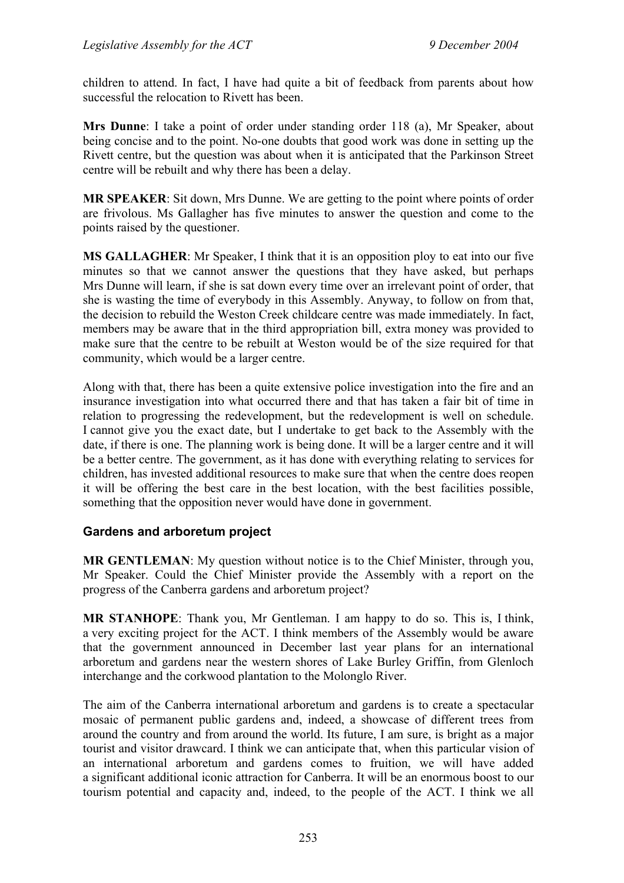children to attend. In fact, I have had quite a bit of feedback from parents about how successful the relocation to Rivett has been.

**Mrs Dunne**: I take a point of order under standing order 118 (a), Mr Speaker, about being concise and to the point. No-one doubts that good work was done in setting up the Rivett centre, but the question was about when it is anticipated that the Parkinson Street centre will be rebuilt and why there has been a delay.

**MR SPEAKER**: Sit down, Mrs Dunne. We are getting to the point where points of order are frivolous. Ms Gallagher has five minutes to answer the question and come to the points raised by the questioner.

**MS GALLAGHER**: Mr Speaker, I think that it is an opposition ploy to eat into our five minutes so that we cannot answer the questions that they have asked, but perhaps Mrs Dunne will learn, if she is sat down every time over an irrelevant point of order, that she is wasting the time of everybody in this Assembly. Anyway, to follow on from that, the decision to rebuild the Weston Creek childcare centre was made immediately. In fact, members may be aware that in the third appropriation bill, extra money was provided to make sure that the centre to be rebuilt at Weston would be of the size required for that community, which would be a larger centre.

Along with that, there has been a quite extensive police investigation into the fire and an insurance investigation into what occurred there and that has taken a fair bit of time in relation to progressing the redevelopment, but the redevelopment is well on schedule. I cannot give you the exact date, but I undertake to get back to the Assembly with the date, if there is one. The planning work is being done. It will be a larger centre and it will be a better centre. The government, as it has done with everything relating to services for children, has invested additional resources to make sure that when the centre does reopen it will be offering the best care in the best location, with the best facilities possible, something that the opposition never would have done in government.

### Gardens and arboretum project

**MR GENTLEMAN**: My question without notice is to the Chief Minister, through you, Mr Speaker. Could the Chief Minister provide the Assembly with a report on the progress of the Canberra gardens and arboretum project?

**MR STANHOPE**: Thank you, Mr Gentleman. I am happy to do so. This is, I think, a very exciting project for the ACT. I think members of the Assembly would be aware that the government announced in December last year plans for an international arboretum and gardens near the western shores of Lake Burley Griffin, from Glenloch interchange and the corkwood plantation to the Molonglo River.

The aim of the Canberra international arboretum and gardens is to create a spectacular mosaic of permanent public gardens and, indeed, a showcase of different trees from around the country and from around the world. Its future, I am sure, is bright as a major tourist and visitor drawcard. I think we can anticipate that, when this particular vision of an international arboretum and gardens comes to fruition, we will have added a significant additional iconic attraction for Canberra. It will be an enormous boost to our tourism potential and capacity and, indeed, to the people of the ACT. I think we all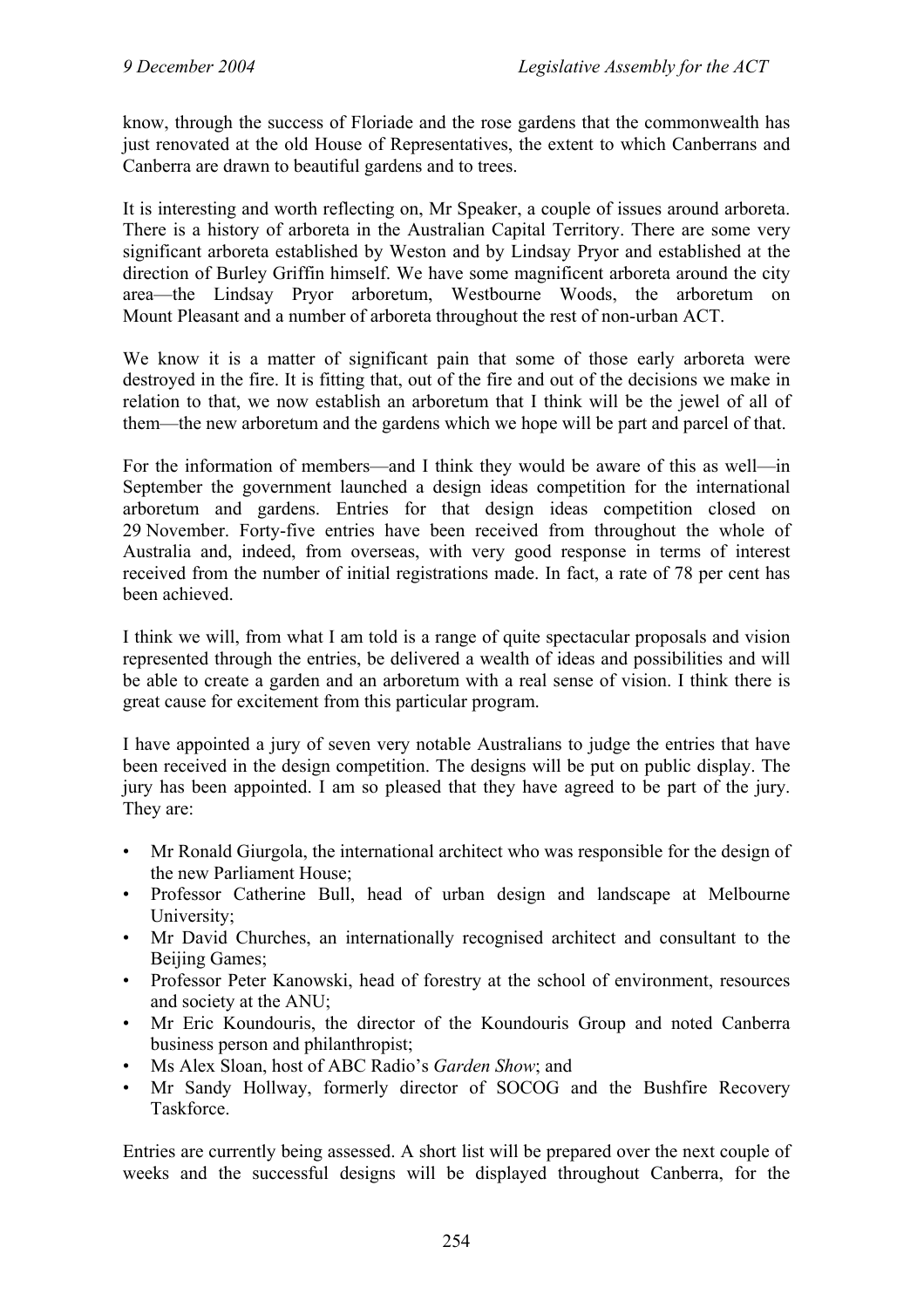know, through the success of Floriade and the rose gardens that the commonwealth has just renovated at the old House of Representatives, the extent to which Canberrans and Canberra are drawn to beautiful gardens and to trees.

It is interesting and worth reflecting on, Mr Speaker, a couple of issues around arboreta. There is a history of arboreta in the Australian Capital Territory. There are some very significant arboreta established by Weston and by Lindsay Pryor and established at the direction of Burley Griffin himself. We have some magnificent arboreta around the city area—the Lindsay Pryor arboretum, Westbourne Woods, the arboretum on Mount Pleasant and a number of arboreta throughout the rest of non-urban ACT.

We know it is a matter of significant pain that some of those early arboreta were destroyed in the fire. It is fitting that, out of the fire and out of the decisions we make in relation to that, we now establish an arboretum that I think will be the jewel of all of them—the new arboretum and the gardens which we hope will be part and parcel of that.

For the information of members—and I think they would be aware of this as well—in September the government launched a design ideas competition for the international arboretum and gardens. Entries for that design ideas competition closed on 29 November. Forty-five entries have been received from throughout the whole of Australia and, indeed, from overseas, with very good response in terms of interest received from the number of initial registrations made. In fact, a rate of 78 per cent has been achieved.

I think we will, from what I am told is a range of quite spectacular proposals and vision represented through the entries, be delivered a wealth of ideas and possibilities and will be able to create a garden and an arboretum with a real sense of vision. I think there is great cause for excitement from this particular program.

I have appointed a jury of seven very notable Australians to judge the entries that have been received in the design competition. The designs will be put on public display. The jury has been appointed. I am so pleased that they have agreed to be part of the jury. They are:

- Mr Ronald Giurgola, the international architect who was responsible for the design of the new Parliament House;
- Professor Catherine Bull, head of urban design and landscape at Melbourne University;
- Mr David Churches, an internationally recognised architect and consultant to the Beijing Games;
- Professor Peter Kanowski, head of forestry at the school of environment, resources and society at the ANU;
- Mr Eric Koundouris, the director of the Koundouris Group and noted Canberra business person and philanthropist;
- Ms Alex Sloan, host of ABC Radio's *Garden Show*; and
- Mr Sandy Hollway, formerly director of SOCOG and the Bushfire Recovery Taskforce.

Entries are currently being assessed. A short list will be prepared over the next couple of weeks and the successful designs will be displayed throughout Canberra, for the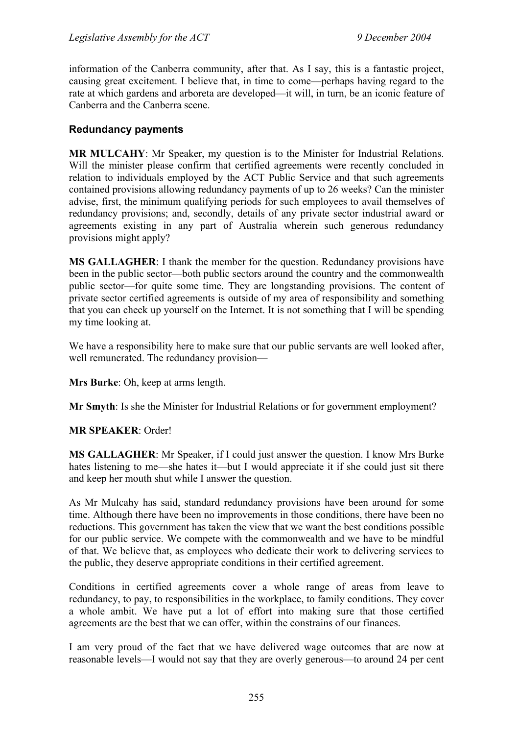information of the Canberra community, after that. As I say, this is a fantastic project, causing great excitement. I believe that, in time to come—perhaps having regard to the rate at which gardens and arboreta are developed—it will, in turn, be an iconic feature of Canberra and the Canberra scene.

### Redundancy payments

**MR MULCAHY**: Mr Speaker, my question is to the Minister for Industrial Relations. Will the minister please confirm that certified agreements were recently concluded in relation to individuals employed by the ACT Public Service and that such agreements contained provisions allowing redundancy payments of up to 26 weeks? Can the minister advise, first, the minimum qualifying periods for such employees to avail themselves of redundancy provisions; and, secondly, details of any private sector industrial award or agreements existing in any part of Australia wherein such generous redundancy provisions might apply?

**MS GALLAGHER**: I thank the member for the question. Redundancy provisions have been in the public sector—both public sectors around the country and the commonwealth public sector—for quite some time. They are longstanding provisions. The content of private sector certified agreements is outside of my area of responsibility and something that you can check up yourself on the Internet. It is not something that I will be spending my time looking at.

We have a responsibility here to make sure that our public servants are well looked after, well remunerated. The redundancy provision—

**Mrs Burke**: Oh, keep at arms length.

**Mr Smyth**: Is she the Minister for Industrial Relations or for government employment?

**MR SPEAKER**: Order!

**MS GALLAGHER**: Mr Speaker, if I could just answer the question. I know Mrs Burke hates listening to me—she hates it—but I would appreciate it if she could just sit there and keep her mouth shut while I answer the question.

As Mr Mulcahy has said, standard redundancy provisions have been around for some time. Although there have been no improvements in those conditions, there have been no reductions. This government has taken the view that we want the best conditions possible for our public service. We compete with the commonwealth and we have to be mindful of that. We believe that, as employees who dedicate their work to delivering services to the public, they deserve appropriate conditions in their certified agreement.

Conditions in certified agreements cover a whole range of areas from leave to redundancy, to pay, to responsibilities in the workplace, to family conditions. They cover a whole ambit. We have put a lot of effort into making sure that those certified agreements are the best that we can offer, within the constrains of our finances.

I am very proud of the fact that we have delivered wage outcomes that are now at reasonable levels—I would not say that they are overly generous—to around 24 per cent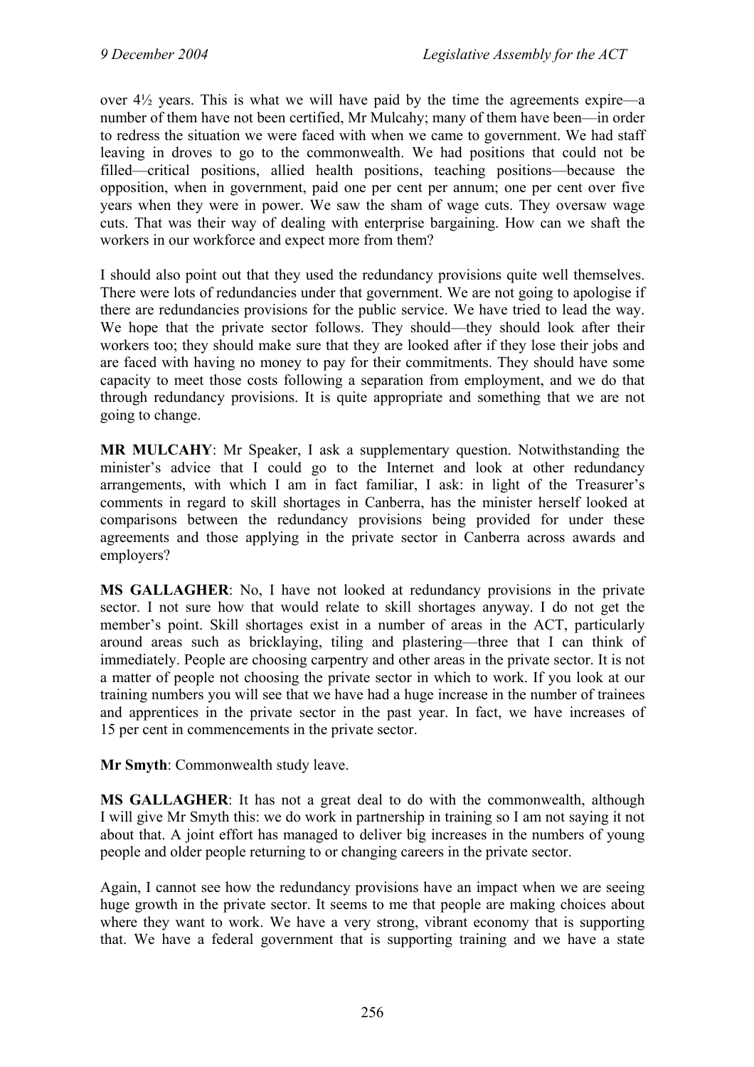over 4½ years. This is what we will have paid by the time the agreements expire—a number of them have not been certified, Mr Mulcahy; many of them have been—in order to redress the situation we were faced with when we came to government. We had staff leaving in droves to go to the commonwealth. We had positions that could not be filled—critical positions, allied health positions, teaching positions—because the opposition, when in government, paid one per cent per annum; one per cent over five years when they were in power. We saw the sham of wage cuts. They oversaw wage cuts. That was their way of dealing with enterprise bargaining. How can we shaft the workers in our workforce and expect more from them?

I should also point out that they used the redundancy provisions quite well themselves. There were lots of redundancies under that government. We are not going to apologise if there are redundancies provisions for the public service. We have tried to lead the way. We hope that the private sector follows. They should—they should look after their workers too; they should make sure that they are looked after if they lose their jobs and are faced with having no money to pay for their commitments. They should have some capacity to meet those costs following a separation from employment, and we do that through redundancy provisions. It is quite appropriate and something that we are not going to change.

**MR MULCAHY**: Mr Speaker, I ask a supplementary question. Notwithstanding the minister's advice that I could go to the Internet and look at other redundancy arrangements, with which I am in fact familiar, I ask: in light of the Treasurer's comments in regard to skill shortages in Canberra, has the minister herself looked at comparisons between the redundancy provisions being provided for under these agreements and those applying in the private sector in Canberra across awards and employers?

**MS GALLAGHER**: No, I have not looked at redundancy provisions in the private sector. I not sure how that would relate to skill shortages anyway. I do not get the member's point. Skill shortages exist in a number of areas in the ACT, particularly around areas such as bricklaying, tiling and plastering—three that I can think of immediately. People are choosing carpentry and other areas in the private sector. It is not a matter of people not choosing the private sector in which to work. If you look at our training numbers you will see that we have had a huge increase in the number of trainees and apprentices in the private sector in the past year. In fact, we have increases of 15 per cent in commencements in the private sector.

**Mr Smyth**: Commonwealth study leave.

**MS GALLAGHER**: It has not a great deal to do with the commonwealth, although I will give Mr Smyth this: we do work in partnership in training so I am not saying it not about that. A joint effort has managed to deliver big increases in the numbers of young people and older people returning to or changing careers in the private sector.

Again, I cannot see how the redundancy provisions have an impact when we are seeing huge growth in the private sector. It seems to me that people are making choices about where they want to work. We have a very strong, vibrant economy that is supporting that. We have a federal government that is supporting training and we have a state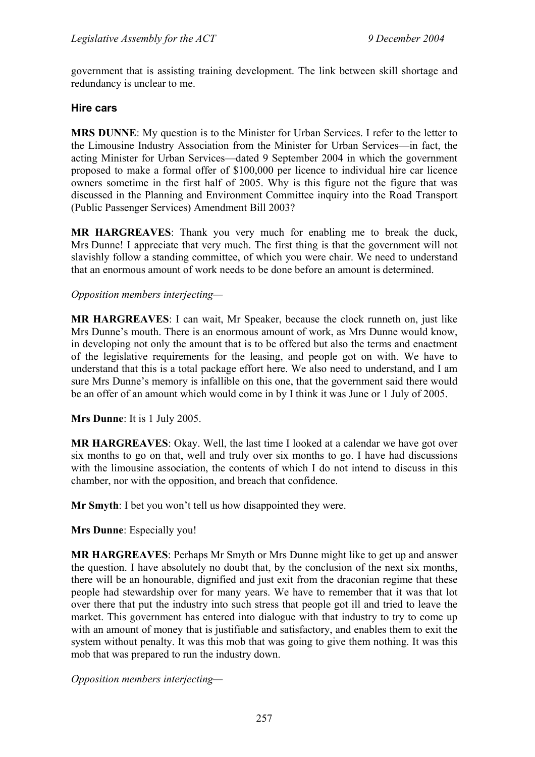government that is assisting training development. The link between skill shortage and redundancy is unclear to me.

### Hire cars

**MRS DUNNE**: My question is to the Minister for Urban Services. I refer to the letter to the Limousine Industry Association from the Minister for Urban Services—in fact, the acting Minister for Urban Services—dated 9 September 2004 in which the government proposed to make a formal offer of $100,000 per licence to individual hire car licence owners sometime in the first half of 2005. Why is this figure not the figure that was discussed in the Planning and Environment Committee inquiry into the Road Transport (Public Passenger Services) Amendment Bill 2003?

**MR HARGREAVES**: Thank you very much for enabling me to break the duck, Mrs Dunne! I appreciate that very much. The first thing is that the government will not slavishly follow a standing committee, of which you were chair. We need to understand that an enormous amount of work needs to be done before an amount is determined.

*Opposition members interjecting*—

**MR HARGREAVES**: I can wait, Mr Speaker, because the clock runneth on, just like Mrs Dunne's mouth. There is an enormous amount of work, as Mrs Dunne would know, in developing not only the amount that is to be offered but also the terms and enactment of the legislative requirements for the leasing, and people got on with. We have to understand that this is a total package effort here. We also need to understand, and I am sure Mrs Dunne's memory is infallible on this one, that the government said there would be an offer of an amount which would come in by I think it was June or 1 July of 2005.

**Mrs Dunne**: It is 1 July 2005.

**MR HARGREAVES**: Okay. Well, the last time I looked at a calendar we have got over six months to go on that, well and truly over six months to go. I have had discussions with the limousine association, the contents of which I do not intend to discuss in this chamber, nor with the opposition, and breach that confidence.

**Mr Smyth**: I bet you won't tell us how disappointed they were.

**Mrs Dunne**: Especially you!

**MR HARGREAVES**: Perhaps Mr Smyth or Mrs Dunne might like to get up and answer the question. I have absolutely no doubt that, by the conclusion of the next six months, there will be an honourable, dignified and just exit from the draconian regime that these people had stewardship over for many years. We have to remember that it was that lot over there that put the industry into such stress that people got ill and tried to leave the market. This government has entered into dialogue with that industry to try to come up with an amount of money that is justifiable and satisfactory, and enables them to exit the system without penalty. It was this mob that was going to give them nothing. It was this mob that was prepared to run the industry down.

*Opposition members interjecting*—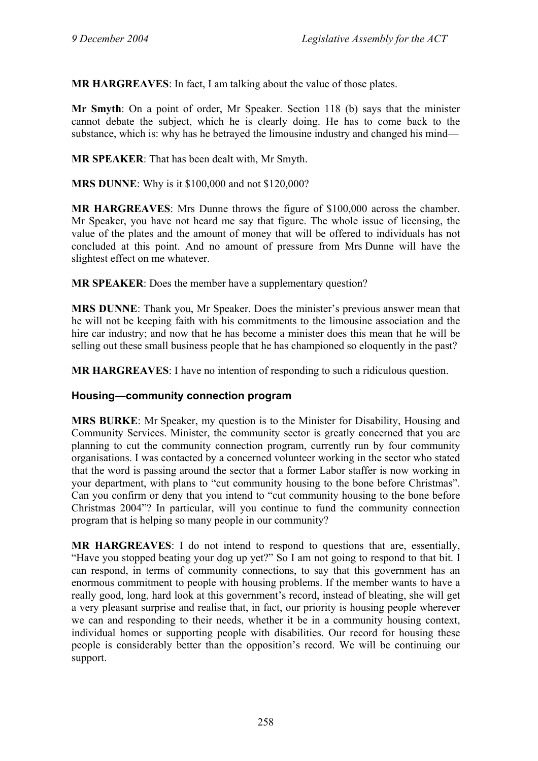**MR HARGREAVES**: In fact, I am talking about the value of those plates.

**Mr Smyth**: On a point of order, Mr Speaker. Section 118 (b) says that the minister cannot debate the subject, which he is clearly doing. He has to come back to the substance, which is: why has he betrayed the limousine industry and changed his mind—

**MR SPEAKER**: That has been dealt with, Mr Smyth.

**MRS DUNNE**: Why is it $100,000 and not $120,000?

**MR HARGREAVES**: Mrs Dunne throws the figure of $100,000 across the chamber. Mr Speaker, you have not heard me say that figure. The whole issue of licensing, the value of the plates and the amount of money that will be offered to individuals has not concluded at this point. And no amount of pressure from Mrs Dunne will have the slightest effect on me whatever.

**MR SPEAKER**: Does the member have a supplementary question?

**MRS DUNNE**: Thank you, Mr Speaker. Does the minister's previous answer mean that he will not be keeping faith with his commitments to the limousine association and the hire car industry; and now that he has become a minister does this mean that he will be selling out these small business people that he has championed so eloquently in the past?

**MR HARGREAVES**: I have no intention of responding to such a ridiculous question.

### Housing—community connection program

**MRS BURKE**: Mr Speaker, my question is to the Minister for Disability, Housing and Community Services. Minister, the community sector is greatly concerned that you are planning to cut the community connection program, currently run by four community organisations. I was contacted by a concerned volunteer working in the sector who stated that the word is passing around the sector that a former Labor staffer is now working in your department, with plans to "cut community housing to the bone before Christmas". Can you confirm or deny that you intend to "cut community housing to the bone before Christmas 2004"? In particular, will you continue to fund the community connection program that is helping so many people in our community?

**MR HARGREAVES**: I do not intend to respond to questions that are, essentially, "Have you stopped beating your dog up yet?" So I am not going to respond to that bit. I can respond, in terms of community connections, to say that this government has an enormous commitment to people with housing problems. If the member wants to have a really good, long, hard look at this government's record, instead of bleating, she will get a very pleasant surprise and realise that, in fact, our priority is housing people wherever we can and responding to their needs, whether it be in a community housing context, individual homes or supporting people with disabilities. Our record for housing these people is considerably better than the opposition's record. We will be continuing our support.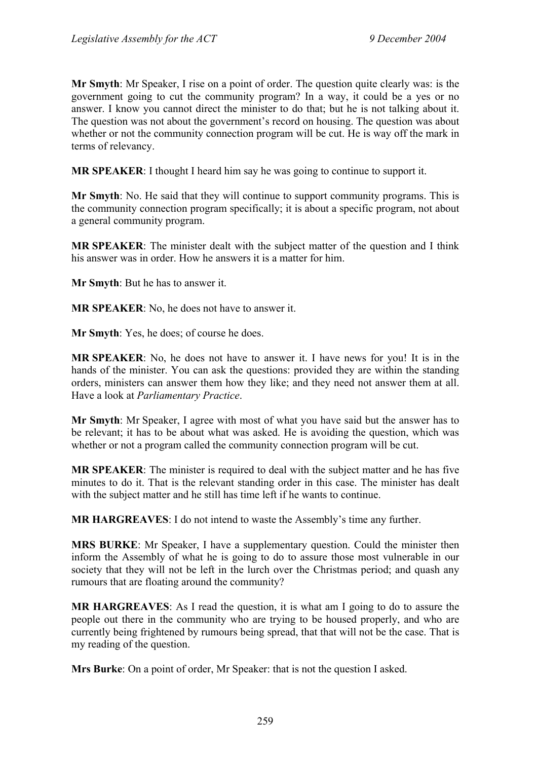**Mr Smyth**: Mr Speaker, I rise on a point of order. The question quite clearly was: is the government going to cut the community program? In a way, it could be a yes or no answer. I know you cannot direct the minister to do that; but he is not talking about it. The question was not about the government's record on housing. The question was about whether or not the community connection program will be cut. He is way off the mark in terms of relevancy.

**MR SPEAKER**: I thought I heard him say he was going to continue to support it.

**Mr Smyth**: No. He said that they will continue to support community programs. This is the community connection program specifically; it is about a specific program, not about a general community program.

**MR SPEAKER**: The minister dealt with the subject matter of the question and I think his answer was in order. How he answers it is a matter for him.

**Mr Smyth**: But he has to answer it.

**MR SPEAKER**: No, he does not have to answer it.

**Mr Smyth**: Yes, he does; of course he does.

**MR SPEAKER**: No, he does not have to answer it. I have news for you! It is in the hands of the minister. You can ask the questions: provided they are within the standing orders, ministers can answer them how they like; and they need not answer them at all. Have a look at *Parliamentary Practice*.

**Mr Smyth**: Mr Speaker, I agree with most of what you have said but the answer has to be relevant; it has to be about what was asked. He is avoiding the question, which was whether or not a program called the community connection program will be cut.

**MR SPEAKER**: The minister is required to deal with the subject matter and he has five minutes to do it. That is the relevant standing order in this case. The minister has dealt with the subject matter and he still has time left if he wants to continue.

**MR HARGREAVES**: I do not intend to waste the Assembly's time any further.

**MRS BURKE**: Mr Speaker, I have a supplementary question. Could the minister then inform the Assembly of what he is going to do to assure those most vulnerable in our society that they will not be left in the lurch over the Christmas period; and quash any rumours that are floating around the community?

**MR HARGREAVES**: As I read the question, it is what am I going to do to assure the people out there in the community who are trying to be housed properly, and who are currently being frightened by rumours being spread, that that will not be the case. That is my reading of the question.

**Mrs Burke**: On a point of order, Mr Speaker: that is not the question I asked.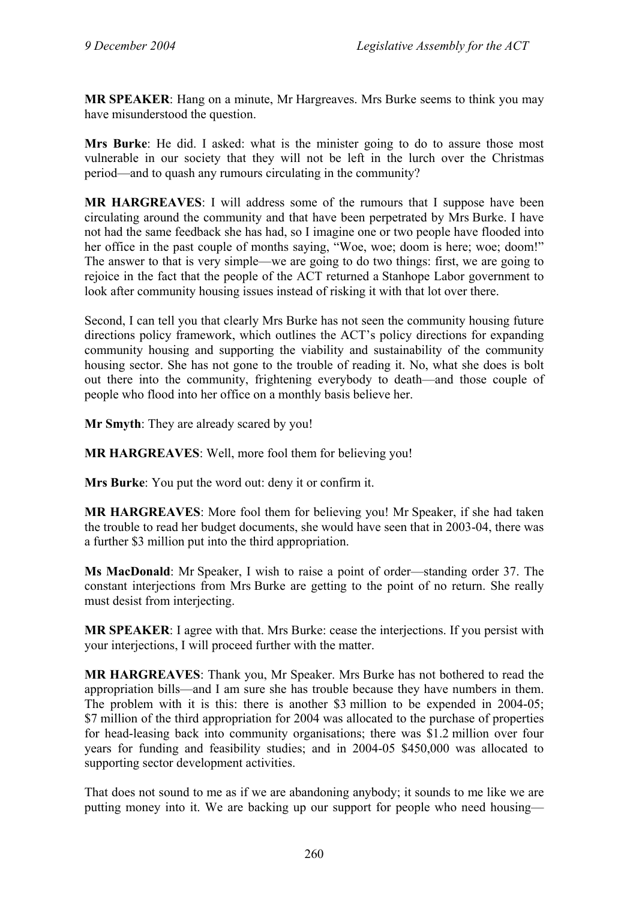**MR SPEAKER**: Hang on a minute, Mr Hargreaves. Mrs Burke seems to think you may have misunderstood the question.

**Mrs Burke**: He did. I asked: what is the minister going to do to assure those most vulnerable in our society that they will not be left in the lurch over the Christmas period—and to quash any rumours circulating in the community?

**MR HARGREAVES**: I will address some of the rumours that I suppose have been circulating around the community and that have been perpetrated by Mrs Burke. I have not had the same feedback she has had, so I imagine one or two people have flooded into her office in the past couple of months saying, "Woe, woe; doom is here; woe; doom!" The answer to that is very simple—we are going to do two things: first, we are going to rejoice in the fact that the people of the ACT returned a Stanhope Labor government to look after community housing issues instead of risking it with that lot over there.

Second, I can tell you that clearly Mrs Burke has not seen the community housing future directions policy framework, which outlines the ACT's policy directions for expanding community housing and supporting the viability and sustainability of the community housing sector. She has not gone to the trouble of reading it. No, what she does is bolt out there into the community, frightening everybody to death—and those couple of people who flood into her office on a monthly basis believe her.

**Mr Smyth**: They are already scared by you!

**MR HARGREAVES**: Well, more fool them for believing you!

**Mrs Burke**: You put the word out: deny it or confirm it.

**MR HARGREAVES**: More fool them for believing you! Mr Speaker, if she had taken the trouble to read her budget documents, she would have seen that in 2003-04, there was a further $3 million put into the third appropriation.

**Ms MacDonald**: Mr Speaker, I wish to raise a point of order—standing order 37. The constant interjections from Mrs Burke are getting to the point of no return. She really must desist from interjecting.

**MR SPEAKER**: I agree with that. Mrs Burke: cease the interjections. If you persist with your interjections, I will proceed further with the matter.

**MR HARGREAVES**: Thank you, Mr Speaker. Mrs Burke has not bothered to read the appropriation bills—and I am sure she has trouble because they have numbers in them. The problem with it is this: there is another $3 million to be expended in 2004-05; $7 million of the third appropriation for 2004 was allocated to the purchase of properties for head-leasing back into community organisations; there was $1.2 million over four years for funding and feasibility studies; and in 2004-05 $450,000 was allocated to supporting sector development activities.

That does not sound to me as if we are abandoning anybody; it sounds to me like we are putting money into it. We are backing up our support for people who need housing—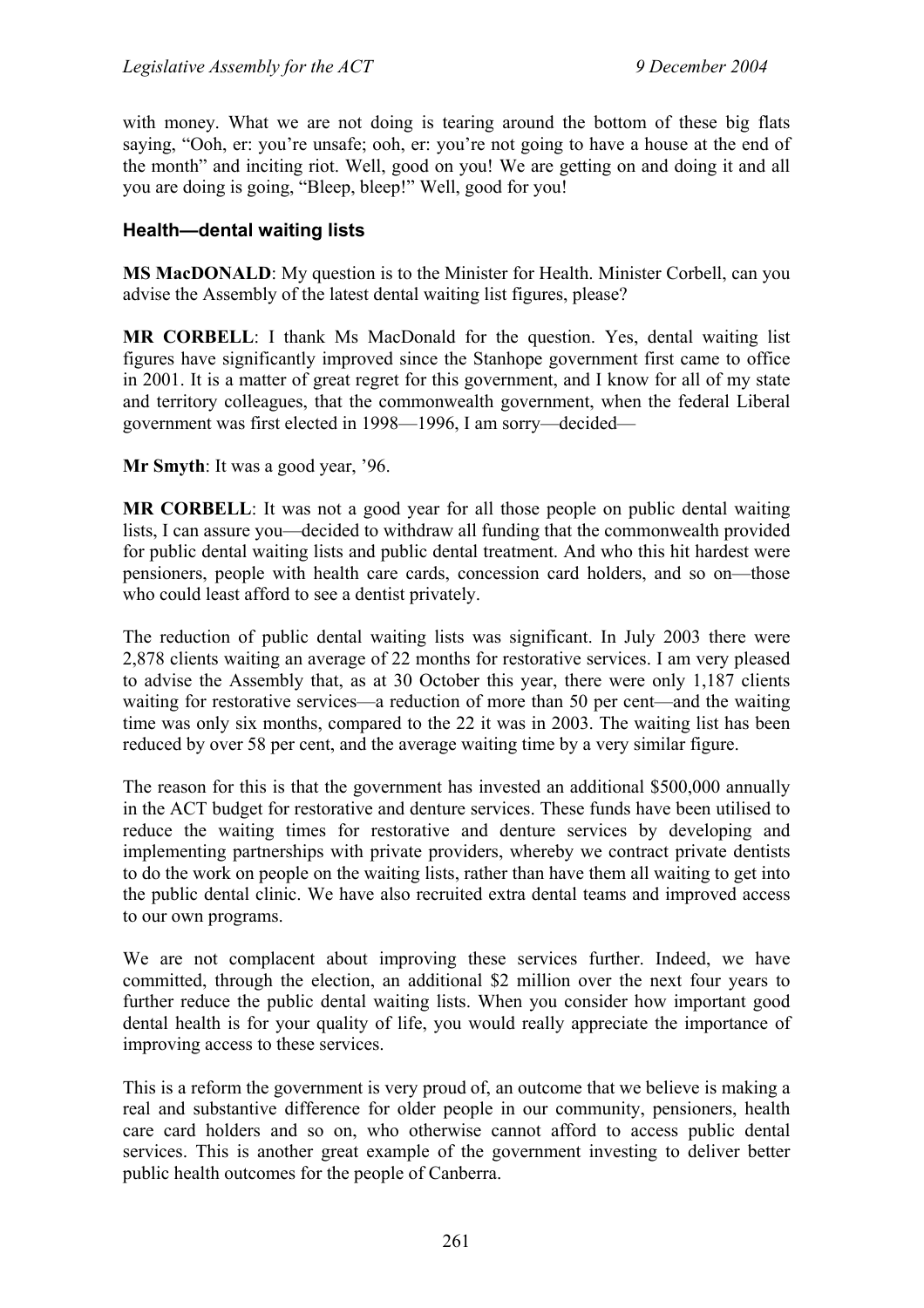with money. What we are not doing is tearing around the bottom of these big flats saying, "Ooh, er: you're unsafe; ooh, er: you're not going to have a house at the end of the month" and inciting riot. Well, good on you! We are getting on and doing it and all you are doing is going, "Bleep, bleep!" Well, good for you!

### Health—dental waiting lists

**MS MacDONALD**: My question is to the Minister for Health. Minister Corbell, can you advise the Assembly of the latest dental waiting list figures, please?

**MR CORBELL**: I thank Ms MacDonald for the question. Yes, dental waiting list figures have significantly improved since the Stanhope government first came to office in 2001. It is a matter of great regret for this government, and I know for all of my state and territory colleagues, that the commonwealth government, when the federal Liberal government was first elected in 1998—1996, I am sorry—decided—

**Mr Smyth**: It was a good year, '96.

**MR CORBELL**: It was not a good year for all those people on public dental waiting lists, I can assure you—decided to withdraw all funding that the commonwealth provided for public dental waiting lists and public dental treatment. And who this hit hardest were pensioners, people with health care cards, concession card holders, and so on—those who could least afford to see a dentist privately.

The reduction of public dental waiting lists was significant. In July 2003 there were 2,878 clients waiting an average of 22 months for restorative services. I am very pleased to advise the Assembly that, as at 30 October this year, there were only 1,187 clients waiting for restorative services—a reduction of more than 50 per cent—and the waiting time was only six months, compared to the 22 it was in 2003. The waiting list has been reduced by over 58 per cent, and the average waiting time by a very similar figure.

The reason for this is that the government has invested an additional $500,000 annually in the ACT budget for restorative and denture services. These funds have been utilised to reduce the waiting times for restorative and denture services by developing and implementing partnerships with private providers, whereby we contract private dentists to do the work on people on the waiting lists, rather than have them all waiting to get into the public dental clinic. We have also recruited extra dental teams and improved access to our own programs.

We are not complacent about improving these services further. Indeed, we have committed, through the election, an additional $2 million over the next four years to further reduce the public dental waiting lists. When you consider how important good dental health is for your quality of life, you would really appreciate the importance of improving access to these services.

This is a reform the government is very proud of, an outcome that we believe is making a real and substantive difference for older people in our community, pensioners, health care card holders and so on, who otherwise cannot afford to access public dental services. This is another great example of the government investing to deliver better public health outcomes for the people of Canberra.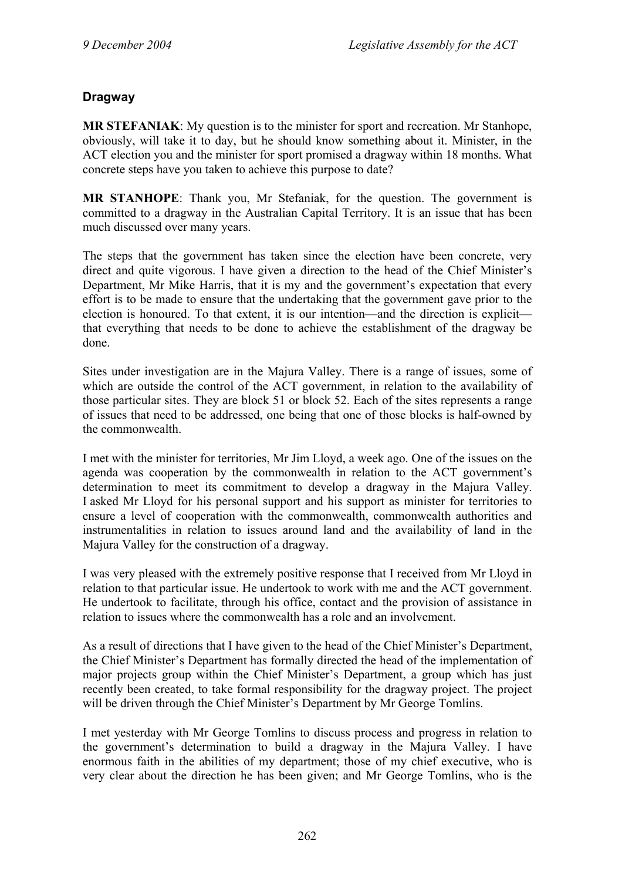## Dragway

**MR STEFANIAK**: My question is to the minister for sport and recreation. Mr Stanhope, obviously, will take it to day, but he should know something about it. Minister, in the ACT election you and the minister for sport promised a dragway within 18 months. What concrete steps have you taken to achieve this purpose to date?

**MR STANHOPE**: Thank you, Mr Stefaniak, for the question. The government is committed to a dragway in the Australian Capital Territory. It is an issue that has been much discussed over many years.

The steps that the government has taken since the election have been concrete, very direct and quite vigorous. I have given a direction to the head of the Chief Minister's Department, Mr Mike Harris, that it is my and the government's expectation that every effort is to be made to ensure that the undertaking that the government gave prior to the election is honoured. To that extent, it is our intention—and the direction is explicit—that everything that needs to be done to achieve the establishment of the dragway be done.

Sites under investigation are in the Majura Valley. There is a range of issues, some of which are outside the control of the ACT government, in relation to the availability of those particular sites. They are block 51 or block 52. Each of the sites represents a range of issues that need to be addressed, one being that one of those blocks is half-owned by the commonwealth.

I met with the minister for territories, Mr Jim Lloyd, a week ago. One of the issues on the agenda was cooperation by the commonwealth in relation to the ACT government's determination to meet its commitment to develop a dragway in the Majura Valley. I asked Mr Lloyd for his personal support and his support as minister for territories to ensure a level of cooperation with the commonwealth, commonwealth authorities and instrumentalities in relation to issues around land and the availability of land in the Majura Valley for the construction of a dragway.

I was very pleased with the extremely positive response that I received from Mr Lloyd in relation to that particular issue. He undertook to work with me and the ACT government. He undertook to facilitate, through his office, contact and the provision of assistance in relation to issues where the commonwealth has a role and an involvement.

As a result of directions that I have given to the head of the Chief Minister's Department, the Chief Minister's Department has formally directed the head of the implementation of major projects group within the Chief Minister's Department, a group which has just recently been created, to take formal responsibility for the dragway project. The project will be driven through the Chief Minister's Department by Mr George Tomlins.

I met yesterday with Mr George Tomlins to discuss process and progress in relation to the government's determination to build a dragway in the Majura Valley. I have enormous faith in the abilities of my department; those of my chief executive, who is very clear about the direction he has been given; and Mr George Tomlins, who is the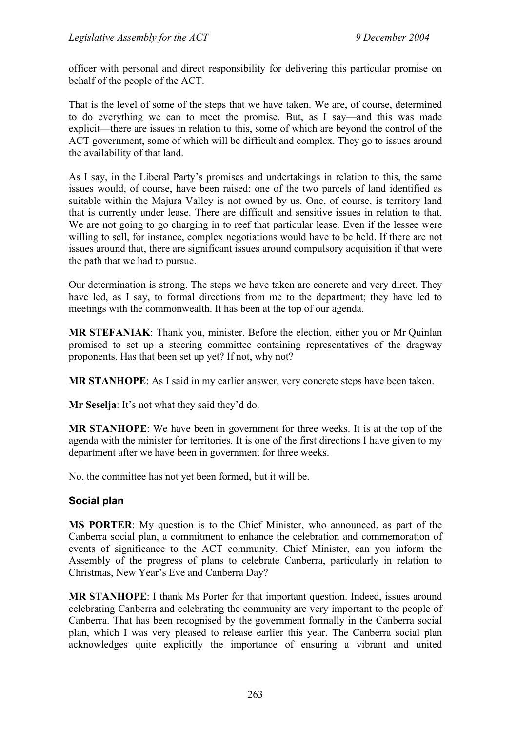officer with personal and direct responsibility for delivering this particular promise on behalf of the people of the ACT.

That is the level of some of the steps that we have taken. We are, of course, determined to do everything we can to meet the promise. But, as I say—and this was made explicit—there are issues in relation to this, some of which are beyond the control of the ACT government, some of which will be difficult and complex. They go to issues around the availability of that land.

As I say, in the Liberal Party's promises and undertakings in relation to this, the same issues would, of course, have been raised: one of the two parcels of land identified as suitable within the Majura Valley is not owned by us. One, of course, is territory land that is currently under lease. There are difficult and sensitive issues in relation to that. We are not going to go charging in to reef that particular lease. Even if the lessee were willing to sell, for instance, complex negotiations would have to be held. If there are not issues around that, there are significant issues around compulsory acquisition if that were the path that we had to pursue.

Our determination is strong. The steps we have taken are concrete and very direct. They have led, as I say, to formal directions from me to the department; they have led to meetings with the commonwealth. It has been at the top of our agenda.

**MR STEFANIAK**: Thank you, minister. Before the election, either you or Mr Quinlan promised to set up a steering committee containing representatives of the dragway proponents. Has that been set up yet? If not, why not?

**MR STANHOPE**: As I said in my earlier answer, very concrete steps have been taken.

**Mr Seselja**: It's not what they said they'd do.

**MR STANHOPE**: We have been in government for three weeks. It is at the top of the agenda with the minister for territories. It is one of the first directions I have given to my department after we have been in government for three weeks.

No, the committee has not yet been formed, but it will be.

### Social plan

**MS PORTER**: My question is to the Chief Minister, who announced, as part of the Canberra social plan, a commitment to enhance the celebration and commemoration of events of significance to the ACT community. Chief Minister, can you inform the Assembly of the progress of plans to celebrate Canberra, particularly in relation to Christmas, New Year's Eve and Canberra Day?

**MR STANHOPE**: I thank Ms Porter for that important question. Indeed, issues around celebrating Canberra and celebrating the community are very important to the people of Canberra. That has been recognised by the government formally in the Canberra social plan, which I was very pleased to release earlier this year. The Canberra social plan acknowledges quite explicitly the importance of ensuring a vibrant and united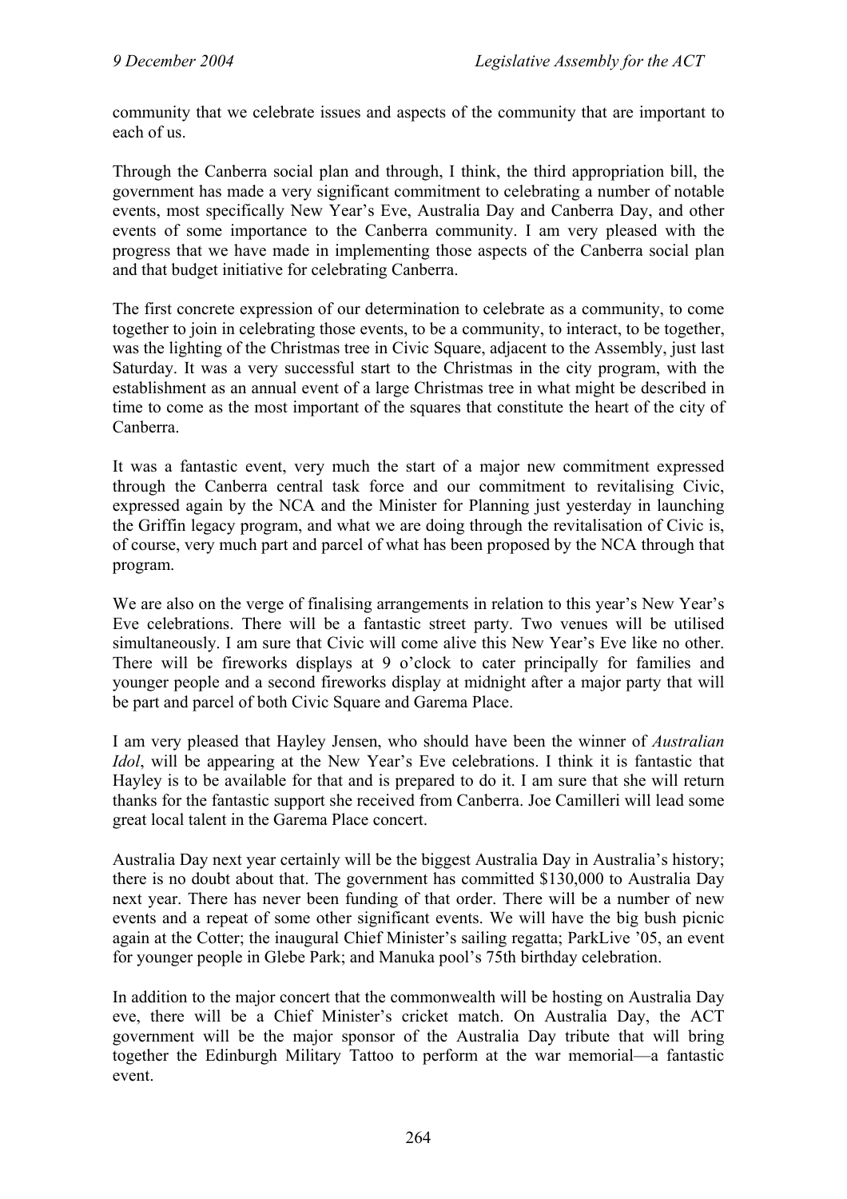community that we celebrate issues and aspects of the community that are important to each of us.

Through the Canberra social plan and through, I think, the third appropriation bill, the government has made a very significant commitment to celebrating a number of notable events, most specifically New Year's Eve, Australia Day and Canberra Day, and other events of some importance to the Canberra community. I am very pleased with the progress that we have made in implementing those aspects of the Canberra social plan and that budget initiative for celebrating Canberra.

The first concrete expression of our determination to celebrate as a community, to come together to join in celebrating those events, to be a community, to interact, to be together, was the lighting of the Christmas tree in Civic Square, adjacent to the Assembly, just last Saturday. It was a very successful start to the Christmas in the city program, with the establishment as an annual event of a large Christmas tree in what might be described in time to come as the most important of the squares that constitute the heart of the city of Canberra.

It was a fantastic event, very much the start of a major new commitment expressed through the Canberra central task force and our commitment to revitalising Civic, expressed again by the NCA and the Minister for Planning just yesterday in launching the Griffin legacy program, and what we are doing through the revitalisation of Civic is, of course, very much part and parcel of what has been proposed by the NCA through that program.

We are also on the verge of finalising arrangements in relation to this year's New Year's Eve celebrations. There will be a fantastic street party. Two venues will be utilised simultaneously. I am sure that Civic will come alive this New Year's Eve like no other. There will be fireworks displays at 9 o'clock to cater principally for families and younger people and a second fireworks display at midnight after a major party that will be part and parcel of both Civic Square and Garema Place.

I am very pleased that Hayley Jensen, who should have been the winner of *Australian Idol*, will be appearing at the New Year's Eve celebrations. I think it is fantastic that Hayley is to be available for that and is prepared to do it. I am sure that she will return thanks for the fantastic support she received from Canberra. Joe Camilleri will lead some great local talent in the Garema Place concert.

Australia Day next year certainly will be the biggest Australia Day in Australia's history; there is no doubt about that. The government has committed $130,000 to Australia Day next year. There has never been funding of that order. There will be a number of new events and a repeat of some other significant events. We will have the big bush picnic again at the Cotter; the inaugural Chief Minister's sailing regatta; ParkLive '05, an event for younger people in Glebe Park; and Manuka pool's 75th birthday celebration.

In addition to the major concert that the commonwealth will be hosting on Australia Day eve, there will be a Chief Minister's cricket match. On Australia Day, the ACT government will be the major sponsor of the Australia Day tribute that will bring together the Edinburgh Military Tattoo to perform at the war memorial—a fantastic event.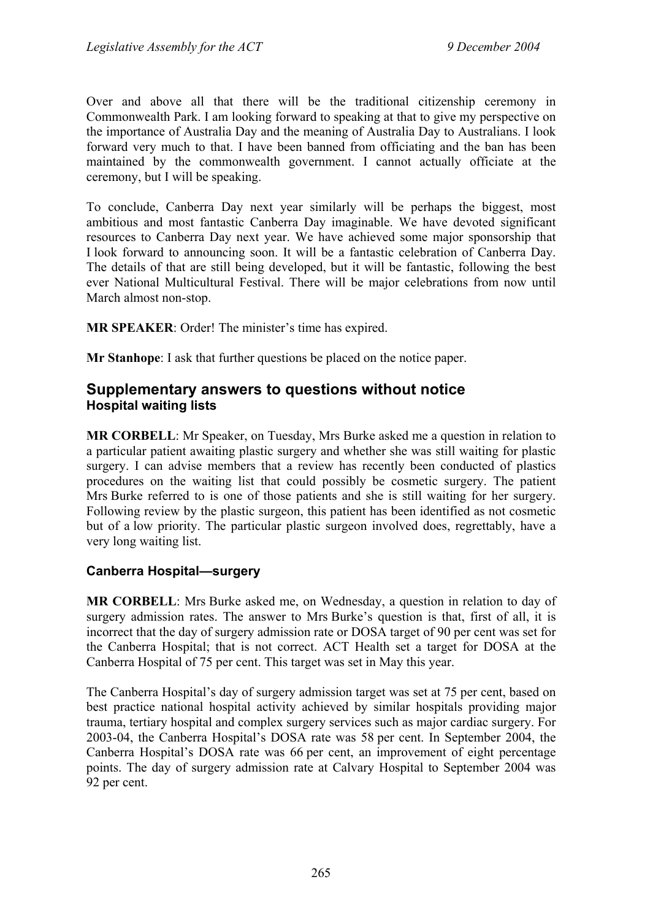Over and above all that there will be the traditional citizenship ceremony in Commonwealth Park. I am looking forward to speaking at that to give my perspective on the importance of Australia Day and the meaning of Australia Day to Australians. I look forward very much to that. I have been banned from officiating and the ban has been maintained by the commonwealth government. I cannot actually officiate at the ceremony, but I will be speaking.

To conclude, Canberra Day next year similarly will be perhaps the biggest, most ambitious and most fantastic Canberra Day imaginable. We have devoted significant resources to Canberra Day next year. We have achieved some major sponsorship that I look forward to announcing soon. It will be a fantastic celebration of Canberra Day. The details of that are still being developed, but it will be fantastic, following the best ever National Multicultural Festival. There will be major celebrations from now until March almost non-stop.

**MR SPEAKER**: Order! The minister's time has expired.

**Mr Stanhope**: I ask that further questions be placed on the notice paper.

## Supplementary answers to questions without notice

### Hospital waiting lists

**MR CORBELL**: Mr Speaker, on Tuesday, Mrs Burke asked me a question in relation to a particular patient awaiting plastic surgery and whether she was still waiting for plastic surgery. I can advise members that a review has recently been conducted of plastics procedures on the waiting list that could possibly be cosmetic surgery. The patient Mrs Burke referred to is one of those patients and she is still waiting for her surgery. Following review by the plastic surgeon, this patient has been identified as not cosmetic but of a low priority. The particular plastic surgeon involved does, regrettably, have a very long waiting list.

### Canberra Hospital—surgery

**MR CORBELL**: Mrs Burke asked me, on Wednesday, a question in relation to day of surgery admission rates. The answer to Mrs Burke's question is that, first of all, it is incorrect that the day of surgery admission rate or DOSA target of 90 per cent was set for the Canberra Hospital; that is not correct. ACT Health set a target for DOSA at the Canberra Hospital of 75 per cent. This target was set in May this year.

The Canberra Hospital's day of surgery admission target was set at 75 per cent, based on best practice national hospital activity achieved by similar hospitals providing major trauma, tertiary hospital and complex surgery services such as major cardiac surgery. For 2003-04, the Canberra Hospital's DOSA rate was 58 per cent. In September 2004, the Canberra Hospital's DOSA rate was 66 per cent, an improvement of eight percentage points. The day of surgery admission rate at Calvary Hospital to September 2004 was 92 per cent.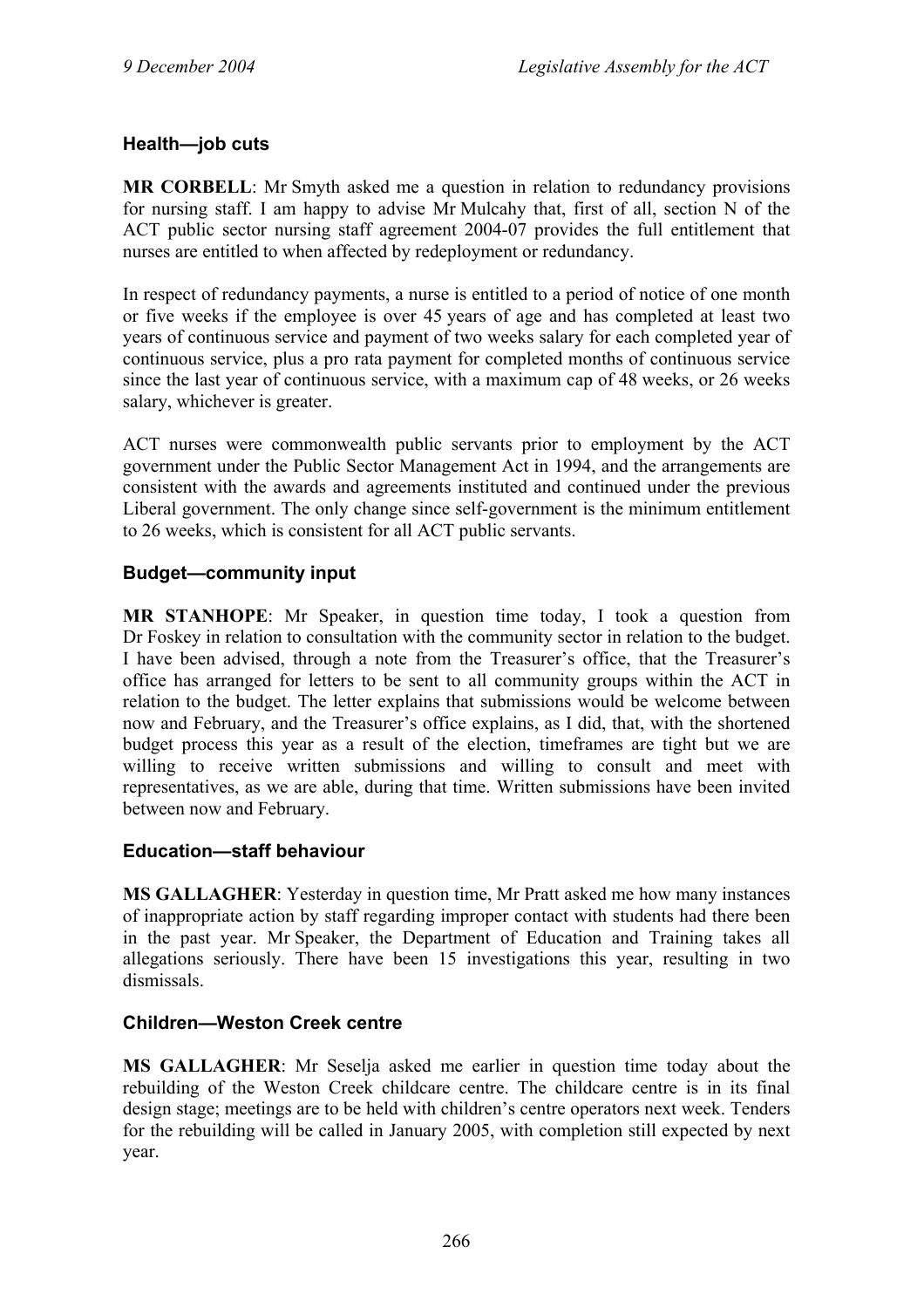### Health—job cuts

**MR CORBELL**: Mr Smyth asked me a question in relation to redundancy provisions for nursing staff. I am happy to advise Mr Mulcahy that, first of all, section N of the ACT public sector nursing staff agreement 2004-07 provides the full entitlement that nurses are entitled to when affected by redeployment or redundancy.

In respect of redundancy payments, a nurse is entitled to a period of notice of one month or five weeks if the employee is over 45 years of age and has completed at least two years of continuous service and payment of two weeks salary for each completed year of continuous service, plus a pro rata payment for completed months of continuous service since the last year of continuous service, with a maximum cap of 48 weeks, or 26 weeks salary, whichever is greater.

ACT nurses were commonwealth public servants prior to employment by the ACT government under the Public Sector Management Act in 1994, and the arrangements are consistent with the awards and agreements instituted and continued under the previous Liberal government. The only change since self-government is the minimum entitlement to 26 weeks, which is consistent for all ACT public servants.

### Budget—community input

**MR STANHOPE**: Mr Speaker, in question time today, I took a question from Dr Foskey in relation to consultation with the community sector in relation to the budget. I have been advised, through a note from the Treasurer's office, that the Treasurer's office has arranged for letters to be sent to all community groups within the ACT in relation to the budget. The letter explains that submissions would be welcome between now and February, and the Treasurer's office explains, as I did, that, with the shortened budget process this year as a result of the election, timeframes are tight but we are willing to receive written submissions and willing to consult and meet with representatives, as we are able, during that time. Written submissions have been invited between now and February.

### Education—staff behaviour

**MS GALLAGHER**: Yesterday in question time, Mr Pratt asked me how many instances of inappropriate action by staff regarding improper contact with students had there been in the past year. Mr Speaker, the Department of Education and Training takes all allegations seriously. There have been 15 investigations this year, resulting in two dismissals.

### Children—Weston Creek centre

**MS GALLAGHER**: Mr Seselja asked me earlier in question time today about the rebuilding of the Weston Creek childcare centre. The childcare centre is in its final design stage; meetings are to be held with children's centre operators next week. Tenders for the rebuilding will be called in January 2005, with completion still expected by next year.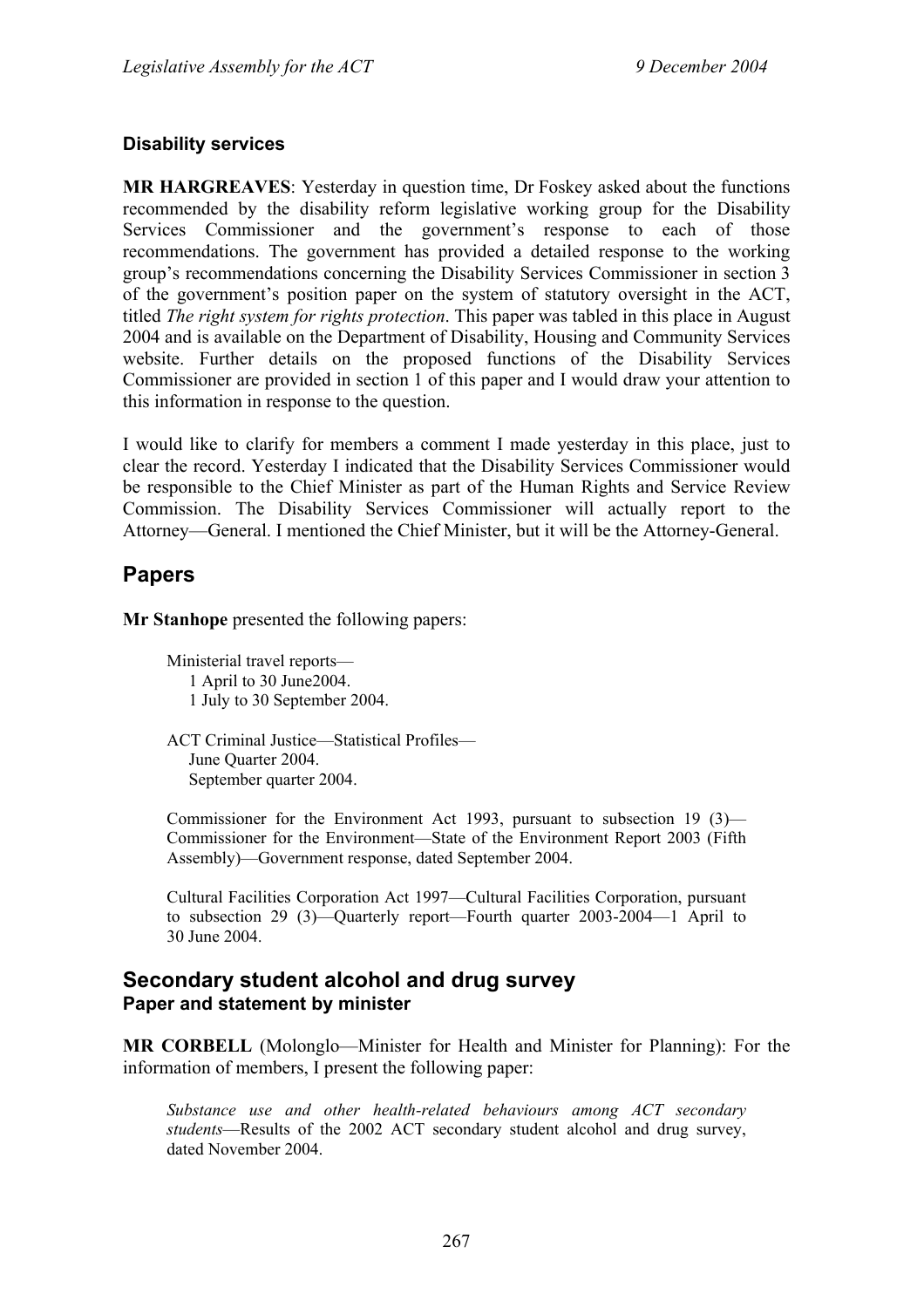### Disability services

**MR HARGREAVES**: Yesterday in question time, Dr Foskey asked about the functions recommended by the disability reform legislative working group for the Disability Services Commissioner and the government's response to each of those recommendations. The government has provided a detailed response to the working group's recommendations concerning the Disability Services Commissioner in section 3 of the government's position paper on the system of statutory oversight in the ACT, titled *The right system for rights protection*. This paper was tabled in this place in August 2004 and is available on the Department of Disability, Housing and Community Services website. Further details on the proposed functions of the Disability Services Commissioner are provided in section 1 of this paper and I would draw your attention to this information in response to the question.

I would like to clarify for members a comment I made yesterday in this place, just to clear the record. Yesterday I indicated that the Disability Services Commissioner would be responsible to the Chief Minister as part of the Human Rights and Service Review Commission. The Disability Services Commissioner will actually report to the Attorney—General. I mentioned the Chief Minister, but it will be the Attorney-General.

## Papers

**Mr Stanhope** presented the following papers:

> Ministerial travel reports—
> 1 April to 30 June2004.
> 1 July to 30 September 2004.
>
> ACT Criminal Justice—Statistical Profiles—
> June Quarter 2004.
> September quarter 2004.
>
> Commissioner for the Environment Act 1993, pursuant to subsection 19 (3)—Commissioner for the Environment—State of the Environment Report 2003 (Fifth Assembly)—Government response, dated September 2004.
>
> Cultural Facilities Corporation Act 1997—Cultural Facilities Corporation, pursuant to subsection 29 (3)—Quarterly report—Fourth quarter 2003-2004—1 April to 30 June 2004.

## Secondary student alcohol and drug survey
### Paper and statement by minister

**MR CORBELL** (Molonglo—Minister for Health and Minister for Planning): For the information of members, I present the following paper:

> *Substance use and other health-related behaviours among ACT secondary students*—Results of the 2002 ACT secondary student alcohol and drug survey, dated November 2004.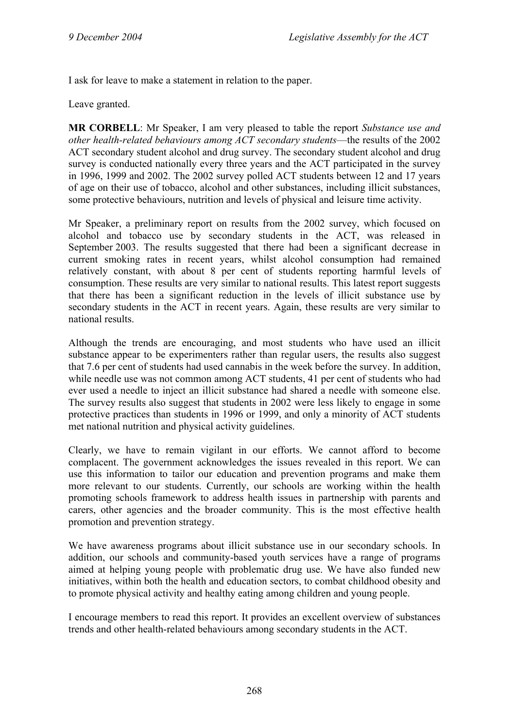I ask for leave to make a statement in relation to the paper.

Leave granted.

**MR CORBELL**: Mr Speaker, I am very pleased to table the report *Substance use and other health-related behaviours among ACT secondary students*—the results of the 2002 ACT secondary student alcohol and drug survey. The secondary student alcohol and drug survey is conducted nationally every three years and the ACT participated in the survey in 1996, 1999 and 2002. The 2002 survey polled ACT students between 12 and 17 years of age on their use of tobacco, alcohol and other substances, including illicit substances, some protective behaviours, nutrition and levels of physical and leisure time activity.

Mr Speaker, a preliminary report on results from the 2002 survey, which focused on alcohol and tobacco use by secondary students in the ACT, was released in September 2003. The results suggested that there had been a significant decrease in current smoking rates in recent years, whilst alcohol consumption had remained relatively constant, with about 8 per cent of students reporting harmful levels of consumption. These results are very similar to national results. This latest report suggests that there has been a significant reduction in the levels of illicit substance use by secondary students in the ACT in recent years. Again, these results are very similar to national results.

Although the trends are encouraging, and most students who have used an illicit substance appear to be experimenters rather than regular users, the results also suggest that 7.6 per cent of students had used cannabis in the week before the survey. In addition, while needle use was not common among ACT students, 41 per cent of students who had ever used a needle to inject an illicit substance had shared a needle with someone else. The survey results also suggest that students in 2002 were less likely to engage in some protective practices than students in 1996 or 1999, and only a minority of ACT students met national nutrition and physical activity guidelines.

Clearly, we have to remain vigilant in our efforts. We cannot afford to become complacent. The government acknowledges the issues revealed in this report. We can use this information to tailor our education and prevention programs and make them more relevant to our students. Currently, our schools are working within the health promoting schools framework to address health issues in partnership with parents and carers, other agencies and the broader community. This is the most effective health promotion and prevention strategy.

We have awareness programs about illicit substance use in our secondary schools. In addition, our schools and community-based youth services have a range of programs aimed at helping young people with problematic drug use. We have also funded new initiatives, within both the health and education sectors, to combat childhood obesity and to promote physical activity and healthy eating among children and young people.

I encourage members to read this report. It provides an excellent overview of substances trends and other health-related behaviours among secondary students in the ACT.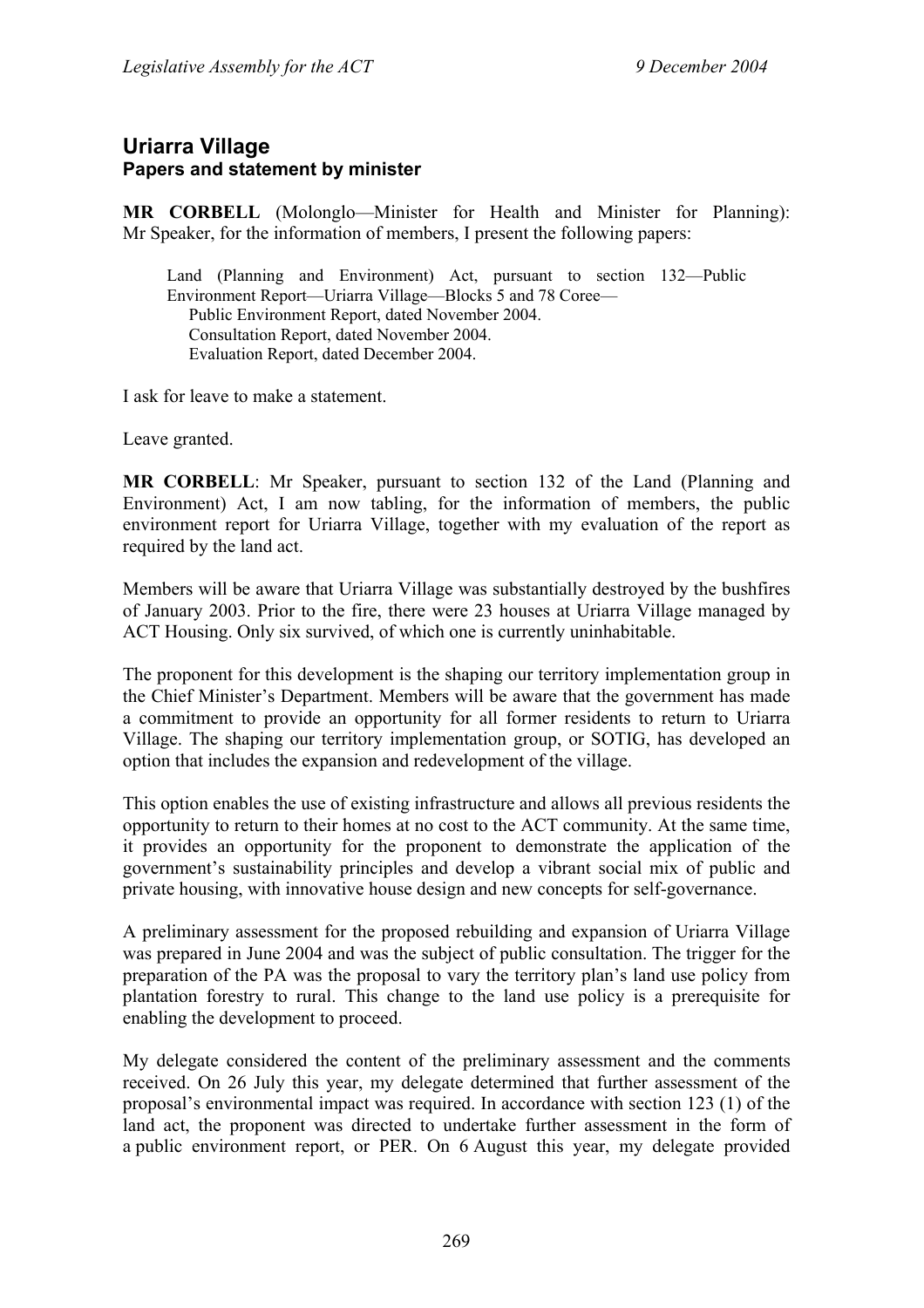## Uriarra Village

### Papers and statement by minister

**MR CORBELL** (Molonglo—Minister for Health and Minister for Planning): Mr Speaker, for the information of members, I present the following papers:

> Land (Planning and Environment) Act, pursuant to section 132—Public Environment Report—Uriarra Village—Blocks 5 and 78 Coree—
> Public Environment Report, dated November 2004.
> Consultation Report, dated November 2004.
> Evaluation Report, dated December 2004.

I ask for leave to make a statement.

Leave granted.

**MR CORBELL**: Mr Speaker, pursuant to section 132 of the Land (Planning and Environment) Act, I am now tabling, for the information of members, the public environment report for Uriarra Village, together with my evaluation of the report as required by the land act.

Members will be aware that Uriarra Village was substantially destroyed by the bushfires of January 2003. Prior to the fire, there were 23 houses at Uriarra Village managed by ACT Housing. Only six survived, of which one is currently uninhabitable.

The proponent for this development is the shaping our territory implementation group in the Chief Minister's Department. Members will be aware that the government has made a commitment to provide an opportunity for all former residents to return to Uriarra Village. The shaping our territory implementation group, or SOTIG, has developed an option that includes the expansion and redevelopment of the village.

This option enables the use of existing infrastructure and allows all previous residents the opportunity to return to their homes at no cost to the ACT community. At the same time, it provides an opportunity for the proponent to demonstrate the application of the government's sustainability principles and develop a vibrant social mix of public and private housing, with innovative house design and new concepts for self-governance.

A preliminary assessment for the proposed rebuilding and expansion of Uriarra Village was prepared in June 2004 and was the subject of public consultation. The trigger for the preparation of the PA was the proposal to vary the territory plan's land use policy from plantation forestry to rural. This change to the land use policy is a prerequisite for enabling the development to proceed.

My delegate considered the content of the preliminary assessment and the comments received. On 26 July this year, my delegate determined that further assessment of the proposal's environmental impact was required. In accordance with section 123 (1) of the land act, the proponent was directed to undertake further assessment in the form of a public environment report, or PER. On 6 August this year, my delegate provided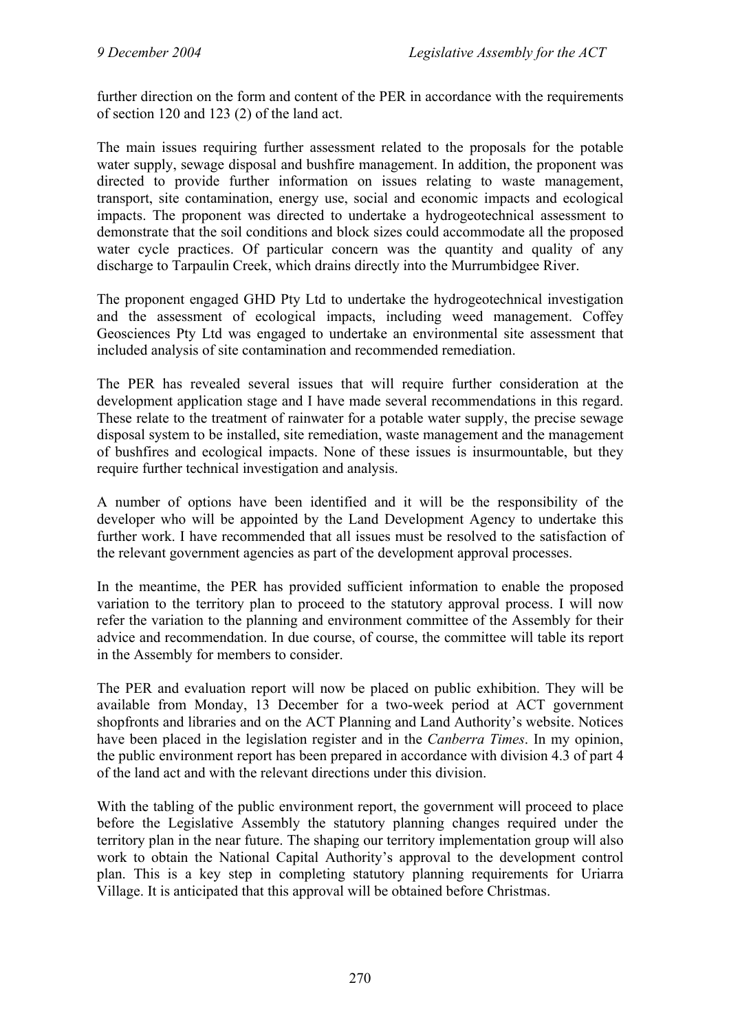further direction on the form and content of the PER in accordance with the requirements of section 120 and 123 (2) of the land act.

The main issues requiring further assessment related to the proposals for the potable water supply, sewage disposal and bushfire management. In addition, the proponent was directed to provide further information on issues relating to waste management, transport, site contamination, energy use, social and economic impacts and ecological impacts. The proponent was directed to undertake a hydrogeotechnical assessment to demonstrate that the soil conditions and block sizes could accommodate all the proposed water cycle practices. Of particular concern was the quantity and quality of any discharge to Tarpaulin Creek, which drains directly into the Murrumbidgee River.

The proponent engaged GHD Pty Ltd to undertake the hydrogeotechnical investigation and the assessment of ecological impacts, including weed management. Coffey Geosciences Pty Ltd was engaged to undertake an environmental site assessment that included analysis of site contamination and recommended remediation.

The PER has revealed several issues that will require further consideration at the development application stage and I have made several recommendations in this regard. These relate to the treatment of rainwater for a potable water supply, the precise sewage disposal system to be installed, site remediation, waste management and the management of bushfires and ecological impacts. None of these issues is insurmountable, but they require further technical investigation and analysis.

A number of options have been identified and it will be the responsibility of the developer who will be appointed by the Land Development Agency to undertake this further work. I have recommended that all issues must be resolved to the satisfaction of the relevant government agencies as part of the development approval processes.

In the meantime, the PER has provided sufficient information to enable the proposed variation to the territory plan to proceed to the statutory approval process. I will now refer the variation to the planning and environment committee of the Assembly for their advice and recommendation. In due course, of course, the committee will table its report in the Assembly for members to consider.

The PER and evaluation report will now be placed on public exhibition. They will be available from Monday, 13 December for a two-week period at ACT government shopfronts and libraries and on the ACT Planning and Land Authority's website. Notices have been placed in the legislation register and in the *Canberra Times*. In my opinion, the public environment report has been prepared in accordance with division 4.3 of part 4 of the land act and with the relevant directions under this division.

With the tabling of the public environment report, the government will proceed to place before the Legislative Assembly the statutory planning changes required under the territory plan in the near future. The shaping our territory implementation group will also work to obtain the National Capital Authority's approval to the development control plan. This is a key step in completing statutory planning requirements for Uriarra Village. It is anticipated that this approval will be obtained before Christmas.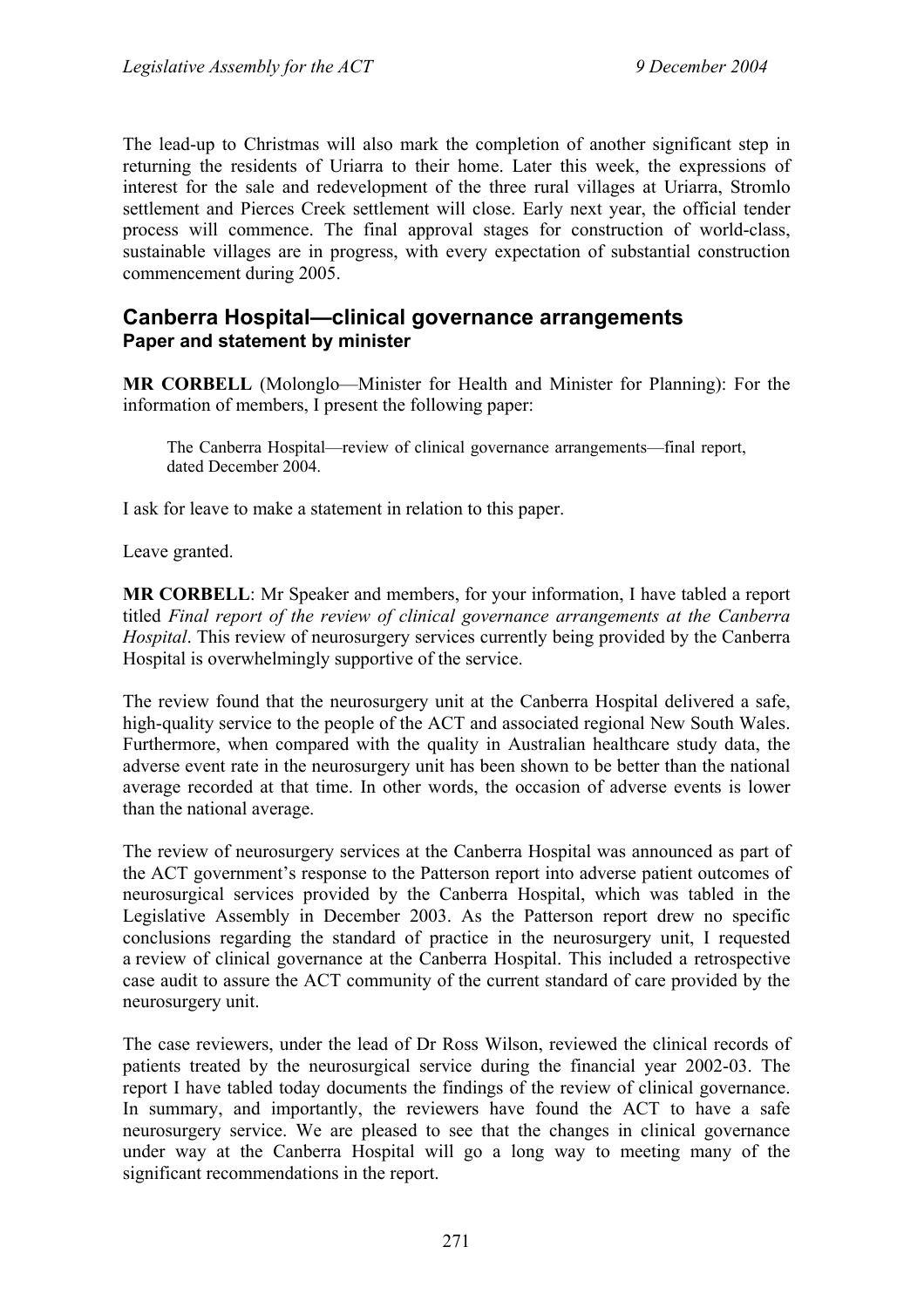The lead-up to Christmas will also mark the completion of another significant step in returning the residents of Uriarra to their home. Later this week, the expressions of interest for the sale and redevelopment of the three rural villages at Uriarra, Stromlo settlement and Pierces Creek settlement will close. Early next year, the official tender process will commence. The final approval stages for construction of world-class, sustainable villages are in progress, with every expectation of substantial construction commencement during 2005.

## Canberra Hospital—clinical governance arrangements

### Paper and statement by minister

**MR CORBELL** (Molonglo—Minister for Health and Minister for Planning): For the information of members, I present the following paper:

> The Canberra Hospital—review of clinical governance arrangements—final report, dated December 2004.

I ask for leave to make a statement in relation to this paper.

Leave granted.

**MR CORBELL**: Mr Speaker and members, for your information, I have tabled a report titled *Final report of the review of clinical governance arrangements at the Canberra Hospital*. This review of neurosurgery services currently being provided by the Canberra Hospital is overwhelmingly supportive of the service.

The review found that the neurosurgery unit at the Canberra Hospital delivered a safe, high-quality service to the people of the ACT and associated regional New South Wales. Furthermore, when compared with the quality in Australian healthcare study data, the adverse event rate in the neurosurgery unit has been shown to be better than the national average recorded at that time. In other words, the occasion of adverse events is lower than the national average.

The review of neurosurgery services at the Canberra Hospital was announced as part of the ACT government's response to the Patterson report into adverse patient outcomes of neurosurgical services provided by the Canberra Hospital, which was tabled in the Legislative Assembly in December 2003. As the Patterson report drew no specific conclusions regarding the standard of practice in the neurosurgery unit, I requested a review of clinical governance at the Canberra Hospital. This included a retrospective case audit to assure the ACT community of the current standard of care provided by the neurosurgery unit.

The case reviewers, under the lead of Dr Ross Wilson, reviewed the clinical records of patients treated by the neurosurgical service during the financial year 2002-03. The report I have tabled today documents the findings of the review of clinical governance. In summary, and importantly, the reviewers have found the ACT to have a safe neurosurgery service. We are pleased to see that the changes in clinical governance under way at the Canberra Hospital will go a long way to meeting many of the significant recommendations in the report.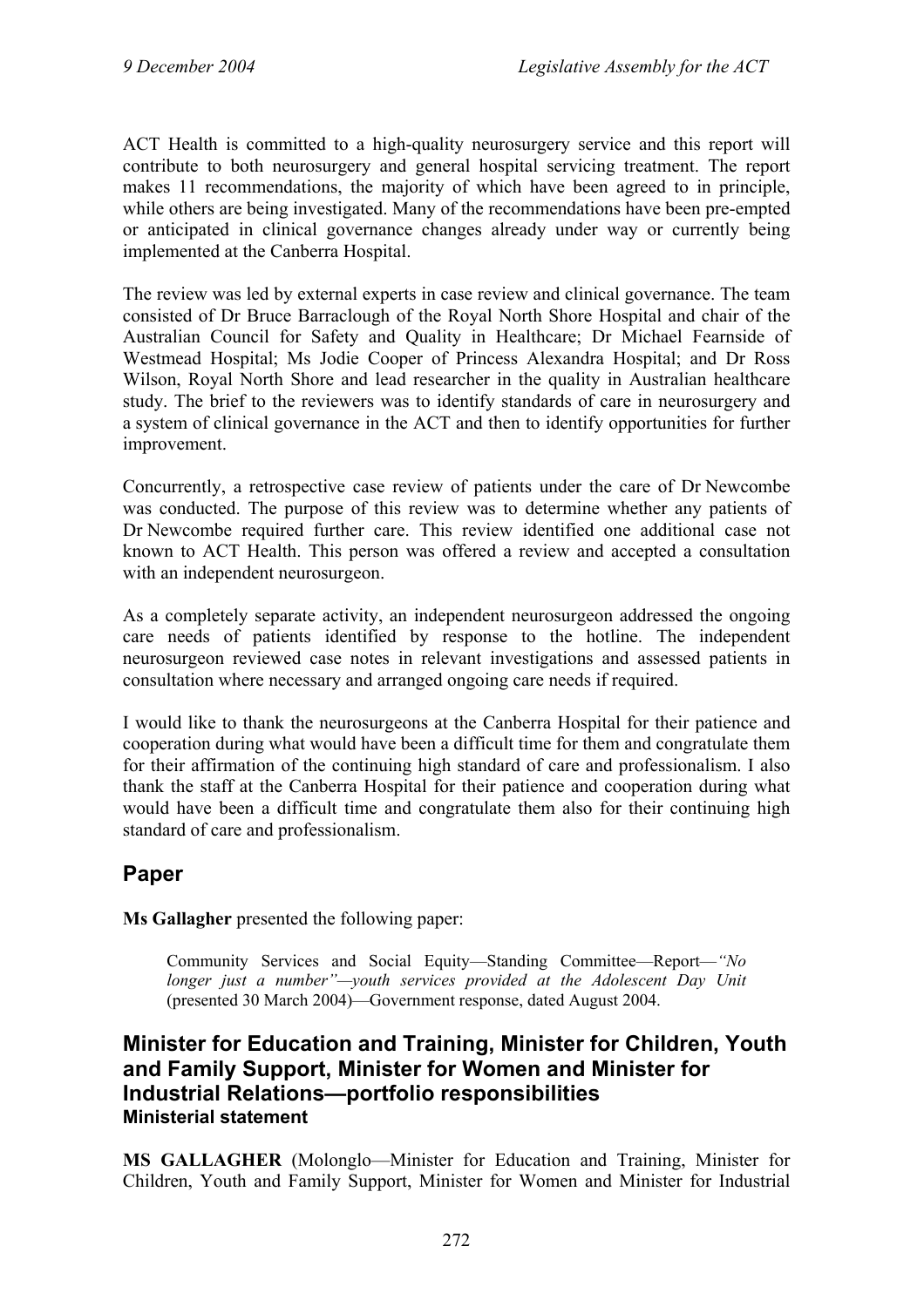ACT Health is committed to a high-quality neurosurgery service and this report will contribute to both neurosurgery and general hospital servicing treatment. The report makes 11 recommendations, the majority of which have been agreed to in principle, while others are being investigated. Many of the recommendations have been pre-empted or anticipated in clinical governance changes already under way or currently being implemented at the Canberra Hospital.

The review was led by external experts in case review and clinical governance. The team consisted of Dr Bruce Barraclough of the Royal North Shore Hospital and chair of the Australian Council for Safety and Quality in Healthcare; Dr Michael Fearnside of Westmead Hospital; Ms Jodie Cooper of Princess Alexandra Hospital; and Dr Ross Wilson, Royal North Shore and lead researcher in the quality in Australian healthcare study. The brief to the reviewers was to identify standards of care in neurosurgery and a system of clinical governance in the ACT and then to identify opportunities for further improvement.

Concurrently, a retrospective case review of patients under the care of Dr Newcombe was conducted. The purpose of this review was to determine whether any patients of Dr Newcombe required further care. This review identified one additional case not known to ACT Health. This person was offered a review and accepted a consultation with an independent neurosurgeon.

As a completely separate activity, an independent neurosurgeon addressed the ongoing care needs of patients identified by response to the hotline. The independent neurosurgeon reviewed case notes in relevant investigations and assessed patients in consultation where necessary and arranged ongoing care needs if required.

I would like to thank the neurosurgeons at the Canberra Hospital for their patience and cooperation during what would have been a difficult time for them and congratulate them for their affirmation of the continuing high standard of care and professionalism. I also thank the staff at the Canberra Hospital for their patience and cooperation during what would have been a difficult time and congratulate them also for their continuing high standard of care and professionalism.

## Paper

**Ms Gallagher** presented the following paper:

> Community Services and Social Equity—Standing Committee—Report—*"No longer just a number"—youth services provided at the Adolescent Day Unit* (presented 30 March 2004)—Government response, dated August 2004.

## Minister for Education and Training, Minister for Children, Youth and Family Support, Minister for Women and Minister for Industrial Relations—portfolio responsibilities
### Ministerial statement

**MS GALLAGHER** (Molonglo—Minister for Education and Training, Minister for Children, Youth and Family Support, Minister for Women and Minister for Industrial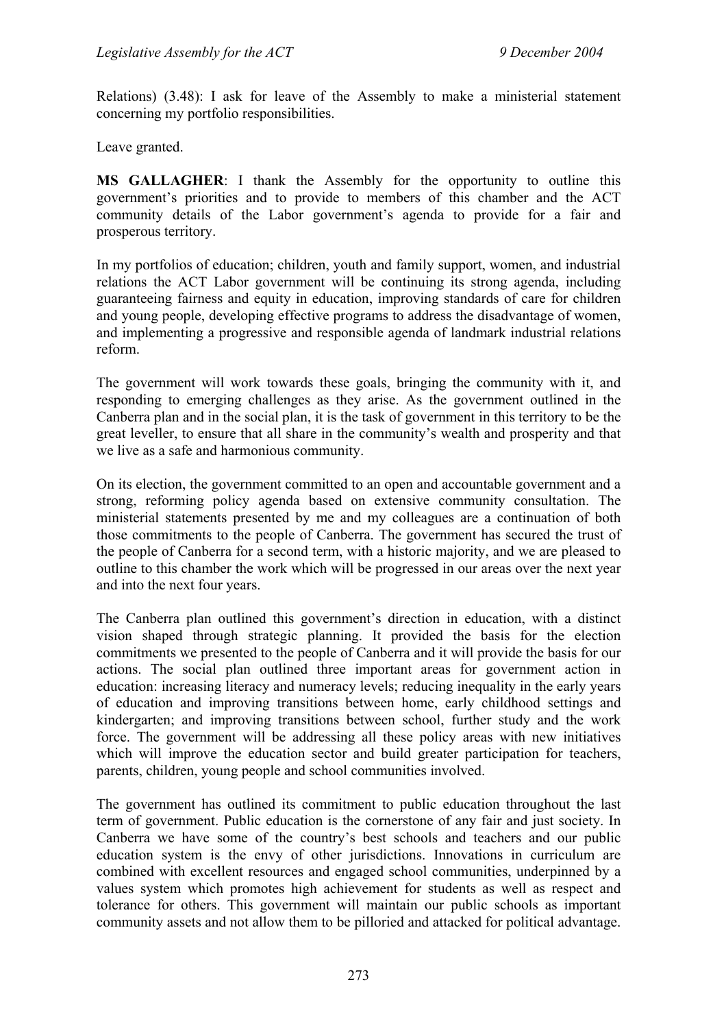Relations) (3.48): I ask for leave of the Assembly to make a ministerial statement concerning my portfolio responsibilities.

Leave granted.

**MS GALLAGHER**: I thank the Assembly for the opportunity to outline this government's priorities and to provide to members of this chamber and the ACT community details of the Labor government's agenda to provide for a fair and prosperous territory.

In my portfolios of education; children, youth and family support, women, and industrial relations the ACT Labor government will be continuing its strong agenda, including guaranteeing fairness and equity in education, improving standards of care for children and young people, developing effective programs to address the disadvantage of women, and implementing a progressive and responsible agenda of landmark industrial relations reform.

The government will work towards these goals, bringing the community with it, and responding to emerging challenges as they arise. As the government outlined in the Canberra plan and in the social plan, it is the task of government in this territory to be the great leveller, to ensure that all share in the community's wealth and prosperity and that we live as a safe and harmonious community.

On its election, the government committed to an open and accountable government and a strong, reforming policy agenda based on extensive community consultation. The ministerial statements presented by me and my colleagues are a continuation of both those commitments to the people of Canberra. The government has secured the trust of the people of Canberra for a second term, with a historic majority, and we are pleased to outline to this chamber the work which will be progressed in our areas over the next year and into the next four years.

The Canberra plan outlined this government's direction in education, with a distinct vision shaped through strategic planning. It provided the basis for the election commitments we presented to the people of Canberra and it will provide the basis for our actions. The social plan outlined three important areas for government action in education: increasing literacy and numeracy levels; reducing inequality in the early years of education and improving transitions between home, early childhood settings and kindergarten; and improving transitions between school, further study and the work force. The government will be addressing all these policy areas with new initiatives which will improve the education sector and build greater participation for teachers, parents, children, young people and school communities involved.

The government has outlined its commitment to public education throughout the last term of government. Public education is the cornerstone of any fair and just society. In Canberra we have some of the country's best schools and teachers and our public education system is the envy of other jurisdictions. Innovations in curriculum are combined with excellent resources and engaged school communities, underpinned by a values system which promotes high achievement for students as well as respect and tolerance for others. This government will maintain our public schools as important community assets and not allow them to be pilloried and attacked for political advantage.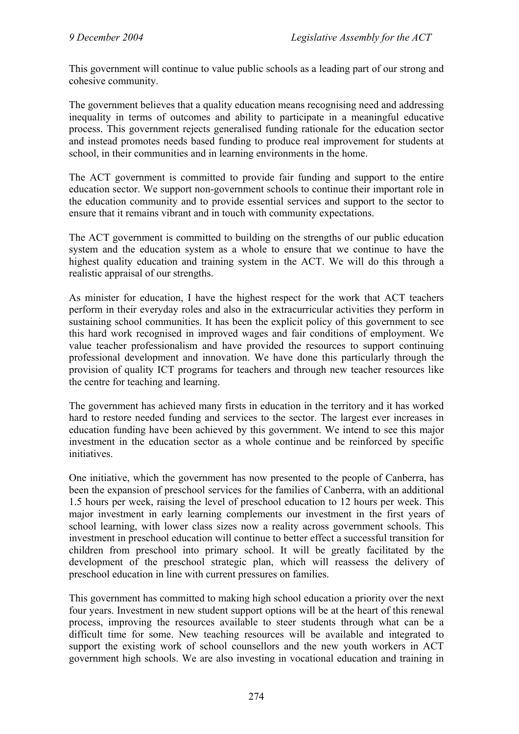This government will continue to value public schools as a leading part of our strong and cohesive community.

The government believes that a quality education means recognising need and addressing inequality in terms of outcomes and ability to participate in a meaningful educative process. This government rejects generalised funding rationale for the education sector and instead promotes needs based funding to produce real improvement for students at school, in their communities and in learning environments in the home.

The ACT government is committed to provide fair funding and support to the entire education sector. We support non-government schools to continue their important role in the education community and to provide essential services and support to the sector to ensure that it remains vibrant and in touch with community expectations.

The ACT government is committed to building on the strengths of our public education system and the education system as a whole to ensure that we continue to have the highest quality education and training system in the ACT. We will do this through a realistic appraisal of our strengths.

As minister for education, I have the highest respect for the work that ACT teachers perform in their everyday roles and also in the extracurricular activities they perform in sustaining school communities. It has been the explicit policy of this government to see this hard work recognised in improved wages and fair conditions of employment. We value teacher professionalism and have provided the resources to support continuing professional development and innovation. We have done this particularly through the provision of quality ICT programs for teachers and through new teacher resources like the centre for teaching and learning.

The government has achieved many firsts in education in the territory and it has worked hard to restore needed funding and services to the sector. The largest ever increases in education funding have been achieved by this government. We intend to see this major investment in the education sector as a whole continue and be reinforced by specific initiatives.

One initiative, which the government has now presented to the people of Canberra, has been the expansion of preschool services for the families of Canberra, with an additional 1.5 hours per week, raising the level of preschool education to 12 hours per week. This major investment in early learning complements our investment in the first years of school learning, with lower class sizes now a reality across government schools. This investment in preschool education will continue to better effect a successful transition for children from preschool into primary school. It will be greatly facilitated by the development of the preschool strategic plan, which will reassess the delivery of preschool education in line with current pressures on families.

This government has committed to making high school education a priority over the next four years. Investment in new student support options will be at the heart of this renewal process, improving the resources available to steer students through what can be a difficult time for some. New teaching resources will be available and integrated to support the existing work of school counsellors and the new youth workers in ACT government high schools. We are also investing in vocational education and training in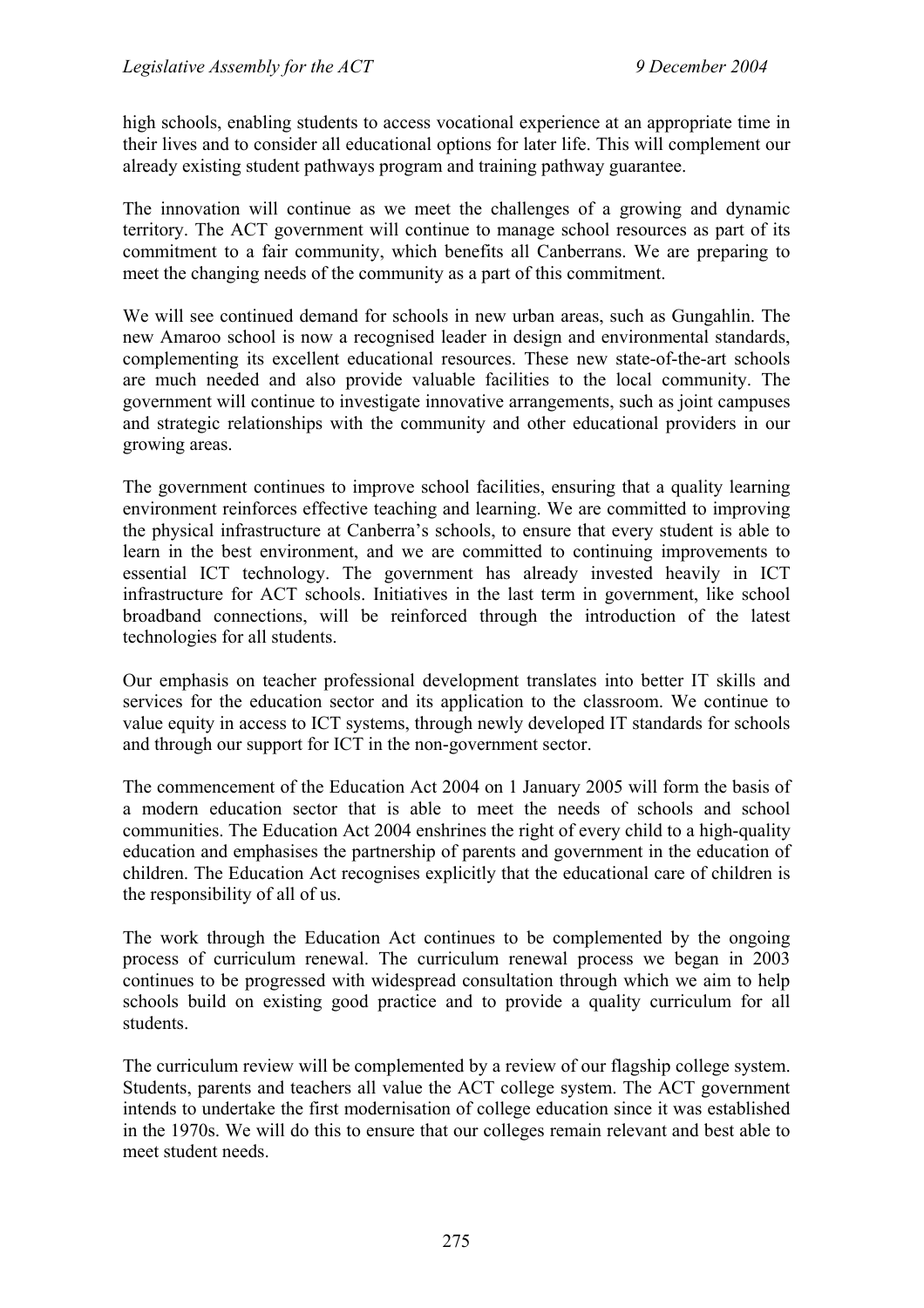high schools, enabling students to access vocational experience at an appropriate time in their lives and to consider all educational options for later life. This will complement our already existing student pathways program and training pathway guarantee.

The innovation will continue as we meet the challenges of a growing and dynamic territory. The ACT government will continue to manage school resources as part of its commitment to a fair community, which benefits all Canberrans. We are preparing to meet the changing needs of the community as a part of this commitment.

We will see continued demand for schools in new urban areas, such as Gungahlin. The new Amaroo school is now a recognised leader in design and environmental standards, complementing its excellent educational resources. These new state-of-the-art schools are much needed and also provide valuable facilities to the local community. The government will continue to investigate innovative arrangements, such as joint campuses and strategic relationships with the community and other educational providers in our growing areas.

The government continues to improve school facilities, ensuring that a quality learning environment reinforces effective teaching and learning. We are committed to improving the physical infrastructure at Canberra's schools, to ensure that every student is able to learn in the best environment, and we are committed to continuing improvements to essential ICT technology. The government has already invested heavily in ICT infrastructure for ACT schools. Initiatives in the last term in government, like school broadband connections, will be reinforced through the introduction of the latest technologies for all students.

Our emphasis on teacher professional development translates into better IT skills and services for the education sector and its application to the classroom. We continue to value equity in access to ICT systems, through newly developed IT standards for schools and through our support for ICT in the non-government sector.

The commencement of the Education Act 2004 on 1 January 2005 will form the basis of a modern education sector that is able to meet the needs of schools and school communities. The Education Act 2004 enshrines the right of every child to a high-quality education and emphasises the partnership of parents and government in the education of children. The Education Act recognises explicitly that the educational care of children is the responsibility of all of us.

The work through the Education Act continues to be complemented by the ongoing process of curriculum renewal. The curriculum renewal process we began in 2003 continues to be progressed with widespread consultation through which we aim to help schools build on existing good practice and to provide a quality curriculum for all students.

The curriculum review will be complemented by a review of our flagship college system. Students, parents and teachers all value the ACT college system. The ACT government intends to undertake the first modernisation of college education since it was established in the 1970s. We will do this to ensure that our colleges remain relevant and best able to meet student needs.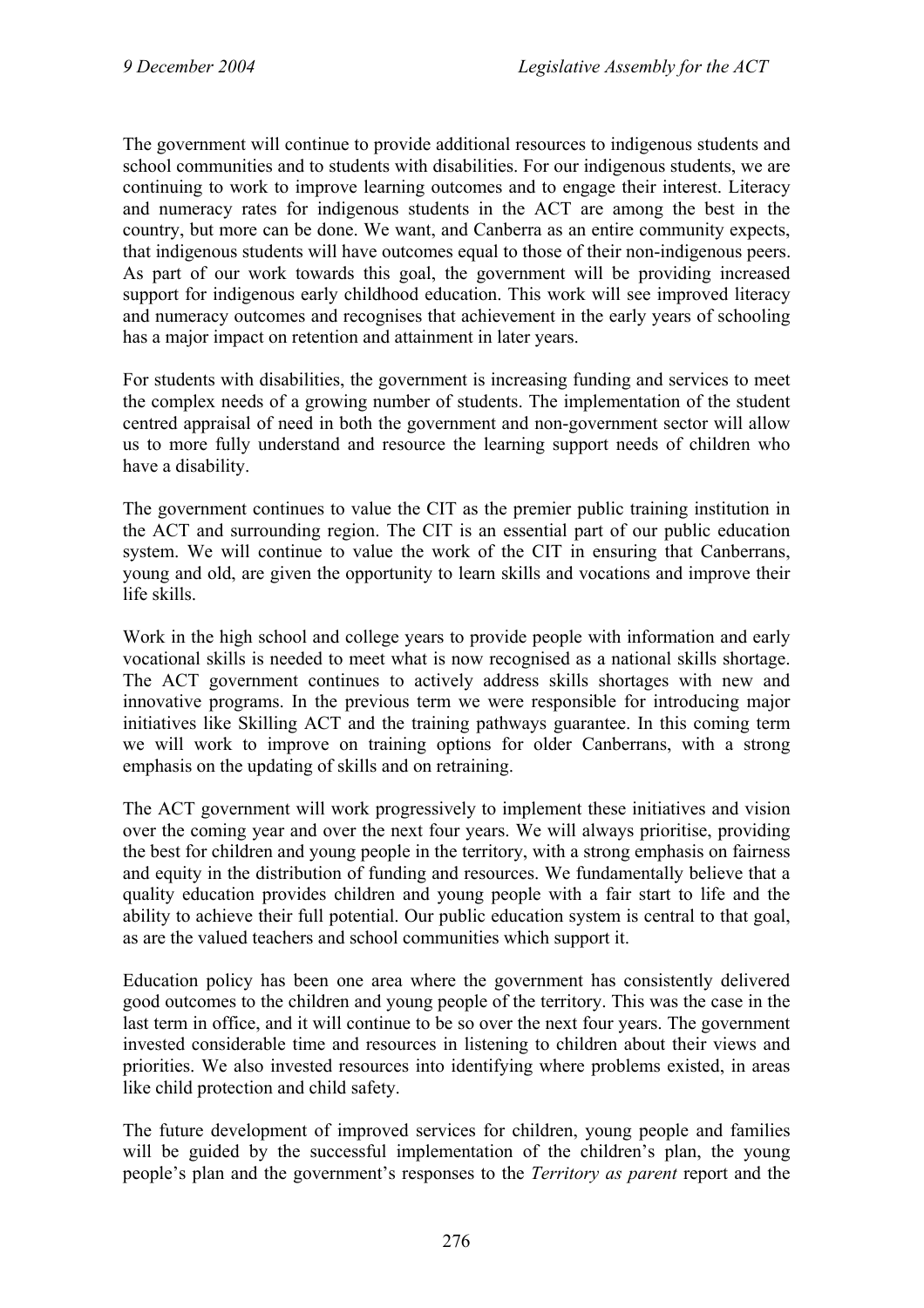The government will continue to provide additional resources to indigenous students and school communities and to students with disabilities. For our indigenous students, we are continuing to work to improve learning outcomes and to engage their interest. Literacy and numeracy rates for indigenous students in the ACT are among the best in the country, but more can be done. We want, and Canberra as an entire community expects, that indigenous students will have outcomes equal to those of their non-indigenous peers. As part of our work towards this goal, the government will be providing increased support for indigenous early childhood education. This work will see improved literacy and numeracy outcomes and recognises that achievement in the early years of schooling has a major impact on retention and attainment in later years.

For students with disabilities, the government is increasing funding and services to meet the complex needs of a growing number of students. The implementation of the student centred appraisal of need in both the government and non-government sector will allow us to more fully understand and resource the learning support needs of children who have a disability.

The government continues to value the CIT as the premier public training institution in the ACT and surrounding region. The CIT is an essential part of our public education system. We will continue to value the work of the CIT in ensuring that Canberrans, young and old, are given the opportunity to learn skills and vocations and improve their life skills.

Work in the high school and college years to provide people with information and early vocational skills is needed to meet what is now recognised as a national skills shortage. The ACT government continues to actively address skills shortages with new and innovative programs. In the previous term we were responsible for introducing major initiatives like Skilling ACT and the training pathways guarantee. In this coming term we will work to improve on training options for older Canberrans, with a strong emphasis on the updating of skills and on retraining.

The ACT government will work progressively to implement these initiatives and vision over the coming year and over the next four years. We will always prioritise, providing the best for children and young people in the territory, with a strong emphasis on fairness and equity in the distribution of funding and resources. We fundamentally believe that a quality education provides children and young people with a fair start to life and the ability to achieve their full potential. Our public education system is central to that goal, as are the valued teachers and school communities which support it.

Education policy has been one area where the government has consistently delivered good outcomes to the children and young people of the territory. This was the case in the last term in office, and it will continue to be so over the next four years. The government invested considerable time and resources in listening to children about their views and priorities. We also invested resources into identifying where problems existed, in areas like child protection and child safety.

The future development of improved services for children, young people and families will be guided by the successful implementation of the children's plan, the young people's plan and the government's responses to the *Territory as parent* report and the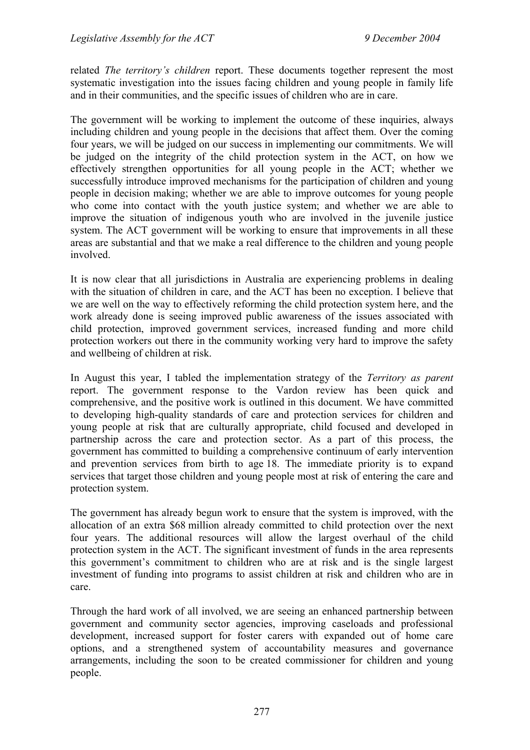related *The territory's children* report. These documents together represent the most systematic investigation into the issues facing children and young people in family life and in their communities, and the specific issues of children who are in care.

The government will be working to implement the outcome of these inquiries, always including children and young people in the decisions that affect them. Over the coming four years, we will be judged on our success in implementing our commitments. We will be judged on the integrity of the child protection system in the ACT, on how we effectively strengthen opportunities for all young people in the ACT; whether we successfully introduce improved mechanisms for the participation of children and young people in decision making; whether we are able to improve outcomes for young people who come into contact with the youth justice system; and whether we are able to improve the situation of indigenous youth who are involved in the juvenile justice system. The ACT government will be working to ensure that improvements in all these areas are substantial and that we make a real difference to the children and young people involved.

It is now clear that all jurisdictions in Australia are experiencing problems in dealing with the situation of children in care, and the ACT has been no exception. I believe that we are well on the way to effectively reforming the child protection system here, and the work already done is seeing improved public awareness of the issues associated with child protection, improved government services, increased funding and more child protection workers out there in the community working very hard to improve the safety and wellbeing of children at risk.

In August this year, I tabled the implementation strategy of the *Territory as parent* report. The government response to the Vardon review has been quick and comprehensive, and the positive work is outlined in this document. We have committed to developing high-quality standards of care and protection services for children and young people at risk that are culturally appropriate, child focused and developed in partnership across the care and protection sector. As a part of this process, the government has committed to building a comprehensive continuum of early intervention and prevention services from birth to age 18. The immediate priority is to expand services that target those children and young people most at risk of entering the care and protection system.

The government has already begun work to ensure that the system is improved, with the allocation of an extra $68 million already committed to child protection over the next four years. The additional resources will allow the largest overhaul of the child protection system in the ACT. The significant investment of funds in the area represents this government's commitment to children who are at risk and is the single largest investment of funding into programs to assist children at risk and children who are in care.

Through the hard work of all involved, we are seeing an enhanced partnership between government and community sector agencies, improving caseloads and professional development, increased support for foster carers with expanded out of home care options, and a strengthened system of accountability measures and governance arrangements, including the soon to be created commissioner for children and young people.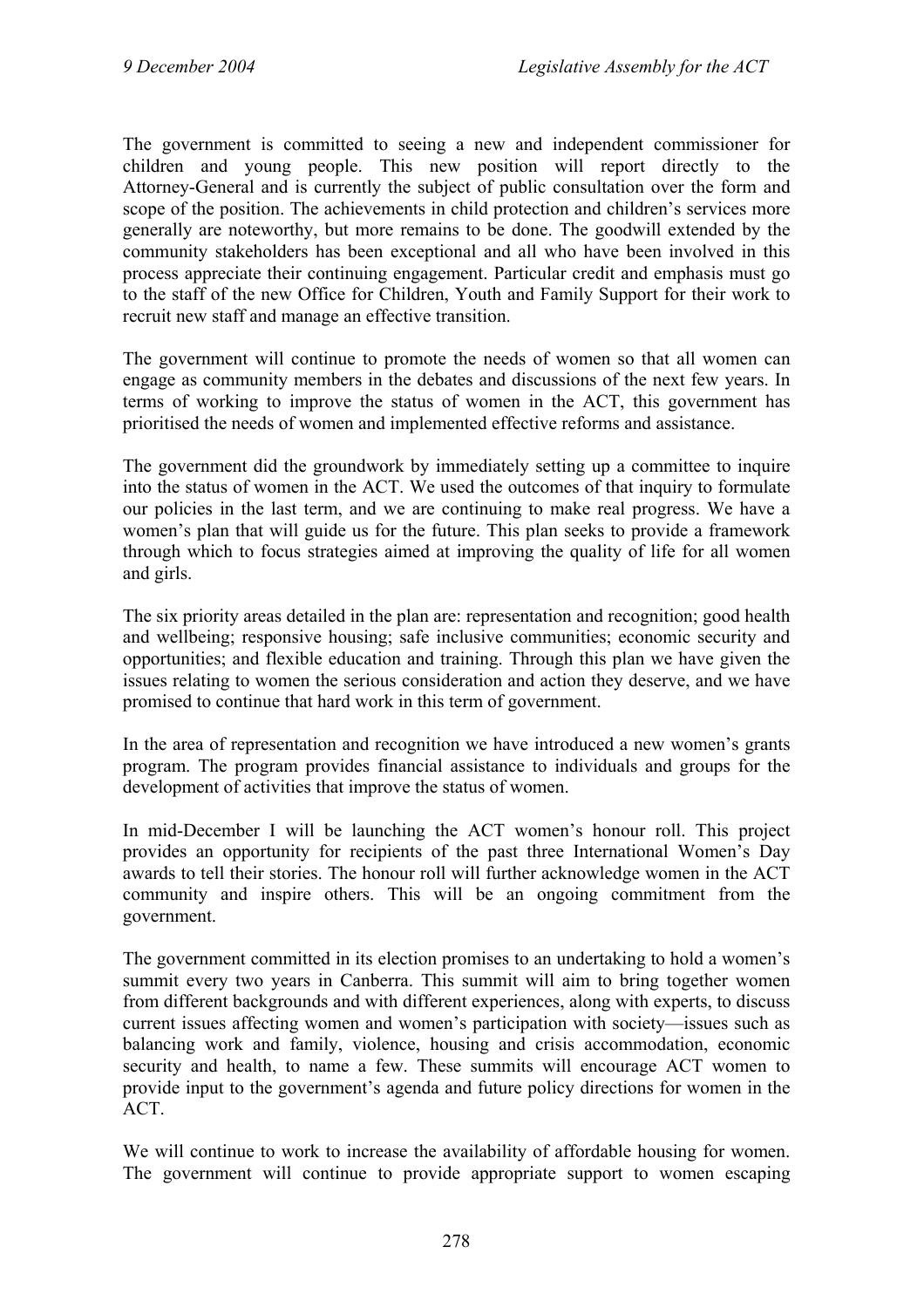The government is committed to seeing a new and independent commissioner for children and young people. This new position will report directly to the Attorney-General and is currently the subject of public consultation over the form and scope of the position. The achievements in child protection and children's services more generally are noteworthy, but more remains to be done. The goodwill extended by the community stakeholders has been exceptional and all who have been involved in this process appreciate their continuing engagement. Particular credit and emphasis must go to the staff of the new Office for Children, Youth and Family Support for their work to recruit new staff and manage an effective transition.

The government will continue to promote the needs of women so that all women can engage as community members in the debates and discussions of the next few years. In terms of working to improve the status of women in the ACT, this government has prioritised the needs of women and implemented effective reforms and assistance.

The government did the groundwork by immediately setting up a committee to inquire into the status of women in the ACT. We used the outcomes of that inquiry to formulate our policies in the last term, and we are continuing to make real progress. We have a women's plan that will guide us for the future. This plan seeks to provide a framework through which to focus strategies aimed at improving the quality of life for all women and girls.

The six priority areas detailed in the plan are: representation and recognition; good health and wellbeing; responsive housing; safe inclusive communities; economic security and opportunities; and flexible education and training. Through this plan we have given the issues relating to women the serious consideration and action they deserve, and we have promised to continue that hard work in this term of government.

In the area of representation and recognition we have introduced a new women's grants program. The program provides financial assistance to individuals and groups for the development of activities that improve the status of women.

In mid-December I will be launching the ACT women's honour roll. This project provides an opportunity for recipients of the past three International Women's Day awards to tell their stories. The honour roll will further acknowledge women in the ACT community and inspire others. This will be an ongoing commitment from the government.

The government committed in its election promises to an undertaking to hold a women's summit every two years in Canberra. This summit will aim to bring together women from different backgrounds and with different experiences, along with experts, to discuss current issues affecting women and women's participation with society—issues such as balancing work and family, violence, housing and crisis accommodation, economic security and health, to name a few. These summits will encourage ACT women to provide input to the government's agenda and future policy directions for women in the ACT.

We will continue to work to increase the availability of affordable housing for women. The government will continue to provide appropriate support to women escaping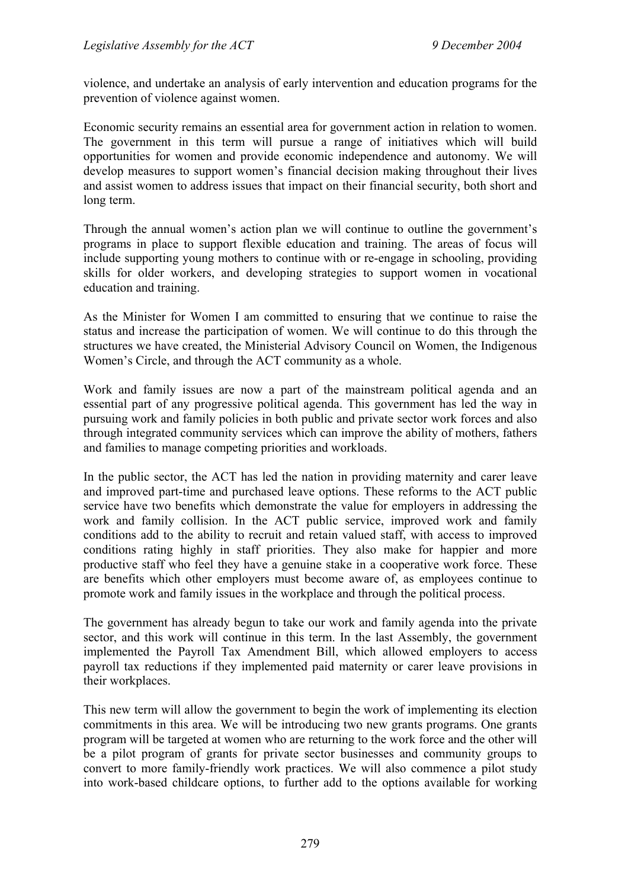violence, and undertake an analysis of early intervention and education programs for the prevention of violence against women.

Economic security remains an essential area for government action in relation to women. The government in this term will pursue a range of initiatives which will build opportunities for women and provide economic independence and autonomy. We will develop measures to support women's financial decision making throughout their lives and assist women to address issues that impact on their financial security, both short and long term.

Through the annual women's action plan we will continue to outline the government's programs in place to support flexible education and training. The areas of focus will include supporting young mothers to continue with or re-engage in schooling, providing skills for older workers, and developing strategies to support women in vocational education and training.

As the Minister for Women I am committed to ensuring that we continue to raise the status and increase the participation of women. We will continue to do this through the structures we have created, the Ministerial Advisory Council on Women, the Indigenous Women's Circle, and through the ACT community as a whole.

Work and family issues are now a part of the mainstream political agenda and an essential part of any progressive political agenda. This government has led the way in pursuing work and family policies in both public and private sector work forces and also through integrated community services which can improve the ability of mothers, fathers and families to manage competing priorities and workloads.

In the public sector, the ACT has led the nation in providing maternity and carer leave and improved part-time and purchased leave options. These reforms to the ACT public service have two benefits which demonstrate the value for employers in addressing the work and family collision. In the ACT public service, improved work and family conditions add to the ability to recruit and retain valued staff, with access to improved conditions rating highly in staff priorities. They also make for happier and more productive staff who feel they have a genuine stake in a cooperative work force. These are benefits which other employers must become aware of, as employees continue to promote work and family issues in the workplace and through the political process.

The government has already begun to take our work and family agenda into the private sector, and this work will continue in this term. In the last Assembly, the government implemented the Payroll Tax Amendment Bill, which allowed employers to access payroll tax reductions if they implemented paid maternity or carer leave provisions in their workplaces.

This new term will allow the government to begin the work of implementing its election commitments in this area. We will be introducing two new grants programs. One grants program will be targeted at women who are returning to the work force and the other will be a pilot program of grants for private sector businesses and community groups to convert to more family-friendly work practices. We will also commence a pilot study into work-based childcare options, to further add to the options available for working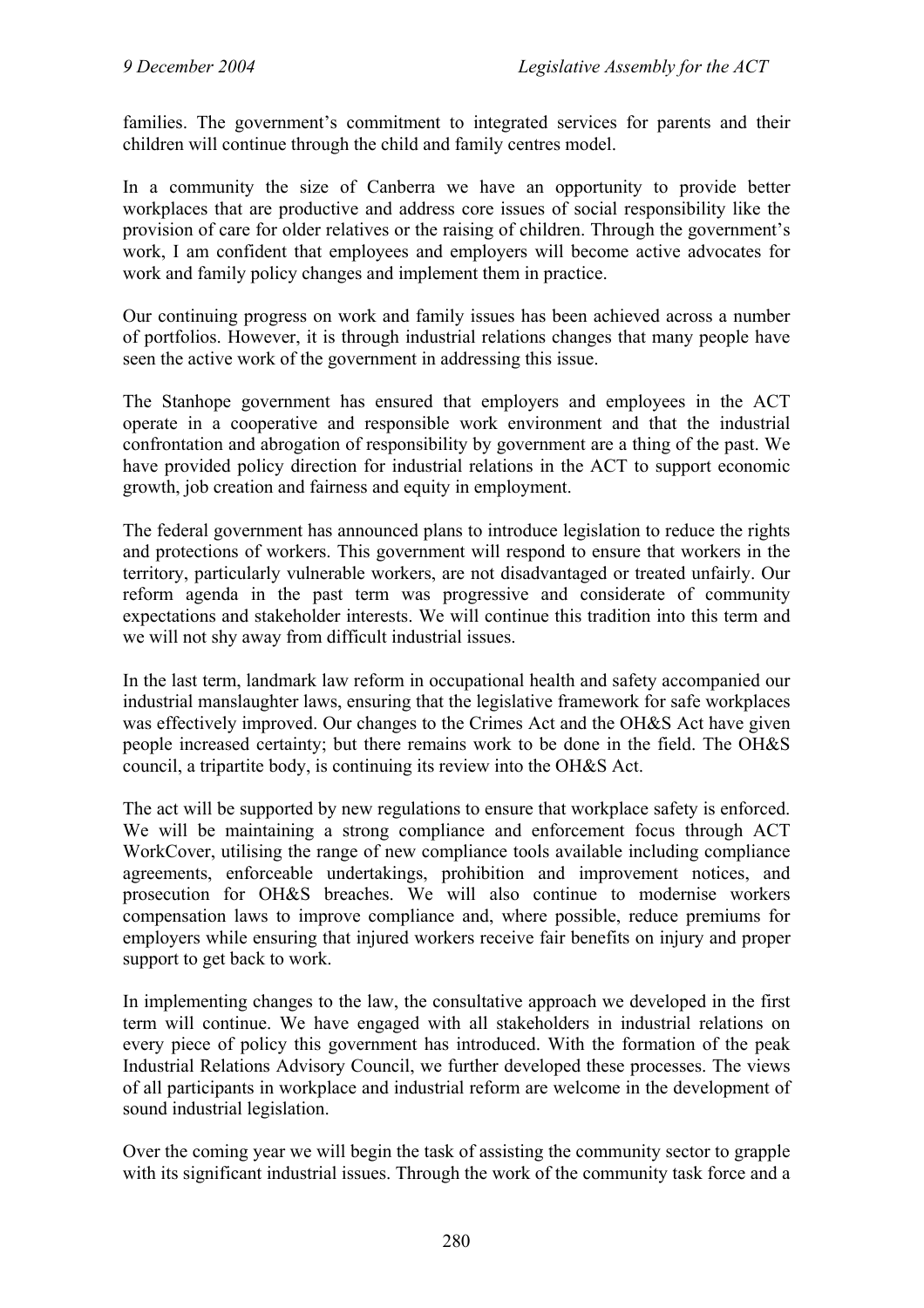families. The government's commitment to integrated services for parents and their children will continue through the child and family centres model.

In a community the size of Canberra we have an opportunity to provide better workplaces that are productive and address core issues of social responsibility like the provision of care for older relatives or the raising of children. Through the government's work, I am confident that employees and employers will become active advocates for work and family policy changes and implement them in practice.

Our continuing progress on work and family issues has been achieved across a number of portfolios. However, it is through industrial relations changes that many people have seen the active work of the government in addressing this issue.

The Stanhope government has ensured that employers and employees in the ACT operate in a cooperative and responsible work environment and that the industrial confrontation and abrogation of responsibility by government are a thing of the past. We have provided policy direction for industrial relations in the ACT to support economic growth, job creation and fairness and equity in employment.

The federal government has announced plans to introduce legislation to reduce the rights and protections of workers. This government will respond to ensure that workers in the territory, particularly vulnerable workers, are not disadvantaged or treated unfairly. Our reform agenda in the past term was progressive and considerate of community expectations and stakeholder interests. We will continue this tradition into this term and we will not shy away from difficult industrial issues.

In the last term, landmark law reform in occupational health and safety accompanied our industrial manslaughter laws, ensuring that the legislative framework for safe workplaces was effectively improved. Our changes to the Crimes Act and the OH&S Act have given people increased certainty; but there remains work to be done in the field. The OH&S council, a tripartite body, is continuing its review into the OH&S Act.

The act will be supported by new regulations to ensure that workplace safety is enforced. We will be maintaining a strong compliance and enforcement focus through ACT WorkCover, utilising the range of new compliance tools available including compliance agreements, enforceable undertakings, prohibition and improvement notices, and prosecution for OH&S breaches. We will also continue to modernise workers compensation laws to improve compliance and, where possible, reduce premiums for employers while ensuring that injured workers receive fair benefits on injury and proper support to get back to work.

In implementing changes to the law, the consultative approach we developed in the first term will continue. We have engaged with all stakeholders in industrial relations on every piece of policy this government has introduced. With the formation of the peak Industrial Relations Advisory Council, we further developed these processes. The views of all participants in workplace and industrial reform are welcome in the development of sound industrial legislation.

Over the coming year we will begin the task of assisting the community sector to grapple with its significant industrial issues. Through the work of the community task force and a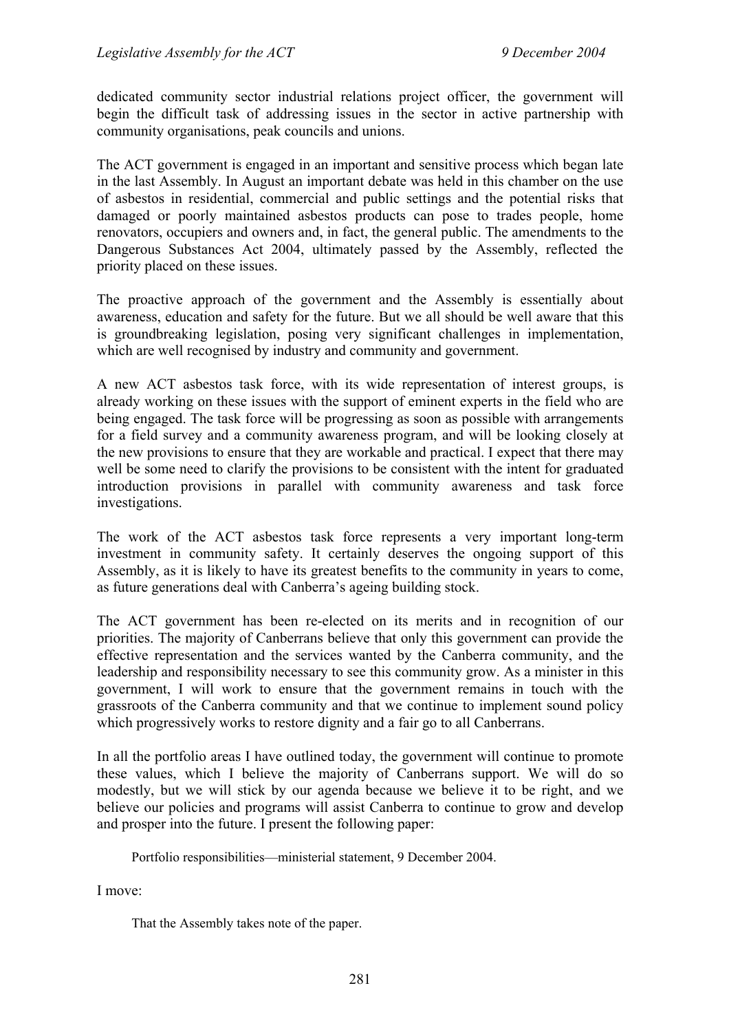dedicated community sector industrial relations project officer, the government will begin the difficult task of addressing issues in the sector in active partnership with community organisations, peak councils and unions.

The ACT government is engaged in an important and sensitive process which began late in the last Assembly. In August an important debate was held in this chamber on the use of asbestos in residential, commercial and public settings and the potential risks that damaged or poorly maintained asbestos products can pose to trades people, home renovators, occupiers and owners and, in fact, the general public. The amendments to the Dangerous Substances Act 2004, ultimately passed by the Assembly, reflected the priority placed on these issues.

The proactive approach of the government and the Assembly is essentially about awareness, education and safety for the future. But we all should be well aware that this is groundbreaking legislation, posing very significant challenges in implementation, which are well recognised by industry and community and government.

A new ACT asbestos task force, with its wide representation of interest groups, is already working on these issues with the support of eminent experts in the field who are being engaged. The task force will be progressing as soon as possible with arrangements for a field survey and a community awareness program, and will be looking closely at the new provisions to ensure that they are workable and practical. I expect that there may well be some need to clarify the provisions to be consistent with the intent for graduated introduction provisions in parallel with community awareness and task force investigations.

The work of the ACT asbestos task force represents a very important long-term investment in community safety. It certainly deserves the ongoing support of this Assembly, as it is likely to have its greatest benefits to the community in years to come, as future generations deal with Canberra's ageing building stock.

The ACT government has been re-elected on its merits and in recognition of our priorities. The majority of Canberrans believe that only this government can provide the effective representation and the services wanted by the Canberra community, and the leadership and responsibility necessary to see this community grow. As a minister in this government, I will work to ensure that the government remains in touch with the grassroots of the Canberra community and that we continue to implement sound policy which progressively works to restore dignity and a fair go to all Canberrans.

In all the portfolio areas I have outlined today, the government will continue to promote these values, which I believe the majority of Canberrans support. We will do so modestly, but we will stick by our agenda because we believe it to be right, and we believe our policies and programs will assist Canberra to continue to grow and develop and prosper into the future. I present the following paper:

> Portfolio responsibilities—ministerial statement, 9 December 2004.

I move:

> That the Assembly takes note of the paper.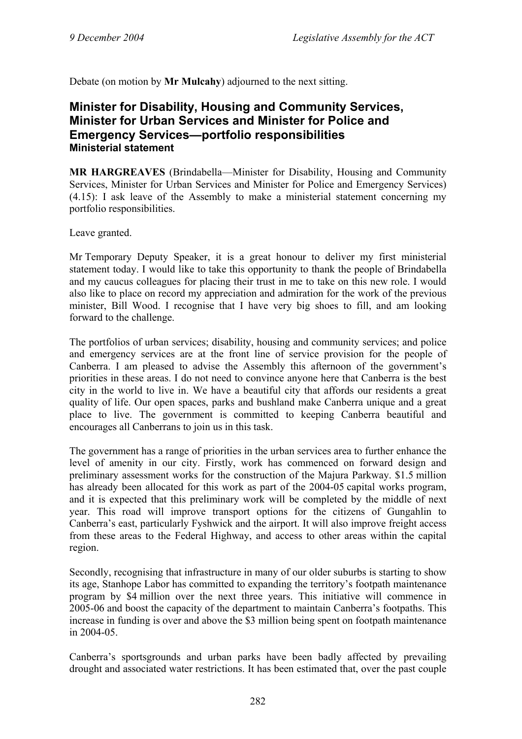Debate (on motion by **Mr Mulcahy**) adjourned to the next sitting.

## Minister for Disability, Housing and Community Services, Minister for Urban Services and Minister for Police and Emergency Services—portfolio responsibilities

### Ministerial statement

**MR HARGREAVES** (Brindabella—Minister for Disability, Housing and Community Services, Minister for Urban Services and Minister for Police and Emergency Services) (4.15): I ask leave of the Assembly to make a ministerial statement concerning my portfolio responsibilities.

Leave granted.

Mr Temporary Deputy Speaker, it is a great honour to deliver my first ministerial statement today. I would like to take this opportunity to thank the people of Brindabella and my caucus colleagues for placing their trust in me to take on this new role. I would also like to place on record my appreciation and admiration for the work of the previous minister, Bill Wood. I recognise that I have very big shoes to fill, and am looking forward to the challenge.

The portfolios of urban services; disability, housing and community services; and police and emergency services are at the front line of service provision for the people of Canberra. I am pleased to advise the Assembly this afternoon of the government's priorities in these areas. I do not need to convince anyone here that Canberra is the best city in the world to live in. We have a beautiful city that affords our residents a great quality of life. Our open spaces, parks and bushland make Canberra unique and a great place to live. The government is committed to keeping Canberra beautiful and encourages all Canberrans to join us in this task.

The government has a range of priorities in the urban services area to further enhance the level of amenity in our city. Firstly, work has commenced on forward design and preliminary assessment works for the construction of the Majura Parkway. $1.5 million has already been allocated for this work as part of the 2004-05 capital works program, and it is expected that this preliminary work will be completed by the middle of next year. This road will improve transport options for the citizens of Gungahlin to Canberra's east, particularly Fyshwick and the airport. It will also improve freight access from these areas to the Federal Highway, and access to other areas within the capital region.

Secondly, recognising that infrastructure in many of our older suburbs is starting to show its age, Stanhope Labor has committed to expanding the territory's footpath maintenance program by $4 million over the next three years. This initiative will commence in 2005-06 and boost the capacity of the department to maintain Canberra's footpaths. This increase in funding is over and above the $3 million being spent on footpath maintenance in 2004-05.

Canberra's sportsgrounds and urban parks have been badly affected by prevailing drought and associated water restrictions. It has been estimated that, over the past couple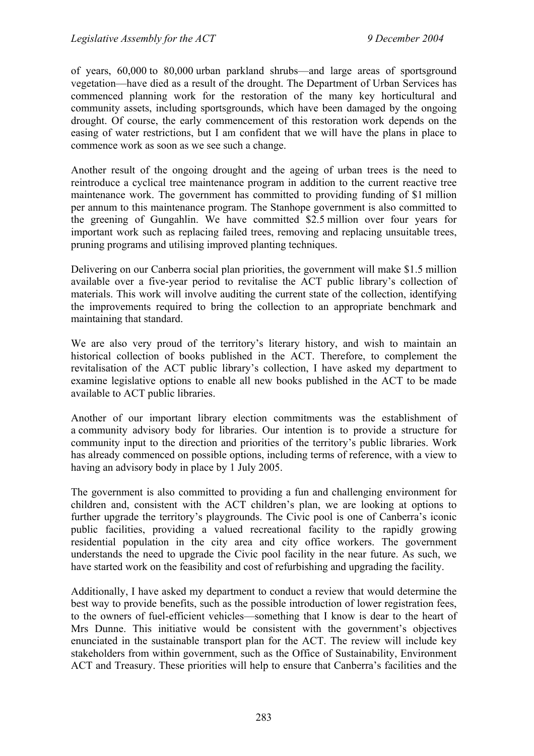of years, 60,000 to 80,000 urban parkland shrubs—and large areas of sportsground vegetation—have died as a result of the drought. The Department of Urban Services has commenced planning work for the restoration of the many key horticultural and community assets, including sportsgrounds, which have been damaged by the ongoing drought. Of course, the early commencement of this restoration work depends on the easing of water restrictions, but I am confident that we will have the plans in place to commence work as soon as we see such a change.

Another result of the ongoing drought and the ageing of urban trees is the need to reintroduce a cyclical tree maintenance program in addition to the current reactive tree maintenance work. The government has committed to providing funding of $1 million per annum to this maintenance program. The Stanhope government is also committed to the greening of Gungahlin. We have committed $2.5 million over four years for important work such as replacing failed trees, removing and replacing unsuitable trees, pruning programs and utilising improved planting techniques.

Delivering on our Canberra social plan priorities, the government will make $1.5 million available over a five-year period to revitalise the ACT public library's collection of materials. This work will involve auditing the current state of the collection, identifying the improvements required to bring the collection to an appropriate benchmark and maintaining that standard.

We are also very proud of the territory's literary history, and wish to maintain an historical collection of books published in the ACT. Therefore, to complement the revitalisation of the ACT public library's collection, I have asked my department to examine legislative options to enable all new books published in the ACT to be made available to ACT public libraries.

Another of our important library election commitments was the establishment of a community advisory body for libraries. Our intention is to provide a structure for community input to the direction and priorities of the territory's public libraries. Work has already commenced on possible options, including terms of reference, with a view to having an advisory body in place by 1 July 2005.

The government is also committed to providing a fun and challenging environment for children and, consistent with the ACT children's plan, we are looking at options to further upgrade the territory's playgrounds. The Civic pool is one of Canberra's iconic public facilities, providing a valued recreational facility to the rapidly growing residential population in the city area and city office workers. The government understands the need to upgrade the Civic pool facility in the near future. As such, we have started work on the feasibility and cost of refurbishing and upgrading the facility.

Additionally, I have asked my department to conduct a review that would determine the best way to provide benefits, such as the possible introduction of lower registration fees, to the owners of fuel-efficient vehicles—something that I know is dear to the heart of Mrs Dunne. This initiative would be consistent with the government's objectives enunciated in the sustainable transport plan for the ACT. The review will include key stakeholders from within government, such as the Office of Sustainability, Environment ACT and Treasury. These priorities will help to ensure that Canberra's facilities and the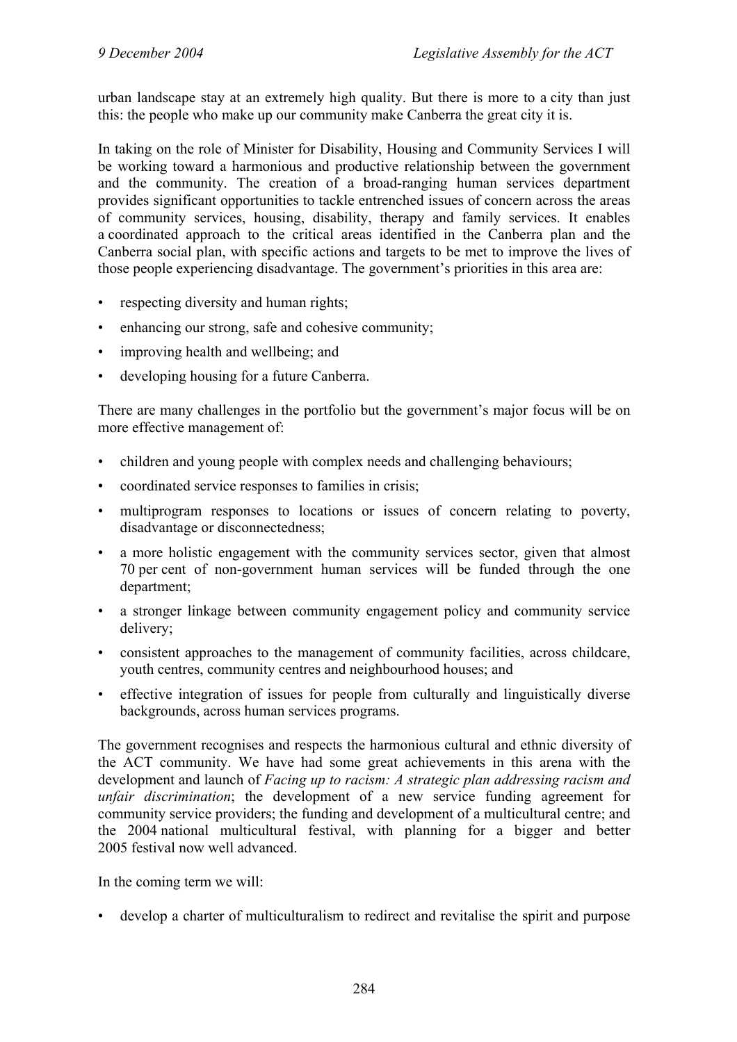urban landscape stay at an extremely high quality. But there is more to a city than just this: the people who make up our community make Canberra the great city it is.

In taking on the role of Minister for Disability, Housing and Community Services I will be working toward a harmonious and productive relationship between the government and the community. The creation of a broad-ranging human services department provides significant opportunities to tackle entrenched issues of concern across the areas of community services, housing, disability, therapy and family services. It enables a coordinated approach to the critical areas identified in the Canberra plan and the Canberra social plan, with specific actions and targets to be met to improve the lives of those people experiencing disadvantage. The government's priorities in this area are:

- respecting diversity and human rights;
- enhancing our strong, safe and cohesive community;
- improving health and wellbeing; and
- developing housing for a future Canberra.

There are many challenges in the portfolio but the government's major focus will be on more effective management of:

- children and young people with complex needs and challenging behaviours;
- coordinated service responses to families in crisis;
- multiprogram responses to locations or issues of concern relating to poverty, disadvantage or disconnectedness;
- a more holistic engagement with the community services sector, given that almost 70 per cent of non-government human services will be funded through the one department;
- a stronger linkage between community engagement policy and community service delivery;
- consistent approaches to the management of community facilities, across childcare, youth centres, community centres and neighbourhood houses; and
- effective integration of issues for people from culturally and linguistically diverse backgrounds, across human services programs.

The government recognises and respects the harmonious cultural and ethnic diversity of the ACT community. We have had some great achievements in this arena with the development and launch of *Facing up to racism: A strategic plan addressing racism and unfair discrimination*; the development of a new service funding agreement for community service providers; the funding and development of a multicultural centre; and the 2004 national multicultural festival, with planning for a bigger and better 2005 festival now well advanced.

In the coming term we will:

- develop a charter of multiculturalism to redirect and revitalise the spirit and purpose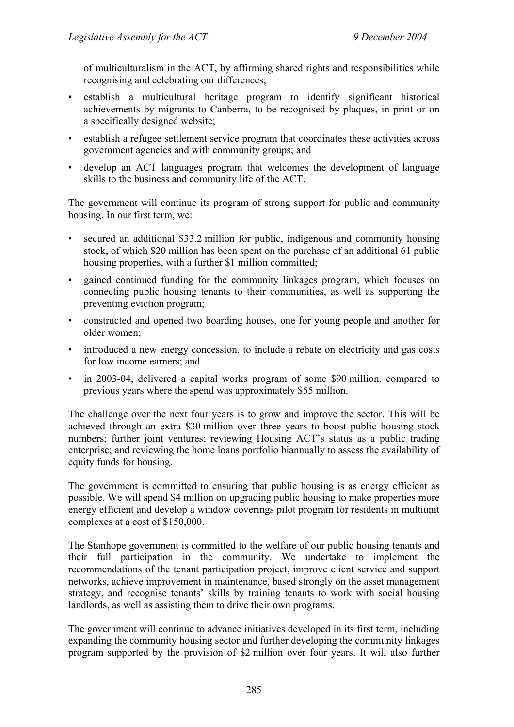of multiculturalism in the ACT, by affirming shared rights and responsibilities while recognising and celebrating our differences;

- establish a multicultural heritage program to identify significant historical achievements by migrants to Canberra, to be recognised by plaques, in print or on a specifically designed website;
- establish a refugee settlement service program that coordinates these activities across government agencies and with community groups; and
- develop an ACT languages program that welcomes the development of language skills to the business and community life of the ACT.

The government will continue its program of strong support for public and community housing. In our first term, we:

- secured an additional $33.2 million for public, indigenous and community housing stock, of which $20 million has been spent on the purchase of an additional 61 public housing properties, with a further $1 million committed;
- gained continued funding for the community linkages program, which focuses on connecting public housing tenants to their communities, as well as supporting the preventing eviction program;
- constructed and opened two boarding houses, one for young people and another for older women;
- introduced a new energy concession, to include a rebate on electricity and gas costs for low income earners; and
- in 2003-04, delivered a capital works program of some $90 million, compared to previous years where the spend was approximately $55 million.

The challenge over the next four years is to grow and improve the sector. This will be achieved through an extra $30 million over three years to boost public housing stock numbers; further joint ventures; reviewing Housing ACT's status as a public trading enterprise; and reviewing the home loans portfolio biannually to assess the availability of equity funds for housing.

The government is committed to ensuring that public housing is as energy efficient as possible. We will spend $4 million on upgrading public housing to make properties more energy efficient and develop a window coverings pilot program for residents in multiunit complexes at a cost of $150,000.

The Stanhope government is committed to the welfare of our public housing tenants and their full participation in the community. We undertake to implement the recommendations of the tenant participation project, improve client service and support networks, achieve improvement in maintenance, based strongly on the asset management strategy, and recognise tenants' skills by training tenants to work with social housing landlords, as well as assisting them to drive their own programs.

The government will continue to advance initiatives developed in its first term, including expanding the community housing sector and further developing the community linkages program supported by the provision of $2 million over four years. It will also further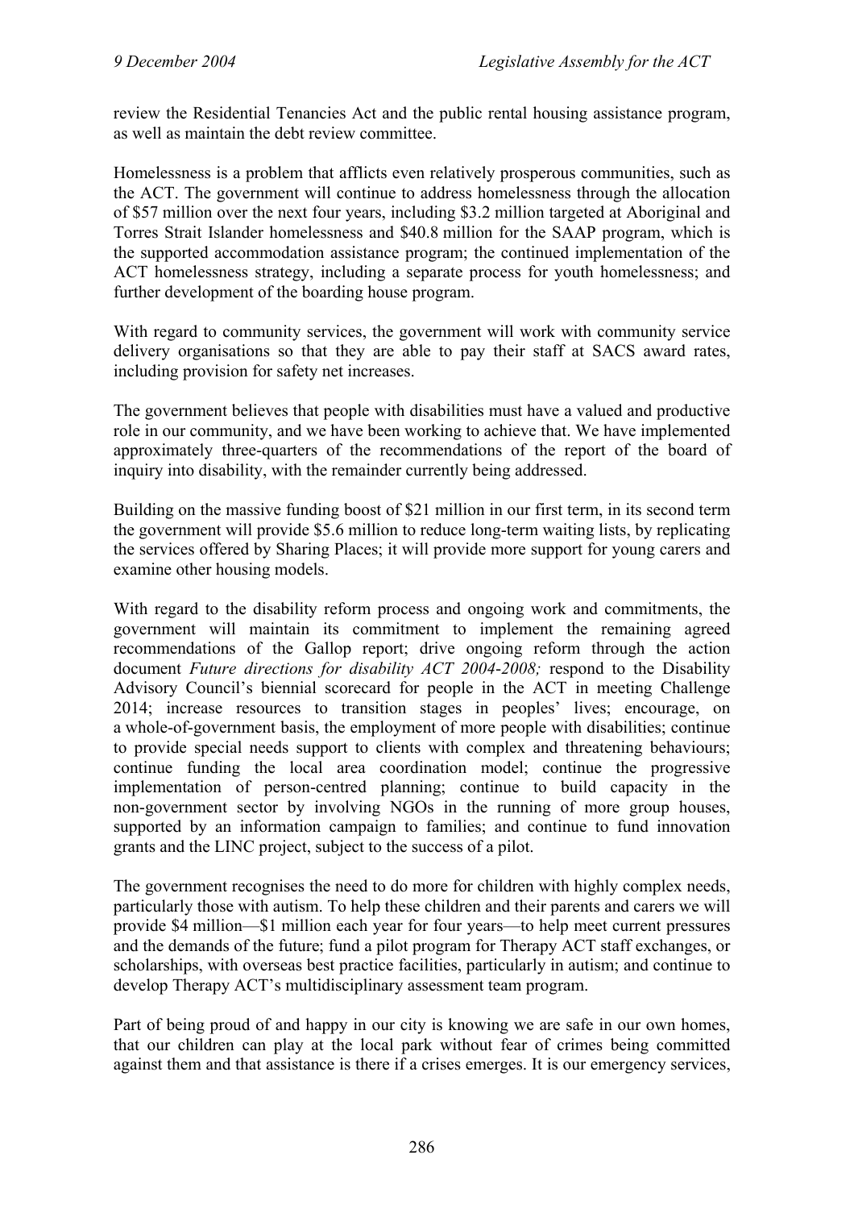review the Residential Tenancies Act and the public rental housing assistance program, as well as maintain the debt review committee.

Homelessness is a problem that afflicts even relatively prosperous communities, such as the ACT. The government will continue to address homelessness through the allocation of $57 million over the next four years, including $3.2 million targeted at Aboriginal and Torres Strait Islander homelessness and $40.8 million for the SAAP program, which is the supported accommodation assistance program; the continued implementation of the ACT homelessness strategy, including a separate process for youth homelessness; and further development of the boarding house program.

With regard to community services, the government will work with community service delivery organisations so that they are able to pay their staff at SACS award rates, including provision for safety net increases.

The government believes that people with disabilities must have a valued and productive role in our community, and we have been working to achieve that. We have implemented approximately three-quarters of the recommendations of the report of the board of inquiry into disability, with the remainder currently being addressed.

Building on the massive funding boost of $21 million in our first term, in its second term the government will provide $5.6 million to reduce long-term waiting lists, by replicating the services offered by Sharing Places; it will provide more support for young carers and examine other housing models.

With regard to the disability reform process and ongoing work and commitments, the government will maintain its commitment to implement the remaining agreed recommendations of the Gallop report; drive ongoing reform through the action document *Future directions for disability ACT 2004-2008;* respond to the Disability Advisory Council's biennial scorecard for people in the ACT in meeting Challenge 2014; increase resources to transition stages in peoples' lives; encourage, on a whole-of-government basis, the employment of more people with disabilities; continue to provide special needs support to clients with complex and threatening behaviours; continue funding the local area coordination model; continue the progressive implementation of person-centred planning; continue to build capacity in the non-government sector by involving NGOs in the running of more group houses, supported by an information campaign to families; and continue to fund innovation grants and the LINC project, subject to the success of a pilot.

The government recognises the need to do more for children with highly complex needs, particularly those with autism. To help these children and their parents and carers we will provide $4 million—$1 million each year for four years—to help meet current pressures and the demands of the future; fund a pilot program for Therapy ACT staff exchanges, or scholarships, with overseas best practice facilities, particularly in autism; and continue to develop Therapy ACT's multidisciplinary assessment team program.

Part of being proud of and happy in our city is knowing we are safe in our own homes, that our children can play at the local park without fear of crimes being committed against them and that assistance is there if a crises emerges. It is our emergency services,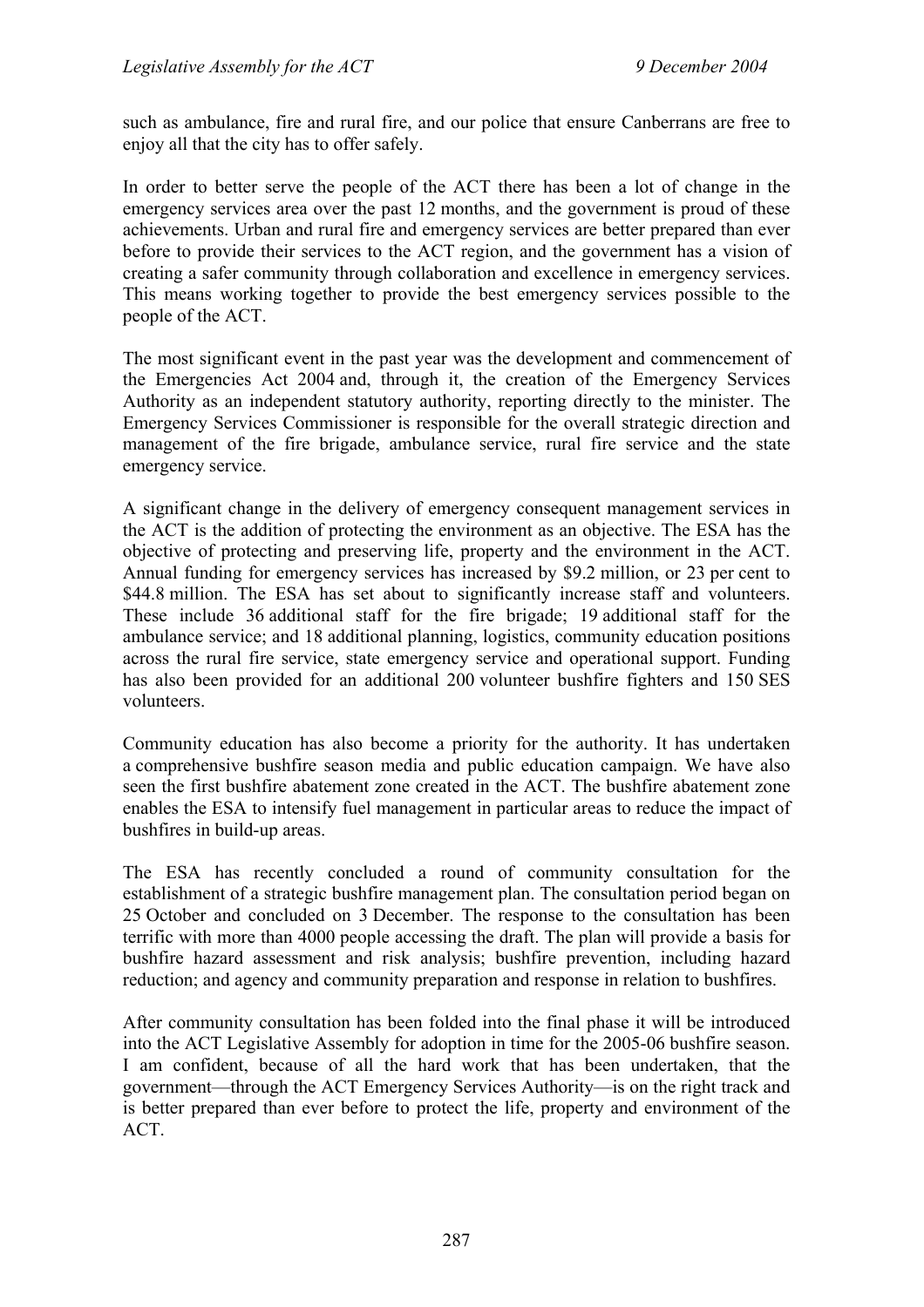such as ambulance, fire and rural fire, and our police that ensure Canberrans are free to enjoy all that the city has to offer safely.

In order to better serve the people of the ACT there has been a lot of change in the emergency services area over the past 12 months, and the government is proud of these achievements. Urban and rural fire and emergency services are better prepared than ever before to provide their services to the ACT region, and the government has a vision of creating a safer community through collaboration and excellence in emergency services. This means working together to provide the best emergency services possible to the people of the ACT.

The most significant event in the past year was the development and commencement of the Emergencies Act 2004 and, through it, the creation of the Emergency Services Authority as an independent statutory authority, reporting directly to the minister. The Emergency Services Commissioner is responsible for the overall strategic direction and management of the fire brigade, ambulance service, rural fire service and the state emergency service.

A significant change in the delivery of emergency consequent management services in the ACT is the addition of protecting the environment as an objective. The ESA has the objective of protecting and preserving life, property and the environment in the ACT. Annual funding for emergency services has increased by $9.2 million, or 23 per cent to $44.8 million. The ESA has set about to significantly increase staff and volunteers. These include 36 additional staff for the fire brigade; 19 additional staff for the ambulance service; and 18 additional planning, logistics, community education positions across the rural fire service, state emergency service and operational support. Funding has also been provided for an additional 200 volunteer bushfire fighters and 150 SES volunteers.

Community education has also become a priority for the authority. It has undertaken a comprehensive bushfire season media and public education campaign. We have also seen the first bushfire abatement zone created in the ACT. The bushfire abatement zone enables the ESA to intensify fuel management in particular areas to reduce the impact of bushfires in build-up areas.

The ESA has recently concluded a round of community consultation for the establishment of a strategic bushfire management plan. The consultation period began on 25 October and concluded on 3 December. The response to the consultation has been terrific with more than 4000 people accessing the draft. The plan will provide a basis for bushfire hazard assessment and risk analysis; bushfire prevention, including hazard reduction; and agency and community preparation and response in relation to bushfires.

After community consultation has been folded into the final phase it will be introduced into the ACT Legislative Assembly for adoption in time for the 2005-06 bushfire season. I am confident, because of all the hard work that has been undertaken, that the government—through the ACT Emergency Services Authority—is on the right track and is better prepared than ever before to protect the life, property and environment of the ACT.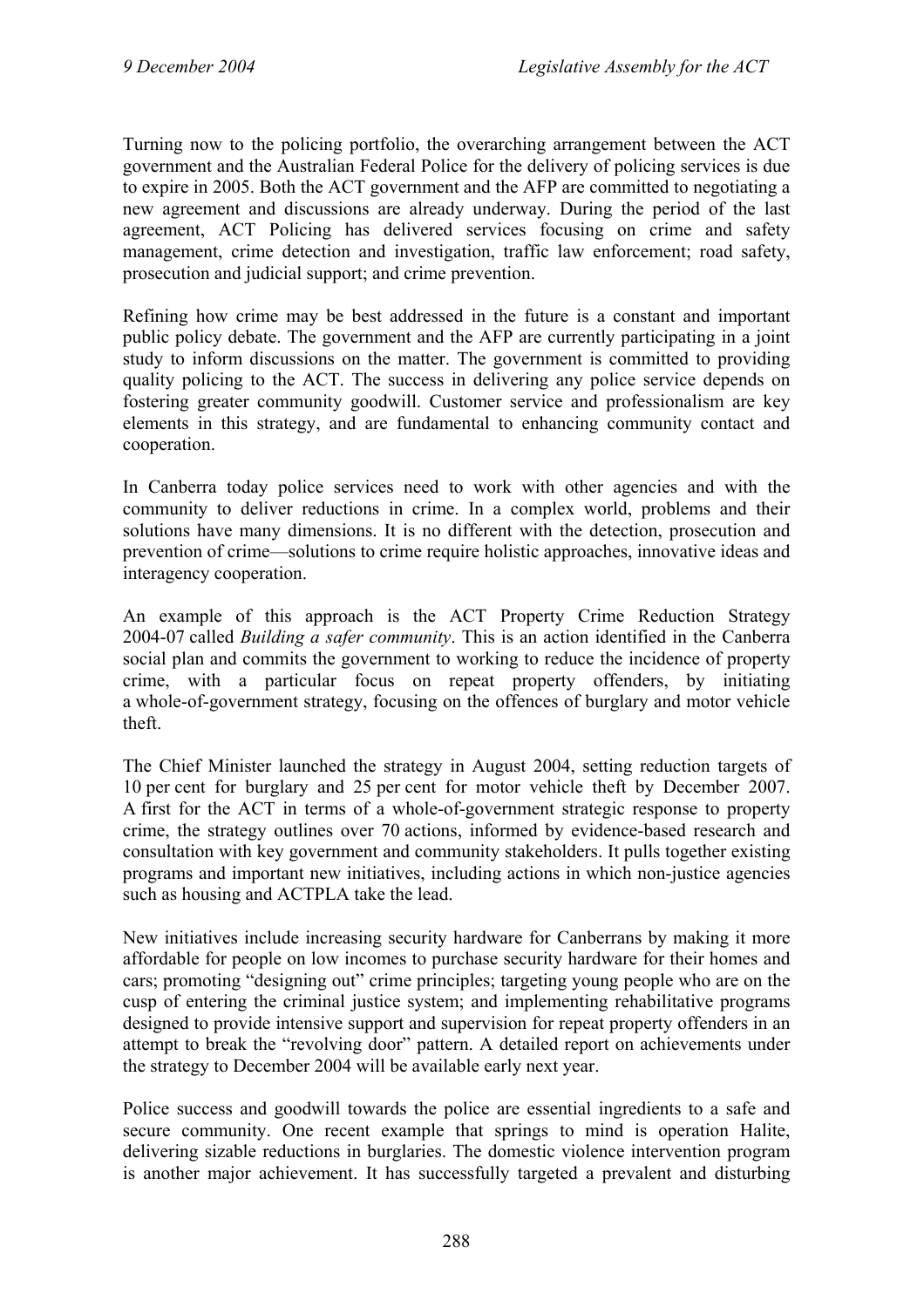Turning now to the policing portfolio, the overarching arrangement between the ACT government and the Australian Federal Police for the delivery of policing services is due to expire in 2005. Both the ACT government and the AFP are committed to negotiating a new agreement and discussions are already underway. During the period of the last agreement, ACT Policing has delivered services focusing on crime and safety management, crime detection and investigation, traffic law enforcement; road safety, prosecution and judicial support; and crime prevention.

Refining how crime may be best addressed in the future is a constant and important public policy debate. The government and the AFP are currently participating in a joint study to inform discussions on the matter. The government is committed to providing quality policing to the ACT. The success in delivering any police service depends on fostering greater community goodwill. Customer service and professionalism are key elements in this strategy, and are fundamental to enhancing community contact and cooperation.

In Canberra today police services need to work with other agencies and with the community to deliver reductions in crime. In a complex world, problems and their solutions have many dimensions. It is no different with the detection, prosecution and prevention of crime—solutions to crime require holistic approaches, innovative ideas and interagency cooperation.

An example of this approach is the ACT Property Crime Reduction Strategy 2004-07 called *Building a safer community*. This is an action identified in the Canberra social plan and commits the government to working to reduce the incidence of property crime, with a particular focus on repeat property offenders, by initiating a whole-of-government strategy, focusing on the offences of burglary and motor vehicle theft.

The Chief Minister launched the strategy in August 2004, setting reduction targets of 10 per cent for burglary and 25 per cent for motor vehicle theft by December 2007. A first for the ACT in terms of a whole-of-government strategic response to property crime, the strategy outlines over 70 actions, informed by evidence-based research and consultation with key government and community stakeholders. It pulls together existing programs and important new initiatives, including actions in which non-justice agencies such as housing and ACTPLA take the lead.

New initiatives include increasing security hardware for Canberrans by making it more affordable for people on low incomes to purchase security hardware for their homes and cars; promoting "designing out" crime principles; targeting young people who are on the cusp of entering the criminal justice system; and implementing rehabilitative programs designed to provide intensive support and supervision for repeat property offenders in an attempt to break the "revolving door" pattern. A detailed report on achievements under the strategy to December 2004 will be available early next year.

Police success and goodwill towards the police are essential ingredients to a safe and secure community. One recent example that springs to mind is operation Halite, delivering sizable reductions in burglaries. The domestic violence intervention program is another major achievement. It has successfully targeted a prevalent and disturbing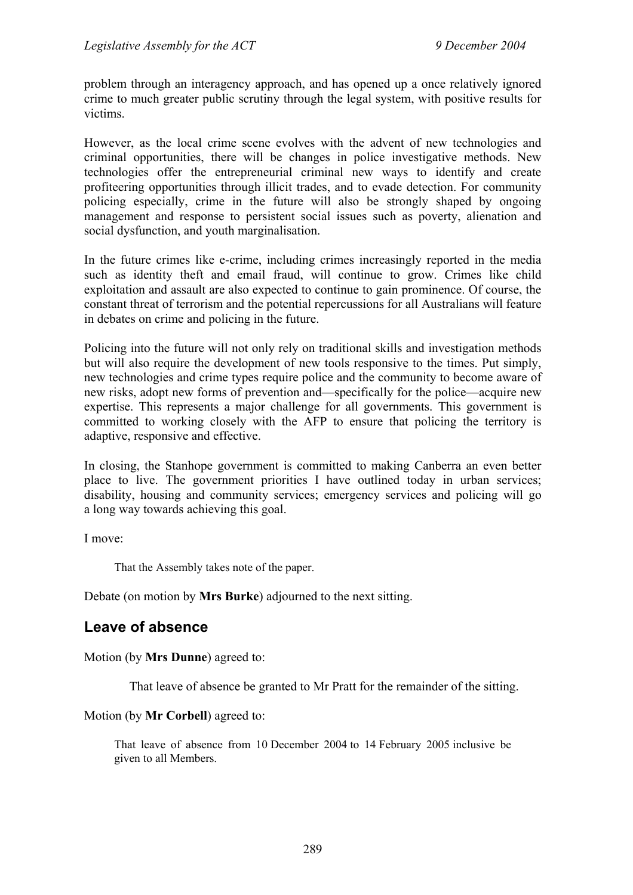problem through an interagency approach, and has opened up a once relatively ignored crime to much greater public scrutiny through the legal system, with positive results for victims.

However, as the local crime scene evolves with the advent of new technologies and criminal opportunities, there will be changes in police investigative methods. New technologies offer the entrepreneurial criminal new ways to identify and create profiteering opportunities through illicit trades, and to evade detection. For community policing especially, crime in the future will also be strongly shaped by ongoing management and response to persistent social issues such as poverty, alienation and social dysfunction, and youth marginalisation.

In the future crimes like e-crime, including crimes increasingly reported in the media such as identity theft and email fraud, will continue to grow. Crimes like child exploitation and assault are also expected to continue to gain prominence. Of course, the constant threat of terrorism and the potential repercussions for all Australians will feature in debates on crime and policing in the future.

Policing into the future will not only rely on traditional skills and investigation methods but will also require the development of new tools responsive to the times. Put simply, new technologies and crime types require police and the community to become aware of new risks, adopt new forms of prevention and—specifically for the police—acquire new expertise. This represents a major challenge for all governments. This government is committed to working closely with the AFP to ensure that policing the territory is adaptive, responsive and effective.

In closing, the Stanhope government is committed to making Canberra an even better place to live. The government priorities I have outlined today in urban services; disability, housing and community services; emergency services and policing will go a long way towards achieving this goal.

I move:

> That the Assembly takes note of the paper.

Debate (on motion by **Mrs Burke**) adjourned to the next sitting.

## Leave of absence

Motion (by **Mrs Dunne**) agreed to:

> That leave of absence be granted to Mr Pratt for the remainder of the sitting.

Motion (by **Mr Corbell**) agreed to:

> That leave of absence from 10 December 2004 to 14 February 2005 inclusive be given to all Members.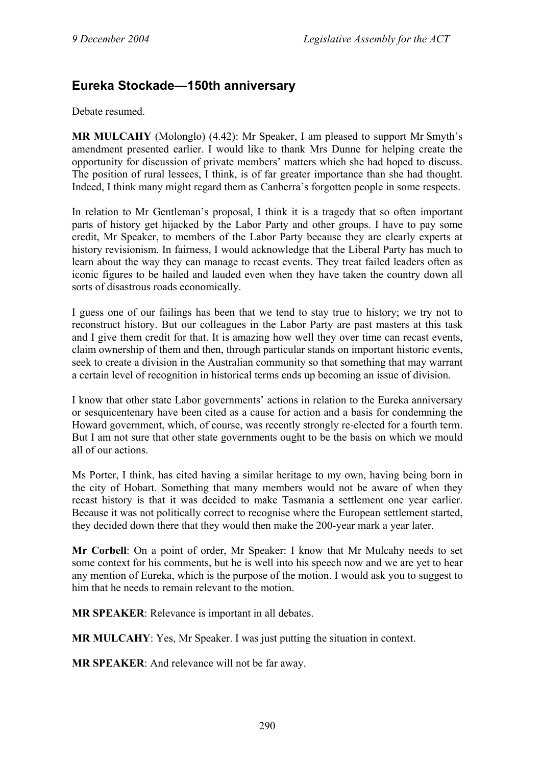## Eureka Stockade—150th anniversary

Debate resumed.

**MR MULCAHY** (Molonglo) (4.42): Mr Speaker, I am pleased to support Mr Smyth's amendment presented earlier. I would like to thank Mrs Dunne for helping create the opportunity for discussion of private members' matters which she had hoped to discuss. The position of rural lessees, I think, is of far greater importance than she had thought. Indeed, I think many might regard them as Canberra's forgotten people in some respects.

In relation to Mr Gentleman's proposal, I think it is a tragedy that so often important parts of history get hijacked by the Labor Party and other groups. I have to pay some credit, Mr Speaker, to members of the Labor Party because they are clearly experts at history revisionism. In fairness, I would acknowledge that the Liberal Party has much to learn about the way they can manage to recast events. They treat failed leaders often as iconic figures to be hailed and lauded even when they have taken the country down all sorts of disastrous roads economically.

I guess one of our failings has been that we tend to stay true to history; we try not to reconstruct history. But our colleagues in the Labor Party are past masters at this task and I give them credit for that. It is amazing how well they over time can recast events, claim ownership of them and then, through particular stands on important historic events, seek to create a division in the Australian community so that something that may warrant a certain level of recognition in historical terms ends up becoming an issue of division.

I know that other state Labor governments' actions in relation to the Eureka anniversary or sesquicentenary have been cited as a cause for action and a basis for condemning the Howard government, which, of course, was recently strongly re-elected for a fourth term. But I am not sure that other state governments ought to be the basis on which we mould all of our actions.

Ms Porter, I think, has cited having a similar heritage to my own, having being born in the city of Hobart. Something that many members would not be aware of when they recast history is that it was decided to make Tasmania a settlement one year earlier. Because it was not politically correct to recognise where the European settlement started, they decided down there that they would then make the 200-year mark a year later.

**Mr Corbell**: On a point of order, Mr Speaker: I know that Mr Mulcahy needs to set some context for his comments, but he is well into his speech now and we are yet to hear any mention of Eureka, which is the purpose of the motion. I would ask you to suggest to him that he needs to remain relevant to the motion.

**MR SPEAKER**: Relevance is important in all debates.

**MR MULCAHY**: Yes, Mr Speaker. I was just putting the situation in context.

**MR SPEAKER**: And relevance will not be far away.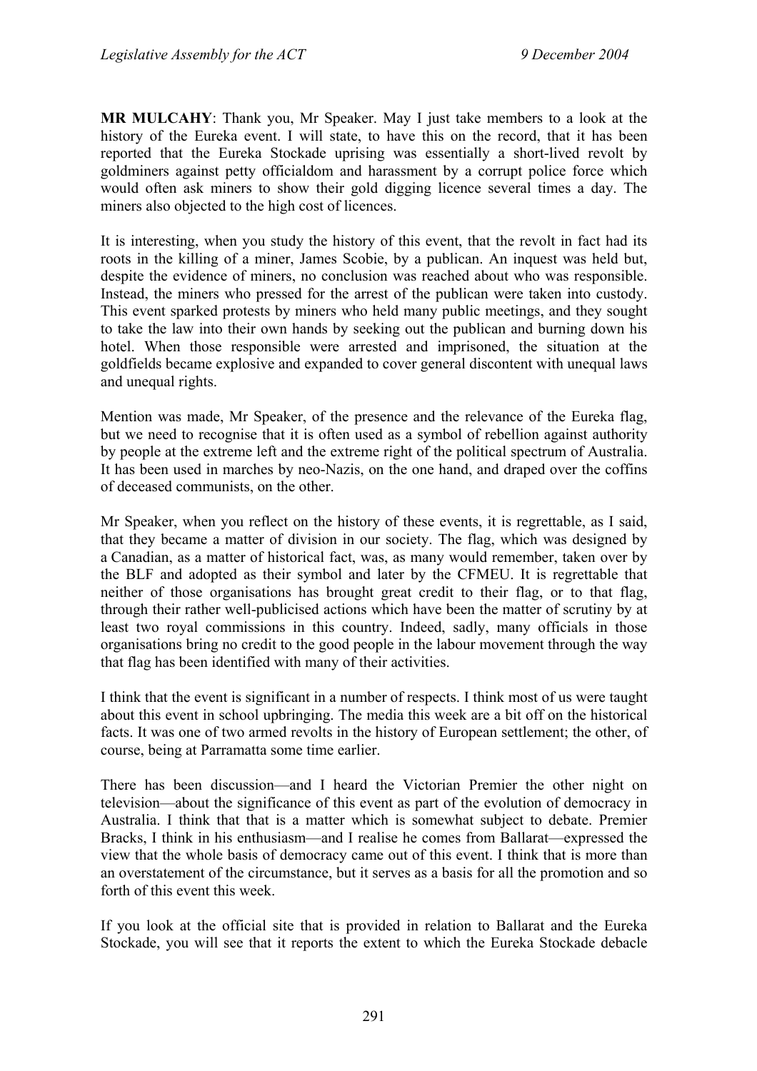**MR MULCAHY**: Thank you, Mr Speaker. May I just take members to a look at the history of the Eureka event. I will state, to have this on the record, that it has been reported that the Eureka Stockade uprising was essentially a short-lived revolt by goldminers against petty officialdom and harassment by a corrupt police force which would often ask miners to show their gold digging licence several times a day. The miners also objected to the high cost of licences.

It is interesting, when you study the history of this event, that the revolt in fact had its roots in the killing of a miner, James Scobie, by a publican. An inquest was held but, despite the evidence of miners, no conclusion was reached about who was responsible. Instead, the miners who pressed for the arrest of the publican were taken into custody. This event sparked protests by miners who held many public meetings, and they sought to take the law into their own hands by seeking out the publican and burning down his hotel. When those responsible were arrested and imprisoned, the situation at the goldfields became explosive and expanded to cover general discontent with unequal laws and unequal rights.

Mention was made, Mr Speaker, of the presence and the relevance of the Eureka flag, but we need to recognise that it is often used as a symbol of rebellion against authority by people at the extreme left and the extreme right of the political spectrum of Australia. It has been used in marches by neo-Nazis, on the one hand, and draped over the coffins of deceased communists, on the other.

Mr Speaker, when you reflect on the history of these events, it is regrettable, as I said, that they became a matter of division in our society. The flag, which was designed by a Canadian, as a matter of historical fact, was, as many would remember, taken over by the BLF and adopted as their symbol and later by the CFMEU. It is regrettable that neither of those organisations has brought great credit to their flag, or to that flag, through their rather well-publicised actions which have been the matter of scrutiny by at least two royal commissions in this country. Indeed, sadly, many officials in those organisations bring no credit to the good people in the labour movement through the way that flag has been identified with many of their activities.

I think that the event is significant in a number of respects. I think most of us were taught about this event in school upbringing. The media this week are a bit off on the historical facts. It was one of two armed revolts in the history of European settlement; the other, of course, being at Parramatta some time earlier.

There has been discussion—and I heard the Victorian Premier the other night on television—about the significance of this event as part of the evolution of democracy in Australia. I think that that is a matter which is somewhat subject to debate. Premier Bracks, I think in his enthusiasm—and I realise he comes from Ballarat—expressed the view that the whole basis of democracy came out of this event. I think that is more than an overstatement of the circumstance, but it serves as a basis for all the promotion and so forth of this event this week.

If you look at the official site that is provided in relation to Ballarat and the Eureka Stockade, you will see that it reports the extent to which the Eureka Stockade debacle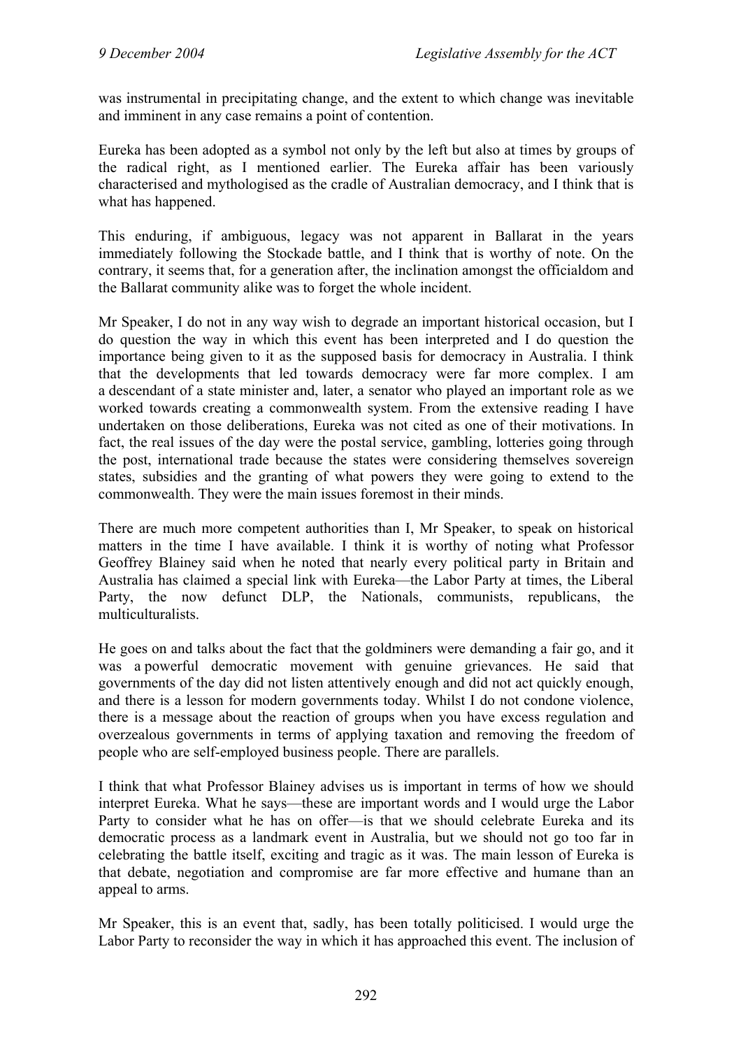was instrumental in precipitating change, and the extent to which change was inevitable and imminent in any case remains a point of contention.

Eureka has been adopted as a symbol not only by the left but also at times by groups of the radical right, as I mentioned earlier. The Eureka affair has been variously characterised and mythologised as the cradle of Australian democracy, and I think that is what has happened.

This enduring, if ambiguous, legacy was not apparent in Ballarat in the years immediately following the Stockade battle, and I think that is worthy of note. On the contrary, it seems that, for a generation after, the inclination amongst the officialdom and the Ballarat community alike was to forget the whole incident.

Mr Speaker, I do not in any way wish to degrade an important historical occasion, but I do question the way in which this event has been interpreted and I do question the importance being given to it as the supposed basis for democracy in Australia. I think that the developments that led towards democracy were far more complex. I am a descendant of a state minister and, later, a senator who played an important role as we worked towards creating a commonwealth system. From the extensive reading I have undertaken on those deliberations, Eureka was not cited as one of their motivations. In fact, the real issues of the day were the postal service, gambling, lotteries going through the post, international trade because the states were considering themselves sovereign states, subsidies and the granting of what powers they were going to extend to the commonwealth. They were the main issues foremost in their minds.

There are much more competent authorities than I, Mr Speaker, to speak on historical matters in the time I have available. I think it is worthy of noting what Professor Geoffrey Blainey said when he noted that nearly every political party in Britain and Australia has claimed a special link with Eureka—the Labor Party at times, the Liberal Party, the now defunct DLP, the Nationals, communists, republicans, the multiculturalists.

He goes on and talks about the fact that the goldminers were demanding a fair go, and it was a powerful democratic movement with genuine grievances. He said that governments of the day did not listen attentively enough and did not act quickly enough, and there is a lesson for modern governments today. Whilst I do not condone violence, there is a message about the reaction of groups when you have excess regulation and overzealous governments in terms of applying taxation and removing the freedom of people who are self-employed business people. There are parallels.

I think that what Professor Blainey advises us is important in terms of how we should interpret Eureka. What he says—these are important words and I would urge the Labor Party to consider what he has on offer—is that we should celebrate Eureka and its democratic process as a landmark event in Australia, but we should not go too far in celebrating the battle itself, exciting and tragic as it was. The main lesson of Eureka is that debate, negotiation and compromise are far more effective and humane than an appeal to arms.

Mr Speaker, this is an event that, sadly, has been totally politicised. I would urge the Labor Party to reconsider the way in which it has approached this event. The inclusion of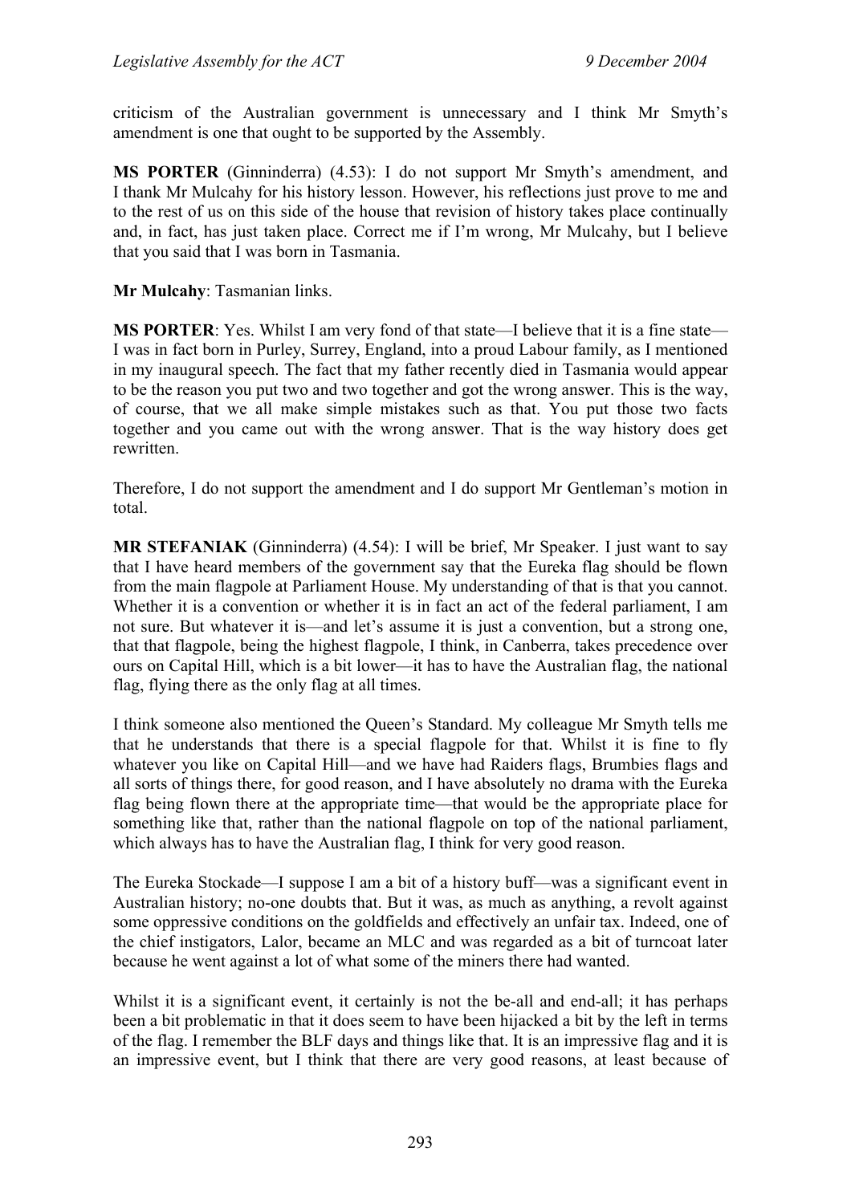criticism of the Australian government is unnecessary and I think Mr Smyth's amendment is one that ought to be supported by the Assembly.

**MS PORTER** (Ginninderra) (4.53): I do not support Mr Smyth's amendment, and I thank Mr Mulcahy for his history lesson. However, his reflections just prove to me and to the rest of us on this side of the house that revision of history takes place continually and, in fact, has just taken place. Correct me if I'm wrong, Mr Mulcahy, but I believe that you said that I was born in Tasmania.

**Mr Mulcahy**: Tasmanian links.

**MS PORTER**: Yes. Whilst I am very fond of that state—I believe that it is a fine state—I was in fact born in Purley, Surrey, England, into a proud Labour family, as I mentioned in my inaugural speech. The fact that my father recently died in Tasmania would appear to be the reason you put two and two together and got the wrong answer. This is the way, of course, that we all make simple mistakes such as that. You put those two facts together and you came out with the wrong answer. That is the way history does get rewritten.

Therefore, I do not support the amendment and I do support Mr Gentleman's motion in total.

**MR STEFANIAK** (Ginninderra) (4.54): I will be brief, Mr Speaker. I just want to say that I have heard members of the government say that the Eureka flag should be flown from the main flagpole at Parliament House. My understanding of that is that you cannot. Whether it is a convention or whether it is in fact an act of the federal parliament, I am not sure. But whatever it is—and let's assume it is just a convention, but a strong one, that that flagpole, being the highest flagpole, I think, in Canberra, takes precedence over ours on Capital Hill, which is a bit lower—it has to have the Australian flag, the national flag, flying there as the only flag at all times.

I think someone also mentioned the Queen's Standard. My colleague Mr Smyth tells me that he understands that there is a special flagpole for that. Whilst it is fine to fly whatever you like on Capital Hill—and we have had Raiders flags, Brumbies flags and all sorts of things there, for good reason, and I have absolutely no drama with the Eureka flag being flown there at the appropriate time—that would be the appropriate place for something like that, rather than the national flagpole on top of the national parliament, which always has to have the Australian flag, I think for very good reason.

The Eureka Stockade—I suppose I am a bit of a history buff—was a significant event in Australian history; no-one doubts that. But it was, as much as anything, a revolt against some oppressive conditions on the goldfields and effectively an unfair tax. Indeed, one of the chief instigators, Lalor, became an MLC and was regarded as a bit of turncoat later because he went against a lot of what some of the miners there had wanted.

Whilst it is a significant event, it certainly is not the be-all and end-all; it has perhaps been a bit problematic in that it does seem to have been hijacked a bit by the left in terms of the flag. I remember the BLF days and things like that. It is an impressive flag and it is an impressive event, but I think that there are very good reasons, at least because of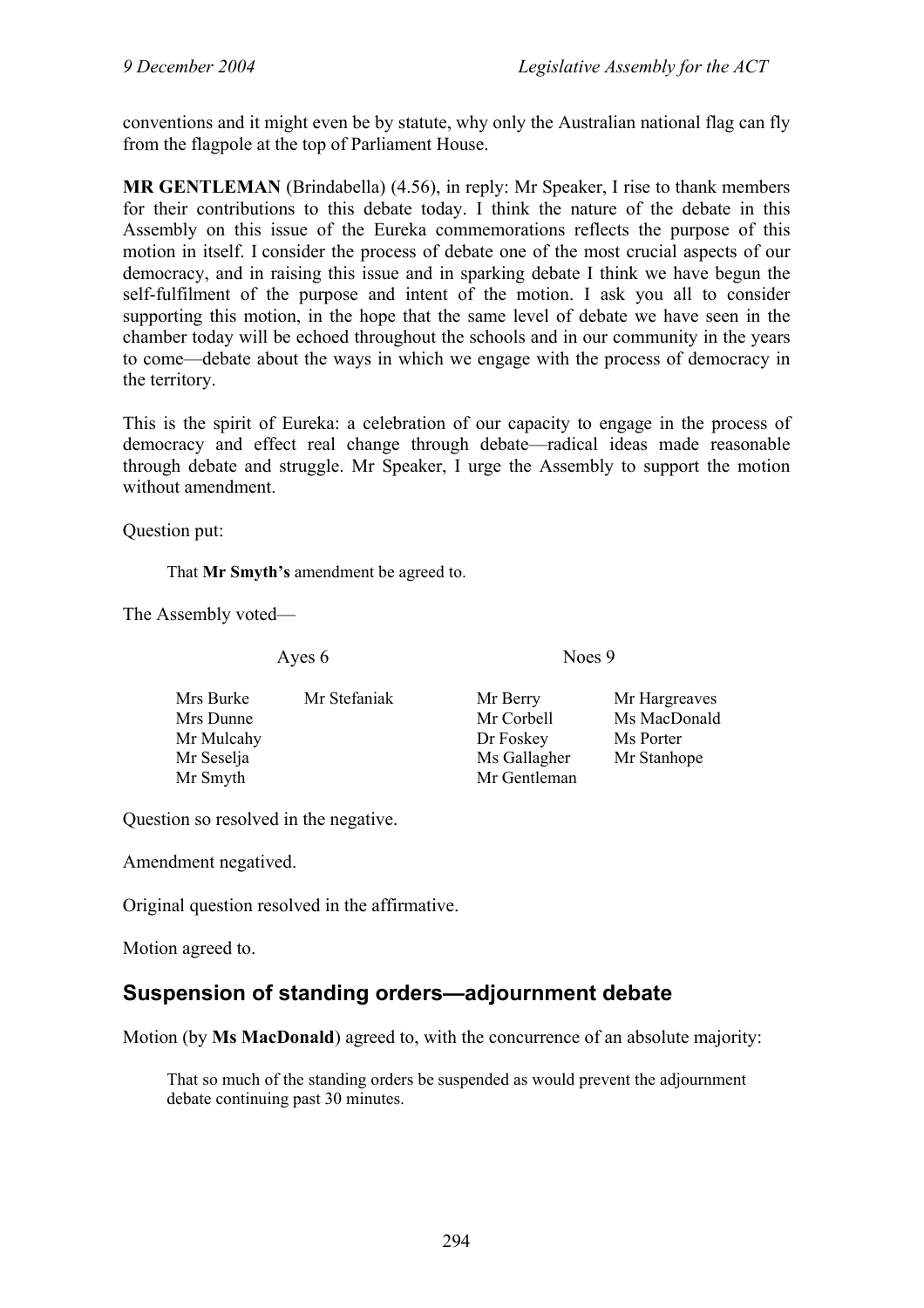conventions and it might even be by statute, why only the Australian national flag can fly from the flagpole at the top of Parliament House.

**MR GENTLEMAN** (Brindabella) (4.56), in reply: Mr Speaker, I rise to thank members for their contributions to this debate today. I think the nature of the debate in this Assembly on this issue of the Eureka commemorations reflects the purpose of this motion in itself. I consider the process of debate one of the most crucial aspects of our democracy, and in raising this issue and in sparking debate I think we have begun the self-fulfilment of the purpose and intent of the motion. I ask you all to consider supporting this motion, in the hope that the same level of debate we have seen in the chamber today will be echoed throughout the schools and in our community in the years to come—debate about the ways in which we engage with the process of democracy in the territory.

This is the spirit of Eureka: a celebration of our capacity to engage in the process of democracy and effect real change through debate—radical ideas made reasonable through debate and struggle. Mr Speaker, I urge the Assembly to support the motion without amendment.

Question put:

> That **Mr Smyth's** amendment be agreed to.

The Assembly voted—

| Ayes 6 | | Noes 9 | |
|---|---|---|---|
| Mrs Burke | Mr Stefaniak | Mr Berry | Mr Hargreaves |
| Mrs Dunne | | Mr Corbell | Ms MacDonald |
| Mr Mulcahy | | Dr Foskey | Ms Porter |
| Mr Seselja | | Ms Gallagher | Mr Stanhope |
| Mr Smyth | | Mr Gentleman | |

Question so resolved in the negative.

Amendment negatived.

Original question resolved in the affirmative.

Motion agreed to.

## Suspension of standing orders—adjournment debate

Motion (by **Ms MacDonald**) agreed to, with the concurrence of an absolute majority:

> That so much of the standing orders be suspended as would prevent the adjournment debate continuing past 30 minutes.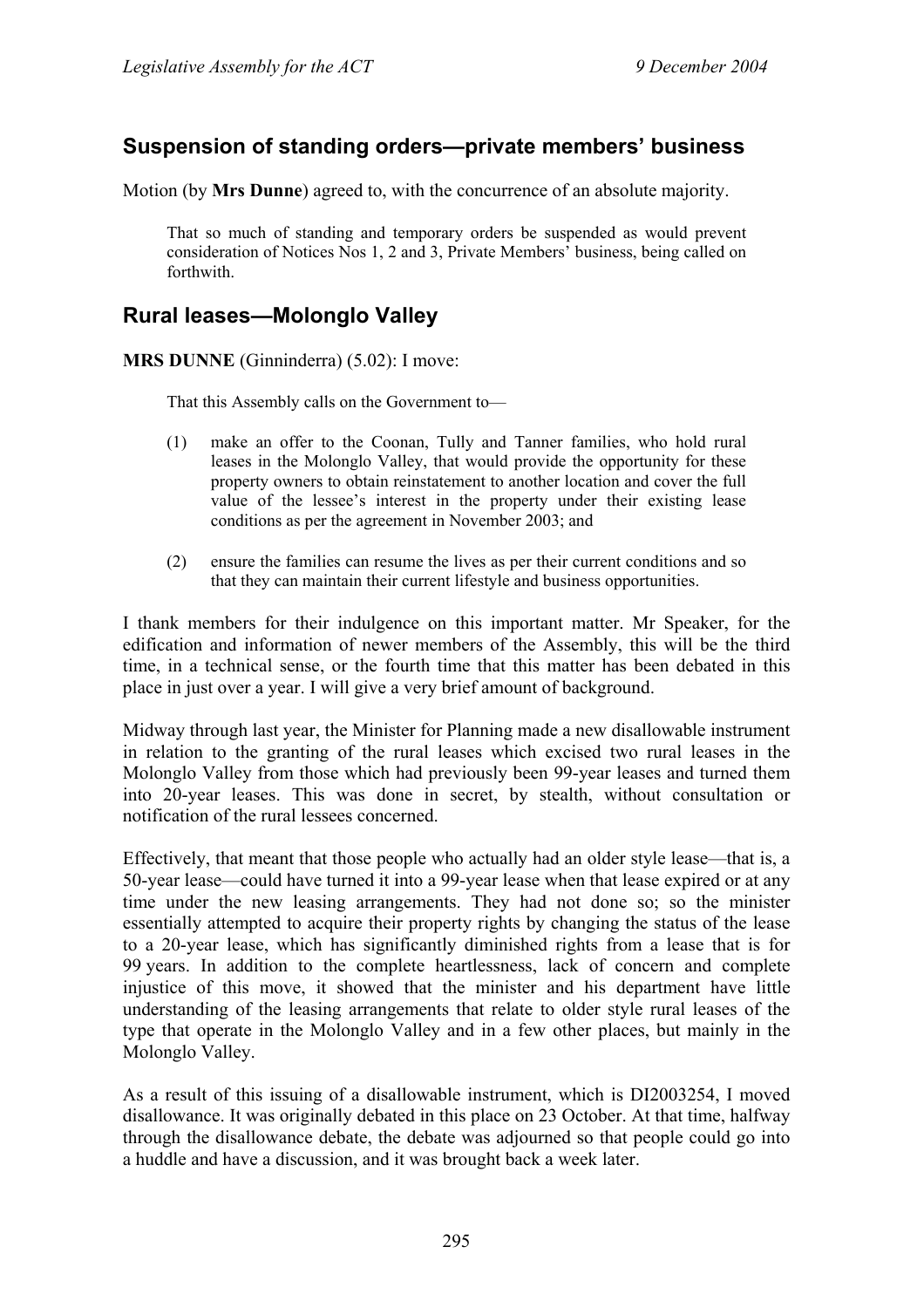## Suspension of standing orders—private members' business

Motion (by **Mrs Dunne**) agreed to, with the concurrence of an absolute majority.

> That so much of standing and temporary orders be suspended as would prevent consideration of Notices Nos 1, 2 and 3, Private Members' business, being called on forthwith.

## Rural leases—Molonglo Valley

**MRS DUNNE** (Ginninderra) (5.02): I move:

> That this Assembly calls on the Government to—
>
> (1) make an offer to the Coonan, Tully and Tanner families, who hold rural leases in the Molonglo Valley, that would provide the opportunity for these property owners to obtain reinstatement to another location and cover the full value of the lessee's interest in the property under their existing lease conditions as per the agreement in November 2003; and
>
> (2) ensure the families can resume the lives as per their current conditions and so that they can maintain their current lifestyle and business opportunities.

I thank members for their indulgence on this important matter. Mr Speaker, for the edification and information of newer members of the Assembly, this will be the third time, in a technical sense, or the fourth time that this matter has been debated in this place in just over a year. I will give a very brief amount of background.

Midway through last year, the Minister for Planning made a new disallowable instrument in relation to the granting of the rural leases which excised two rural leases in the Molonglo Valley from those which had previously been 99-year leases and turned them into 20-year leases. This was done in secret, by stealth, without consultation or notification of the rural lessees concerned.

Effectively, that meant that those people who actually had an older style lease—that is, a 50-year lease—could have turned it into a 99-year lease when that lease expired or at any time under the new leasing arrangements. They had not done so; so the minister essentially attempted to acquire their property rights by changing the status of the lease to a 20-year lease, which has significantly diminished rights from a lease that is for 99 years. In addition to the complete heartlessness, lack of concern and complete injustice of this move, it showed that the minister and his department have little understanding of the leasing arrangements that relate to older style rural leases of the type that operate in the Molonglo Valley and in a few other places, but mainly in the Molonglo Valley.

As a result of this issuing of a disallowable instrument, which is DI2003254, I moved disallowance. It was originally debated in this place on 23 October. At that time, halfway through the disallowance debate, the debate was adjourned so that people could go into a huddle and have a discussion, and it was brought back a week later.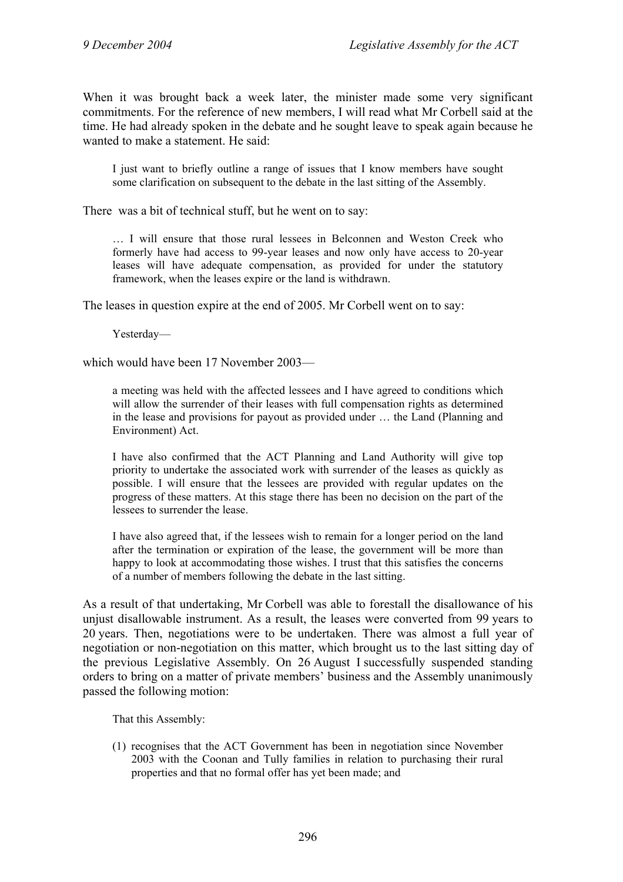When it was brought back a week later, the minister made some very significant commitments. For the reference of new members, I will read what Mr Corbell said at the time. He had already spoken in the debate and he sought leave to speak again because he wanted to make a statement. He said:

> I just want to briefly outline a range of issues that I know members have sought some clarification on subsequent to the debate in the last sitting of the Assembly.

There was a bit of technical stuff, but he went on to say:

> … I will ensure that those rural lessees in Belconnen and Weston Creek who formerly have had access to 99-year leases and now only have access to 20-year leases will have adequate compensation, as provided for under the statutory framework, when the leases expire or the land is withdrawn.

The leases in question expire at the end of 2005. Mr Corbell went on to say:

> Yesterday—

which would have been 17 November 2003—

> a meeting was held with the affected lessees and I have agreed to conditions which will allow the surrender of their leases with full compensation rights as determined in the lease and provisions for payout as provided under … the Land (Planning and Environment) Act.
>
> I have also confirmed that the ACT Planning and Land Authority will give top priority to undertake the associated work with surrender of the leases as quickly as possible. I will ensure that the lessees are provided with regular updates on the progress of these matters. At this stage there has been no decision on the part of the lessees to surrender the lease.
>
> I have also agreed that, if the lessees wish to remain for a longer period on the land after the termination or expiration of the lease, the government will be more than happy to look at accommodating those wishes. I trust that this satisfies the concerns of a number of members following the debate in the last sitting.

As a result of that undertaking, Mr Corbell was able to forestall the disallowance of his unjust disallowable instrument. As a result, the leases were converted from 99 years to 20 years. Then, negotiations were to be undertaken. There was almost a full year of negotiation or non-negotiation on this matter, which brought us to the last sitting day of the previous Legislative Assembly. On 26 August I successfully suspended standing orders to bring on a matter of private members' business and the Assembly unanimously passed the following motion:

> That this Assembly:
>
> (1) recognises that the ACT Government has been in negotiation since November 2003 with the Coonan and Tully families in relation to purchasing their rural properties and that no formal offer has yet been made; and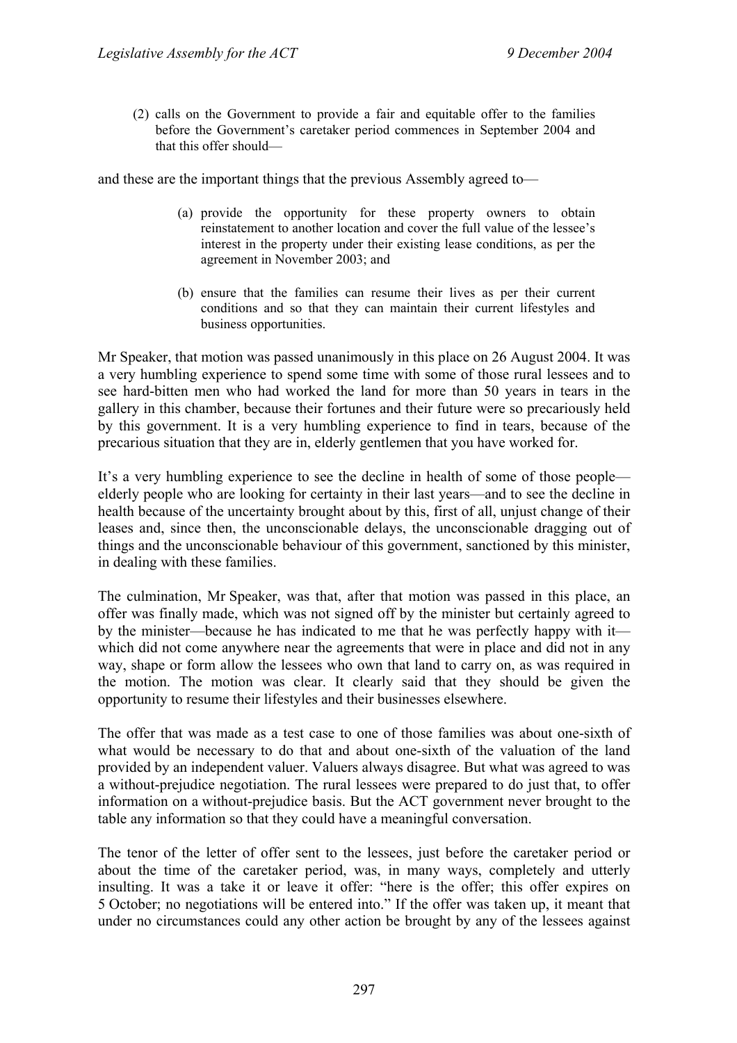> (2) calls on the Government to provide a fair and equitable offer to the families before the Government's caretaker period commences in September 2004 and that this offer should—

and these are the important things that the previous Assembly agreed to—

> (a) provide the opportunity for these property owners to obtain reinstatement to another location and cover the full value of the lessee's interest in the property under their existing lease conditions, as per the agreement in November 2003; and
>
> (b) ensure that the families can resume their lives as per their current conditions and so that they can maintain their current lifestyles and business opportunities.

Mr Speaker, that motion was passed unanimously in this place on 26 August 2004. It was a very humbling experience to spend some time with some of those rural lessees and to see hard-bitten men who had worked the land for more than 50 years in tears in the gallery in this chamber, because their fortunes and their future were so precariously held by this government. It is a very humbling experience to find in tears, because of the precarious situation that they are in, elderly gentlemen that you have worked for.

It's a very humbling experience to see the decline in health of some of those people—elderly people who are looking for certainty in their last years—and to see the decline in health because of the uncertainty brought about by this, first of all, unjust change of their leases and, since then, the unconscionable delays, the unconscionable dragging out of things and the unconscionable behaviour of this government, sanctioned by this minister, in dealing with these families.

The culmination, Mr Speaker, was that, after that motion was passed in this place, an offer was finally made, which was not signed off by the minister but certainly agreed to by the minister—because he has indicated to me that he was perfectly happy with it—which did not come anywhere near the agreements that were in place and did not in any way, shape or form allow the lessees who own that land to carry on, as was required in the motion. The motion was clear. It clearly said that they should be given the opportunity to resume their lifestyles and their businesses elsewhere.

The offer that was made as a test case to one of those families was about one-sixth of what would be necessary to do that and about one-sixth of the valuation of the land provided by an independent valuer. Valuers always disagree. But what was agreed to was a without-prejudice negotiation. The rural lessees were prepared to do just that, to offer information on a without-prejudice basis. But the ACT government never brought to the table any information so that they could have a meaningful conversation.

The tenor of the letter of offer sent to the lessees, just before the caretaker period or about the time of the caretaker period, was, in many ways, completely and utterly insulting. It was a take it or leave it offer: "here is the offer; this offer expires on 5 October; no negotiations will be entered into." If the offer was taken up, it meant that under no circumstances could any other action be brought by any of the lessees against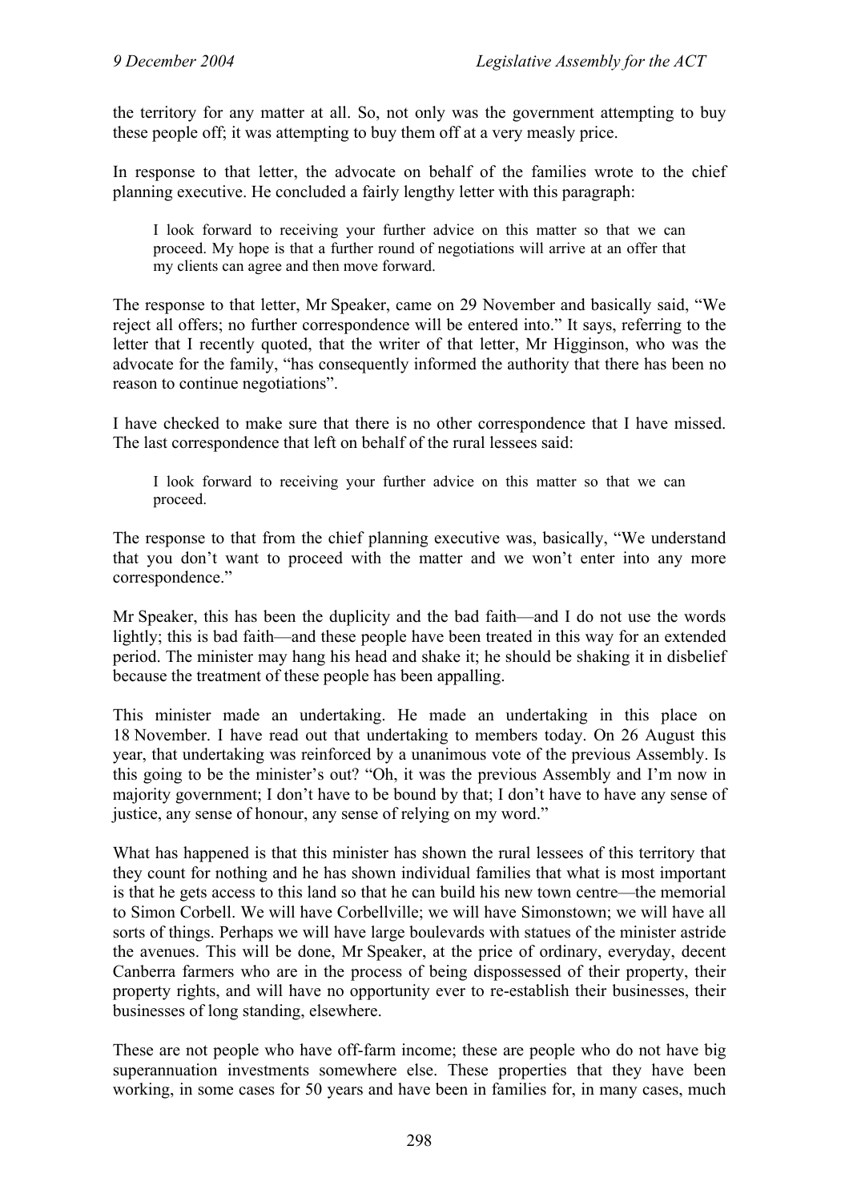the territory for any matter at all. So, not only was the government attempting to buy these people off; it was attempting to buy them off at a very measly price.

In response to that letter, the advocate on behalf of the families wrote to the chief planning executive. He concluded a fairly lengthy letter with this paragraph:

> I look forward to receiving your further advice on this matter so that we can proceed. My hope is that a further round of negotiations will arrive at an offer that my clients can agree and then move forward.

The response to that letter, Mr Speaker, came on 29 November and basically said, "We reject all offers; no further correspondence will be entered into." It says, referring to the letter that I recently quoted, that the writer of that letter, Mr Higginson, who was the advocate for the family, "has consequently informed the authority that there has been no reason to continue negotiations".

I have checked to make sure that there is no other correspondence that I have missed. The last correspondence that left on behalf of the rural lessees said:

> I look forward to receiving your further advice on this matter so that we can proceed.

The response to that from the chief planning executive was, basically, "We understand that you don't want to proceed with the matter and we won't enter into any more correspondence."

Mr Speaker, this has been the duplicity and the bad faith—and I do not use the words lightly; this is bad faith—and these people have been treated in this way for an extended period. The minister may hang his head and shake it; he should be shaking it in disbelief because the treatment of these people has been appalling.

This minister made an undertaking. He made an undertaking in this place on 18 November. I have read out that undertaking to members today. On 26 August this year, that undertaking was reinforced by a unanimous vote of the previous Assembly. Is this going to be the minister's out? "Oh, it was the previous Assembly and I'm now in majority government; I don't have to be bound by that; I don't have to have any sense of justice, any sense of honour, any sense of relying on my word."

What has happened is that this minister has shown the rural lessees of this territory that they count for nothing and he has shown individual families that what is most important is that he gets access to this land so that he can build his new town centre—the memorial to Simon Corbell. We will have Corbellville; we will have Simonstown; we will have all sorts of things. Perhaps we will have large boulevards with statues of the minister astride the avenues. This will be done, Mr Speaker, at the price of ordinary, everyday, decent Canberra farmers who are in the process of being dispossessed of their property, their property rights, and will have no opportunity ever to re-establish their businesses, their businesses of long standing, elsewhere.

These are not people who have off-farm income; these are people who do not have big superannuation investments somewhere else. These properties that they have been working, in some cases for 50 years and have been in families for, in many cases, much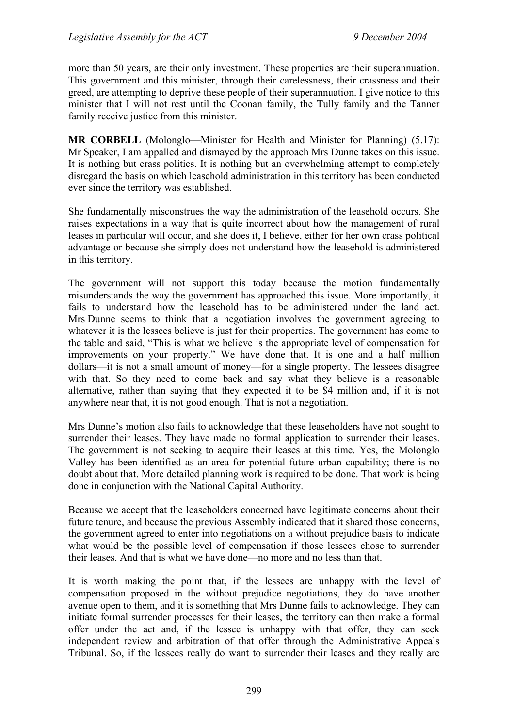more than 50 years, are their only investment. These properties are their superannuation. This government and this minister, through their carelessness, their crassness and their greed, are attempting to deprive these people of their superannuation. I give notice to this minister that I will not rest until the Coonan family, the Tully family and the Tanner family receive justice from this minister.

**MR CORBELL** (Molonglo—Minister for Health and Minister for Planning) (5.17): Mr Speaker, I am appalled and dismayed by the approach Mrs Dunne takes on this issue. It is nothing but crass politics. It is nothing but an overwhelming attempt to completely disregard the basis on which leasehold administration in this territory has been conducted ever since the territory was established.

She fundamentally misconstrues the way the administration of the leasehold occurs. She raises expectations in a way that is quite incorrect about how the management of rural leases in particular will occur, and she does it, I believe, either for her own crass political advantage or because she simply does not understand how the leasehold is administered in this territory.

The government will not support this today because the motion fundamentally misunderstands the way the government has approached this issue. More importantly, it fails to understand how the leasehold has to be administered under the land act. Mrs Dunne seems to think that a negotiation involves the government agreeing to whatever it is the lessees believe is just for their properties. The government has come to the table and said, "This is what we believe is the appropriate level of compensation for improvements on your property." We have done that. It is one and a half million dollars—it is not a small amount of money—for a single property. The lessees disagree with that. So they need to come back and say what they believe is a reasonable alternative, rather than saying that they expected it to be $4 million and, if it is not anywhere near that, it is not good enough. That is not a negotiation.

Mrs Dunne's motion also fails to acknowledge that these leaseholders have not sought to surrender their leases. They have made no formal application to surrender their leases. The government is not seeking to acquire their leases at this time. Yes, the Molonglo Valley has been identified as an area for potential future urban capability; there is no doubt about that. More detailed planning work is required to be done. That work is being done in conjunction with the National Capital Authority.

Because we accept that the leaseholders concerned have legitimate concerns about their future tenure, and because the previous Assembly indicated that it shared those concerns, the government agreed to enter into negotiations on a without prejudice basis to indicate what would be the possible level of compensation if those lessees chose to surrender their leases. And that is what we have done—no more and no less than that.

It is worth making the point that, if the lessees are unhappy with the level of compensation proposed in the without prejudice negotiations, they do have another avenue open to them, and it is something that Mrs Dunne fails to acknowledge. They can initiate formal surrender processes for their leases, the territory can then make a formal offer under the act and, if the lessee is unhappy with that offer, they can seek independent review and arbitration of that offer through the Administrative Appeals Tribunal. So, if the lessees really do want to surrender their leases and they really are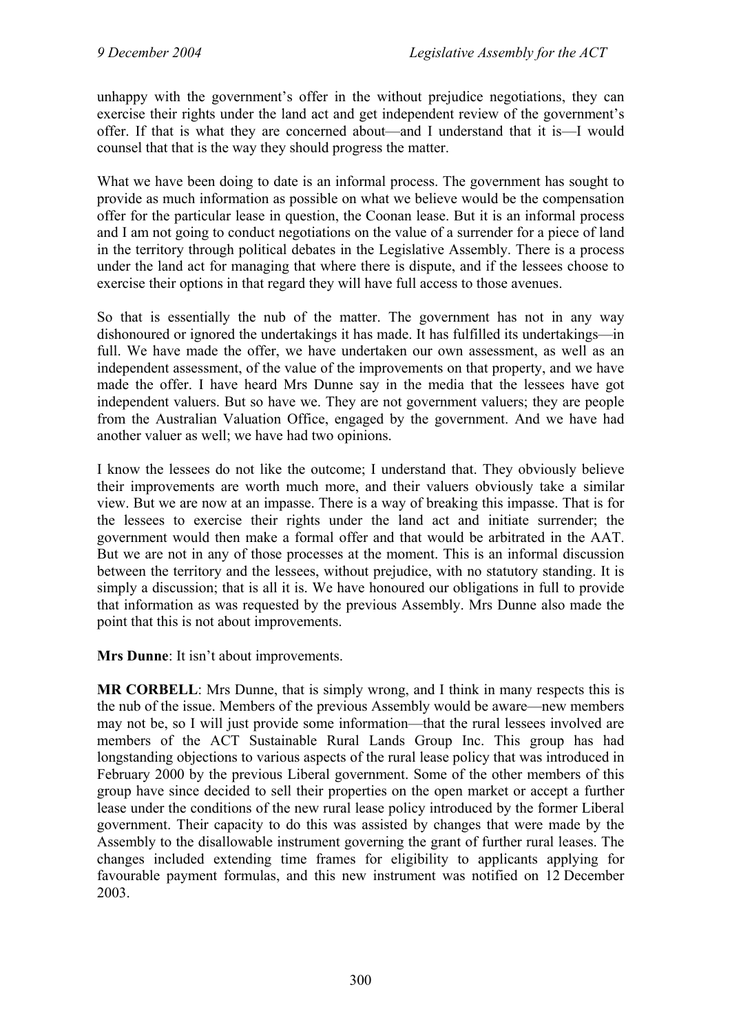unhappy with the government's offer in the without prejudice negotiations, they can exercise their rights under the land act and get independent review of the government's offer. If that is what they are concerned about—and I understand that it is—I would counsel that that is the way they should progress the matter.

What we have been doing to date is an informal process. The government has sought to provide as much information as possible on what we believe would be the compensation offer for the particular lease in question, the Coonan lease. But it is an informal process and I am not going to conduct negotiations on the value of a surrender for a piece of land in the territory through political debates in the Legislative Assembly. There is a process under the land act for managing that where there is dispute, and if the lessees choose to exercise their options in that regard they will have full access to those avenues.

So that is essentially the nub of the matter. The government has not in any way dishonoured or ignored the undertakings it has made. It has fulfilled its undertakings—in full. We have made the offer, we have undertaken our own assessment, as well as an independent assessment, of the value of the improvements on that property, and we have made the offer. I have heard Mrs Dunne say in the media that the lessees have got independent valuers. But so have we. They are not government valuers; they are people from the Australian Valuation Office, engaged by the government. And we have had another valuer as well; we have had two opinions.

I know the lessees do not like the outcome; I understand that. They obviously believe their improvements are worth much more, and their valuers obviously take a similar view. But we are now at an impasse. There is a way of breaking this impasse. That is for the lessees to exercise their rights under the land act and initiate surrender; the government would then make a formal offer and that would be arbitrated in the AAT. But we are not in any of those processes at the moment. This is an informal discussion between the territory and the lessees, without prejudice, with no statutory standing. It is simply a discussion; that is all it is. We have honoured our obligations in full to provide that information as was requested by the previous Assembly. Mrs Dunne also made the point that this is not about improvements.

**Mrs Dunne**: It isn't about improvements.

**MR CORBELL**: Mrs Dunne, that is simply wrong, and I think in many respects this is the nub of the issue. Members of the previous Assembly would be aware—new members may not be, so I will just provide some information—that the rural lessees involved are members of the ACT Sustainable Rural Lands Group Inc. This group has had longstanding objections to various aspects of the rural lease policy that was introduced in February 2000 by the previous Liberal government. Some of the other members of this group have since decided to sell their properties on the open market or accept a further lease under the conditions of the new rural lease policy introduced by the former Liberal government. Their capacity to do this was assisted by changes that were made by the Assembly to the disallowable instrument governing the grant of further rural leases. The changes included extending time frames for eligibility to applicants applying for favourable payment formulas, and this new instrument was notified on 12 December 2003.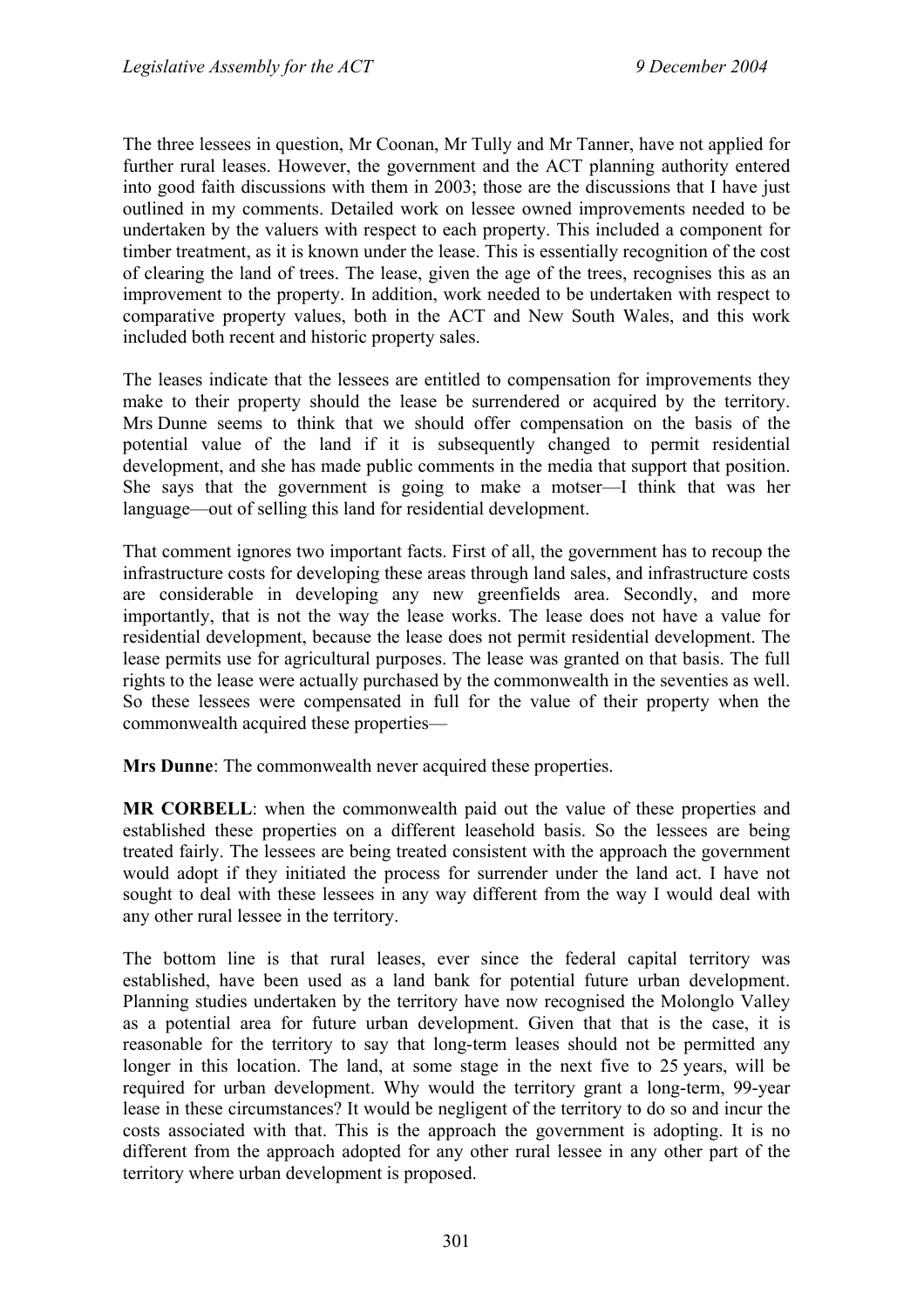The three lessees in question, Mr Coonan, Mr Tully and Mr Tanner, have not applied for further rural leases. However, the government and the ACT planning authority entered into good faith discussions with them in 2003; those are the discussions that I have just outlined in my comments. Detailed work on lessee owned improvements needed to be undertaken by the valuers with respect to each property. This included a component for timber treatment, as it is known under the lease. This is essentially recognition of the cost of clearing the land of trees. The lease, given the age of the trees, recognises this as an improvement to the property. In addition, work needed to be undertaken with respect to comparative property values, both in the ACT and New South Wales, and this work included both recent and historic property sales.

The leases indicate that the lessees are entitled to compensation for improvements they make to their property should the lease be surrendered or acquired by the territory. Mrs Dunne seems to think that we should offer compensation on the basis of the potential value of the land if it is subsequently changed to permit residential development, and she has made public comments in the media that support that position. She says that the government is going to make a motser—I think that was her language—out of selling this land for residential development.

That comment ignores two important facts. First of all, the government has to recoup the infrastructure costs for developing these areas through land sales, and infrastructure costs are considerable in developing any new greenfields area. Secondly, and more importantly, that is not the way the lease works. The lease does not have a value for residential development, because the lease does not permit residential development. The lease permits use for agricultural purposes. The lease was granted on that basis. The full rights to the lease were actually purchased by the commonwealth in the seventies as well. So these lessees were compensated in full for the value of their property when the commonwealth acquired these properties—

**Mrs Dunne**: The commonwealth never acquired these properties.

**MR CORBELL**: when the commonwealth paid out the value of these properties and established these properties on a different leasehold basis. So the lessees are being treated fairly. The lessees are being treated consistent with the approach the government would adopt if they initiated the process for surrender under the land act. I have not sought to deal with these lessees in any way different from the way I would deal with any other rural lessee in the territory.

The bottom line is that rural leases, ever since the federal capital territory was established, have been used as a land bank for potential future urban development. Planning studies undertaken by the territory have now recognised the Molonglo Valley as a potential area for future urban development. Given that that is the case, it is reasonable for the territory to say that long-term leases should not be permitted any longer in this location. The land, at some stage in the next five to 25 years, will be required for urban development. Why would the territory grant a long-term, 99-year lease in these circumstances? It would be negligent of the territory to do so and incur the costs associated with that. This is the approach the government is adopting. It is no different from the approach adopted for any other rural lessee in any other part of the territory where urban development is proposed.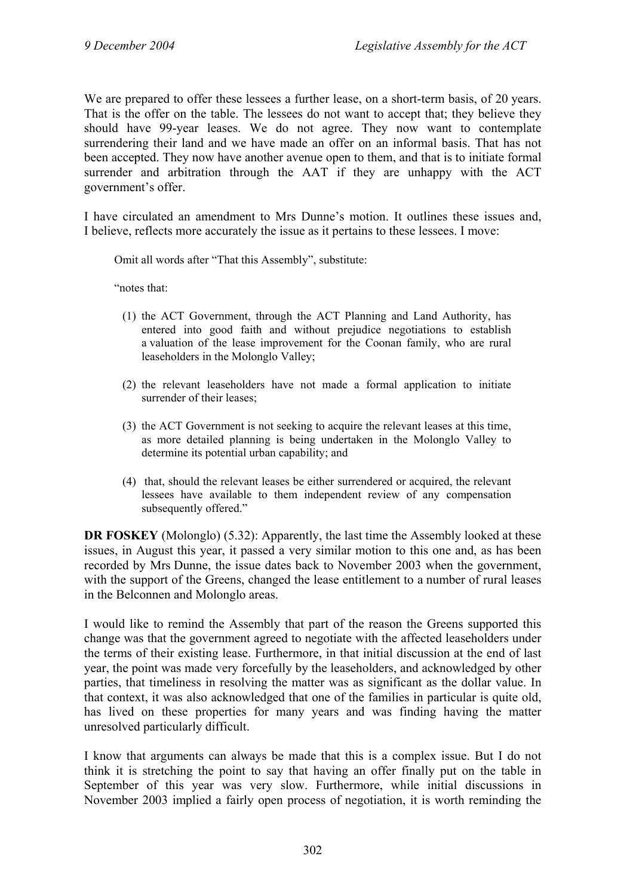We are prepared to offer these lessees a further lease, on a short-term basis, of 20 years. That is the offer on the table. The lessees do not want to accept that; they believe they should have 99-year leases. We do not agree. They now want to contemplate surrendering their land and we have made an offer on an informal basis. That has not been accepted. They now have another avenue open to them, and that is to initiate formal surrender and arbitration through the AAT if they are unhappy with the ACT government's offer.

I have circulated an amendment to Mrs Dunne's motion. It outlines these issues and, I believe, reflects more accurately the issue as it pertains to these lessees. I move:

> Omit all words after "That this Assembly", substitute:
>
> "notes that:
>
> (1) the ACT Government, through the ACT Planning and Land Authority, has entered into good faith and without prejudice negotiations to establish a valuation of the lease improvement for the Coonan family, who are rural leaseholders in the Molonglo Valley;
>
> (2) the relevant leaseholders have not made a formal application to initiate surrender of their leases;
>
> (3) the ACT Government is not seeking to acquire the relevant leases at this time, as more detailed planning is being undertaken in the Molonglo Valley to determine its potential urban capability; and
>
> (4) that, should the relevant leases be either surrendered or acquired, the relevant lessees have available to them independent review of any compensation subsequently offered."

**DR FOSKEY** (Molonglo) (5.32): Apparently, the last time the Assembly looked at these issues, in August this year, it passed a very similar motion to this one and, as has been recorded by Mrs Dunne, the issue dates back to November 2003 when the government, with the support of the Greens, changed the lease entitlement to a number of rural leases in the Belconnen and Molonglo areas.

I would like to remind the Assembly that part of the reason the Greens supported this change was that the government agreed to negotiate with the affected leaseholders under the terms of their existing lease. Furthermore, in that initial discussion at the end of last year, the point was made very forcefully by the leaseholders, and acknowledged by other parties, that timeliness in resolving the matter was as significant as the dollar value. In that context, it was also acknowledged that one of the families in particular is quite old, has lived on these properties for many years and was finding having the matter unresolved particularly difficult.

I know that arguments can always be made that this is a complex issue. But I do not think it is stretching the point to say that having an offer finally put on the table in September of this year was very slow. Furthermore, while initial discussions in November 2003 implied a fairly open process of negotiation, it is worth reminding the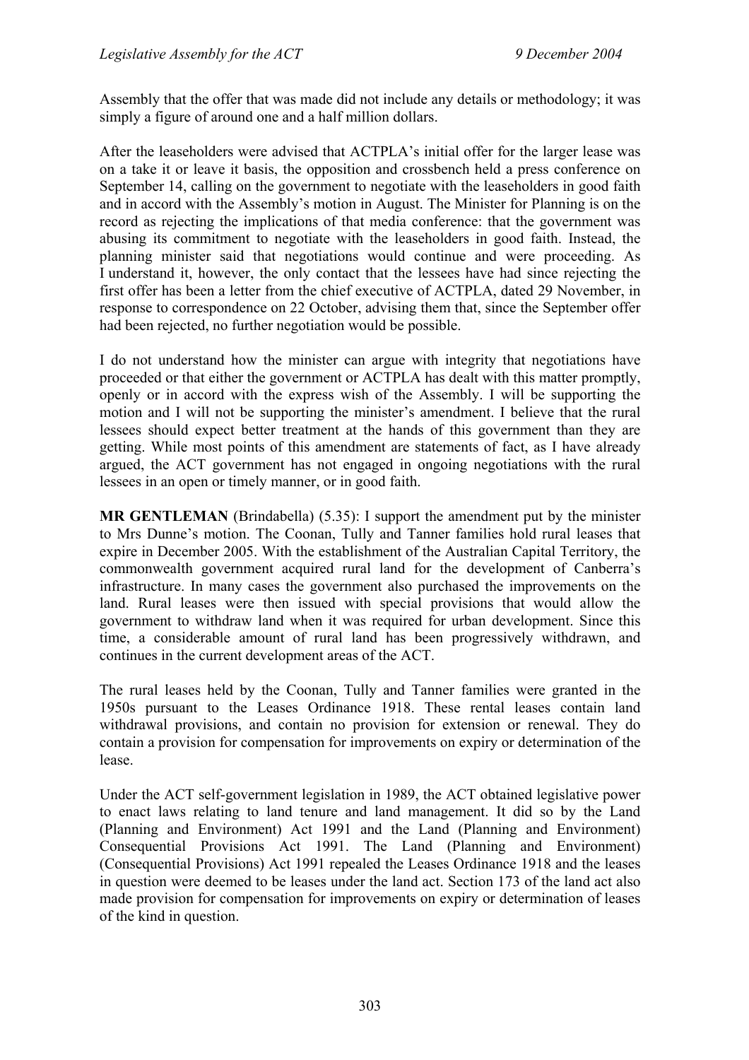Assembly that the offer that was made did not include any details or methodology; it was simply a figure of around one and a half million dollars.

After the leaseholders were advised that ACTPLA's initial offer for the larger lease was on a take it or leave it basis, the opposition and crossbench held a press conference on September 14, calling on the government to negotiate with the leaseholders in good faith and in accord with the Assembly's motion in August. The Minister for Planning is on the record as rejecting the implications of that media conference: that the government was abusing its commitment to negotiate with the leaseholders in good faith. Instead, the planning minister said that negotiations would continue and were proceeding. As I understand it, however, the only contact that the lessees have had since rejecting the first offer has been a letter from the chief executive of ACTPLA, dated 29 November, in response to correspondence on 22 October, advising them that, since the September offer had been rejected, no further negotiation would be possible.

I do not understand how the minister can argue with integrity that negotiations have proceeded or that either the government or ACTPLA has dealt with this matter promptly, openly or in accord with the express wish of the Assembly. I will be supporting the motion and I will not be supporting the minister's amendment. I believe that the rural lessees should expect better treatment at the hands of this government than they are getting. While most points of this amendment are statements of fact, as I have already argued, the ACT government has not engaged in ongoing negotiations with the rural lessees in an open or timely manner, or in good faith.

**MR GENTLEMAN** (Brindabella) (5.35): I support the amendment put by the minister to Mrs Dunne's motion. The Coonan, Tully and Tanner families hold rural leases that expire in December 2005. With the establishment of the Australian Capital Territory, the commonwealth government acquired rural land for the development of Canberra's infrastructure. In many cases the government also purchased the improvements on the land. Rural leases were then issued with special provisions that would allow the government to withdraw land when it was required for urban development. Since this time, a considerable amount of rural land has been progressively withdrawn, and continues in the current development areas of the ACT.

The rural leases held by the Coonan, Tully and Tanner families were granted in the 1950s pursuant to the Leases Ordinance 1918. These rental leases contain land withdrawal provisions, and contain no provision for extension or renewal. They do contain a provision for compensation for improvements on expiry or determination of the lease.

Under the ACT self-government legislation in 1989, the ACT obtained legislative power to enact laws relating to land tenure and land management. It did so by the Land (Planning and Environment) Act 1991 and the Land (Planning and Environment) Consequential Provisions Act 1991. The Land (Planning and Environment) (Consequential Provisions) Act 1991 repealed the Leases Ordinance 1918 and the leases in question were deemed to be leases under the land act. Section 173 of the land act also made provision for compensation for improvements on expiry or determination of leases of the kind in question.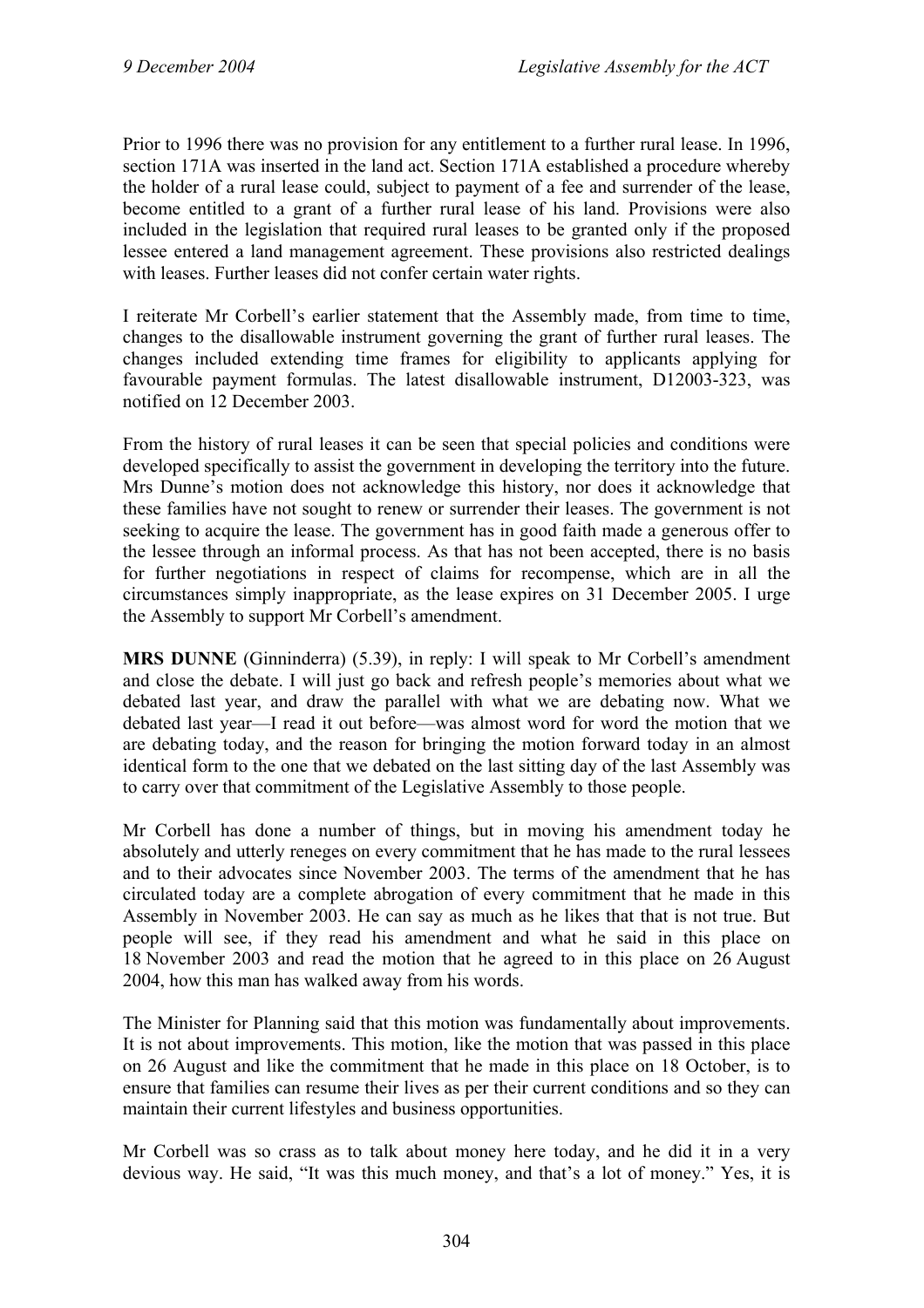Prior to 1996 there was no provision for any entitlement to a further rural lease. In 1996, section 171A was inserted in the land act. Section 171A established a procedure whereby the holder of a rural lease could, subject to payment of a fee and surrender of the lease, become entitled to a grant of a further rural lease of his land. Provisions were also included in the legislation that required rural leases to be granted only if the proposed lessee entered a land management agreement. These provisions also restricted dealings with leases. Further leases did not confer certain water rights.

I reiterate Mr Corbell's earlier statement that the Assembly made, from time to time, changes to the disallowable instrument governing the grant of further rural leases. The changes included extending time frames for eligibility to applicants applying for favourable payment formulas. The latest disallowable instrument, DI2003-323, was notified on 12 December 2003.

From the history of rural leases it can be seen that special policies and conditions were developed specifically to assist the government in developing the territory into the future. Mrs Dunne's motion does not acknowledge this history, nor does it acknowledge that these families have not sought to renew or surrender their leases. The government is not seeking to acquire the lease. The government has in good faith made a generous offer to the lessee through an informal process. As that has not been accepted, there is no basis for further negotiations in respect of claims for recompense, which are in all the circumstances simply inappropriate, as the lease expires on 31 December 2005. I urge the Assembly to support Mr Corbell's amendment.

**MRS DUNNE** (Ginninderra) (5.39), in reply: I will speak to Mr Corbell's amendment and close the debate. I will just go back and refresh people's memories about what we debated last year, and draw the parallel with what we are debating now. What we debated last year—I read it out before—was almost word for word the motion that we are debating today, and the reason for bringing the motion forward today in an almost identical form to the one that we debated on the last sitting day of the last Assembly was to carry over that commitment of the Legislative Assembly to those people.

Mr Corbell has done a number of things, but in moving his amendment today he absolutely and utterly reneges on every commitment that he has made to the rural lessees and to their advocates since November 2003. The terms of the amendment that he has circulated today are a complete abrogation of every commitment that he made in this Assembly in November 2003. He can say as much as he likes that that is not true. But people will see, if they read his amendment and what he said in this place on 18 November 2003 and read the motion that he agreed to in this place on 26 August 2004, how this man has walked away from his words.

The Minister for Planning said that this motion was fundamentally about improvements. It is not about improvements. This motion, like the motion that was passed in this place on 26 August and like the commitment that he made in this place on 18 October, is to ensure that families can resume their lives as per their current conditions and so they can maintain their current lifestyles and business opportunities.

Mr Corbell was so crass as to talk about money here today, and he did it in a very devious way. He said, "It was this much money, and that's a lot of money." Yes, it is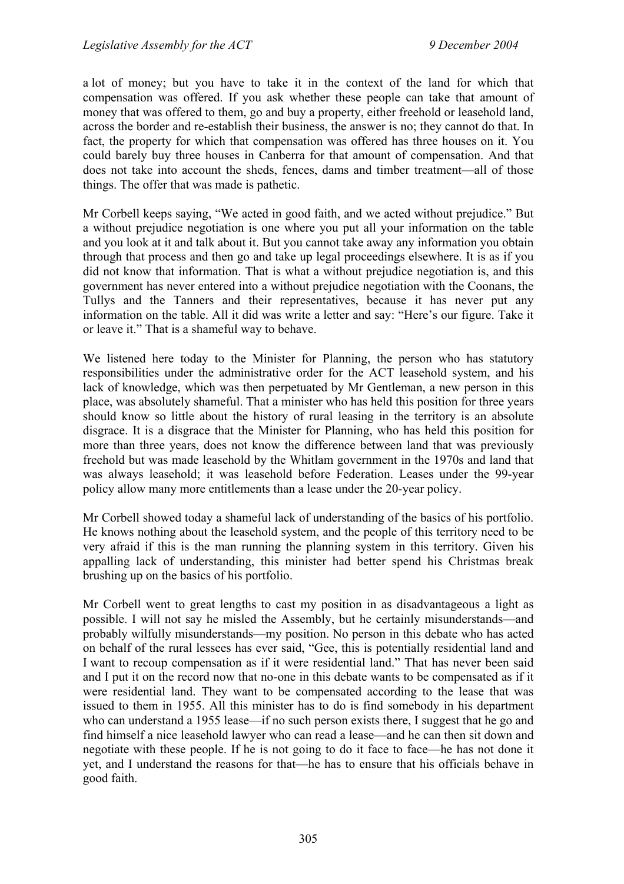a lot of money; but you have to take it in the context of the land for which that compensation was offered. If you ask whether these people can take that amount of money that was offered to them, go and buy a property, either freehold or leasehold land, across the border and re-establish their business, the answer is no; they cannot do that. In fact, the property for which that compensation was offered has three houses on it. You could barely buy three houses in Canberra for that amount of compensation. And that does not take into account the sheds, fences, dams and timber treatment—all of those things. The offer that was made is pathetic.

Mr Corbell keeps saying, "We acted in good faith, and we acted without prejudice." But a without prejudice negotiation is one where you put all your information on the table and you look at it and talk about it. But you cannot take away any information you obtain through that process and then go and take up legal proceedings elsewhere. It is as if you did not know that information. That is what a without prejudice negotiation is, and this government has never entered into a without prejudice negotiation with the Coonans, the Tullys and the Tanners and their representatives, because it has never put any information on the table. All it did was write a letter and say: "Here's our figure. Take it or leave it." That is a shameful way to behave.

We listened here today to the Minister for Planning, the person who has statutory responsibilities under the administrative order for the ACT leasehold system, and his lack of knowledge, which was then perpetuated by Mr Gentleman, a new person in this place, was absolutely shameful. That a minister who has held this position for three years should know so little about the history of rural leasing in the territory is an absolute disgrace. It is a disgrace that the Minister for Planning, who has held this position for more than three years, does not know the difference between land that was previously freehold but was made leasehold by the Whitlam government in the 1970s and land that was always leasehold; it was leasehold before Federation. Leases under the 99-year policy allow many more entitlements than a lease under the 20-year policy.

Mr Corbell showed today a shameful lack of understanding of the basics of his portfolio. He knows nothing about the leasehold system, and the people of this territory need to be very afraid if this is the man running the planning system in this territory. Given his appalling lack of understanding, this minister had better spend his Christmas break brushing up on the basics of his portfolio.

Mr Corbell went to great lengths to cast my position in as disadvantageous a light as possible. I will not say he misled the Assembly, but he certainly misunderstands—and probably wilfully misunderstands—my position. No person in this debate who has acted on behalf of the rural lessees has ever said, "Gee, this is potentially residential land and I want to recoup compensation as if it were residential land." That has never been said and I put it on the record now that no-one in this debate wants to be compensated as if it were residential land. They want to be compensated according to the lease that was issued to them in 1955. All this minister has to do is find somebody in his department who can understand a 1955 lease—if no such person exists there, I suggest that he go and find himself a nice leasehold lawyer who can read a lease—and he can then sit down and negotiate with these people. If he is not going to do it face to face—he has not done it yet, and I understand the reasons for that—he has to ensure that his officials behave in good faith.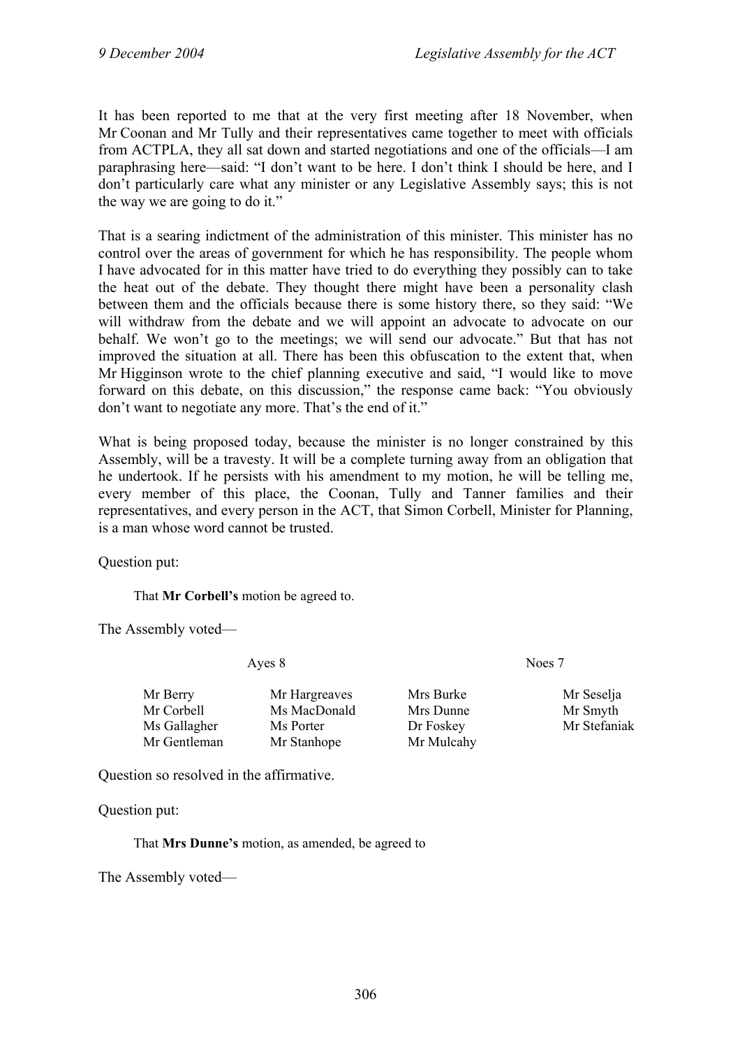It has been reported to me that at the very first meeting after 18 November, when Mr Coonan and Mr Tully and their representatives came together to meet with officials from ACTPLA, they all sat down and started negotiations and one of the officials—I am paraphrasing here—said: "I don't want to be here. I don't think I should be here, and I don't particularly care what any minister or any Legislative Assembly says; this is not the way we are going to do it."

That is a searing indictment of the administration of this minister. This minister has no control over the areas of government for which he has responsibility. The people whom I have advocated for in this matter have tried to do everything they possibly can to take the heat out of the debate. They thought there might have been a personality clash between them and the officials because there is some history there, so they said: "We will withdraw from the debate and we will appoint an advocate to advocate on our behalf. We won't go to the meetings; we will send our advocate." But that has not improved the situation at all. There has been this obfuscation to the extent that, when Mr Higginson wrote to the chief planning executive and said, "I would like to move forward on this debate, on this discussion," the response came back: "You obviously don't want to negotiate any more. That's the end of it."

What is being proposed today, because the minister is no longer constrained by this Assembly, will be a travesty. It will be a complete turning away from an obligation that he undertook. If he persists with his amendment to my motion, he will be telling me, every member of this place, the Coonan, Tully and Tanner families and their representatives, and every person in the ACT, that Simon Corbell, Minister for Planning, is a man whose word cannot be trusted.

Question put:

> That **Mr Corbell's** motion be agreed to.

The Assembly voted—

| Ayes 8 | | Noes 7 | |
|---|---|---|---|
| Mr Berry | Mr Hargreaves | Mrs Burke | Mr Seselja |
| Mr Corbell | Ms MacDonald | Mrs Dunne | Mr Smyth |
| Ms Gallagher | Ms Porter | Dr Foskey | Mr Stefaniak |
| Mr Gentleman | Mr Stanhope | Mr Mulcahy | |

Question so resolved in the affirmative.

Question put:

> That **Mrs Dunne's** motion, as amended, be agreed to

The Assembly voted—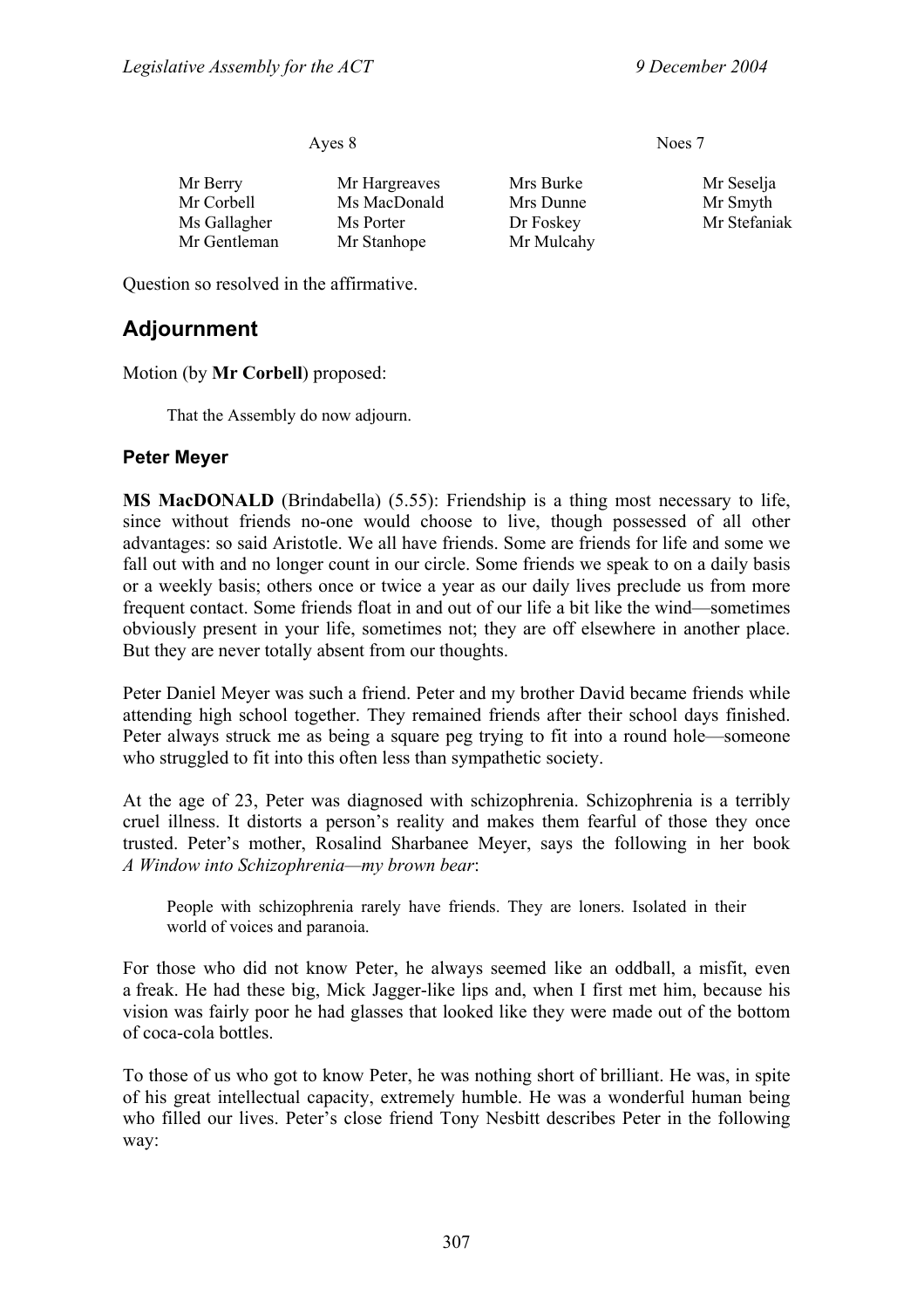| Ayes 8 | | Noes 7 | |
|---|---|---|---|
| Mr Berry | Mr Hargreaves | Mrs Burke | Mr Seselja |
| Mr Corbell | Ms MacDonald | Mrs Dunne | Mr Smyth |
| Ms Gallagher | Ms Porter | Dr Foskey | Mr Stefaniak |
| Mr Gentleman | Mr Stanhope | Mr Mulcahy | |

Question so resolved in the affirmative.

## Adjournment

Motion (by **Mr Corbell**) proposed:

> That the Assembly do now adjourn.

### Peter Meyer

**MS MacDONALD** (Brindabella) (5.55): Friendship is a thing most necessary to life, since without friends no-one would choose to live, though possessed of all other advantages: so said Aristotle. We all have friends. Some are friends for life and some we fall out with and no longer count in our circle. Some friends we speak to on a daily basis or a weekly basis; others once or twice a year as our daily lives preclude us from more frequent contact. Some friends float in and out of our life a bit like the wind—sometimes obviously present in your life, sometimes not; they are off elsewhere in another place. But they are never totally absent from our thoughts.

Peter Daniel Meyer was such a friend. Peter and my brother David became friends while attending high school together. They remained friends after their school days finished. Peter always struck me as being a square peg trying to fit into a round hole—someone who struggled to fit into this often less than sympathetic society.

At the age of 23, Peter was diagnosed with schizophrenia. Schizophrenia is a terribly cruel illness. It distorts a person's reality and makes them fearful of those they once trusted. Peter's mother, Rosalind Sharbanee Meyer, says the following in her book *A Window into Schizophrenia—my brown bear*:

> People with schizophrenia rarely have friends. They are loners. Isolated in their world of voices and paranoia.

For those who did not know Peter, he always seemed like an oddball, a misfit, even a freak. He had these big, Mick Jagger-like lips and, when I first met him, because his vision was fairly poor he had glasses that looked like they were made out of the bottom of coca-cola bottles.

To those of us who got to know Peter, he was nothing short of brilliant. He was, in spite of his great intellectual capacity, extremely humble. He was a wonderful human being who filled our lives. Peter's close friend Tony Nesbitt describes Peter in the following way: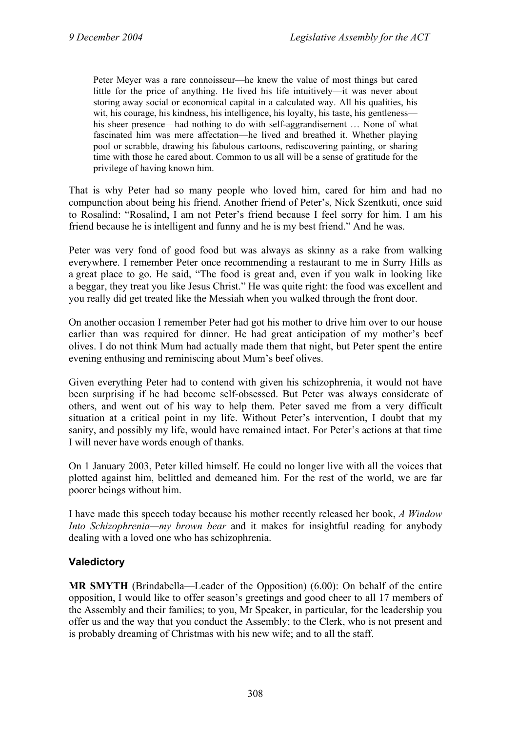> Peter Meyer was a rare connoisseur—he knew the value of most things but cared little for the price of anything. He lived his life intuitively—it was never about storing away social or economical capital in a calculated way. All his qualities, his wit, his courage, his kindness, his intelligence, his loyalty, his taste, his gentleness—his sheer presence—had nothing to do with self-aggrandisement … None of what fascinated him was mere affectation—he lived and breathed it. Whether playing pool or scrabble, drawing his fabulous cartoons, rediscovering painting, or sharing time with those he cared about. Common to us all will be a sense of gratitude for the privilege of having known him.

That is why Peter had so many people who loved him, cared for him and had no compunction about being his friend. Another friend of Peter's, Nick Szentkuti, once said to Rosalind: "Rosalind, I am not Peter's friend because I feel sorry for him. I am his friend because he is intelligent and funny and he is my best friend." And he was.

Peter was very fond of good food but was always as skinny as a rake from walking everywhere. I remember Peter once recommending a restaurant to me in Surry Hills as a great place to go. He said, "The food is great and, even if you walk in looking like a beggar, they treat you like Jesus Christ." He was quite right: the food was excellent and you really did get treated like the Messiah when you walked through the front door.

On another occasion I remember Peter had got his mother to drive him over to our house earlier than was required for dinner. He had great anticipation of my mother's beef olives. I do not think Mum had actually made them that night, but Peter spent the entire evening enthusing and reminiscing about Mum's beef olives.

Given everything Peter had to contend with given his schizophrenia, it would not have been surprising if he had become self-obsessed. But Peter was always considerate of others, and went out of his way to help them. Peter saved me from a very difficult situation at a critical point in my life. Without Peter's intervention, I doubt that my sanity, and possibly my life, would have remained intact. For Peter's actions at that time I will never have words enough of thanks.

On 1 January 2003, Peter killed himself. He could no longer live with all the voices that plotted against him, belittled and demeaned him. For the rest of the world, we are far poorer beings without him.

I have made this speech today because his mother recently released her book, *A Window Into Schizophrenia—my brown bear* and it makes for insightful reading for anybody dealing with a loved one who has schizophrenia.

## Valedictory

**MR SMYTH** (Brindabella—Leader of the Opposition) (6.00): On behalf of the entire opposition, I would like to offer season's greetings and good cheer to all 17 members of the Assembly and their families; to you, Mr Speaker, in particular, for the leadership you offer us and the way that you conduct the Assembly; to the Clerk, who is not present and is probably dreaming of Christmas with his new wife; and to all the staff.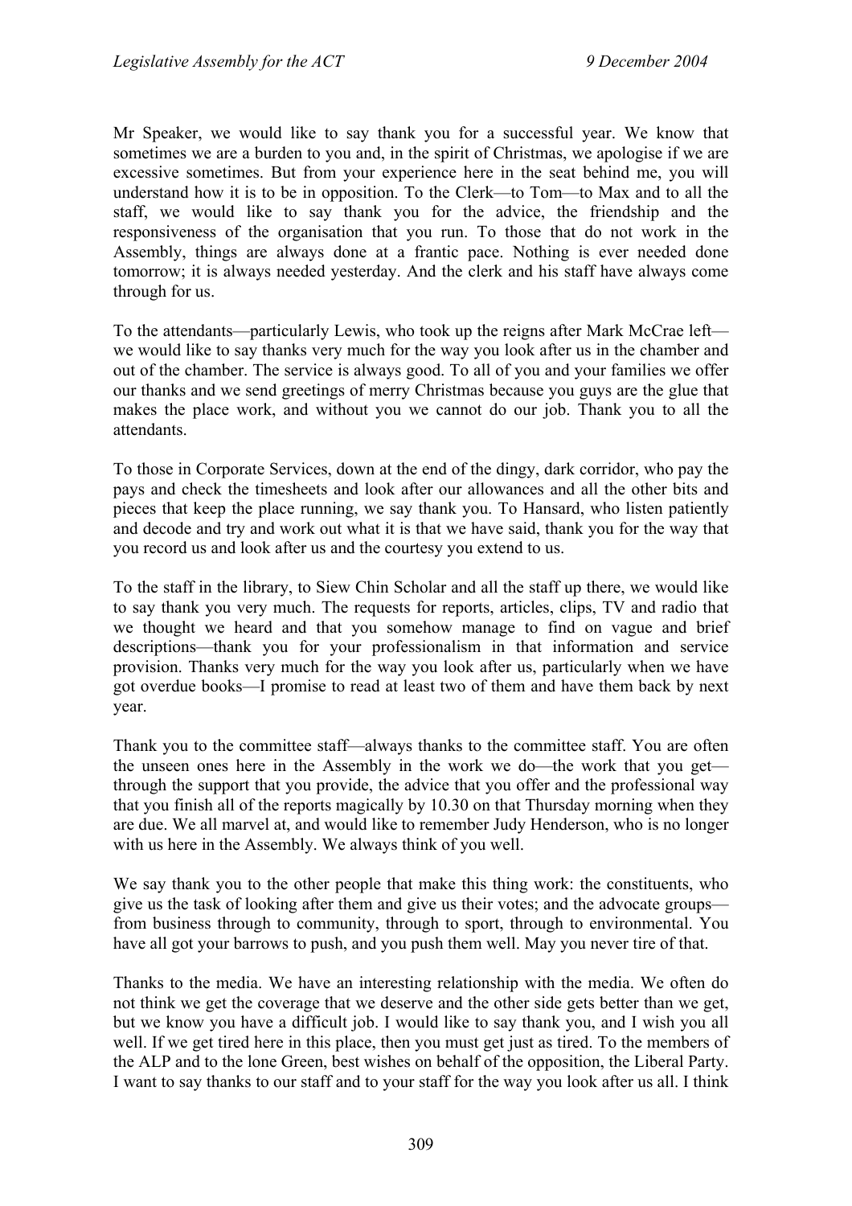Mr Speaker, we would like to say thank you for a successful year. We know that sometimes we are a burden to you and, in the spirit of Christmas, we apologise if we are excessive sometimes. But from your experience here in the seat behind me, you will understand how it is to be in opposition. To the Clerk—to Tom—to Max and to all the staff, we would like to say thank you for the advice, the friendship and the responsiveness of the organisation that you run. To those that do not work in the Assembly, things are always done at a frantic pace. Nothing is ever needed done tomorrow; it is always needed yesterday. And the clerk and his staff have always come through for us.

To the attendants—particularly Lewis, who took up the reigns after Mark McCrae left—we would like to say thanks very much for the way you look after us in the chamber and out of the chamber. The service is always good. To all of you and your families we offer our thanks and we send greetings of merry Christmas because you guys are the glue that makes the place work, and without you we cannot do our job. Thank you to all the attendants.

To those in Corporate Services, down at the end of the dingy, dark corridor, who pay the pays and check the timesheets and look after our allowances and all the other bits and pieces that keep the place running, we say thank you. To Hansard, who listen patiently and decode and try and work out what it is that we have said, thank you for the way that you record us and look after us and the courtesy you extend to us.

To the staff in the library, to Siew Chin Scholar and all the staff up there, we would like to say thank you very much. The requests for reports, articles, clips, TV and radio that we thought we heard and that you somehow manage to find on vague and brief descriptions—thank you for your professionalism in that information and service provision. Thanks very much for the way you look after us, particularly when we have got overdue books—I promise to read at least two of them and have them back by next year.

Thank you to the committee staff—always thanks to the committee staff. You are often the unseen ones here in the Assembly in the work we do—the work that you get—through the support that you provide, the advice that you offer and the professional way that you finish all of the reports magically by 10.30 on that Thursday morning when they are due. We all marvel at, and would like to remember Judy Henderson, who is no longer with us here in the Assembly. We always think of you well.

We say thank you to the other people that make this thing work: the constituents, who give us the task of looking after them and give us their votes; and the advocate groups—from business through to community, through to sport, through to environmental. You have all got your barrows to push, and you push them well. May you never tire of that.

Thanks to the media. We have an interesting relationship with the media. We often do not think we get the coverage that we deserve and the other side gets better than we get, but we know you have a difficult job. I would like to say thank you, and I wish you all well. If we get tired here in this place, then you must get just as tired. To the members of the ALP and to the lone Green, best wishes on behalf of the opposition, the Liberal Party. I want to say thanks to our staff and to your staff for the way you look after us all. I think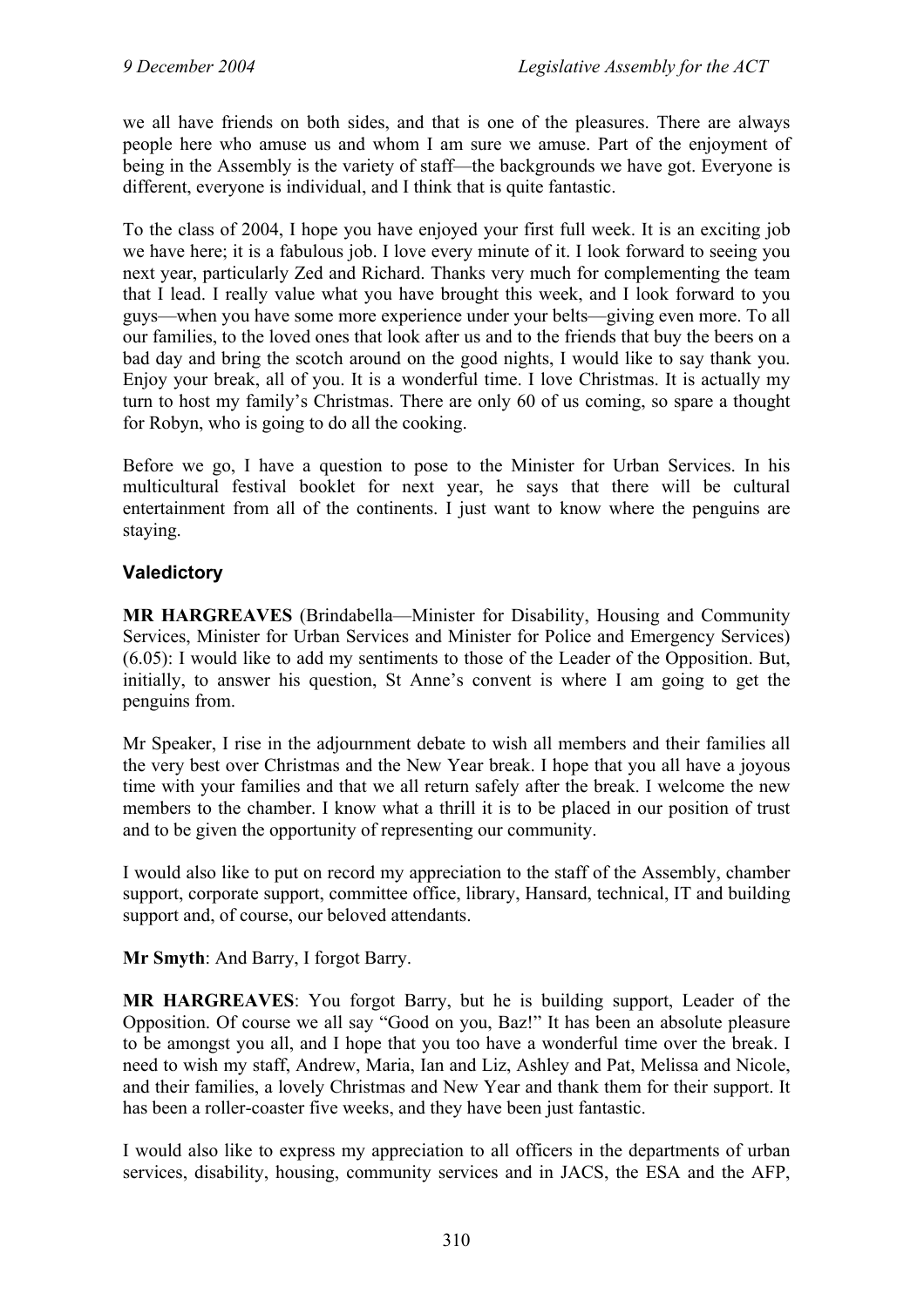we all have friends on both sides, and that is one of the pleasures. There are always people here who amuse us and whom I am sure we amuse. Part of the enjoyment of being in the Assembly is the variety of staff—the backgrounds we have got. Everyone is different, everyone is individual, and I think that is quite fantastic.

To the class of 2004, I hope you have enjoyed your first full week. It is an exciting job we have here; it is a fabulous job. I love every minute of it. I look forward to seeing you next year, particularly Zed and Richard. Thanks very much for complementing the team that I lead. I really value what you have brought this week, and I look forward to you guys—when you have some more experience under your belts—giving even more. To all our families, to the loved ones that look after us and to the friends that buy the beers on a bad day and bring the scotch around on the good nights, I would like to say thank you. Enjoy your break, all of you. It is a wonderful time. I love Christmas. It is actually my turn to host my family's Christmas. There are only 60 of us coming, so spare a thought for Robyn, who is going to do all the cooking.

Before we go, I have a question to pose to the Minister for Urban Services. In his multicultural festival booklet for next year, he says that there will be cultural entertainment from all of the continents. I just want to know where the penguins are staying.

### Valedictory

**MR HARGREAVES** (Brindabella—Minister for Disability, Housing and Community Services, Minister for Urban Services and Minister for Police and Emergency Services) (6.05): I would like to add my sentiments to those of the Leader of the Opposition. But, initially, to answer his question, St Anne's convent is where I am going to get the penguins from.

Mr Speaker, I rise in the adjournment debate to wish all members and their families all the very best over Christmas and the New Year break. I hope that you all have a joyous time with your families and that we all return safely after the break. I welcome the new members to the chamber. I know what a thrill it is to be placed in our position of trust and to be given the opportunity of representing our community.

I would also like to put on record my appreciation to the staff of the Assembly, chamber support, corporate support, committee office, library, Hansard, technical, IT and building support and, of course, our beloved attendants.

**Mr Smyth**: And Barry, I forgot Barry.

**MR HARGREAVES**: You forgot Barry, but he is building support, Leader of the Opposition. Of course we all say "Good on you, Baz!" It has been an absolute pleasure to be amongst you all, and I hope that you too have a wonderful time over the break. I need to wish my staff, Andrew, Maria, Ian and Liz, Ashley and Pat, Melissa and Nicole, and their families, a lovely Christmas and New Year and thank them for their support. It has been a roller-coaster five weeks, and they have been just fantastic.

I would also like to express my appreciation to all officers in the departments of urban services, disability, housing, community services and in JACS, the ESA and the AFP,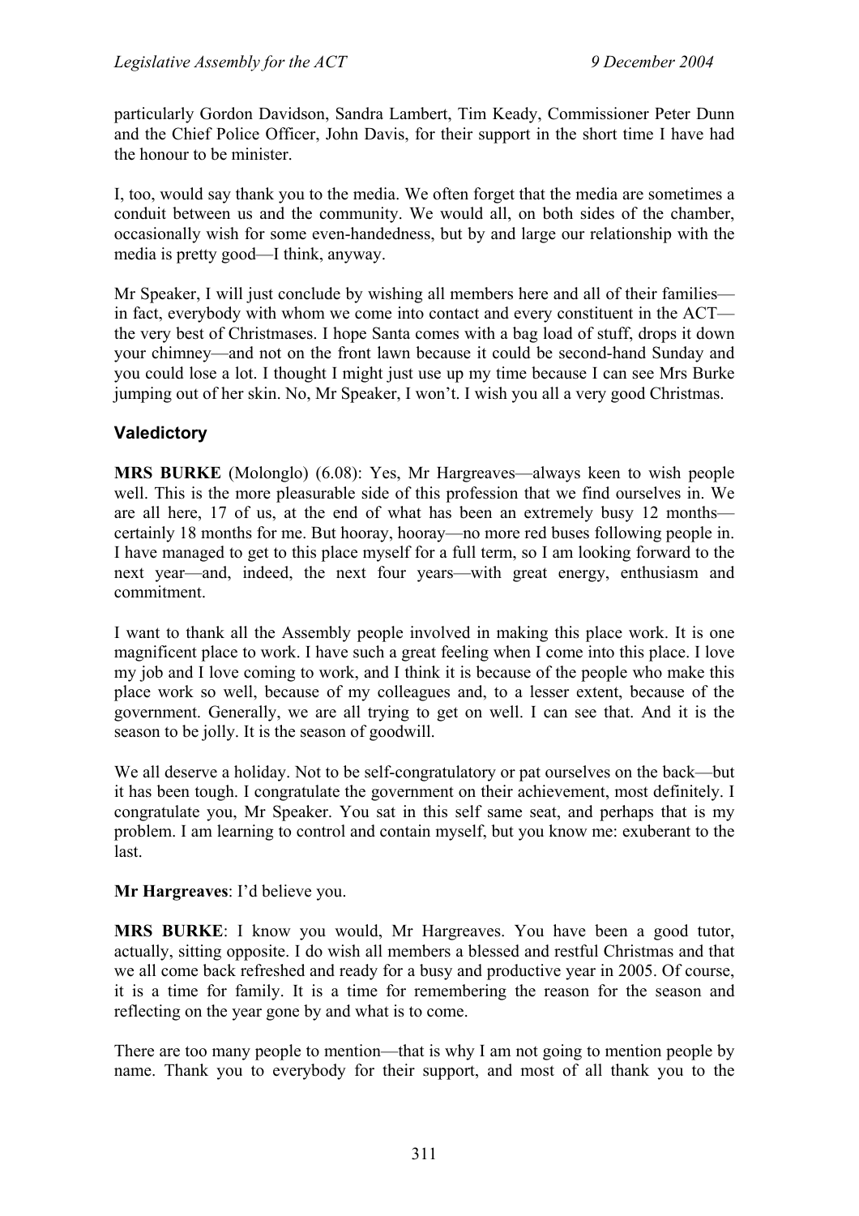particularly Gordon Davidson, Sandra Lambert, Tim Keady, Commissioner Peter Dunn and the Chief Police Officer, John Davis, for their support in the short time I have had the honour to be minister.

I, too, would say thank you to the media. We often forget that the media are sometimes a conduit between us and the community. We would all, on both sides of the chamber, occasionally wish for some even-handedness, but by and large our relationship with the media is pretty good—I think, anyway.

Mr Speaker, I will just conclude by wishing all members here and all of their families—in fact, everybody with whom we come into contact and every constituent in the ACT—the very best of Christmases. I hope Santa comes with a bag load of stuff, drops it down your chimney—and not on the front lawn because it could be second-hand Sunday and you could lose a lot. I thought I might just use up my time because I can see Mrs Burke jumping out of her skin. No, Mr Speaker, I won't. I wish you all a very good Christmas.

## Valedictory

**MRS BURKE** (Molonglo) (6.08): Yes, Mr Hargreaves—always keen to wish people well. This is the more pleasurable side of this profession that we find ourselves in. We are all here, 17 of us, at the end of what has been an extremely busy 12 months—certainly 18 months for me. But hooray, hooray—no more red buses following people in. I have managed to get to this place myself for a full term, so I am looking forward to the next year—and, indeed, the next four years—with great energy, enthusiasm and commitment.

I want to thank all the Assembly people involved in making this place work. It is one magnificent place to work. I have such a great feeling when I come into this place. I love my job and I love coming to work, and I think it is because of the people who make this place work so well, because of my colleagues and, to a lesser extent, because of the government. Generally, we are all trying to get on well. I can see that. And it is the season to be jolly. It is the season of goodwill.

We all deserve a holiday. Not to be self-congratulatory or pat ourselves on the back—but it has been tough. I congratulate the government on their achievement, most definitely. I congratulate you, Mr Speaker. You sat in this self same seat, and perhaps that is my problem. I am learning to control and contain myself, but you know me: exuberant to the last.

**Mr Hargreaves**: I'd believe you.

**MRS BURKE**: I know you would, Mr Hargreaves. You have been a good tutor, actually, sitting opposite. I do wish all members a blessed and restful Christmas and that we all come back refreshed and ready for a busy and productive year in 2005. Of course, it is a time for family. It is a time for remembering the reason for the season and reflecting on the year gone by and what is to come.

There are too many people to mention—that is why I am not going to mention people by name. Thank you to everybody for their support, and most of all thank you to the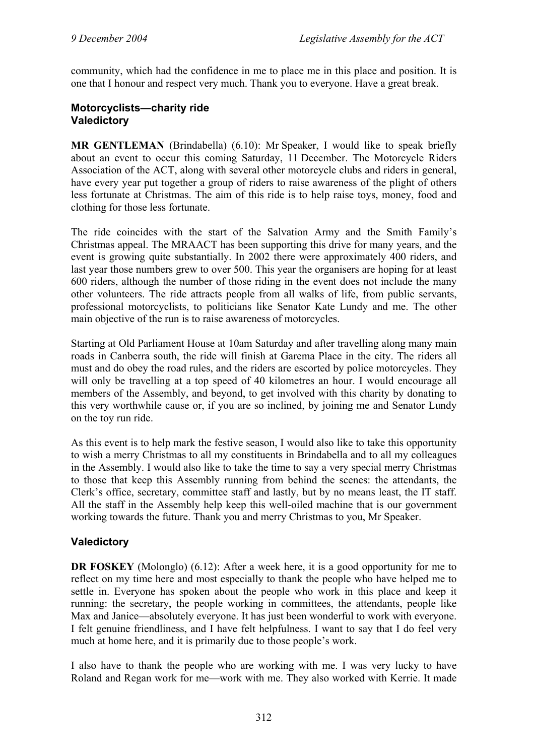community, which had the confidence in me to place me in this place and position. It is one that I honour and respect very much. Thank you to everyone. Have a great break.

### Motorcyclists—charity ride
### Valedictory

**MR GENTLEMAN** (Brindabella) (6.10): Mr Speaker, I would like to speak briefly about an event to occur this coming Saturday, 11 December. The Motorcycle Riders Association of the ACT, along with several other motorcycle clubs and riders in general, have every year put together a group of riders to raise awareness of the plight of others less fortunate at Christmas. The aim of this ride is to help raise toys, money, food and clothing for those less fortunate.

The ride coincides with the start of the Salvation Army and the Smith Family's Christmas appeal. The MRAACT has been supporting this drive for many years, and the event is growing quite substantially. In 2002 there were approximately 400 riders, and last year those numbers grew to over 500. This year the organisers are hoping for at least 600 riders, although the number of those riding in the event does not include the many other volunteers. The ride attracts people from all walks of life, from public servants, professional motorcyclists, to politicians like Senator Kate Lundy and me. The other main objective of the run is to raise awareness of motorcycles.

Starting at Old Parliament House at 10am Saturday and after travelling along many main roads in Canberra south, the ride will finish at Garema Place in the city. The riders all must and do obey the road rules, and the riders are escorted by police motorcycles. They will only be travelling at a top speed of 40 kilometres an hour. I would encourage all members of the Assembly, and beyond, to get involved with this charity by donating to this very worthwhile cause or, if you are so inclined, by joining me and Senator Lundy on the toy run ride.

As this event is to help mark the festive season, I would also like to take this opportunity to wish a merry Christmas to all my constituents in Brindabella and to all my colleagues in the Assembly. I would also like to take the time to say a very special merry Christmas to those that keep this Assembly running from behind the scenes: the attendants, the Clerk's office, secretary, committee staff and lastly, but by no means least, the IT staff. All the staff in the Assembly help keep this well-oiled machine that is our government working towards the future. Thank you and merry Christmas to you, Mr Speaker.

### Valedictory

**DR FOSKEY** (Molonglo) (6.12): After a week here, it is a good opportunity for me to reflect on my time here and most especially to thank the people who have helped me to settle in. Everyone has spoken about the people who work in this place and keep it running: the secretary, the people working in committees, the attendants, people like Max and Janice—absolutely everyone. It has just been wonderful to work with everyone. I felt genuine friendliness, and I have felt helpfulness. I want to say that I do feel very much at home here, and it is primarily due to those people's work.

I also have to thank the people who are working with me. I was very lucky to have Roland and Regan work for me—work with me. They also worked with Kerrie. It made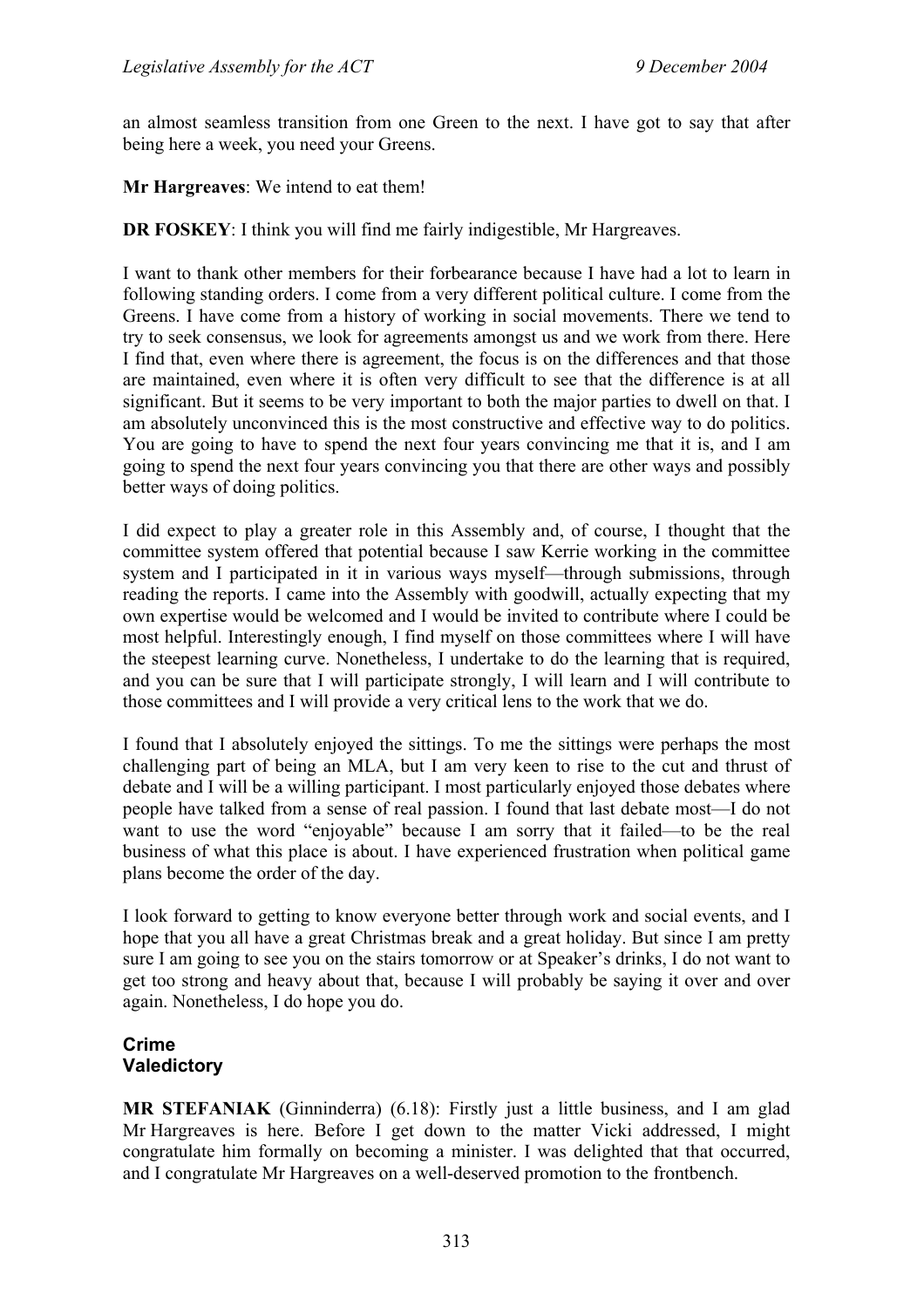an almost seamless transition from one Green to the next. I have got to say that after being here a week, you need your Greens.

**Mr Hargreaves**: We intend to eat them!

**DR FOSKEY**: I think you will find me fairly indigestible, Mr Hargreaves.

I want to thank other members for their forbearance because I have had a lot to learn in following standing orders. I come from a very different political culture. I come from the Greens. I have come from a history of working in social movements. There we tend to try to seek consensus, we look for agreements amongst us and we work from there. Here I find that, even where there is agreement, the focus is on the differences and that those are maintained, even where it is often very difficult to see that the difference is at all significant. But it seems to be very important to both the major parties to dwell on that. I am absolutely unconvinced this is the most constructive and effective way to do politics. You are going to have to spend the next four years convincing me that it is, and I am going to spend the next four years convincing you that there are other ways and possibly better ways of doing politics.

I did expect to play a greater role in this Assembly and, of course, I thought that the committee system offered that potential because I saw Kerrie working in the committee system and I participated in it in various ways myself—through submissions, through reading the reports. I came into the Assembly with goodwill, actually expecting that my own expertise would be welcomed and I would be invited to contribute where I could be most helpful. Interestingly enough, I find myself on those committees where I will have the steepest learning curve. Nonetheless, I undertake to do the learning that is required, and you can be sure that I will participate strongly, I will learn and I will contribute to those committees and I will provide a very critical lens to the work that we do.

I found that I absolutely enjoyed the sittings. To me the sittings were perhaps the most challenging part of being an MLA, but I am very keen to rise to the cut and thrust of debate and I will be a willing participant. I most particularly enjoyed those debates where people have talked from a sense of real passion. I found that last debate most—I do not want to use the word "enjoyable" because I am sorry that it failed—to be the real business of what this place is about. I have experienced frustration when political game plans become the order of the day.

I look forward to getting to know everyone better through work and social events, and I hope that you all have a great Christmas break and a great holiday. But since I am pretty sure I am going to see you on the stairs tomorrow or at Speaker's drinks, I do not want to get too strong and heavy about that, because I will probably be saying it over and over again. Nonetheless, I do hope you do.

### Crime
### Valedictory

**MR STEFANIAK** (Ginninderra) (6.18): Firstly just a little business, and I am glad Mr Hargreaves is here. Before I get down to the matter Vicki addressed, I might congratulate him formally on becoming a minister. I was delighted that that occurred, and I congratulate Mr Hargreaves on a well-deserved promotion to the frontbench.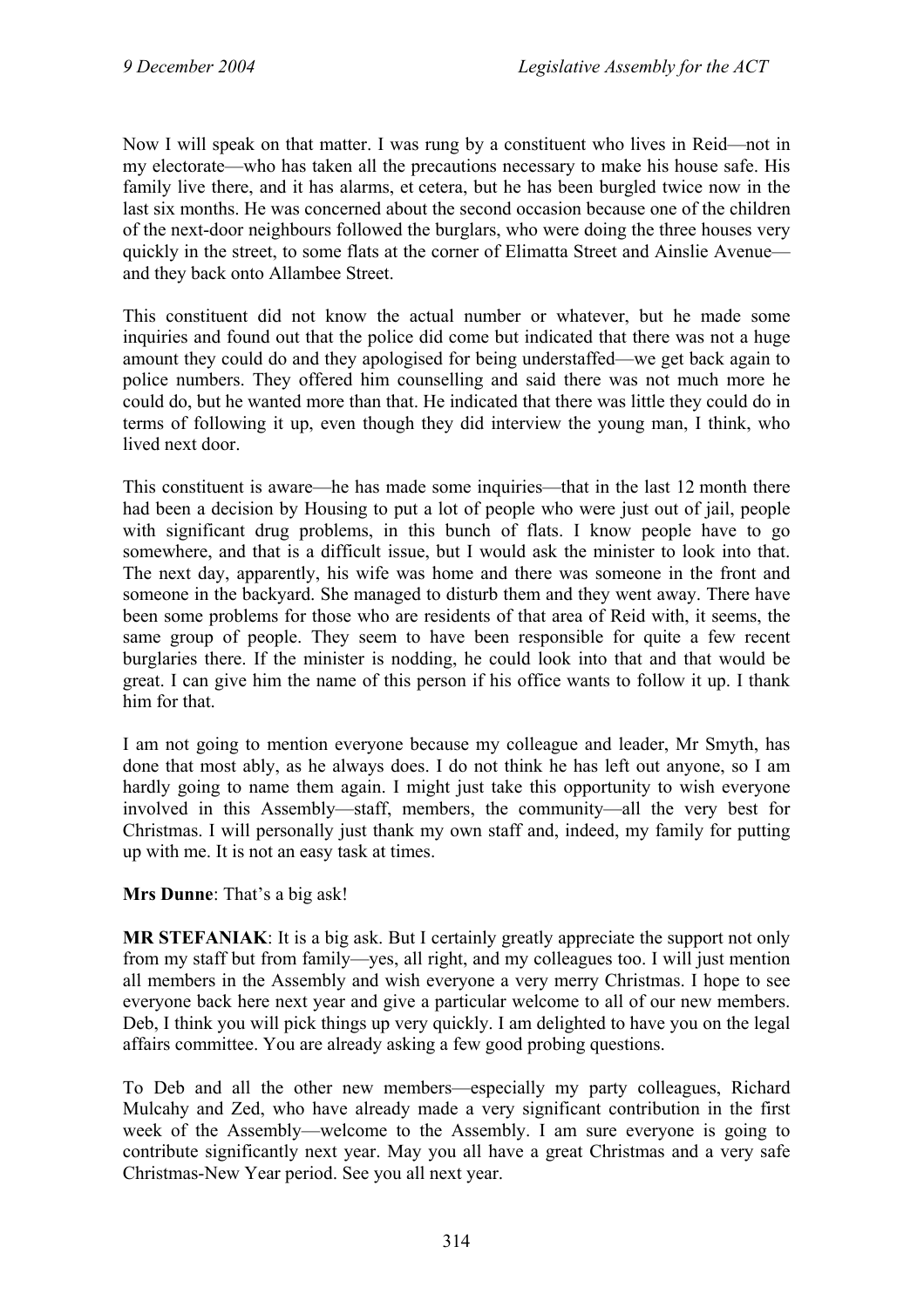Now I will speak on that matter. I was rung by a constituent who lives in Reid—not in my electorate—who has taken all the precautions necessary to make his house safe. His family live there, and it has alarms, et cetera, but he has been burgled twice now in the last six months. He was concerned about the second occasion because one of the children of the next-door neighbours followed the burglars, who were doing the three houses very quickly in the street, to some flats at the corner of Elimatta Street and Ainslie Avenue—and they back onto Allambee Street.

This constituent did not know the actual number or whatever, but he made some inquiries and found out that the police did come but indicated that there was not a huge amount they could do and they apologised for being understaffed—we get back again to police numbers. They offered him counselling and said there was not much more he could do, but he wanted more than that. He indicated that there was little they could do in terms of following it up, even though they did interview the young man, I think, who lived next door.

This constituent is aware—he has made some inquiries—that in the last 12 month there had been a decision by Housing to put a lot of people who were just out of jail, people with significant drug problems, in this bunch of flats. I know people have to go somewhere, and that is a difficult issue, but I would ask the minister to look into that. The next day, apparently, his wife was home and there was someone in the front and someone in the backyard. She managed to disturb them and they went away. There have been some problems for those who are residents of that area of Reid with, it seems, the same group of people. They seem to have been responsible for quite a few recent burglaries there. If the minister is nodding, he could look into that and that would be great. I can give him the name of this person if his office wants to follow it up. I thank him for that.

I am not going to mention everyone because my colleague and leader, Mr Smyth, has done that most ably, as he always does. I do not think he has left out anyone, so I am hardly going to name them again. I might just take this opportunity to wish everyone involved in this Assembly—staff, members, the community—all the very best for Christmas. I will personally just thank my own staff and, indeed, my family for putting up with me. It is not an easy task at times.

**Mrs Dunne**: That's a big ask!

**MR STEFANIAK**: It is a big ask. But I certainly greatly appreciate the support not only from my staff but from family—yes, all right, and my colleagues too. I will just mention all members in the Assembly and wish everyone a very merry Christmas. I hope to see everyone back here next year and give a particular welcome to all of our new members. Deb, I think you will pick things up very quickly. I am delighted to have you on the legal affairs committee. You are already asking a few good probing questions.

To Deb and all the other new members—especially my party colleagues, Richard Mulcahy and Zed, who have already made a very significant contribution in the first week of the Assembly—welcome to the Assembly. I am sure everyone is going to contribute significantly next year. May you all have a great Christmas and a very safe Christmas-New Year period. See you all next year.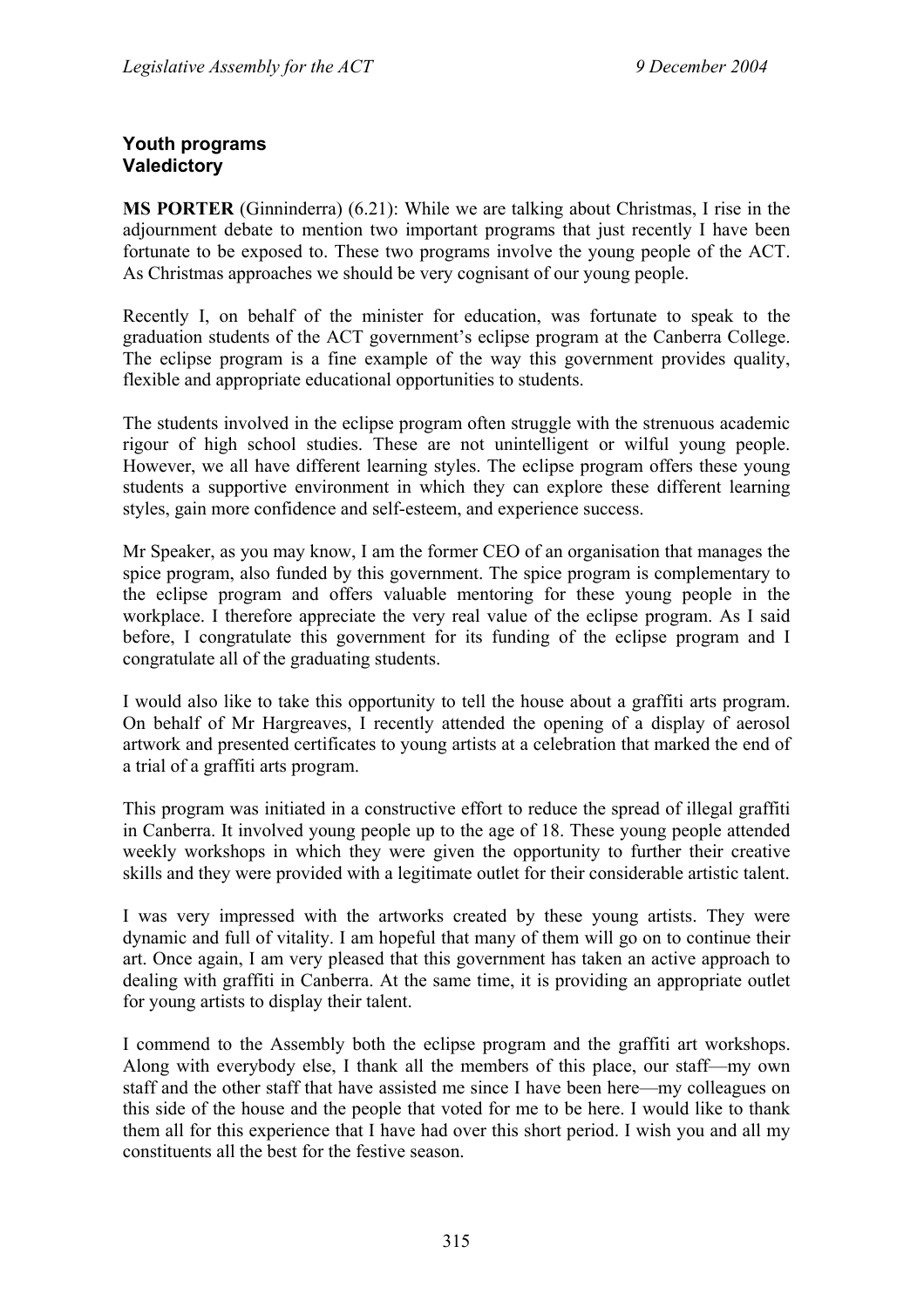### Youth programs
### Valedictory

**MS PORTER** (Ginninderra) (6.21): While we are talking about Christmas, I rise in the adjournment debate to mention two important programs that just recently I have been fortunate to be exposed to. These two programs involve the young people of the ACT. As Christmas approaches we should be very cognisant of our young people.

Recently I, on behalf of the minister for education, was fortunate to speak to the graduation students of the ACT government's eclipse program at the Canberra College. The eclipse program is a fine example of the way this government provides quality, flexible and appropriate educational opportunities to students.

The students involved in the eclipse program often struggle with the strenuous academic rigour of high school studies. These are not unintelligent or wilful young people. However, we all have different learning styles. The eclipse program offers these young students a supportive environment in which they can explore these different learning styles, gain more confidence and self-esteem, and experience success.

Mr Speaker, as you may know, I am the former CEO of an organisation that manages the spice program, also funded by this government. The spice program is complementary to the eclipse program and offers valuable mentoring for these young people in the workplace. I therefore appreciate the very real value of the eclipse program. As I said before, I congratulate this government for its funding of the eclipse program and I congratulate all of the graduating students.

I would also like to take this opportunity to tell the house about a graffiti arts program. On behalf of Mr Hargreaves, I recently attended the opening of a display of aerosol artwork and presented certificates to young artists at a celebration that marked the end of a trial of a graffiti arts program.

This program was initiated in a constructive effort to reduce the spread of illegal graffiti in Canberra. It involved young people up to the age of 18. These young people attended weekly workshops in which they were given the opportunity to further their creative skills and they were provided with a legitimate outlet for their considerable artistic talent.

I was very impressed with the artworks created by these young artists. They were dynamic and full of vitality. I am hopeful that many of them will go on to continue their art. Once again, I am very pleased that this government has taken an active approach to dealing with graffiti in Canberra. At the same time, it is providing an appropriate outlet for young artists to display their talent.

I commend to the Assembly both the eclipse program and the graffiti art workshops. Along with everybody else, I thank all the members of this place, our staff—my own staff and the other staff that have assisted me since I have been here—my colleagues on this side of the house and the people that voted for me to be here. I would like to thank them all for this experience that I have had over this short period. I wish you and all my constituents all the best for the festive season.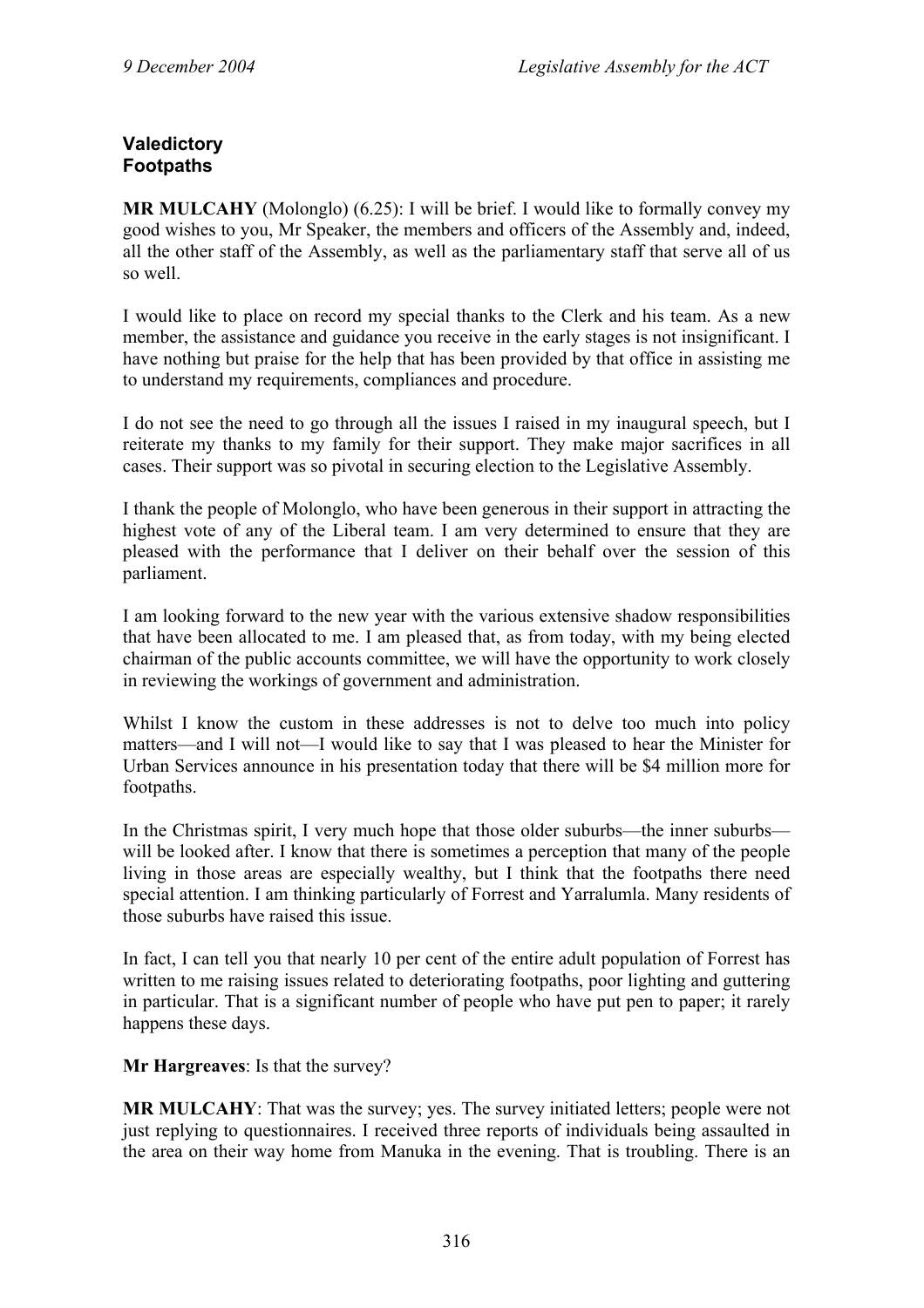**Valedictory**
**Footpaths**

**MR MULCAHY** (Molonglo) (6.25): I will be brief. I would like to formally convey my good wishes to you, Mr Speaker, the members and officers of the Assembly and, indeed, all the other staff of the Assembly, as well as the parliamentary staff that serve all of us so well.

I would like to place on record my special thanks to the Clerk and his team. As a new member, the assistance and guidance you receive in the early stages is not insignificant. I have nothing but praise for the help that has been provided by that office in assisting me to understand my requirements, compliances and procedure.

I do not see the need to go through all the issues I raised in my inaugural speech, but I reiterate my thanks to my family for their support. They make major sacrifices in all cases. Their support was so pivotal in securing election to the Legislative Assembly.

I thank the people of Molonglo, who have been generous in their support in attracting the highest vote of any of the Liberal team. I am very determined to ensure that they are pleased with the performance that I deliver on their behalf over the session of this parliament.

I am looking forward to the new year with the various extensive shadow responsibilities that have been allocated to me. I am pleased that, as from today, with my being elected chairman of the public accounts committee, we will have the opportunity to work closely in reviewing the workings of government and administration.

Whilst I know the custom in these addresses is not to delve too much into policy matters—and I will not—I would like to say that I was pleased to hear the Minister for Urban Services announce in his presentation today that there will be $4 million more for footpaths.

In the Christmas spirit, I very much hope that those older suburbs—the inner suburbs—will be looked after. I know that there is sometimes a perception that many of the people living in those areas are especially wealthy, but I think that the footpaths there need special attention. I am thinking particularly of Forrest and Yarralumla. Many residents of those suburbs have raised this issue.

In fact, I can tell you that nearly 10 per cent of the entire adult population of Forrest has written to me raising issues related to deteriorating footpaths, poor lighting and guttering in particular. That is a significant number of people who have put pen to paper; it rarely happens these days.

**Mr Hargreaves**: Is that the survey?

**MR MULCAHY**: That was the survey; yes. The survey initiated letters; people were not just replying to questionnaires. I received three reports of individuals being assaulted in the area on their way home from Manuka in the evening. That is troubling. There is an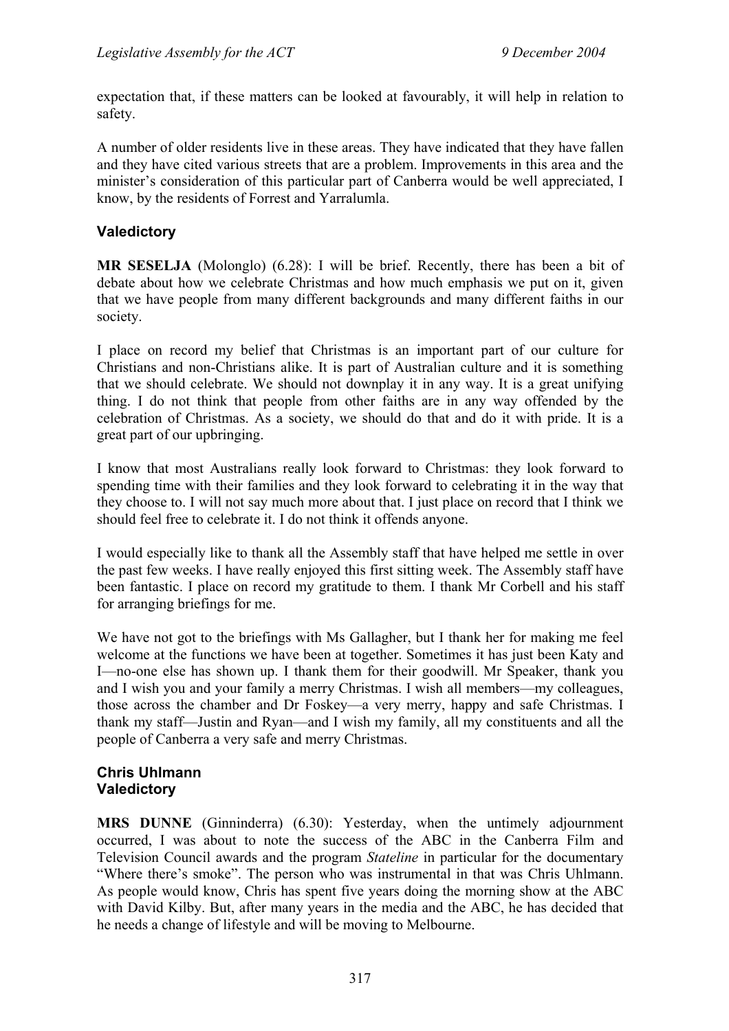expectation that, if these matters can be looked at favourably, it will help in relation to safety.

A number of older residents live in these areas. They have indicated that they have fallen and they have cited various streets that are a problem. Improvements in this area and the minister's consideration of this particular part of Canberra would be well appreciated, I know, by the residents of Forrest and Yarralumla.

## Valedictory

**MR SESELJA** (Molonglo) (6.28): I will be brief. Recently, there has been a bit of debate about how we celebrate Christmas and how much emphasis we put on it, given that we have people from many different backgrounds and many different faiths in our society.

I place on record my belief that Christmas is an important part of our culture for Christians and non-Christians alike. It is part of Australian culture and it is something that we should celebrate. We should not downplay it in any way. It is a great unifying thing. I do not think that people from other faiths are in any way offended by the celebration of Christmas. As a society, we should do that and do it with pride. It is a great part of our upbringing.

I know that most Australians really look forward to Christmas: they look forward to spending time with their families and they look forward to celebrating it in the way that they choose to. I will not say much more about that. I just place on record that I think we should feel free to celebrate it. I do not think it offends anyone.

I would especially like to thank all the Assembly staff that have helped me settle in over the past few weeks. I have really enjoyed this first sitting week. The Assembly staff have been fantastic. I place on record my gratitude to them. I thank Mr Corbell and his staff for arranging briefings for me.

We have not got to the briefings with Ms Gallagher, but I thank her for making me feel welcome at the functions we have been at together. Sometimes it has just been Katy and I—no-one else has shown up. I thank them for their goodwill. Mr Speaker, thank you and I wish you and your family a merry Christmas. I wish all members—my colleagues, those across the chamber and Dr Foskey—a very merry, happy and safe Christmas. I thank my staff—Justin and Ryan—and I wish my family, all my constituents and all the people of Canberra a very safe and merry Christmas.

## Chris Uhlmann
## Valedictory

**MRS DUNNE** (Ginninderra) (6.30): Yesterday, when the untimely adjournment occurred, I was about to note the success of the ABC in the Canberra Film and Television Council awards and the program *Stateline* in particular for the documentary "Where there's smoke". The person who was instrumental in that was Chris Uhlmann. As people would know, Chris has spent five years doing the morning show at the ABC with David Kilby. But, after many years in the media and the ABC, he has decided that he needs a change of lifestyle and will be moving to Melbourne.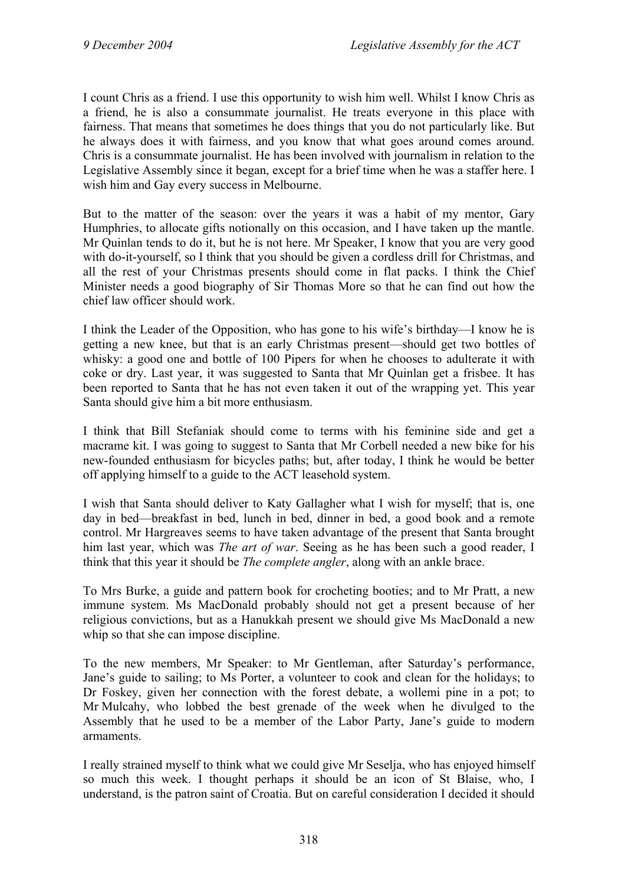I count Chris as a friend. I use this opportunity to wish him well. Whilst I know Chris as a friend, he is also a consummate journalist. He treats everyone in this place with fairness. That means that sometimes he does things that you do not particularly like. But he always does it with fairness, and you know that what goes around comes around. Chris is a consummate journalist. He has been involved with journalism in relation to the Legislative Assembly since it began, except for a brief time when he was a staffer here. I wish him and Gay every success in Melbourne.

But to the matter of the season: over the years it was a habit of my mentor, Gary Humphries, to allocate gifts notionally on this occasion, and I have taken up the mantle. Mr Quinlan tends to do it, but he is not here. Mr Speaker, I know that you are very good with do-it-yourself, so I think that you should be given a cordless drill for Christmas, and all the rest of your Christmas presents should come in flat packs. I think the Chief Minister needs a good biography of Sir Thomas More so that he can find out how the chief law officer should work.

I think the Leader of the Opposition, who has gone to his wife's birthday—I know he is getting a new knee, but that is an early Christmas present—should get two bottles of whisky: a good one and bottle of 100 Pipers for when he chooses to adulterate it with coke or dry. Last year, it was suggested to Santa that Mr Quinlan get a frisbee. It has been reported to Santa that he has not even taken it out of the wrapping yet. This year Santa should give him a bit more enthusiasm.

I think that Bill Stefaniak should come to terms with his feminine side and get a macrame kit. I was going to suggest to Santa that Mr Corbell needed a new bike for his new-founded enthusiasm for bicycles paths; but, after today, I think he would be better off applying himself to a guide to the ACT leasehold system.

I wish that Santa should deliver to Katy Gallagher what I wish for myself; that is, one day in bed—breakfast in bed, lunch in bed, dinner in bed, a good book and a remote control. Mr Hargreaves seems to have taken advantage of the present that Santa brought him last year, which was *The art of war*. Seeing as he has been such a good reader, I think that this year it should be *The complete angler*, along with an ankle brace.

To Mrs Burke, a guide and pattern book for crocheting booties; and to Mr Pratt, a new immune system. Ms MacDonald probably should not get a present because of her religious convictions, but as a Hanukkah present we should give Ms MacDonald a new whip so that she can impose discipline.

To the new members, Mr Speaker: to Mr Gentleman, after Saturday's performance, Jane's guide to sailing; to Ms Porter, a volunteer to cook and clean for the holidays; to Dr Foskey, given her connection with the forest debate, a wollemi pine in a pot; to Mr Mulcahy, who lobbed the best grenade of the week when he divulged to the Assembly that he used to be a member of the Labor Party, Jane's guide to modern armaments.

I really strained myself to think what we could give Mr Seselja, who has enjoyed himself so much this week. I thought perhaps it should be an icon of St Blaise, who, I understand, is the patron saint of Croatia. But on careful consideration I decided it should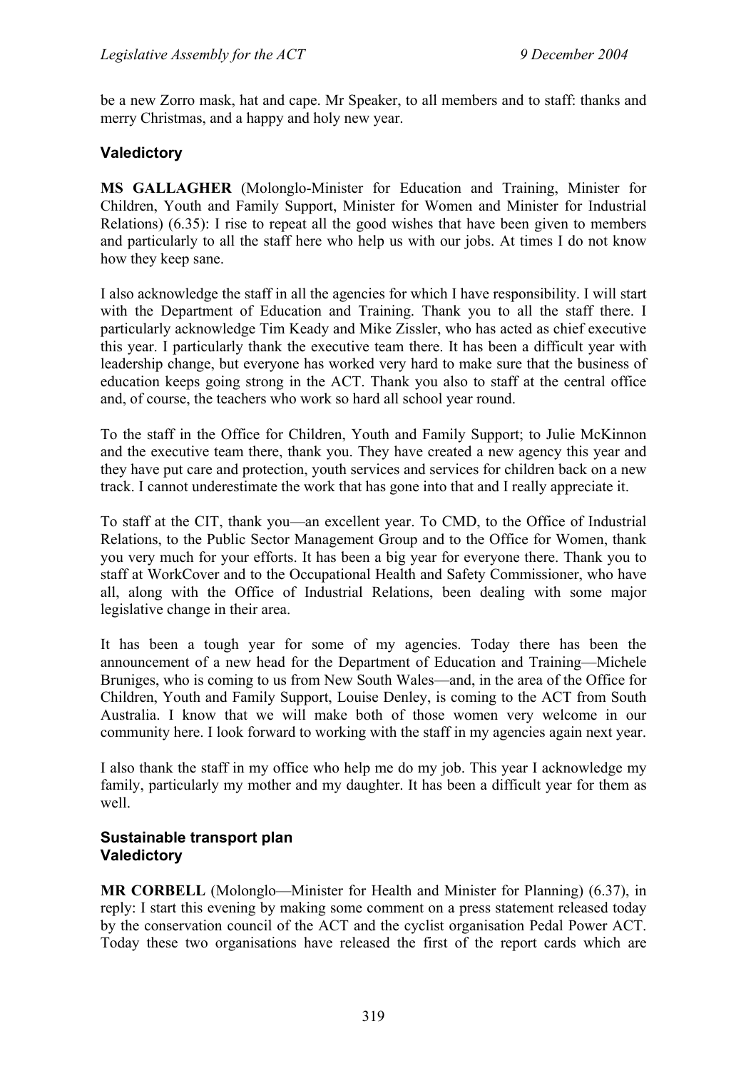be a new Zorro mask, hat and cape. Mr Speaker, to all members and to staff: thanks and merry Christmas, and a happy and holy new year.

### Valedictory

**MS GALLAGHER** (Molonglo-Minister for Education and Training, Minister for Children, Youth and Family Support, Minister for Women and Minister for Industrial Relations) (6.35): I rise to repeat all the good wishes that have been given to members and particularly to all the staff here who help us with our jobs. At times I do not know how they keep sane.

I also acknowledge the staff in all the agencies for which I have responsibility. I will start with the Department of Education and Training. Thank you to all the staff there. I particularly acknowledge Tim Keady and Mike Zissler, who has acted as chief executive this year. I particularly thank the executive team there. It has been a difficult year with leadership change, but everyone has worked very hard to make sure that the business of education keeps going strong in the ACT. Thank you also to staff at the central office and, of course, the teachers who work so hard all school year round.

To the staff in the Office for Children, Youth and Family Support; to Julie McKinnon and the executive team there, thank you. They have created a new agency this year and they have put care and protection, youth services and services for children back on a new track. I cannot underestimate the work that has gone into that and I really appreciate it.

To staff at the CIT, thank you—an excellent year. To CMD, to the Office of Industrial Relations, to the Public Sector Management Group and to the Office for Women, thank you very much for your efforts. It has been a big year for everyone there. Thank you to staff at WorkCover and to the Occupational Health and Safety Commissioner, who have all, along with the Office of Industrial Relations, been dealing with some major legislative change in their area.

It has been a tough year for some of my agencies. Today there has been the announcement of a new head for the Department of Education and Training—Michele Bruniges, who is coming to us from New South Wales—and, in the area of the Office for Children, Youth and Family Support, Louise Denley, is coming to the ACT from South Australia. I know that we will make both of those women very welcome in our community here. I look forward to working with the staff in my agencies again next year.

I also thank the staff in my office who help me do my job. This year I acknowledge my family, particularly my mother and my daughter. It has been a difficult year for them as well.

### Sustainable transport plan
### Valedictory

**MR CORBELL** (Molonglo—Minister for Health and Minister for Planning) (6.37), in reply: I start this evening by making some comment on a press statement released today by the conservation council of the ACT and the cyclist organisation Pedal Power ACT. Today these two organisations have released the first of the report cards which are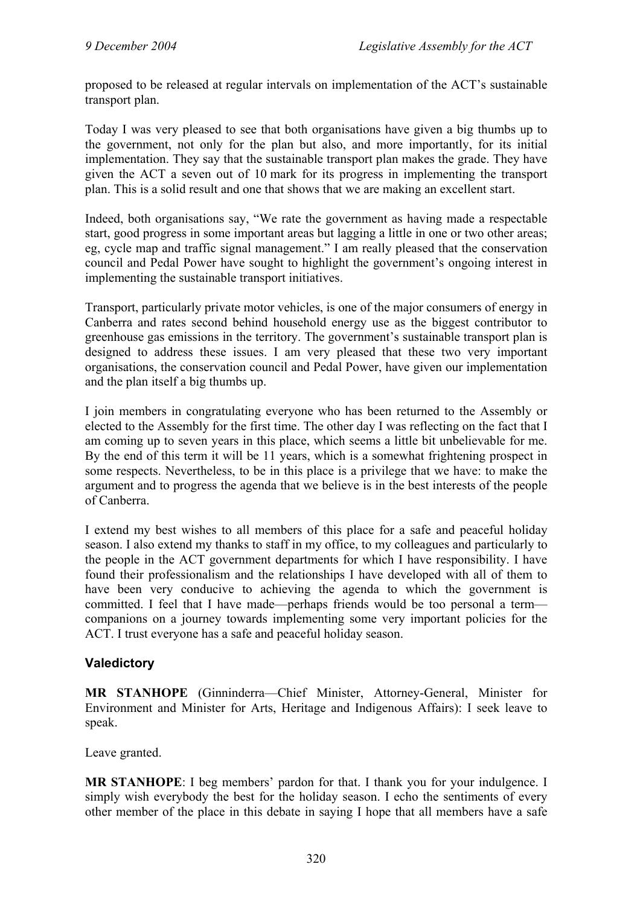proposed to be released at regular intervals on implementation of the ACT's sustainable transport plan.

Today I was very pleased to see that both organisations have given a big thumbs up to the government, not only for the plan but also, and more importantly, for its initial implementation. They say that the sustainable transport plan makes the grade. They have given the ACT a seven out of 10 mark for its progress in implementing the transport plan. This is a solid result and one that shows that we are making an excellent start.

Indeed, both organisations say, "We rate the government as having made a respectable start, good progress in some important areas but lagging a little in one or two other areas; eg, cycle map and traffic signal management." I am really pleased that the conservation council and Pedal Power have sought to highlight the government's ongoing interest in implementing the sustainable transport initiatives.

Transport, particularly private motor vehicles, is one of the major consumers of energy in Canberra and rates second behind household energy use as the biggest contributor to greenhouse gas emissions in the territory. The government's sustainable transport plan is designed to address these issues. I am very pleased that these two very important organisations, the conservation council and Pedal Power, have given our implementation and the plan itself a big thumbs up.

I join members in congratulating everyone who has been returned to the Assembly or elected to the Assembly for the first time. The other day I was reflecting on the fact that I am coming up to seven years in this place, which seems a little bit unbelievable for me. By the end of this term it will be 11 years, which is a somewhat frightening prospect in some respects. Nevertheless, to be in this place is a privilege that we have: to make the argument and to progress the agenda that we believe is in the best interests of the people of Canberra.

I extend my best wishes to all members of this place for a safe and peaceful holiday season. I also extend my thanks to staff in my office, to my colleagues and particularly to the people in the ACT government departments for which I have responsibility. I have found their professionalism and the relationships I have developed with all of them to have been very conducive to achieving the agenda to which the government is committed. I feel that I have made—perhaps friends would be too personal a term—companions on a journey towards implementing some very important policies for the ACT. I trust everyone has a safe and peaceful holiday season.

## Valedictory

**MR STANHOPE** (Ginninderra—Chief Minister, Attorney-General, Minister for Environment and Minister for Arts, Heritage and Indigenous Affairs): I seek leave to speak.

Leave granted.

**MR STANHOPE**: I beg members' pardon for that. I thank you for your indulgence. I simply wish everybody the best for the holiday season. I echo the sentiments of every other member of the place in this debate in saying I hope that all members have a safe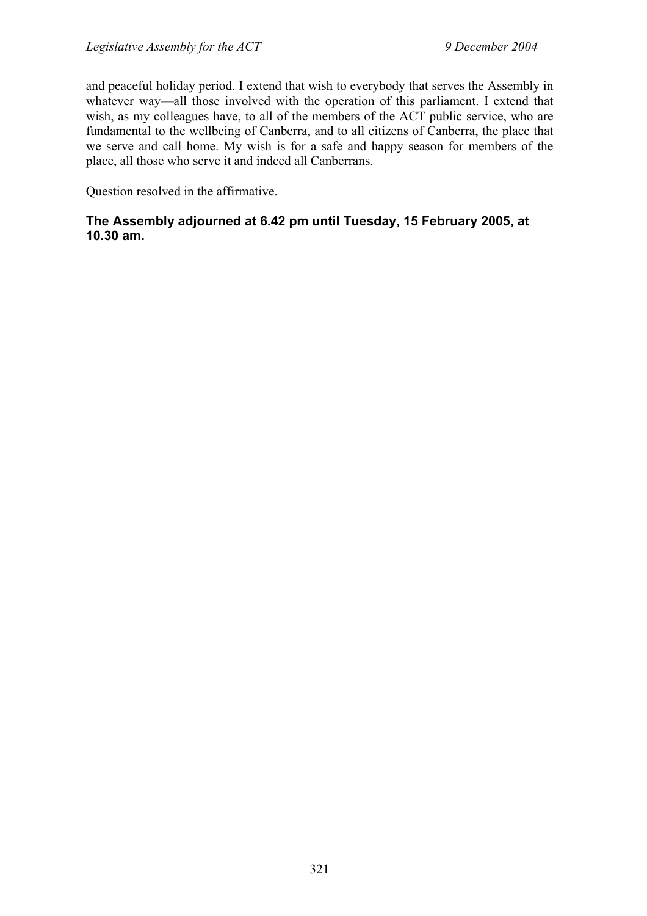and peaceful holiday period. I extend that wish to everybody that serves the Assembly in whatever way—all those involved with the operation of this parliament. I extend that wish, as my colleagues have, to all of the members of the ACT public service, who are fundamental to the wellbeing of Canberra, and to all citizens of Canberra, the place that we serve and call home. My wish is for a safe and happy season for members of the place, all those who serve it and indeed all Canberrans.

Question resolved in the affirmative.

**The Assembly adjourned at 6.42 pm until Tuesday, 15 February 2005, at 10.30 am.**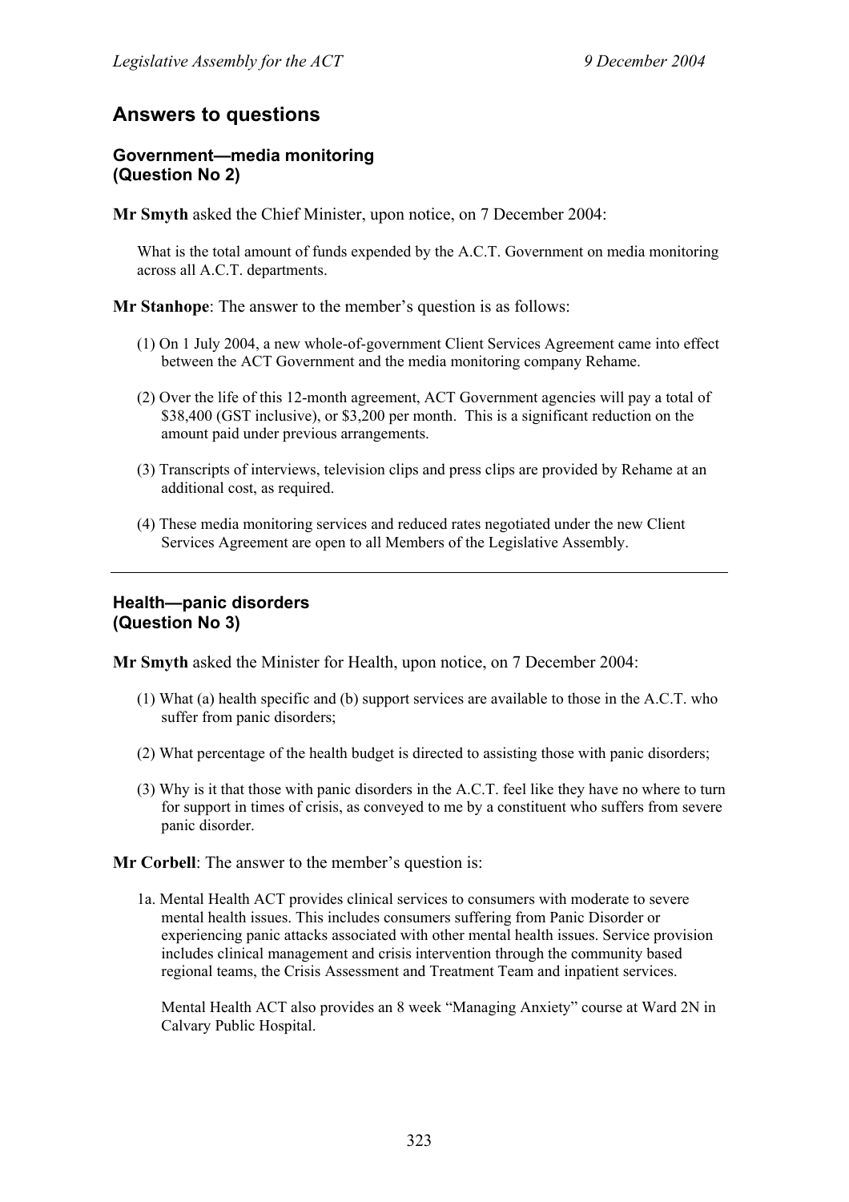# Answers to questions

### Government—media monitoring (Question No 2)

**Mr Smyth** asked the Chief Minister, upon notice, on 7 December 2004:

> What is the total amount of funds expended by the A.C.T. Government on media monitoring across all A.C.T. departments.

**Mr Stanhope**: The answer to the member's question is as follows:

> (1) On 1 July 2004, a new whole-of-government Client Services Agreement came into effect between the ACT Government and the media monitoring company Rehame.
>
> (2) Over the life of this 12-month agreement, ACT Government agencies will pay a total of $38,400 (GST inclusive), or $3,200 per month. This is a significant reduction on the amount paid under previous arrangements.
>
> (3) Transcripts of interviews, television clips and press clips are provided by Rehame at an additional cost, as required.
>
> (4) These media monitoring services and reduced rates negotiated under the new Client Services Agreement are open to all Members of the Legislative Assembly.

---

### Health—panic disorders (Question No 3)

**Mr Smyth** asked the Minister for Health, upon notice, on 7 December 2004:

> (1) What (a) health specific and (b) support services are available to those in the A.C.T. who suffer from panic disorders;
>
> (2) What percentage of the health budget is directed to assisting those with panic disorders;
>
> (3) Why is it that those with panic disorders in the A.C.T. feel like they have no where to turn for support in times of crisis, as conveyed to me by a constituent who suffers from severe panic disorder.

**Mr Corbell**: The answer to the member's question is:

> 1a. Mental Health ACT provides clinical services to consumers with moderate to severe mental health issues. This includes consumers suffering from Panic Disorder or experiencing panic attacks associated with other mental health issues. Service provision includes clinical management and crisis intervention through the community based regional teams, the Crisis Assessment and Treatment Team and inpatient services.
>
> Mental Health ACT also provides an 8 week "Managing Anxiety" course at Ward 2N in Calvary Public Hospital.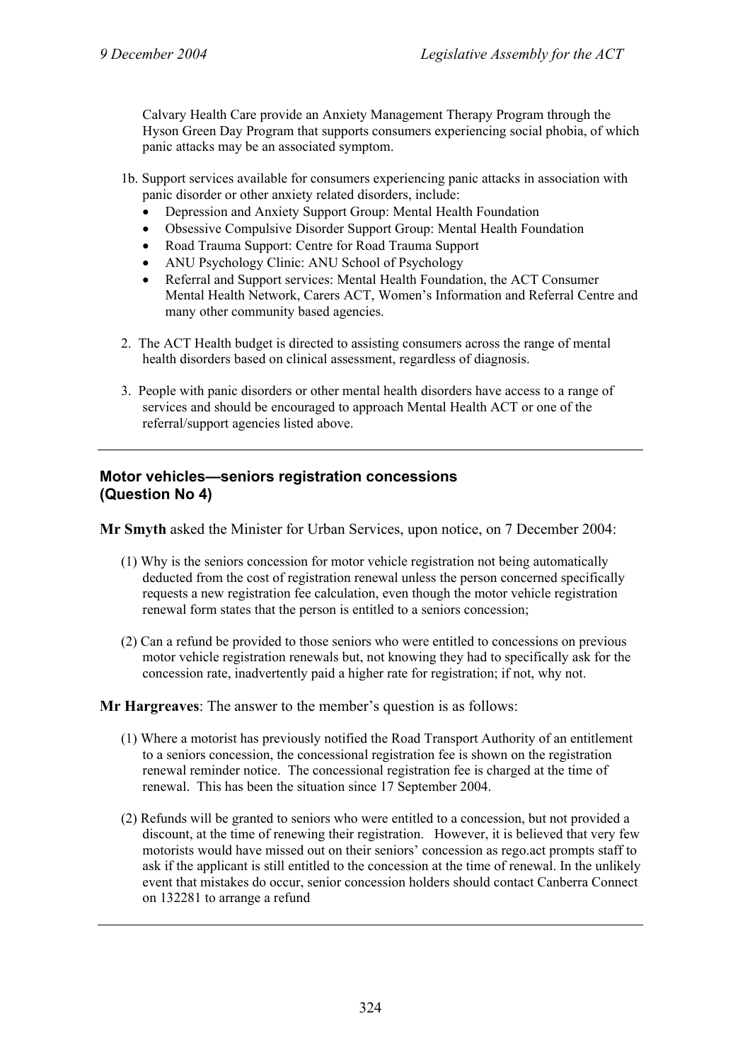Calvary Health Care provide an Anxiety Management Therapy Program through the Hyson Green Day Program that supports consumers experiencing social phobia, of which panic attacks may be an associated symptom.

1b. Support services available for consumers experiencing panic attacks in association with panic disorder or other anxiety related disorders, include:

- Depression and Anxiety Support Group: Mental Health Foundation
- Obsessive Compulsive Disorder Support Group: Mental Health Foundation
- Road Trauma Support: Centre for Road Trauma Support
- ANU Psychology Clinic: ANU School of Psychology
- Referral and Support services: Mental Health Foundation, the ACT Consumer Mental Health Network, Carers ACT, Women's Information and Referral Centre and many other community based agencies.

2. The ACT Health budget is directed to assisting consumers across the range of mental health disorders based on clinical assessment, regardless of diagnosis.

3. People with panic disorders or other mental health disorders have access to a range of services and should be encouraged to approach Mental Health ACT or one of the referral/support agencies listed above.

---

### Motor vehicles—seniors registration concessions (Question No 4)

**Mr Smyth** asked the Minister for Urban Services, upon notice, on 7 December 2004:

(1) Why is the seniors concession for motor vehicle registration not being automatically deducted from the cost of registration renewal unless the person concerned specifically requests a new registration fee calculation, even though the motor vehicle registration renewal form states that the person is entitled to a seniors concession;

(2) Can a refund be provided to those seniors who were entitled to concessions on previous motor vehicle registration renewals but, not knowing they had to specifically ask for the concession rate, inadvertently paid a higher rate for registration; if not, why not.

**Mr Hargreaves**: The answer to the member's question is as follows:

(1) Where a motorist has previously notified the Road Transport Authority of an entitlement to a seniors concession, the concessional registration fee is shown on the registration renewal reminder notice. The concessional registration fee is charged at the time of renewal. This has been the situation since 17 September 2004.

(2) Refunds will be granted to seniors who were entitled to a concession, but not provided a discount, at the time of renewing their registration. However, it is believed that very few motorists would have missed out on their seniors' concession as rego.act prompts staff to ask if the applicant is still entitled to the concession at the time of renewal. In the unlikely event that mistakes do occur, senior concession holders should contact Canberra Connect on 132281 to arrange a refund

---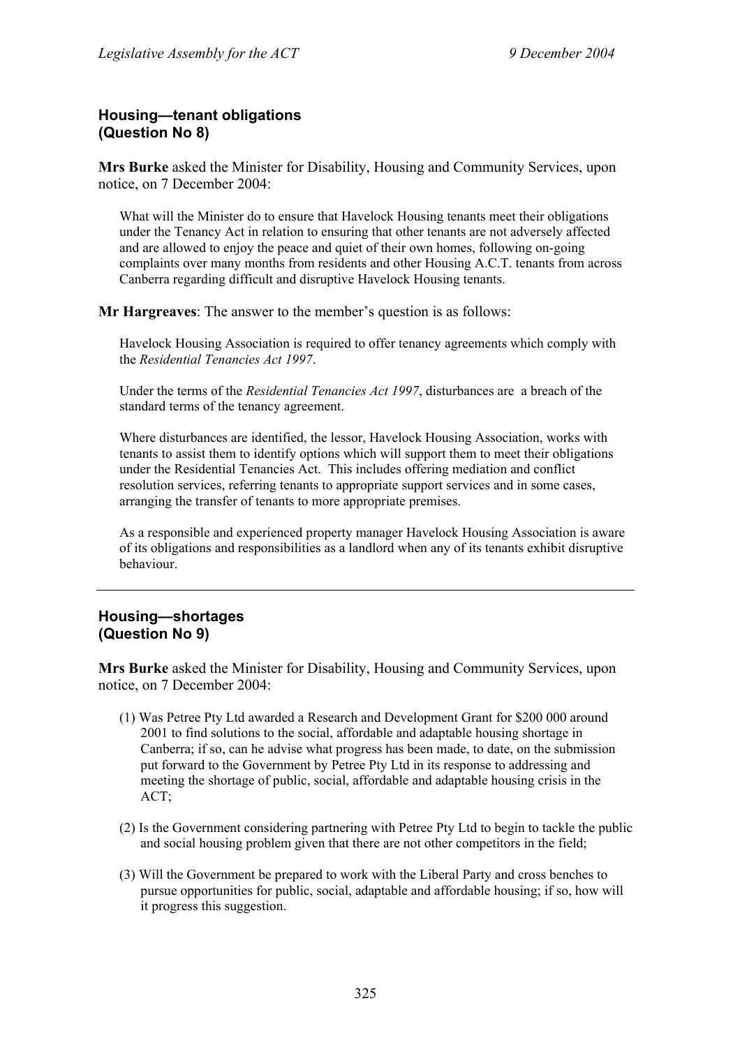## Housing—tenant obligations (Question No 8)

**Mrs Burke** asked the Minister for Disability, Housing and Community Services, upon notice, on 7 December 2004:

> What will the Minister do to ensure that Havelock Housing tenants meet their obligations under the Tenancy Act in relation to ensuring that other tenants are not adversely affected and are allowed to enjoy the peace and quiet of their own homes, following on-going complaints over many months from residents and other Housing A.C.T. tenants from across Canberra regarding difficult and disruptive Havelock Housing tenants.

**Mr Hargreaves**: The answer to the member's question is as follows:

> Havelock Housing Association is required to offer tenancy agreements which comply with the *Residential Tenancies Act 1997*.
>
> Under the terms of the *Residential Tenancies Act 1997*, disturbances are a breach of the standard terms of the tenancy agreement.
>
> Where disturbances are identified, the lessor, Havelock Housing Association, works with tenants to assist them to identify options which will support them to meet their obligations under the Residential Tenancies Act. This includes offering mediation and conflict resolution services, referring tenants to appropriate support services and in some cases, arranging the transfer of tenants to more appropriate premises.
>
> As a responsible and experienced property manager Havelock Housing Association is aware of its obligations and responsibilities as a landlord when any of its tenants exhibit disruptive behaviour.

---

## Housing—shortages (Question No 9)

**Mrs Burke** asked the Minister for Disability, Housing and Community Services, upon notice, on 7 December 2004:

> (1) Was Petree Pty Ltd awarded a Research and Development Grant for $200 000 around 2001 to find solutions to the social, affordable and adaptable housing shortage in Canberra; if so, can he advise what progress has been made, to date, on the submission put forward to the Government by Petree Pty Ltd in its response to addressing and meeting the shortage of public, social, affordable and adaptable housing crisis in the ACT;
>
> (2) Is the Government considering partnering with Petree Pty Ltd to begin to tackle the public and social housing problem given that there are not other competitors in the field;
>
> (3) Will the Government be prepared to work with the Liberal Party and cross benches to pursue opportunities for public, social, adaptable and affordable housing; if so, how will it progress this suggestion.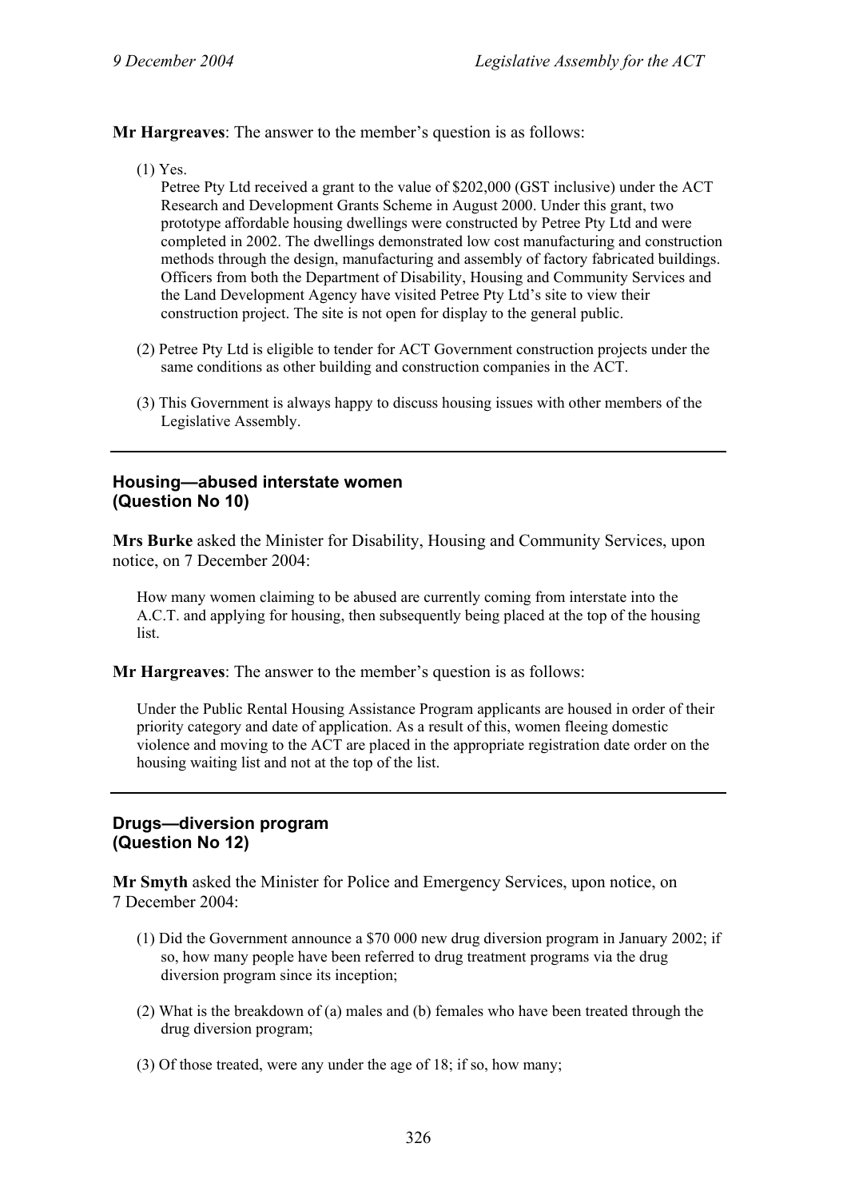**Mr Hargreaves**: The answer to the member's question is as follows:

(1) Yes.

Petree Pty Ltd received a grant to the value of $202,000 (GST inclusive) under the ACT Research and Development Grants Scheme in August 2000. Under this grant, two prototype affordable housing dwellings were constructed by Petree Pty Ltd and were completed in 2002. The dwellings demonstrated low cost manufacturing and construction methods through the design, manufacturing and assembly of factory fabricated buildings. Officers from both the Department of Disability, Housing and Community Services and the Land Development Agency have visited Petree Pty Ltd's site to view their construction project. The site is not open for display to the general public.

(2) Petree Pty Ltd is eligible to tender for ACT Government construction projects under the same conditions as other building and construction companies in the ACT.

(3) This Government is always happy to discuss housing issues with other members of the Legislative Assembly.

---

### Housing—abused interstate women (Question No 10)

**Mrs Burke** asked the Minister for Disability, Housing and Community Services, upon notice, on 7 December 2004:

How many women claiming to be abused are currently coming from interstate into the A.C.T. and applying for housing, then subsequently being placed at the top of the housing list.

**Mr Hargreaves**: The answer to the member's question is as follows:

Under the Public Rental Housing Assistance Program applicants are housed in order of their priority category and date of application. As a result of this, women fleeing domestic violence and moving to the ACT are placed in the appropriate registration date order on the housing waiting list and not at the top of the list.

---

### Drugs—diversion program (Question No 12)

**Mr Smyth** asked the Minister for Police and Emergency Services, upon notice, on 7 December 2004:

(1) Did the Government announce a $70 000 new drug diversion program in January 2002; if so, how many people have been referred to drug treatment programs via the drug diversion program since its inception;

(2) What is the breakdown of (a) males and (b) females who have been treated through the drug diversion program;

(3) Of those treated, were any under the age of 18; if so, how many;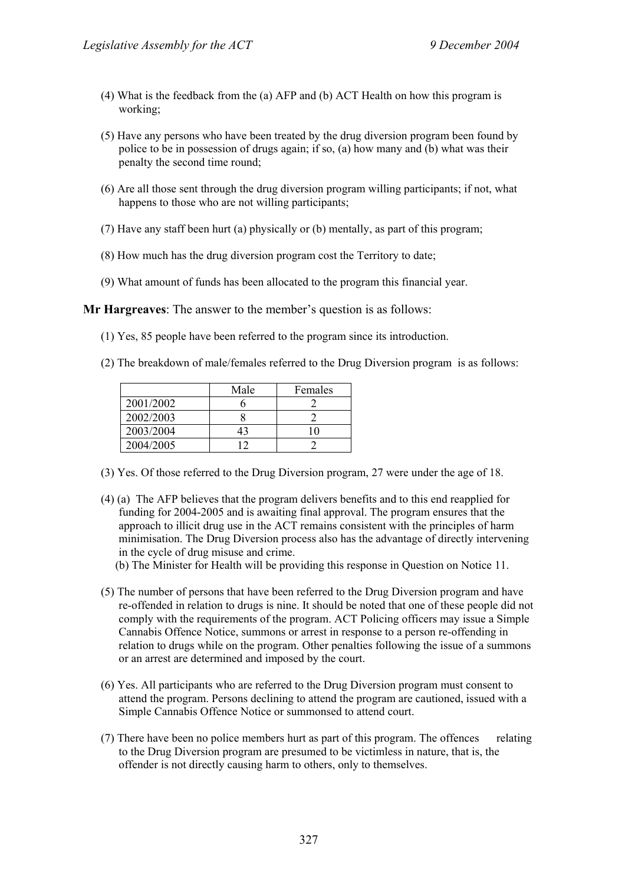(4) What is the feedback from the (a) AFP and (b) ACT Health on how this program is working;

(5) Have any persons who have been treated by the drug diversion program been found by police to be in possession of drugs again; if so, (a) how many and (b) what was their penalty the second time round;

(6) Are all those sent through the drug diversion program willing participants; if not, what happens to those who are not willing participants;

(7) Have any staff been hurt (a) physically or (b) mentally, as part of this program;

(8) How much has the drug diversion program cost the Territory to date;

(9) What amount of funds has been allocated to the program this financial year.

**Mr Hargreaves**: The answer to the member's question is as follows:

(1) Yes, 85 people have been referred to the program since its introduction.

(2) The breakdown of male/females referred to the Drug Diversion program is as follows:

| | Male | Females |
|---|---|---|
| 2001/2002 | 6 | 2 |
| 2002/2003 | 8 | 2 |
| 2003/2004 | 43 | 10 |
| 2004/2005 | 12 | 2 |

(3) Yes. Of those referred to the Drug Diversion program, 27 were under the age of 18.

(4) (a) The AFP believes that the program delivers benefits and to this end reapplied for funding for 2004-2005 and is awaiting final approval. The program ensures that the approach to illicit drug use in the ACT remains consistent with the principles of harm minimisation. The Drug Diversion process also has the advantage of directly intervening in the cycle of drug misuse and crime.

(b) The Minister for Health will be providing this response in Question on Notice 11.

(5) The number of persons that have been referred to the Drug Diversion program and have re-offended in relation to drugs is nine. It should be noted that one of these people did not comply with the requirements of the program. ACT Policing officers may issue a Simple Cannabis Offence Notice, summons or arrest in response to a person re-offending in relation to drugs while on the program. Other penalties following the issue of a summons or an arrest are determined and imposed by the court.

(6) Yes. All participants who are referred to the Drug Diversion program must consent to attend the program. Persons declining to attend the program are cautioned, issued with a Simple Cannabis Offence Notice or summonsed to attend court.

(7) There have been no police members hurt as part of this program. The offences relating to the Drug Diversion program are presumed to be victimless in nature, that is, the offender is not directly causing harm to others, only to themselves.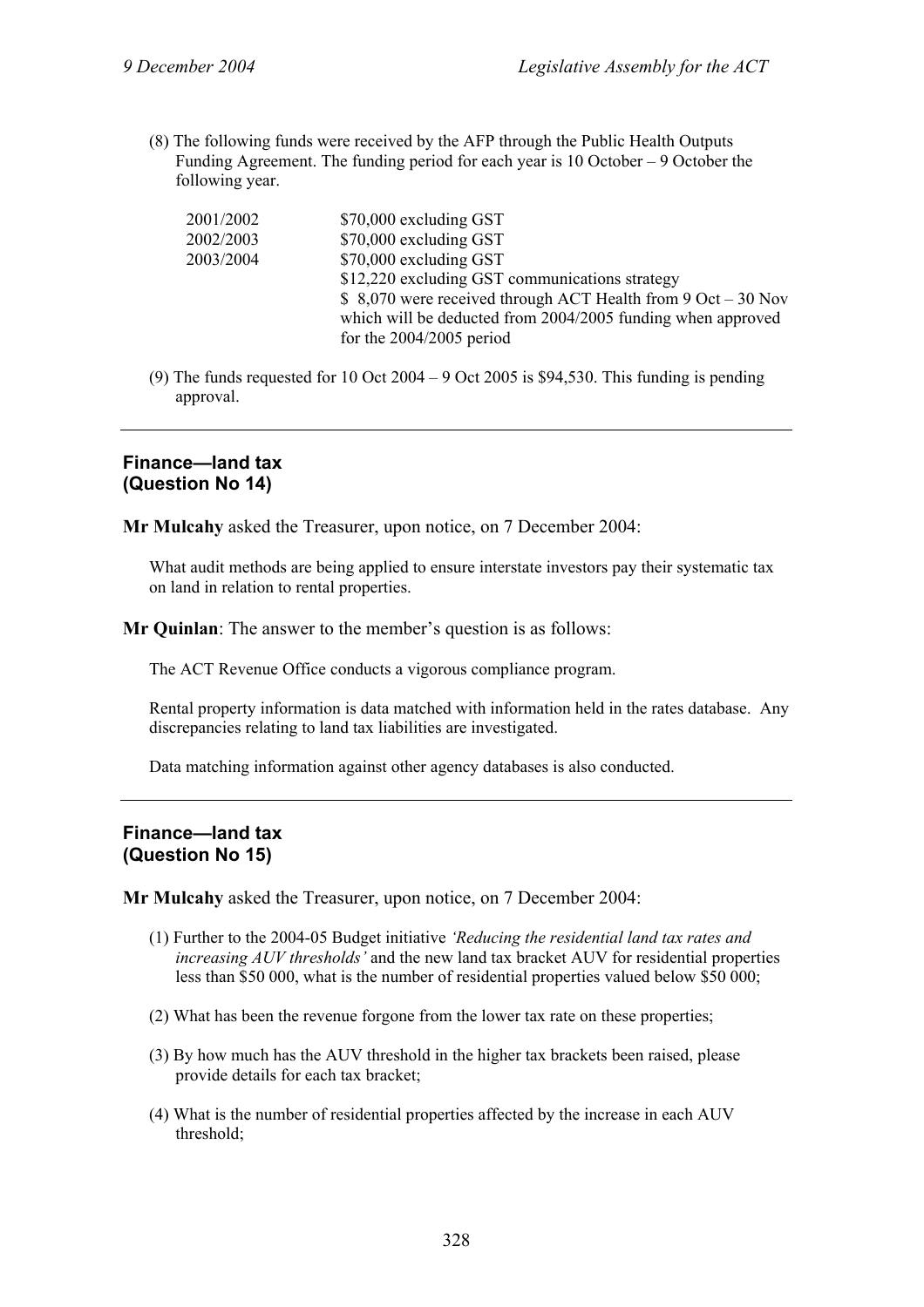(8) The following funds were received by the AFP through the Public Health Outputs Funding Agreement. The funding period for each year is 10 October – 9 October the following year.

| | |
|---|---|
| 2001/2002 | $70,000 excluding GST |
| 2002/2003 | $70,000 excluding GST |
| 2003/2004 | $70,000 excluding GST |
| | $12,220 excluding GST communications strategy |
| | $ 8,070 were received through ACT Health from 9 Oct – 30 Nov which will be deducted from 2004/2005 funding when approved for the 2004/2005 period |

(9) The funds requested for 10 Oct 2004 – 9 Oct 2005 is $94,530. This funding is pending approval.

---

### Finance—land tax (Question No 14)

**Mr Mulcahy** asked the Treasurer, upon notice, on 7 December 2004:

What audit methods are being applied to ensure interstate investors pay their systematic tax on land in relation to rental properties.

**Mr Quinlan**: The answer to the member's question is as follows:

The ACT Revenue Office conducts a vigorous compliance program.

Rental property information is data matched with information held in the rates database. Any discrepancies relating to land tax liabilities are investigated.

Data matching information against other agency databases is also conducted.

---

### Finance—land tax (Question No 15)

**Mr Mulcahy** asked the Treasurer, upon notice, on 7 December 2004:

(1) Further to the 2004-05 Budget initiative *'Reducing the residential land tax rates and increasing AUV thresholds'* and the new land tax bracket AUV for residential properties less than $50 000, what is the number of residential properties valued below $50 000;

(2) What has been the revenue forgone from the lower tax rate on these properties;

(3) By how much has the AUV threshold in the higher tax brackets been raised, please provide details for each tax bracket;

(4) What is the number of residential properties affected by the increase in each AUV threshold;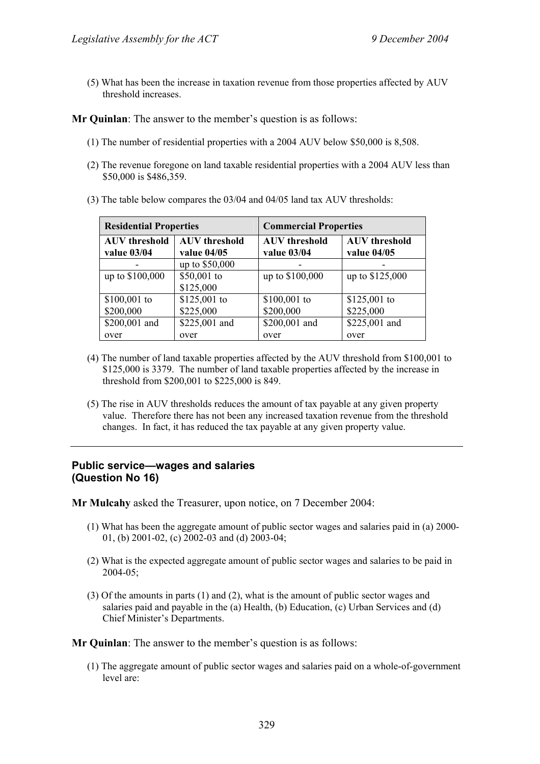(5) What has been the increase in taxation revenue from those properties affected by AUV threshold increases.

**Mr Quinlan**: The answer to the member's question is as follows:

(1) The number of residential properties with a 2004 AUV below $50,000 is 8,508.

(2) The revenue foregone on land taxable residential properties with a 2004 AUV less than $50,000 is $486,359.

(3) The table below compares the 03/04 and 04/05 land tax AUV thresholds:

| **Residential Properties** | | **Commercial Properties** | |
|---|---|---|---|
| **AUV threshold value 03/04** | **AUV threshold value 04/05** | **AUV threshold value 03/04** | **AUV threshold value 04/05** |
| - | up to $50,000 | - | - |
| up to $100,000 | $50,001 to $125,000 | up to $100,000 | up to $125,000 |
| $100,001 to $200,000 | $125,001 to $225,000 | $100,001 to $200,000 | $125,001 to $225,000 |
| $200,001 and over | $225,001 and over | $200,001 and over | $225,001 and over |

(4) The number of land taxable properties affected by the AUV threshold from $100,001 to $125,000 is 3379. The number of land taxable properties affected by the increase in threshold from $200,001 to $225,000 is 849.

(5) The rise in AUV thresholds reduces the amount of tax payable at any given property value. Therefore there has not been any increased taxation revenue from the threshold changes. In fact, it has reduced the tax payable at any given property value.

---

### Public service—wages and salaries (Question No 16)

**Mr Mulcahy** asked the Treasurer, upon notice, on 7 December 2004:

(1) What has been the aggregate amount of public sector wages and salaries paid in (a) 2000-01, (b) 2001-02, (c) 2002-03 and (d) 2003-04;

(2) What is the expected aggregate amount of public sector wages and salaries to be paid in 2004-05;

(3) Of the amounts in parts (1) and (2), what is the amount of public sector wages and salaries paid and payable in the (a) Health, (b) Education, (c) Urban Services and (d) Chief Minister's Departments.

**Mr Quinlan**: The answer to the member's question is as follows:

(1) The aggregate amount of public sector wages and salaries paid on a whole-of-government level are: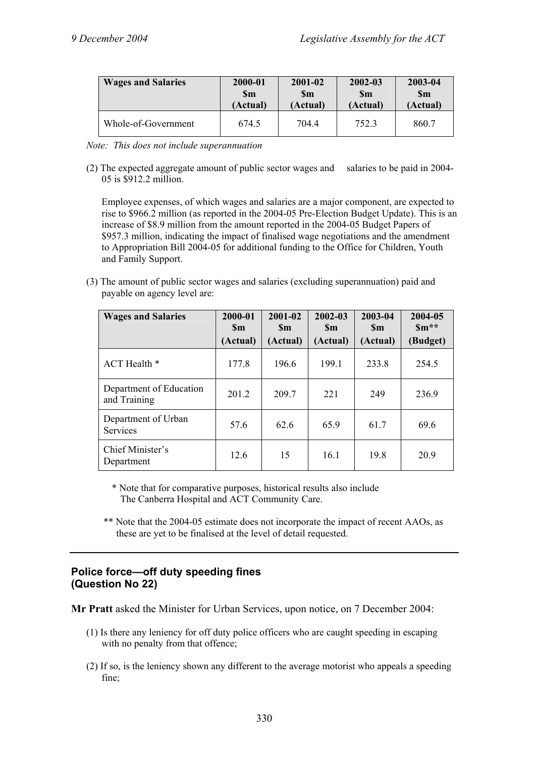| Wages and Salaries | 2000-01 \$m (Actual) | 2001-02 \$m (Actual) | 2002-03 \$m (Actual) | 2003-04 \$m (Actual) |
|---|---|---|---|---|
| Whole-of-Government | 674.5 | 704.4 | 752.3 | 860.7 |

*Note: This does not include superannuation*

(2) The expected aggregate amount of public sector wages and salaries to be paid in 2004-05 is $912.2 million.

Employee expenses, of which wages and salaries are a major component, are expected to rise to $966.2 million (as reported in the 2004-05 Pre-Election Budget Update). This is an increase of $8.9 million from the amount reported in the 2004-05 Budget Papers of $957.3 million, indicating the impact of finalised wage negotiations and the amendment to Appropriation Bill 2004-05 for additional funding to the Office for Children, Youth and Family Support.

(3) The amount of public sector wages and salaries (excluding superannuation) paid and payable on agency level are:

| Wages and Salaries | 2000-01 \$m (Actual) | 2001-02 \$m (Actual) | 2002-03 \$m (Actual) | 2003-04 \$m (Actual) | 2004-05 \$m** (Budget) |
|---|---|---|---|---|---|
| ACT Health * | 177.8 | 196.6 | 199.1 | 233.8 | 254.5 |
| Department of Education and Training | 201.2 | 209.7 | 221 | 249 | 236.9 |
| Department of Urban Services | 57.6 | 62.6 | 65.9 | 61.7 | 69.6 |
| Chief Minister's Department | 12.6 | 15 | 16.1 | 19.8 | 20.9 |

\* Note that for comparative purposes, historical results also include The Canberra Hospital and ACT Community Care.

\*\* Note that the 2004-05 estimate does not incorporate the impact of recent AAOs, as these are yet to be finalised at the level of detail requested.

---

## Police force—off duty speeding fines (Question No 22)

**Mr Pratt** asked the Minister for Urban Services, upon notice, on 7 December 2004:

(1) Is there any leniency for off duty police officers who are caught speeding in escaping with no penalty from that offence;

(2) If so, is the leniency shown any different to the average motorist who appeals a speeding fine;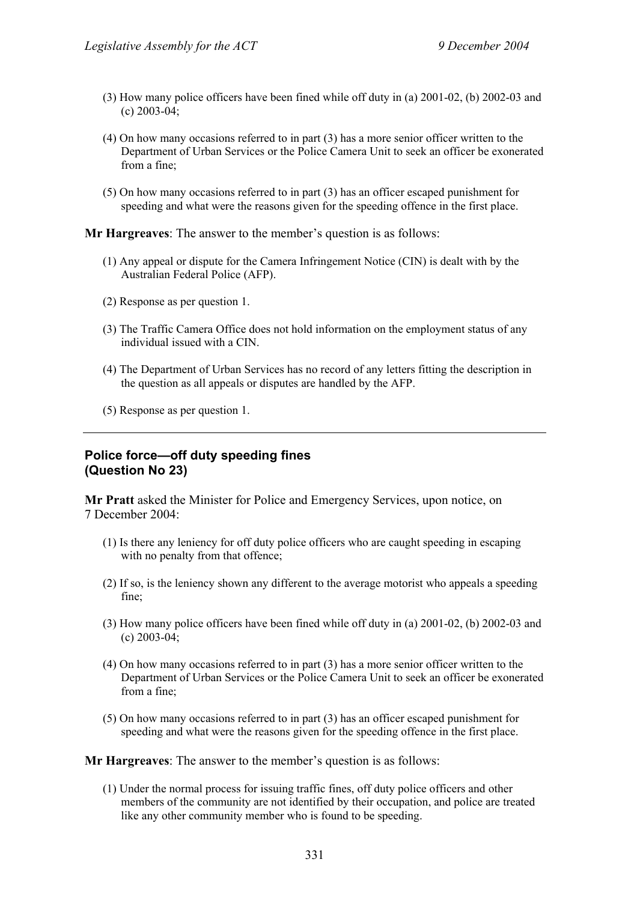(3) How many police officers have been fined while off duty in (a) 2001-02, (b) 2002-03 and (c) 2003-04;

(4) On how many occasions referred to in part (3) has a more senior officer written to the Department of Urban Services or the Police Camera Unit to seek an officer be exonerated from a fine;

(5) On how many occasions referred to in part (3) has an officer escaped punishment for speeding and what were the reasons given for the speeding offence in the first place.

**Mr Hargreaves**: The answer to the member's question is as follows:

(1) Any appeal or dispute for the Camera Infringement Notice (CIN) is dealt with by the Australian Federal Police (AFP).

(2) Response as per question 1.

(3) The Traffic Camera Office does not hold information on the employment status of any individual issued with a CIN.

(4) The Department of Urban Services has no record of any letters fitting the description in the question as all appeals or disputes are handled by the AFP.

(5) Response as per question 1.

---

## Police force—off duty speeding fines (Question No 23)

**Mr Pratt** asked the Minister for Police and Emergency Services, upon notice, on 7 December 2004:

(1) Is there any leniency for off duty police officers who are caught speeding in escaping with no penalty from that offence;

(2) If so, is the leniency shown any different to the average motorist who appeals a speeding fine;

(3) How many police officers have been fined while off duty in (a) 2001-02, (b) 2002-03 and (c) 2003-04;

(4) On how many occasions referred to in part (3) has a more senior officer written to the Department of Urban Services or the Police Camera Unit to seek an officer be exonerated from a fine;

(5) On how many occasions referred to in part (3) has an officer escaped punishment for speeding and what were the reasons given for the speeding offence in the first place.

**Mr Hargreaves**: The answer to the member's question is as follows:

(1) Under the normal process for issuing traffic fines, off duty police officers and other members of the community are not identified by their occupation, and police are treated like any other community member who is found to be speeding.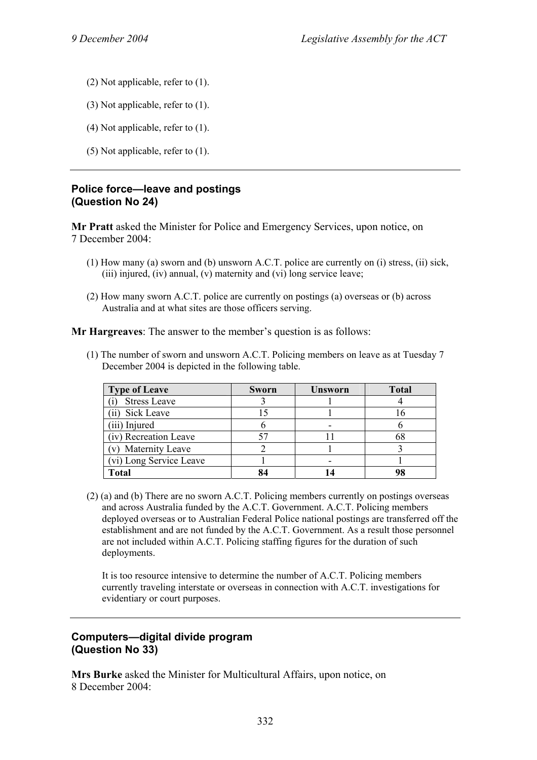(2) Not applicable, refer to (1).

(3) Not applicable, refer to (1).

(4) Not applicable, refer to (1).

(5) Not applicable, refer to (1).

---

**Police force—leave and postings**
**(Question No 24)**

**Mr Pratt** asked the Minister for Police and Emergency Services, upon notice, on 7 December 2004:

(1) How many (a) sworn and (b) unsworn A.C.T. police are currently on (i) stress, (ii) sick, (iii) injured, (iv) annual, (v) maternity and (vi) long service leave;

(2) How many sworn A.C.T. police are currently on postings (a) overseas or (b) across Australia and at what sites are those officers serving.

**Mr Hargreaves**: The answer to the member's question is as follows:

(1) The number of sworn and unsworn A.C.T. Policing members on leave as at Tuesday 7 December 2004 is depicted in the following table.

| Type of Leave | Sworn | Unsworn | Total |
|---|---|---|---|
| (i) Stress Leave | 3 | 1 | 4 |
| (ii) Sick Leave | 15 | 1 | 16 |
| (iii) Injured | 6 | - | 6 |
| (iv) Recreation Leave | 57 | 11 | 68 |
| (v) Maternity Leave | 2 | 1 | 3 |
| (vi) Long Service Leave | 1 | - | 1 |
| **Total** | **84** | **14** | **98** |

(2) (a) and (b) There are no sworn A.C.T. Policing members currently on postings overseas and across Australia funded by the A.C.T. Government. A.C.T. Policing members deployed overseas or to Australian Federal Police national postings are transferred off the establishment and are not funded by the A.C.T. Government. As a result those personnel are not included within A.C.T. Policing staffing figures for the duration of such deployments.

It is too resource intensive to determine the number of A.C.T. Policing members currently traveling interstate or overseas in connection with A.C.T. investigations for evidentiary or court purposes.

---

**Computers—digital divide program**
**(Question No 33)**

**Mrs Burke** asked the Minister for Multicultural Affairs, upon notice, on 8 December 2004: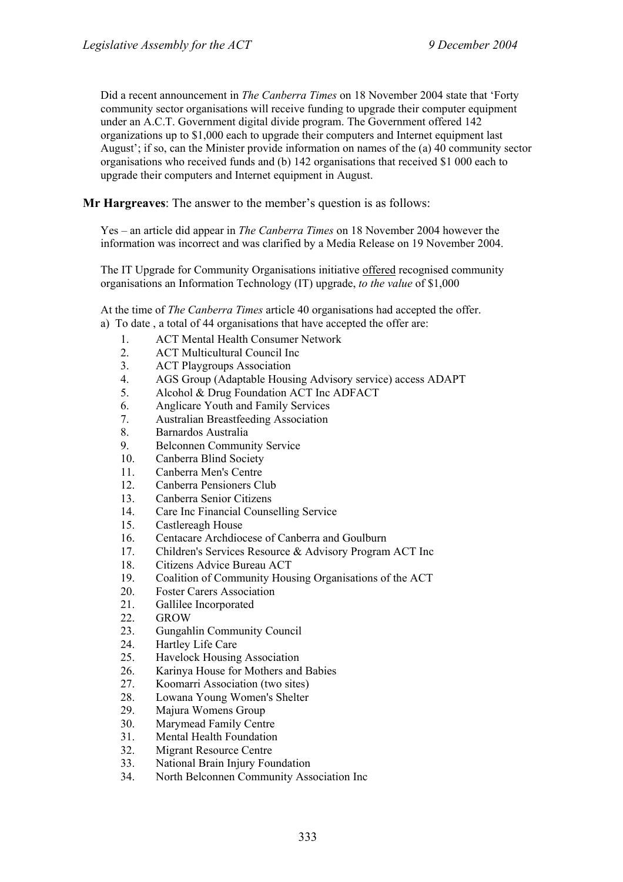Did a recent announcement in *The Canberra Times* on 18 November 2004 state that 'Forty community sector organisations will receive funding to upgrade their computer equipment under an A.C.T. Government digital divide program. The Government offered 142 organizations up to $1,000 each to upgrade their computers and Internet equipment last August'; if so, can the Minister provide information on names of the (a) 40 community sector organisations who received funds and (b) 142 organisations that received $1 000 each to upgrade their computers and Internet equipment in August.

**Mr Hargreaves**: The answer to the member's question is as follows:

Yes – an article did appear in *The Canberra Times* on 18 November 2004 however the information was incorrect and was clarified by a Media Release on 19 November 2004.

The IT Upgrade for Community Organisations initiative <u>offered</u> recognised community organisations an Information Technology (IT) upgrade, *to the value* of $1,000

At the time of *The Canberra Times* article 40 organisations had accepted the offer.

a) To date , a total of 44 organisations that have accepted the offer are:

1. ACT Mental Health Consumer Network
2. ACT Multicultural Council Inc
3. ACT Playgroups Association
4. AGS Group (Adaptable Housing Advisory service) access ADAPT
5. Alcohol & Drug Foundation ACT Inc ADFACT
6. Anglicare Youth and Family Services
7. Australian Breastfeeding Association
8. Barnardos Australia
9. Belconnen Community Service
10. Canberra Blind Society
11. Canberra Men's Centre
12. Canberra Pensioners Club
13. Canberra Senior Citizens
14. Care Inc Financial Counselling Service
15. Castlereagh House
16. Centacare Archdiocese of Canberra and Goulburn
17. Children's Services Resource & Advisory Program ACT Inc
18. Citizens Advice Bureau ACT
19. Coalition of Community Housing Organisations of the ACT
20. Foster Carers Association
21. Gallilee Incorporated
22. GROW
23. Gungahlin Community Council
24. Hartley Life Care
25. Havelock Housing Association
26. Karinya House for Mothers and Babies
27. Koomarri Association (two sites)
28. Lowana Young Women's Shelter
29. Majura Womens Group
30. Marymead Family Centre
31. Mental Health Foundation
32. Migrant Resource Centre
33. National Brain Injury Foundation
34. North Belconnen Community Association Inc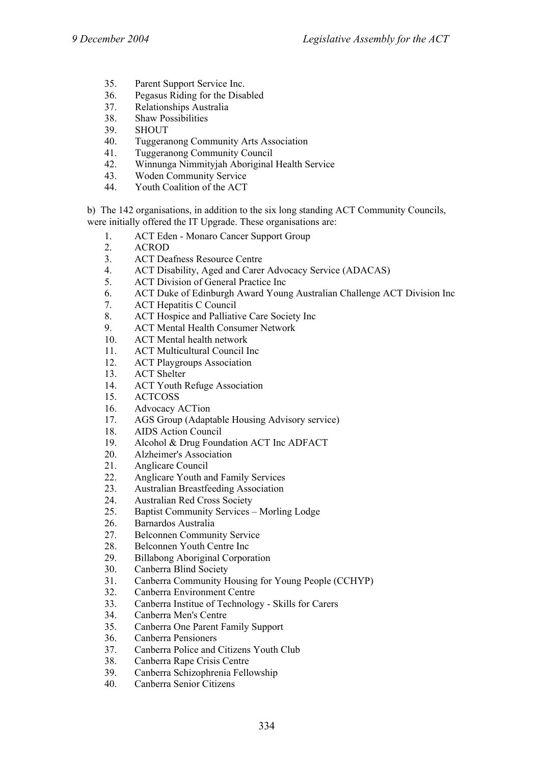35. Parent Support Service Inc.
36. Pegasus Riding for the Disabled
37. Relationships Australia
38. Shaw Possibilities
39. SHOUT
40. Tuggeranong Community Arts Association
41. Tuggeranong Community Council
42. Winnunga Nimmityjah Aboriginal Health Service
43. Woden Community Service
44. Youth Coalition of the ACT

b) The 142 organisations, in addition to the six long standing ACT Community Councils, were initially offered the IT Upgrade. These organisations are:

1. ACT Eden - Monaro Cancer Support Group
2. ACROD
3. ACT Deafness Resource Centre
4. ACT Disability, Aged and Carer Advocacy Service (ADACAS)
5. ACT Division of General Practice Inc
6. ACT Duke of Edinburgh Award Young Australian Challenge ACT Division Inc
7. ACT Hepatitis C Council
8. ACT Hospice and Palliative Care Society Inc
9. ACT Mental Health Consumer Network
10. ACT Mental health network
11. ACT Multicultural Council Inc
12. ACT Playgroups Association
13. ACT Shelter
14. ACT Youth Refuge Association
15. ACTCOSS
16. Advocacy ACTion
17. AGS Group (Adaptable Housing Advisory service)
18. AIDS Action Council
19. Alcohol & Drug Foundation ACT Inc ADFACT
20. Alzheimer's Association
21. Anglicare Council
22. Anglicare Youth and Family Services
23. Australian Breastfeeding Association
24. Australian Red Cross Society
25. Baptist Community Services – Morling Lodge
26. Barnardos Australia
27. Belconnen Community Service
28. Belconnen Youth Centre Inc
29. Billabong Aboriginal Corporation
30. Canberra Blind Society
31. Canberra Community Housing for Young People (CCHYP)
32. Canberra Environment Centre
33. Canberra Institue of Technology - Skills for Carers
34. Canberra Men's Centre
35. Canberra One Parent Family Support
36. Canberra Pensioners
37. Canberra Police and Citizens Youth Club
38. Canberra Rape Crisis Centre
39. Canberra Schizophrenia Fellowship
40. Canberra Senior Citizens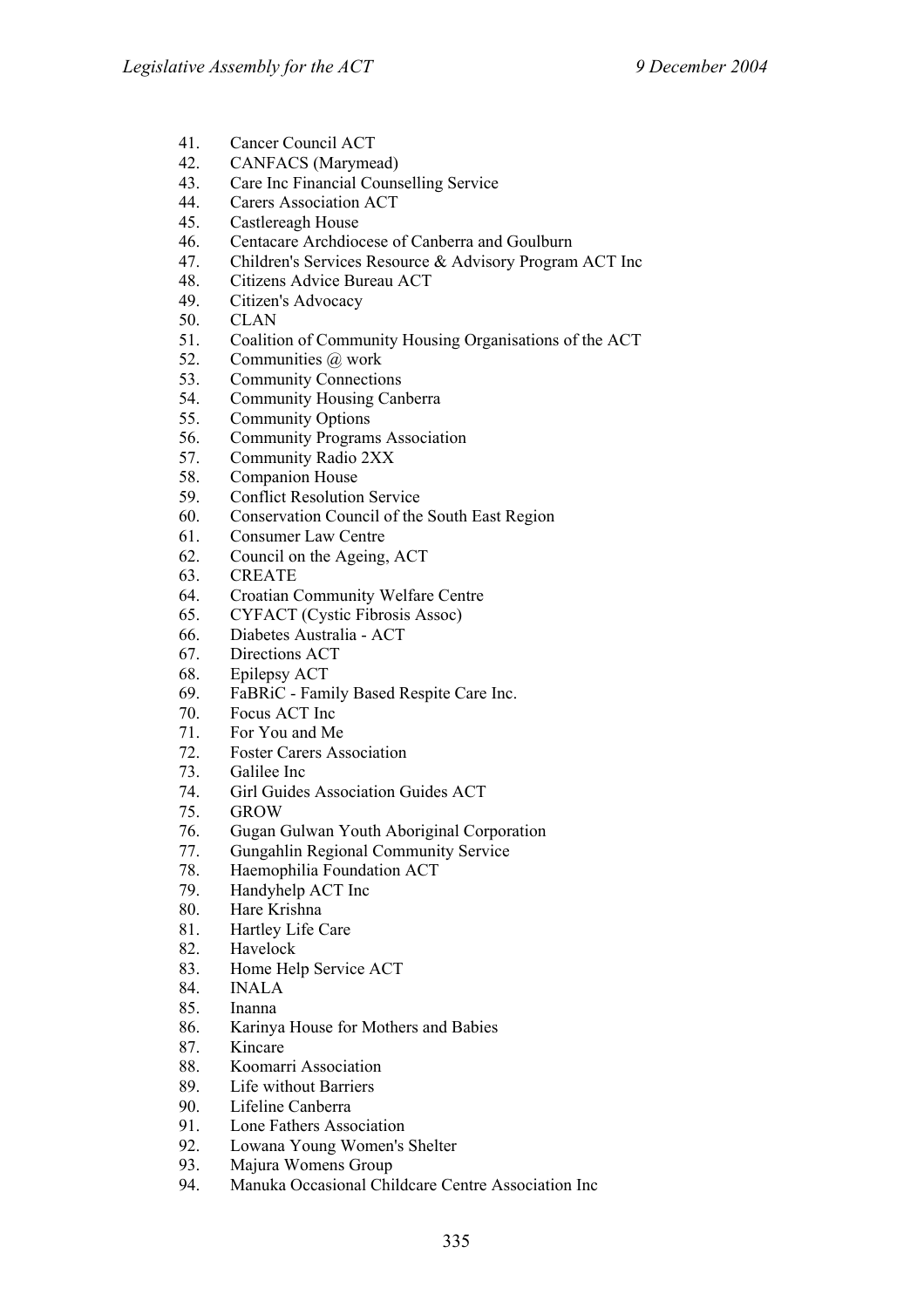41. Cancer Council ACT
42. CANFACS (Marymead)
43. Care Inc Financial Counselling Service
44. Carers Association ACT
45. Castlereagh House
46. Centacare Archdiocese of Canberra and Goulburn
47. Children's Services Resource & Advisory Program ACT Inc
48. Citizens Advice Bureau ACT
49. Citizen's Advocacy
50. CLAN
51. Coalition of Community Housing Organisations of the ACT
52. Communities @ work
53. Community Connections
54. Community Housing Canberra
55. Community Options
56. Community Programs Association
57. Community Radio 2XX
58. Companion House
59. Conflict Resolution Service
60. Conservation Council of the South East Region
61. Consumer Law Centre
62. Council on the Ageing, ACT
63. CREATE
64. Croatian Community Welfare Centre
65. CYFACT (Cystic Fibrosis Assoc)
66. Diabetes Australia - ACT
67. Directions ACT
68. Epilepsy ACT
69. FaBRiC - Family Based Respite Care Inc.
70. Focus ACT Inc
71. For You and Me
72. Foster Carers Association
73. Galilee Inc
74. Girl Guides Association Guides ACT
75. GROW
76. Gugan Gulwan Youth Aboriginal Corporation
77. Gungahlin Regional Community Service
78. Haemophilia Foundation ACT
79. Handyhelp ACT Inc
80. Hare Krishna
81. Hartley Life Care
82. Havelock
83. Home Help Service ACT
84. INALA
85. Inanna
86. Karinya House for Mothers and Babies
87. Kincare
88. Koomarri Association
89. Life without Barriers
90. Lifeline Canberra
91. Lone Fathers Association
92. Lowana Young Women's Shelter
93. Majura Womens Group
94. Manuka Occasional Childcare Centre Association Inc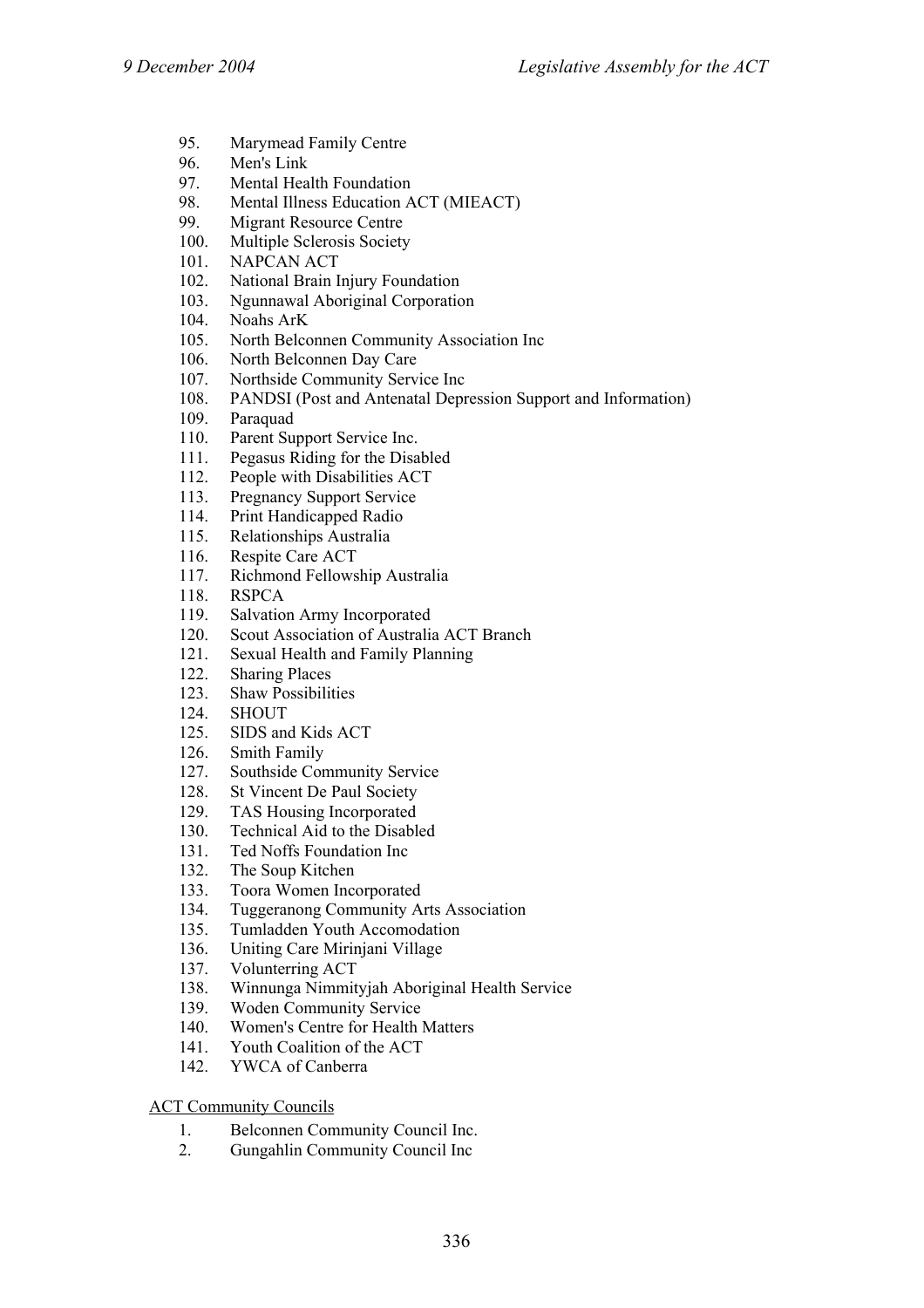95. Marymead Family Centre
96. Men's Link
97. Mental Health Foundation
98. Mental Illness Education ACT (MIEACT)
99. Migrant Resource Centre
100. Multiple Sclerosis Society
101. NAPCAN ACT
102. National Brain Injury Foundation
103. Ngunnawal Aboriginal Corporation
104. Noahs ArK
105. North Belconnen Community Association Inc
106. North Belconnen Day Care
107. Northside Community Service Inc
108. PANDSI (Post and Antenatal Depression Support and Information)
109. Paraquad
110. Parent Support Service Inc.
111. Pegasus Riding for the Disabled
112. People with Disabilities ACT
113. Pregnancy Support Service
114. Print Handicapped Radio
115. Relationships Australia
116. Respite Care ACT
117. Richmond Fellowship Australia
118. RSPCA
119. Salvation Army Incorporated
120. Scout Association of Australia ACT Branch
121. Sexual Health and Family Planning
122. Sharing Places
123. Shaw Possibilities
124. SHOUT
125. SIDS and Kids ACT
126. Smith Family
127. Southside Community Service
128. St Vincent De Paul Society
129. TAS Housing Incorporated
130. Technical Aid to the Disabled
131. Ted Noffs Foundation Inc
132. The Soup Kitchen
133. Toora Women Incorporated
134. Tuggeranong Community Arts Association
135. Tumladden Youth Accomodation
136. Uniting Care Mirinjani Village
137. Volunterring ACT
138. Winnunga Nimmityjah Aboriginal Health Service
139. Woden Community Service
140. Women's Centre for Health Matters
141. Youth Coalition of the ACT
142. YWCA of Canberra

<u>ACT Community Councils</u>

1. Belconnen Community Council Inc.
2. Gungahlin Community Council Inc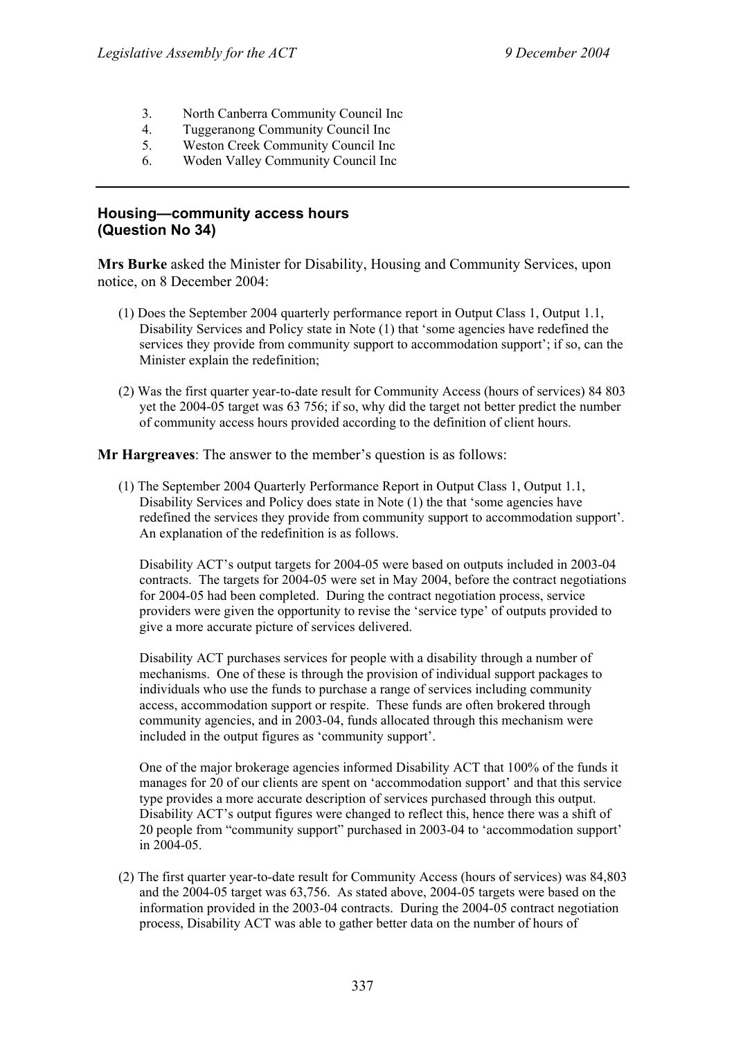3. North Canberra Community Council Inc
4. Tuggeranong Community Council Inc
5. Weston Creek Community Council Inc
6. Woden Valley Community Council Inc

---

### Housing—community access hours
### (Question No 34)

**Mrs Burke** asked the Minister for Disability, Housing and Community Services, upon notice, on 8 December 2004:

(1) Does the September 2004 quarterly performance report in Output Class 1, Output 1.1, Disability Services and Policy state in Note (1) that 'some agencies have redefined the services they provide from community support to accommodation support'; if so, can the Minister explain the redefinition;

(2) Was the first quarter year-to-date result for Community Access (hours of services) 84 803 yet the 2004-05 target was 63 756; if so, why did the target not better predict the number of community access hours provided according to the definition of client hours.

**Mr Hargreaves**: The answer to the member's question is as follows:

(1) The September 2004 Quarterly Performance Report in Output Class 1, Output 1.1, Disability Services and Policy does state in Note (1) the that 'some agencies have redefined the services they provide from community support to accommodation support'. An explanation of the redefinition is as follows.

Disability ACT's output targets for 2004-05 were based on outputs included in 2003-04 contracts. The targets for 2004-05 were set in May 2004, before the contract negotiations for 2004-05 had been completed. During the contract negotiation process, service providers were given the opportunity to revise the 'service type' of outputs provided to give a more accurate picture of services delivered.

Disability ACT purchases services for people with a disability through a number of mechanisms. One of these is through the provision of individual support packages to individuals who use the funds to purchase a range of services including community access, accommodation support or respite. These funds are often brokered through community agencies, and in 2003-04, funds allocated through this mechanism were included in the output figures as 'community support'.

One of the major brokerage agencies informed Disability ACT that 100% of the funds it manages for 20 of our clients are spent on 'accommodation support' and that this service type provides a more accurate description of services purchased through this output. Disability ACT's output figures were changed to reflect this, hence there was a shift of 20 people from "community support" purchased in 2003-04 to 'accommodation support' in 2004-05.

(2) The first quarter year-to-date result for Community Access (hours of services) was 84,803 and the 2004-05 target was 63,756. As stated above, 2004-05 targets were based on the information provided in the 2003-04 contracts. During the 2004-05 contract negotiation process, Disability ACT was able to gather better data on the number of hours of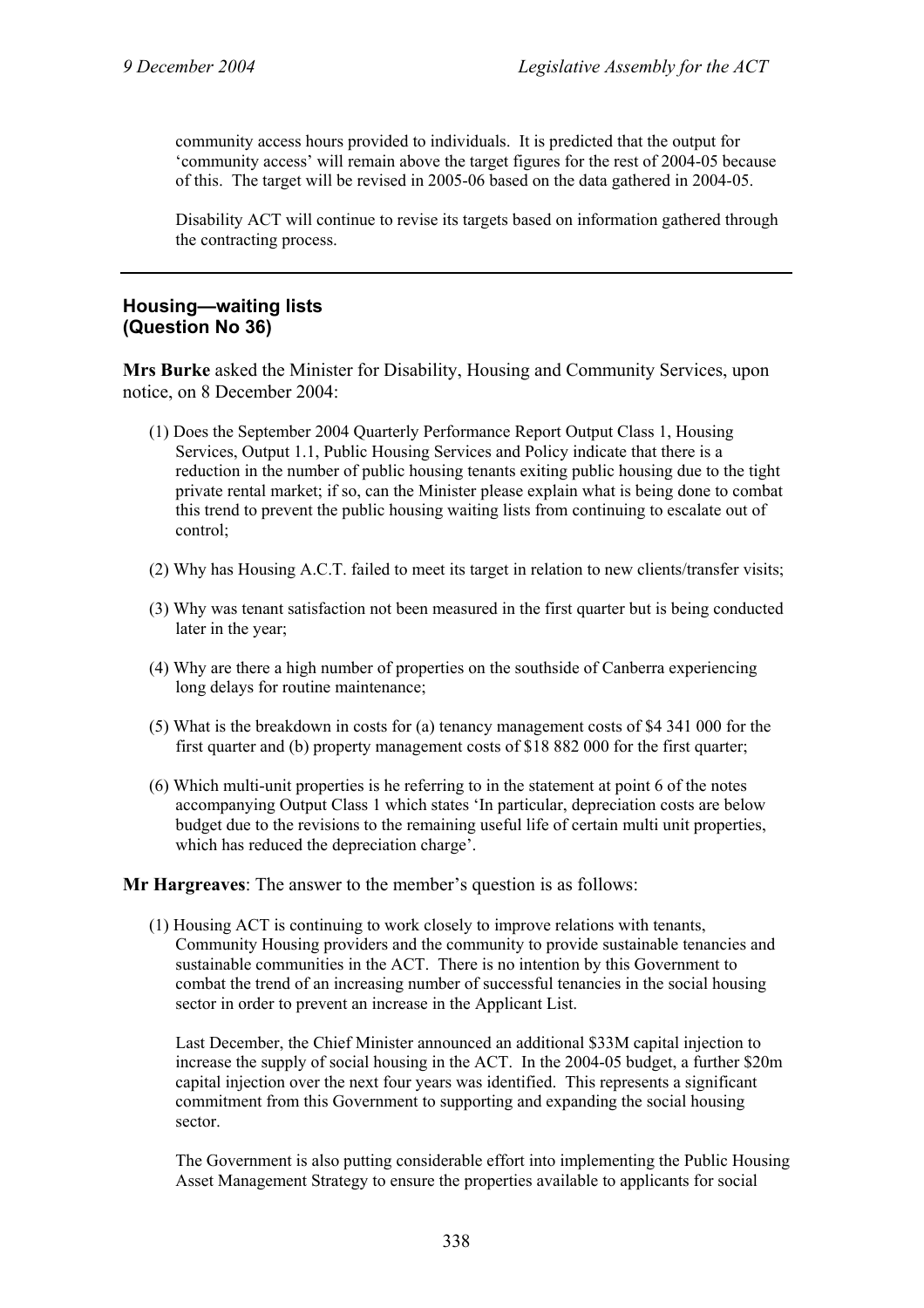community access hours provided to individuals. It is predicted that the output for 'community access' will remain above the target figures for the rest of 2004-05 because of this. The target will be revised in 2005-06 based on the data gathered in 2004-05.

Disability ACT will continue to revise its targets based on information gathered through the contracting process.

---

### Housing—waiting lists (Question No 36)

**Mrs Burke** asked the Minister for Disability, Housing and Community Services, upon notice, on 8 December 2004:

(1) Does the September 2004 Quarterly Performance Report Output Class 1, Housing Services, Output 1.1, Public Housing Services and Policy indicate that there is a reduction in the number of public housing tenants exiting public housing due to the tight private rental market; if so, can the Minister please explain what is being done to combat this trend to prevent the public housing waiting lists from continuing to escalate out of control;

(2) Why has Housing A.C.T. failed to meet its target in relation to new clients/transfer visits;

(3) Why was tenant satisfaction not been measured in the first quarter but is being conducted later in the year;

(4) Why are there a high number of properties on the southside of Canberra experiencing long delays for routine maintenance;

(5) What is the breakdown in costs for (a) tenancy management costs of $4 341 000 for the first quarter and (b) property management costs of $18 882 000 for the first quarter;

(6) Which multi-unit properties is he referring to in the statement at point 6 of the notes accompanying Output Class 1 which states 'In particular, depreciation costs are below budget due to the revisions to the remaining useful life of certain multi unit properties, which has reduced the depreciation charge'.

**Mr Hargreaves**: The answer to the member's question is as follows:

(1) Housing ACT is continuing to work closely to improve relations with tenants, Community Housing providers and the community to provide sustainable tenancies and sustainable communities in the ACT. There is no intention by this Government to combat the trend of an increasing number of successful tenancies in the social housing sector in order to prevent an increase in the Applicant List.

Last December, the Chief Minister announced an additional $33M capital injection to increase the supply of social housing in the ACT. In the 2004-05 budget, a further $20m capital injection over the next four years was identified. This represents a significant commitment from this Government to supporting and expanding the social housing sector.

The Government is also putting considerable effort into implementing the Public Housing Asset Management Strategy to ensure the properties available to applicants for social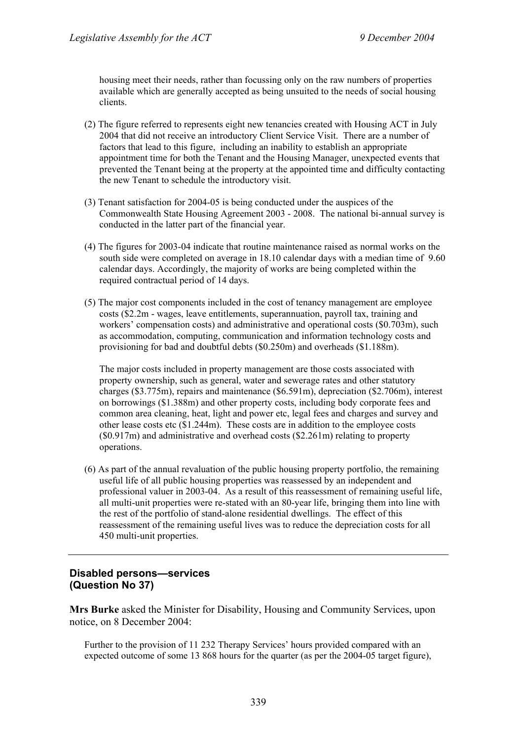housing meet their needs, rather than focussing only on the raw numbers of properties available which are generally accepted as being unsuited to the needs of social housing clients.

(2) The figure referred to represents eight new tenancies created with Housing ACT in July 2004 that did not receive an introductory Client Service Visit. There are a number of factors that lead to this figure, including an inability to establish an appropriate appointment time for both the Tenant and the Housing Manager, unexpected events that prevented the Tenant being at the property at the appointed time and difficulty contacting the new Tenant to schedule the introductory visit.

(3) Tenant satisfaction for 2004-05 is being conducted under the auspices of the Commonwealth State Housing Agreement 2003 - 2008. The national bi-annual survey is conducted in the latter part of the financial year.

(4) The figures for 2003-04 indicate that routine maintenance raised as normal works on the south side were completed on average in 18.10 calendar days with a median time of 9.60 calendar days. Accordingly, the majority of works are being completed within the required contractual period of 14 days.

(5) The major cost components included in the cost of tenancy management are employee costs ($2.2m - wages, leave entitlements, superannuation, payroll tax, training and workers' compensation costs) and administrative and operational costs ($0.703m), such as accommodation, computing, communication and information technology costs and provisioning for bad and doubtful debts ($0.250m) and overheads ($1.188m).

The major costs included in property management are those costs associated with property ownership, such as general, water and sewerage rates and other statutory charges ($3.775m), repairs and maintenance ($6.591m), depreciation ($2.706m), interest on borrowings ($1.388m) and other property costs, including body corporate fees and common area cleaning, heat, light and power etc, legal fees and charges and survey and other lease costs etc ($1.244m). These costs are in addition to the employee costs ($0.917m) and administrative and overhead costs ($2.261m) relating to property operations.

(6) As part of the annual revaluation of the public housing property portfolio, the remaining useful life of all public housing properties was reassessed by an independent and professional valuer in 2003-04. As a result of this reassessment of remaining useful life, all multi-unit properties were re-stated with an 80-year life, bringing them into line with the rest of the portfolio of stand-alone residential dwellings. The effect of this reassessment of the remaining useful lives was to reduce the depreciation costs for all 450 multi-unit properties.

---

### Disabled persons—services (Question No 37)

**Mrs Burke** asked the Minister for Disability, Housing and Community Services, upon notice, on 8 December 2004:

Further to the provision of 11 232 Therapy Services' hours provided compared with an expected outcome of some 13 868 hours for the quarter (as per the 2004-05 target figure),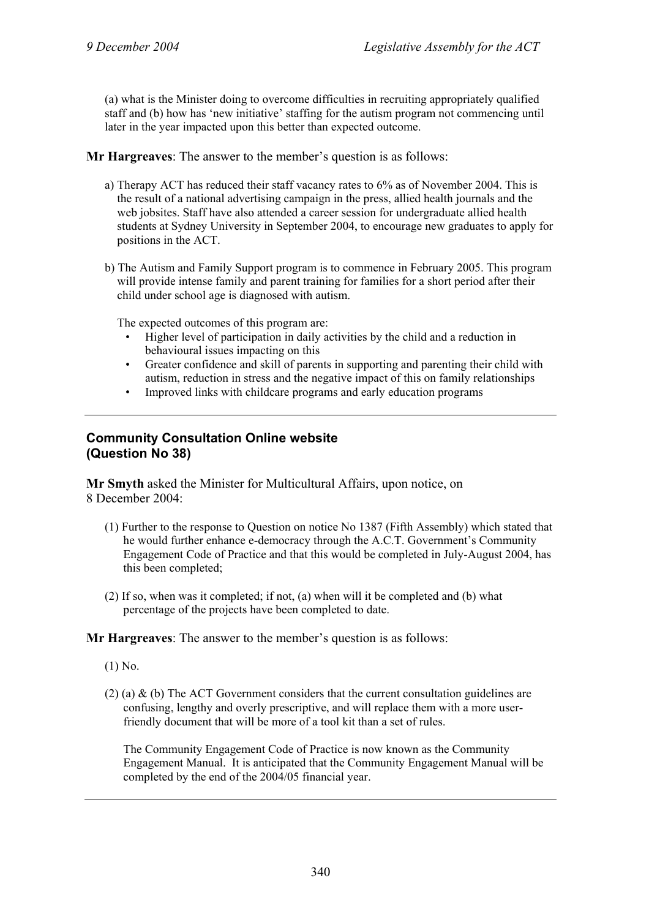(a) what is the Minister doing to overcome difficulties in recruiting appropriately qualified staff and (b) how has 'new initiative' staffing for the autism program not commencing until later in the year impacted upon this better than expected outcome.

**Mr Hargreaves**: The answer to the member's question is as follows:

a) Therapy ACT has reduced their staff vacancy rates to 6% as of November 2004. This is the result of a national advertising campaign in the press, allied health journals and the web jobsites. Staff have also attended a career session for undergraduate allied health students at Sydney University in September 2004, to encourage new graduates to apply for positions in the ACT.

b) The Autism and Family Support program is to commence in February 2005. This program will provide intense family and parent training for families for a short period after their child under school age is diagnosed with autism.

   The expected outcomes of this program are:
   - Higher level of participation in daily activities by the child and a reduction in behavioural issues impacting on this
   - Greater confidence and skill of parents in supporting and parenting their child with autism, reduction in stress and the negative impact of this on family relationships
   - Improved links with childcare programs and early education programs

---

### Community Consultation Online website (Question No 38)

**Mr Smyth** asked the Minister for Multicultural Affairs, upon notice, on 8 December 2004:

(1) Further to the response to Question on notice No 1387 (Fifth Assembly) which stated that he would further enhance e-democracy through the A.C.T. Government's Community Engagement Code of Practice and that this would be completed in July-August 2004, has this been completed;

(2) If so, when was it completed; if not, (a) when will it be completed and (b) what percentage of the projects have been completed to date.

**Mr Hargreaves**: The answer to the member's question is as follows:

(1) No.

(2) (a) & (b) The ACT Government considers that the current consultation guidelines are confusing, lengthy and overly prescriptive, and will replace them with a more user-friendly document that will be more of a tool kit than a set of rules.

   The Community Engagement Code of Practice is now known as the Community Engagement Manual. It is anticipated that the Community Engagement Manual will be completed by the end of the 2004/05 financial year.

---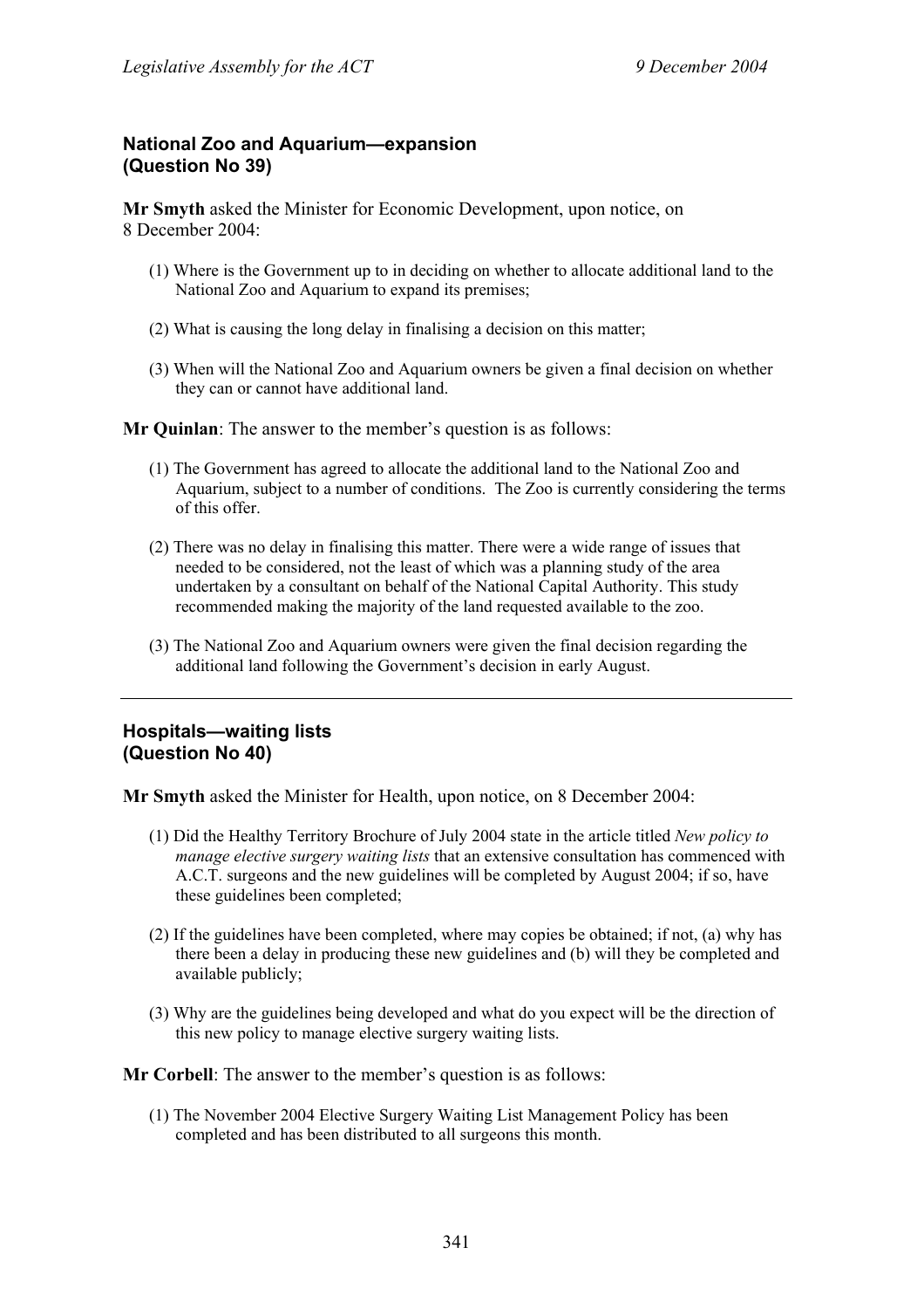### National Zoo and Aquarium—expansion (Question No 39)

**Mr Smyth** asked the Minister for Economic Development, upon notice, on 8 December 2004:

(1) Where is the Government up to in deciding on whether to allocate additional land to the National Zoo and Aquarium to expand its premises;

(2) What is causing the long delay in finalising a decision on this matter;

(3) When will the National Zoo and Aquarium owners be given a final decision on whether they can or cannot have additional land.

**Mr Quinlan**: The answer to the member's question is as follows:

(1) The Government has agreed to allocate the additional land to the National Zoo and Aquarium, subject to a number of conditions. The Zoo is currently considering the terms of this offer.

(2) There was no delay in finalising this matter. There were a wide range of issues that needed to be considered, not the least of which was a planning study of the area undertaken by a consultant on behalf of the National Capital Authority. This study recommended making the majority of the land requested available to the zoo.

(3) The National Zoo and Aquarium owners were given the final decision regarding the additional land following the Government's decision in early August.

---

### Hospitals—waiting lists (Question No 40)

**Mr Smyth** asked the Minister for Health, upon notice, on 8 December 2004:

(1) Did the Healthy Territory Brochure of July 2004 state in the article titled *New policy to manage elective surgery waiting lists* that an extensive consultation has commenced with A.C.T. surgeons and the new guidelines will be completed by August 2004; if so, have these guidelines been completed;

(2) If the guidelines have been completed, where may copies be obtained; if not, (a) why has there been a delay in producing these new guidelines and (b) will they be completed and available publicly;

(3) Why are the guidelines being developed and what do you expect will be the direction of this new policy to manage elective surgery waiting lists.

**Mr Corbell**: The answer to the member's question is as follows:

(1) The November 2004 Elective Surgery Waiting List Management Policy has been completed and has been distributed to all surgeons this month.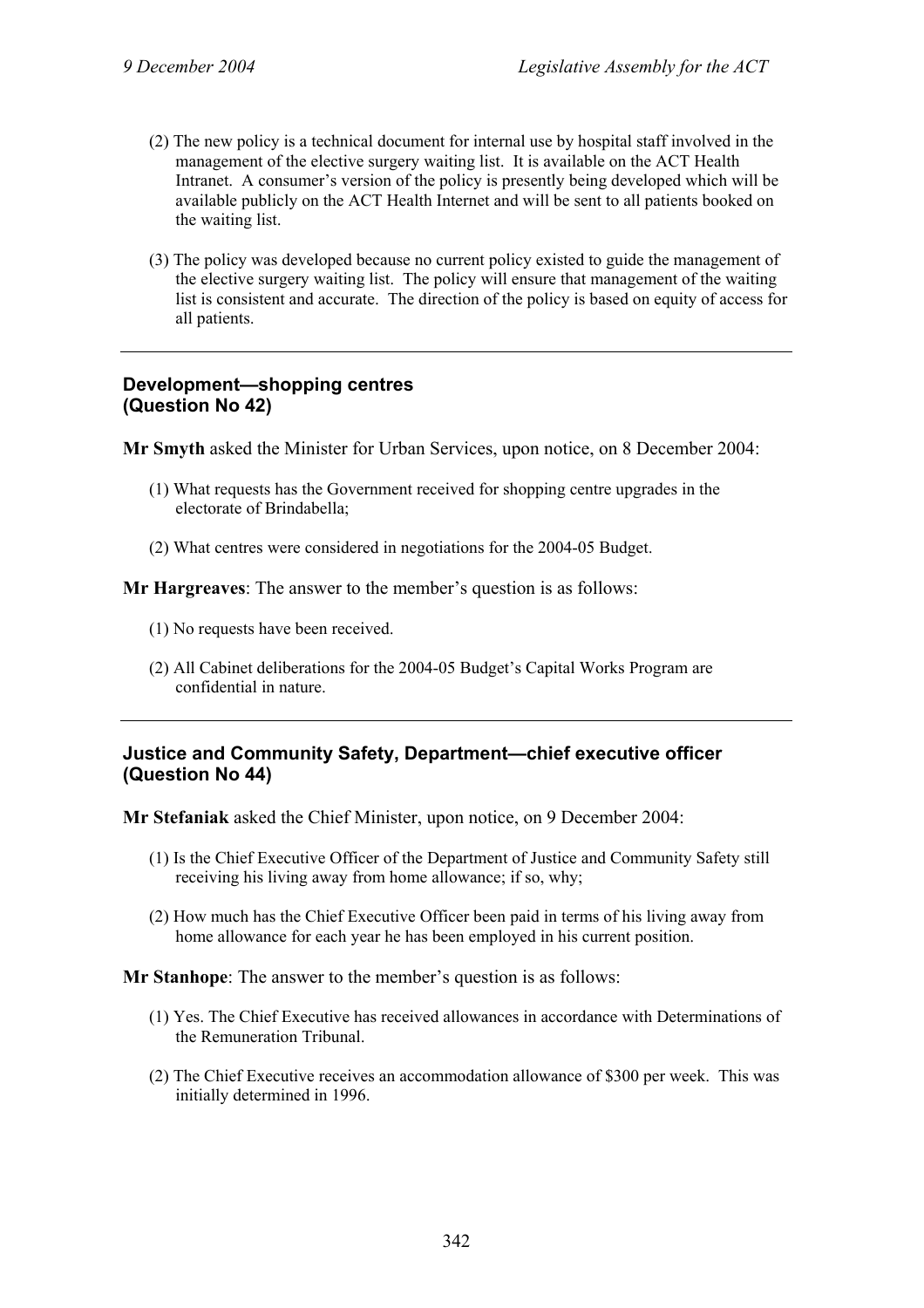(2) The new policy is a technical document for internal use by hospital staff involved in the management of the elective surgery waiting list. It is available on the ACT Health Intranet. A consumer's version of the policy is presently being developed which will be available publicly on the ACT Health Internet and will be sent to all patients booked on the waiting list.

(3) The policy was developed because no current policy existed to guide the management of the elective surgery waiting list. The policy will ensure that management of the waiting list is consistent and accurate. The direction of the policy is based on equity of access for all patients.

---

### Development—shopping centres (Question No 42)

**Mr Smyth** asked the Minister for Urban Services, upon notice, on 8 December 2004:

(1) What requests has the Government received for shopping centre upgrades in the electorate of Brindabella;

(2) What centres were considered in negotiations for the 2004-05 Budget.

**Mr Hargreaves**: The answer to the member's question is as follows:

(1) No requests have been received.

(2) All Cabinet deliberations for the 2004-05 Budget's Capital Works Program are confidential in nature.

---

### Justice and Community Safety, Department—chief executive officer (Question No 44)

**Mr Stefaniak** asked the Chief Minister, upon notice, on 9 December 2004:

(1) Is the Chief Executive Officer of the Department of Justice and Community Safety still receiving his living away from home allowance; if so, why;

(2) How much has the Chief Executive Officer been paid in terms of his living away from home allowance for each year he has been employed in his current position.

**Mr Stanhope**: The answer to the member's question is as follows:

(1) Yes. The Chief Executive has received allowances in accordance with Determinations of the Remuneration Tribunal.

(2) The Chief Executive receives an accommodation allowance of $300 per week. This was initially determined in 1996.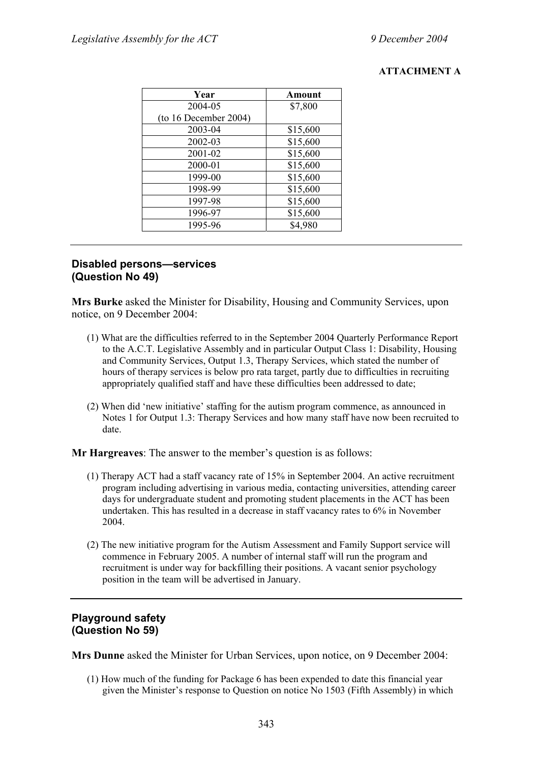**ATTACHMENT A**

| Year | Amount |
|---|---|
| 2004-05 (to 16 December 2004) | $7,800 |
| 2003-04 | $15,600 |
| 2002-03 | $15,600 |
| 2001-02 | $15,600 |
| 2000-01 | $15,600 |
| 1999-00 | $15,600 |
| 1998-99 | $15,600 |
| 1997-98 | $15,600 |
| 1996-97 | $15,600 |
| 1995-96 | $4,980 |

---

## Disabled persons—services (Question No 49)

**Mrs Burke** asked the Minister for Disability, Housing and Community Services, upon notice, on 9 December 2004:

(1) What are the difficulties referred to in the September 2004 Quarterly Performance Report to the A.C.T. Legislative Assembly and in particular Output Class 1: Disability, Housing and Community Services, Output 1.3, Therapy Services, which stated the number of hours of therapy services is below pro rata target, partly due to difficulties in recruiting appropriately qualified staff and have these difficulties been addressed to date;

(2) When did 'new initiative' staffing for the autism program commence, as announced in Notes 1 for Output 1.3: Therapy Services and how many staff have now been recruited to date.

**Mr Hargreaves**: The answer to the member's question is as follows:

(1) Therapy ACT had a staff vacancy rate of 15% in September 2004. An active recruitment program including advertising in various media, contacting universities, attending career days for undergraduate student and promoting student placements in the ACT has been undertaken. This has resulted in a decrease in staff vacancy rates to 6% in November 2004.

(2) The new initiative program for the Autism Assessment and Family Support service will commence in February 2005. A number of internal staff will run the program and recruitment is under way for backfilling their positions. A vacant senior psychology position in the team will be advertised in January.

---

## Playground safety (Question No 59)

**Mrs Dunne** asked the Minister for Urban Services, upon notice, on 9 December 2004:

(1) How much of the funding for Package 6 has been expended to date this financial year given the Minister's response to Question on notice No 1503 (Fifth Assembly) in which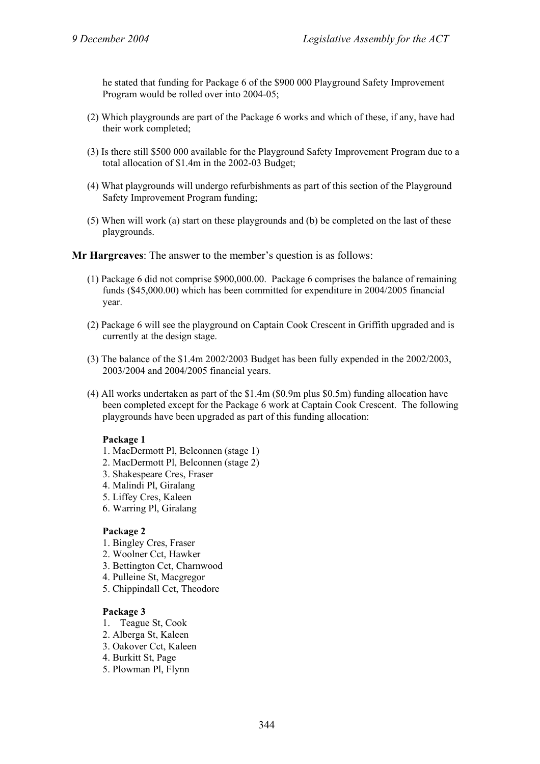he stated that funding for Package 6 of the $900 000 Playground Safety Improvement Program would be rolled over into 2004-05;

(2) Which playgrounds are part of the Package 6 works and which of these, if any, have had their work completed;

(3) Is there still $500 000 available for the Playground Safety Improvement Program due to a total allocation of $1.4m in the 2002-03 Budget;

(4) What playgrounds will undergo refurbishments as part of this section of the Playground Safety Improvement Program funding;

(5) When will work (a) start on these playgrounds and (b) be completed on the last of these playgrounds.

**Mr Hargreaves**: The answer to the member's question is as follows:

(1) Package 6 did not comprise $900,000.00. Package 6 comprises the balance of remaining funds ($45,000.00) which has been committed for expenditure in 2004/2005 financial year.

(2) Package 6 will see the playground on Captain Cook Crescent in Griffith upgraded and is currently at the design stage.

(3) The balance of the $1.4m 2002/2003 Budget has been fully expended in the 2002/2003, 2003/2004 and 2004/2005 financial years.

(4) All works undertaken as part of the $1.4m ($0.9m plus $0.5m) funding allocation have been completed except for the Package 6 work at Captain Cook Crescent. The following playgrounds have been upgraded as part of this funding allocation:

**Package 1**

1. MacDermott Pl, Belconnen (stage 1)
2. MacDermott Pl, Belconnen (stage 2)
3. Shakespeare Cres, Fraser
4. Malindi Pl, Giralang
5. Liffey Cres, Kaleen
6. Warring Pl, Giralang

**Package 2**

1. Bingley Cres, Fraser
2. Woolner Cct, Hawker
3. Bettington Cct, Charnwood
4. Pulleine St, Macgregor
5. Chippindall Cct, Theodore

**Package 3**

1. Teague St, Cook
2. Alberga St, Kaleen
3. Oakover Cct, Kaleen
4. Burkitt St, Page
5. Plowman Pl, Flynn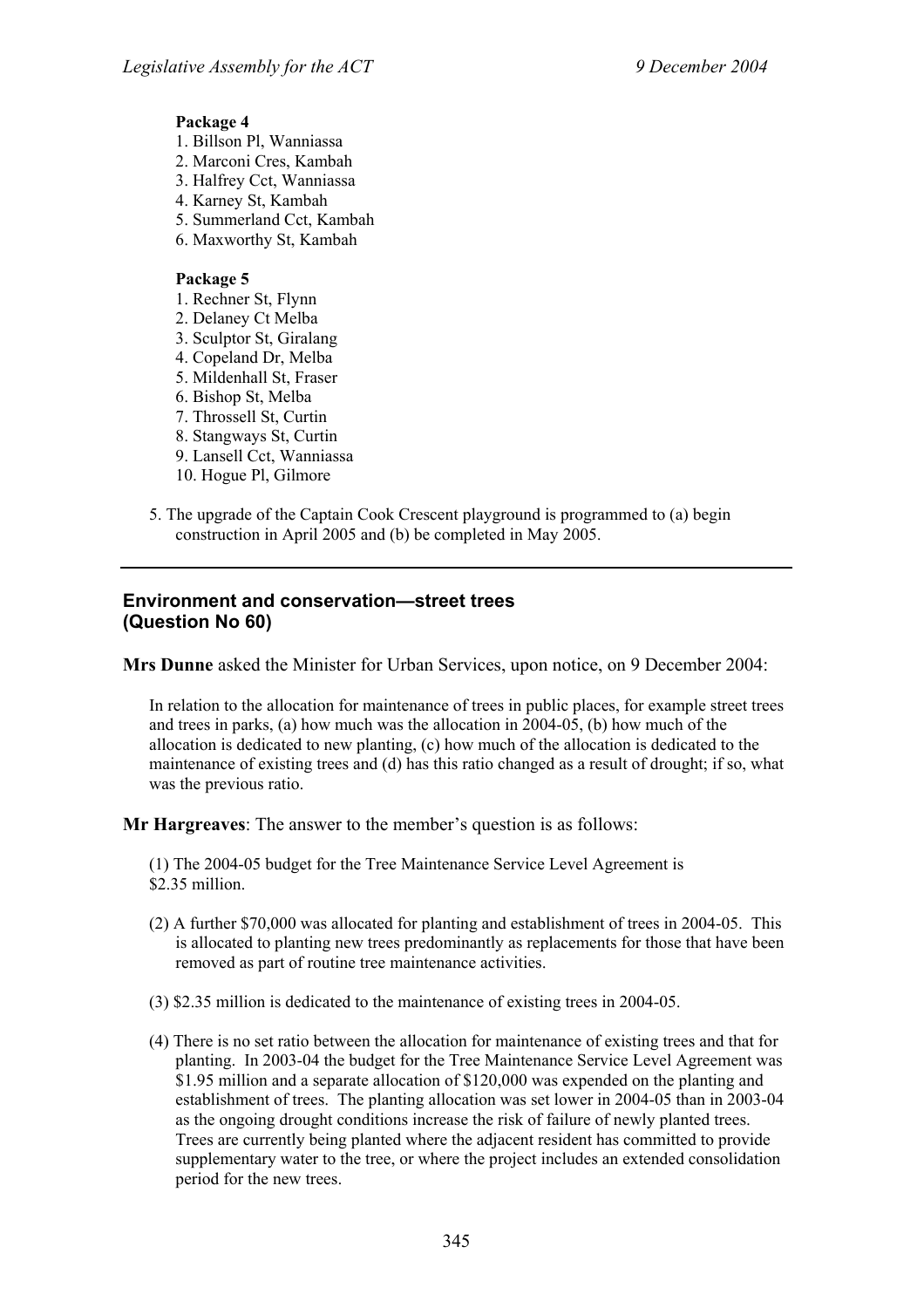**Package 4**

1. Billson Pl, Wanniassa
2. Marconi Cres, Kambah
3. Halfrey Cct, Wanniassa
4. Karney St, Kambah
5. Summerland Cct, Kambah
6. Maxworthy St, Kambah

**Package 5**

1. Rechner St, Flynn
2. Delaney Ct Melba
3. Sculptor St, Giralang
4. Copeland Dr, Melba
5. Mildenhall St, Fraser
6. Bishop St, Melba
7. Throssell St, Curtin
8. Stangways St, Curtin
9. Lansell Cct, Wanniassa
10. Hogue Pl, Gilmore

5. The upgrade of the Captain Cook Crescent playground is programmed to (a) begin construction in April 2005 and (b) be completed in May 2005.

---

## Environment and conservation—street trees (Question No 60)

**Mrs Dunne** asked the Minister for Urban Services, upon notice, on 9 December 2004:

In relation to the allocation for maintenance of trees in public places, for example street trees and trees in parks, (a) how much was the allocation in 2004-05, (b) how much of the allocation is dedicated to new planting, (c) how much of the allocation is dedicated to the maintenance of existing trees and (d) has this ratio changed as a result of drought; if so, what was the previous ratio.

**Mr Hargreaves**: The answer to the member's question is as follows:

(1) The 2004-05 budget for the Tree Maintenance Service Level Agreement is $2.35 million.

(2) A further $70,000 was allocated for planting and establishment of trees in 2004-05. This is allocated to planting new trees predominantly as replacements for those that have been removed as part of routine tree maintenance activities.

(3) $2.35 million is dedicated to the maintenance of existing trees in 2004-05.

(4) There is no set ratio between the allocation for maintenance of existing trees and that for planting. In 2003-04 the budget for the Tree Maintenance Service Level Agreement was $1.95 million and a separate allocation of $120,000 was expended on the planting and establishment of trees. The planting allocation was set lower in 2004-05 than in 2003-04 as the ongoing drought conditions increase the risk of failure of newly planted trees. Trees are currently being planted where the adjacent resident has committed to provide supplementary water to the tree, or where the project includes an extended consolidation period for the new trees.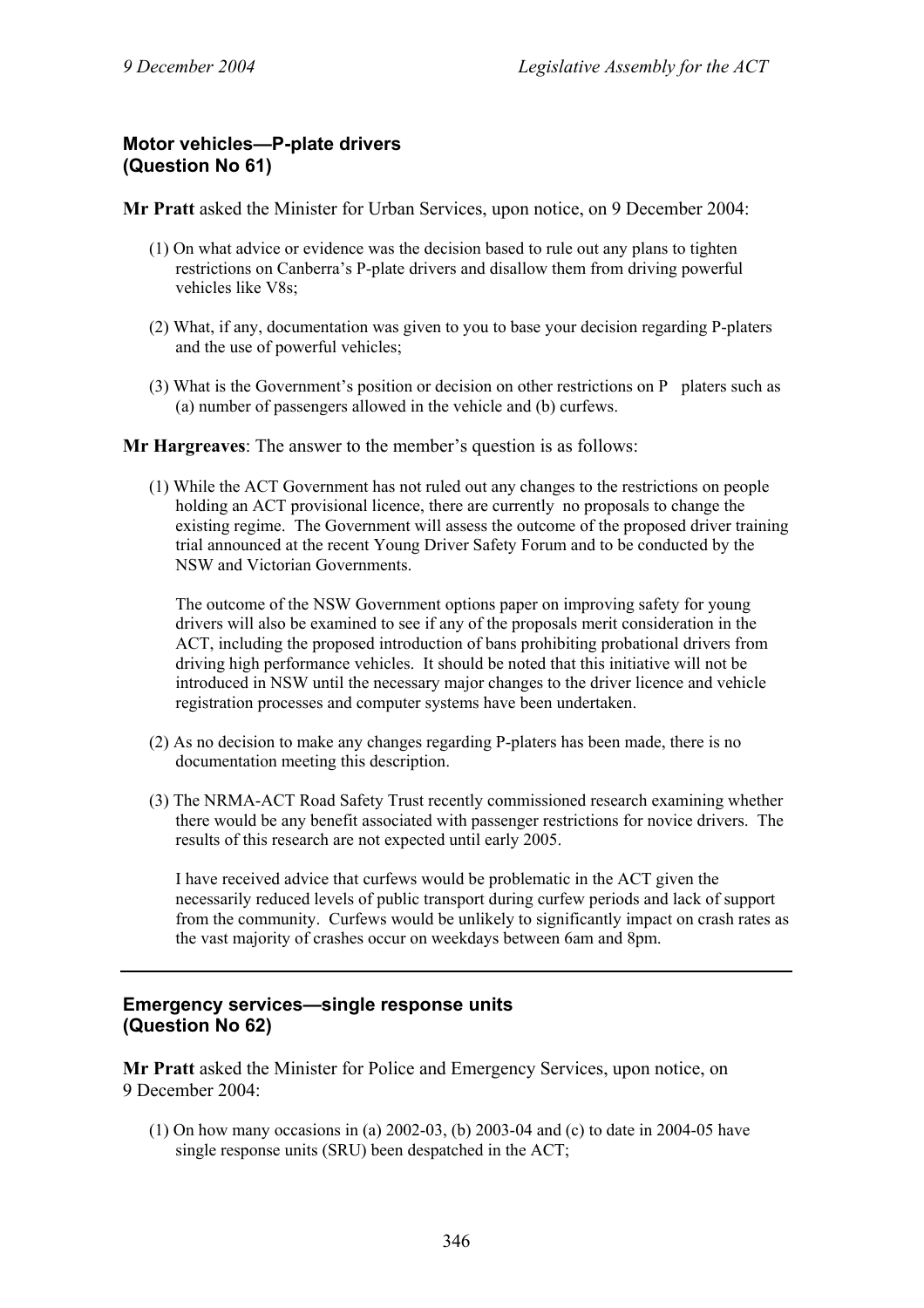### Motor vehicles—P-plate drivers (Question No 61)

**Mr Pratt** asked the Minister for Urban Services, upon notice, on 9 December 2004:

(1) On what advice or evidence was the decision based to rule out any plans to tighten restrictions on Canberra's P-plate drivers and disallow them from driving powerful vehicles like V8s;

(2) What, if any, documentation was given to you to base your decision regarding P-platers and the use of powerful vehicles;

(3) What is the Government's position or decision on other restrictions on P platers such as (a) number of passengers allowed in the vehicle and (b) curfews.

**Mr Hargreaves**: The answer to the member's question is as follows:

(1) While the ACT Government has not ruled out any changes to the restrictions on people holding an ACT provisional licence, there are currently no proposals to change the existing regime. The Government will assess the outcome of the proposed driver training trial announced at the recent Young Driver Safety Forum and to be conducted by the NSW and Victorian Governments.

The outcome of the NSW Government options paper on improving safety for young drivers will also be examined to see if any of the proposals merit consideration in the ACT, including the proposed introduction of bans prohibiting probational drivers from driving high performance vehicles. It should be noted that this initiative will not be introduced in NSW until the necessary major changes to the driver licence and vehicle registration processes and computer systems have been undertaken.

(2) As no decision to make any changes regarding P-platers has been made, there is no documentation meeting this description.

(3) The NRMA-ACT Road Safety Trust recently commissioned research examining whether there would be any benefit associated with passenger restrictions for novice drivers. The results of this research are not expected until early 2005.

I have received advice that curfews would be problematic in the ACT given the necessarily reduced levels of public transport during curfew periods and lack of support from the community. Curfews would be unlikely to significantly impact on crash rates as the vast majority of crashes occur on weekdays between 6am and 8pm.

---

### Emergency services—single response units (Question No 62)

**Mr Pratt** asked the Minister for Police and Emergency Services, upon notice, on 9 December 2004:

(1) On how many occasions in (a) 2002-03, (b) 2003-04 and (c) to date in 2004-05 have single response units (SRU) been despatched in the ACT;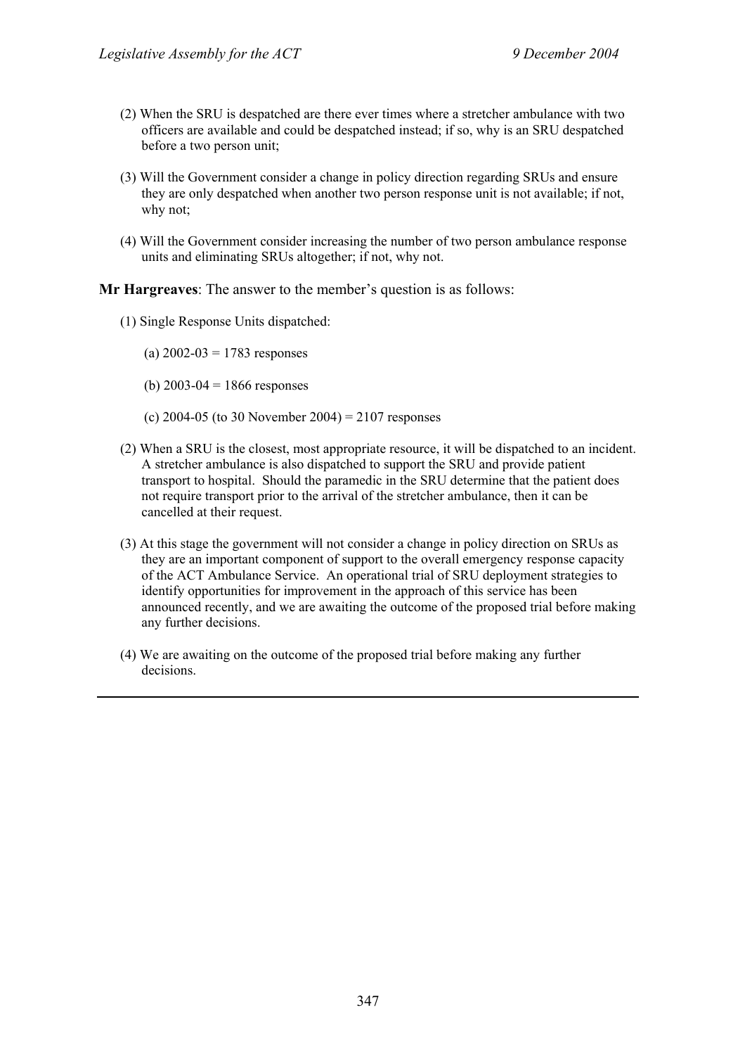(2) When the SRU is despatched are there ever times where a stretcher ambulance with two officers are available and could be despatched instead; if so, why is an SRU despatched before a two person unit;

(3) Will the Government consider a change in policy direction regarding SRUs and ensure they are only despatched when another two person response unit is not available; if not, why not;

(4) Will the Government consider increasing the number of two person ambulance response units and eliminating SRUs altogether; if not, why not.

**Mr Hargreaves**: The answer to the member's question is as follows:

(1) Single Response Units dispatched:

(a) 2002-03 = 1783 responses

(b) 2003-04 = 1866 responses

(c) 2004-05 (to 30 November 2004) = 2107 responses

(2) When a SRU is the closest, most appropriate resource, it will be dispatched to an incident. A stretcher ambulance is also dispatched to support the SRU and provide patient transport to hospital. Should the paramedic in the SRU determine that the patient does not require transport prior to the arrival of the stretcher ambulance, then it can be cancelled at their request.

(3) At this stage the government will not consider a change in policy direction on SRUs as they are an important component of support to the overall emergency response capacity of the ACT Ambulance Service. An operational trial of SRU deployment strategies to identify opportunities for improvement in the approach of this service has been announced recently, and we are awaiting the outcome of the proposed trial before making any further decisions.

(4) We are awaiting on the outcome of the proposed trial before making any further decisions.